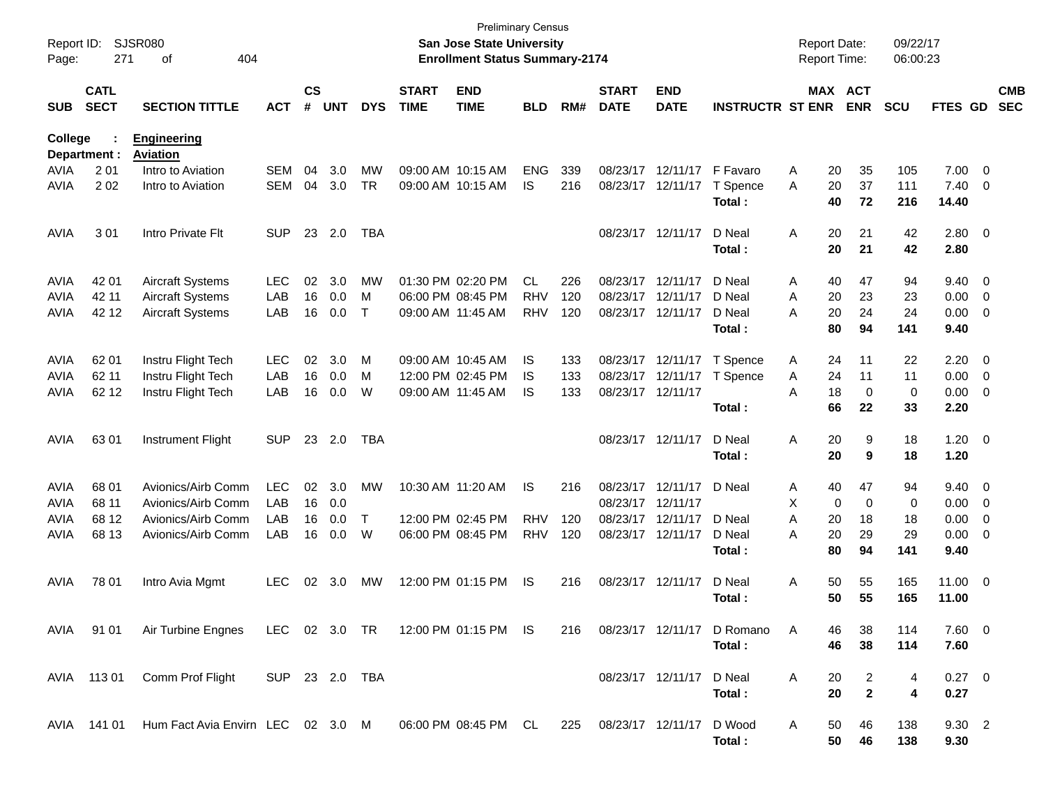Preliminary Census

**San Jose State University**

**Enrollment Status Summary-2174**

Report ID: SJSR080
Report Date: 09/22/17
Report Time: 06:00:23

**College : Engineering**
**Department : Aviation**

| SUB | CATL SECT | SECTION TITTLE | ACT | CS # | UNT | DYS | START TIME | END TIME | BLD | RM# | START DATE | END DATE | INSTRUCTR | ST | MAX ENR | ACT ENR | SCU | FTES | GD | CMB SEC |
|---|---|---|---|---|---|---|---|---|---|---|---|---|---|---|---|---|---|---|---|---|
| AVIA | 2 01 | Intro to Aviation | SEM | 04 | 3.0 | MW | 09:00 AM | 10:15 AM | ENG | 339 | 08/23/17 | 12/11/17 | F Favaro | A | 20 | 35 | 105 | 7.00 | 0 | |
| AVIA | 2 02 | Intro to Aviation | SEM | 04 | 3.0 | TR | 09:00 AM | 10:15 AM | IS | 216 | 08/23/17 | 12/11/17 | T Spence | A | 20 | 37 | 111 | 7.40 | 0 | |
| | | | | | | | | | | | | | **Total :** | | **40** | **72** | **216** | **14.40** | | |
| AVIA | 3 01 | Intro Private Flt | SUP | 23 | 2.0 | TBA | | | | | 08/23/17 | 12/11/17 | D Neal | A | 20 | 21 | 42 | 2.80 | 0 | |
| | | | | | | | | | | | | | **Total :** | | **20** | **21** | **42** | **2.80** | | |
| AVIA | 42 01 | Aircraft Systems | LEC | 02 | 3.0 | MW | 01:30 PM | 02:20 PM | CL | 226 | 08/23/17 | 12/11/17 | D Neal | A | 40 | 47 | 94 | 9.40 | 0 | |
| AVIA | 42 11 | Aircraft Systems | LAB | 16 | 0.0 | M | 06:00 PM | 08:45 PM | RHV | 120 | 08/23/17 | 12/11/17 | D Neal | A | 20 | 23 | 23 | 0.00 | 0 | |
| AVIA | 42 12 | Aircraft Systems | LAB | 16 | 0.0 | T | 09:00 AM | 11:45 AM | RHV | 120 | 08/23/17 | 12/11/17 | D Neal | A | 20 | 24 | 24 | 0.00 | 0 | |
| | | | | | | | | | | | | | **Total :** | | **80** | **94** | **141** | **9.40** | | |
| AVIA | 62 01 | Instru Flight Tech | LEC | 02 | 3.0 | M | 09:00 AM | 10:45 AM | IS | 133 | 08/23/17 | 12/11/17 | T Spence | A | 24 | 11 | 22 | 2.20 | 0 | |
| AVIA | 62 11 | Instru Flight Tech | LAB | 16 | 0.0 | M | 12:00 PM | 02:45 PM | IS | 133 | 08/23/17 | 12/11/17 | T Spence | A | 24 | 11 | 11 | 0.00 | 0 | |
| AVIA | 62 12 | Instru Flight Tech | LAB | 16 | 0.0 | W | 09:00 AM | 11:45 AM | IS | 133 | 08/23/17 | 12/11/17 | | A | 18 | 0 | 0 | 0.00 | 0 | |
| | | | | | | | | | | | | | **Total :** | | **66** | **22** | **33** | **2.20** | | |
| AVIA | 63 01 | Instrument Flight | SUP | 23 | 2.0 | TBA | | | | | 08/23/17 | 12/11/17 | D Neal | A | 20 | 9 | 18 | 1.20 | 0 | |
| | | | | | | | | | | | | | **Total :** | | **20** | **9** | **18** | **1.20** | | |
| AVIA | 68 01 | Avionics/Airb Comm | LEC | 02 | 3.0 | MW | 10:30 AM | 11:20 AM | IS | 216 | 08/23/17 | 12/11/17 | D Neal | A | 40 | 47 | 94 | 9.40 | 0 | |
| AVIA | 68 11 | Avionics/Airb Comm | LAB | 16 | 0.0 | | | | | | 08/23/17 | 12/11/17 | | X | 0 | 0 | 0 | 0.00 | 0 | |
| AVIA | 68 12 | Avionics/Airb Comm | LAB | 16 | 0.0 | T | 12:00 PM | 02:45 PM | RHV | 120 | 08/23/17 | 12/11/17 | D Neal | A | 20 | 18 | 18 | 0.00 | 0 | |
| AVIA | 68 13 | Avionics/Airb Comm | LAB | 16 | 0.0 | W | 06:00 PM | 08:45 PM | RHV | 120 | 08/23/17 | 12/11/17 | D Neal | A | 20 | 29 | 29 | 0.00 | 0 | |
| | | | | | | | | | | | | | **Total :** | | **80** | **94** | **141** | **9.40** | | |
| AVIA | 78 01 | Intro Avia Mgmt | LEC | 02 | 3.0 | MW | 12:00 PM | 01:15 PM | IS | 216 | 08/23/17 | 12/11/17 | D Neal | A | 50 | 55 | 165 | 11.00 | 0 | |
| | | | | | | | | | | | | | **Total :** | | **50** | **55** | **165** | **11.00** | | |
| AVIA | 91 01 | Air Turbine Engnes | LEC | 02 | 3.0 | TR | 12:00 PM | 01:15 PM | IS | 216 | 08/23/17 | 12/11/17 | D Romano | A | 46 | 38 | 114 | 7.60 | 0 | |
| | | | | | | | | | | | | | **Total :** | | **46** | **38** | **114** | **7.60** | | |
| AVIA | 113 01 | Comm Prof Flight | SUP | 23 | 2.0 | TBA | | | | | 08/23/17 | 12/11/17 | D Neal | A | 20 | 2 | 4 | 0.27 | 0 | |
| | | | | | | | | | | | | | **Total :** | | **20** | **2** | **4** | **0.27** | | |
| AVIA | 141 01 | Hum Fact Avia Envirn | LEC | 02 | 3.0 | M | 06:00 PM | 08:45 PM | CL | 225 | 08/23/17 | 12/11/17 | D Wood | A | 50 | 46 | 138 | 9.30 | 2 | |
| | | | | | | | | | | | | | **Total :** | | **50** | **46** | **138** | **9.30** | | |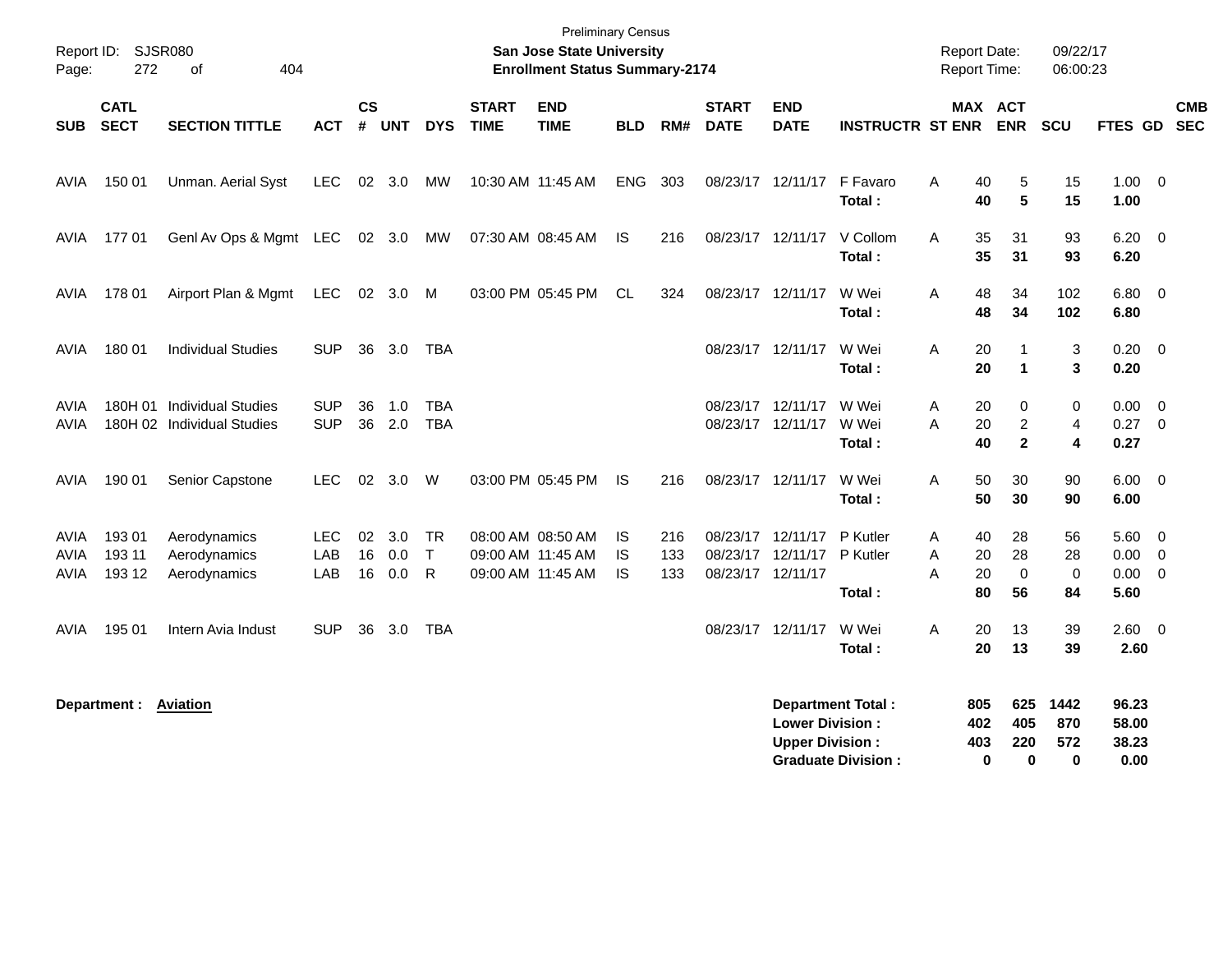Preliminary Census

**San Jose State University**
**Enrollment Status Summary-2174**

Report ID: SJSR080
Page: 272 of 404

Report Date: 09/22/17
Report Time: 06:00:23

| SUB | CATL SECT | SECTION TITTLE | ACT | CS # | UNT | DYS | START TIME | END TIME | BLD | RM# | START DATE | END DATE | INSTRUCTR | ST | MAX ENR | ACT ENR | SCU | FTES | GD | CMB SEC |
|---|---|---|---|---|---|---|---|---|---|---|---|---|---|---|---|---|---|---|---|---|
| AVIA | 150 01 | Unman. Aerial Syst | LEC | 02 | 3.0 | MW | 10:30 AM | 11:45 AM | ENG | 303 | 08/23/17 | 12/11/17 | F Favaro | A | 40 | 5 | 15 | 1.00 | 0 | |
| | | | | | | | | | | | | | **Total :** | | **40** | **5** | **15** | **1.00** | | |
| AVIA | 177 01 | Genl Av Ops & Mgmt | LEC | 02 | 3.0 | MW | 07:30 AM | 08:45 AM | IS | 216 | 08/23/17 | 12/11/17 | V Collom | A | 35 | 31 | 93 | 6.20 | 0 | |
| | | | | | | | | | | | | | **Total :** | | **35** | **31** | **93** | **6.20** | | |
| AVIA | 178 01 | Airport Plan & Mgmt | LEC | 02 | 3.0 | M | 03:00 PM | 05:45 PM | CL | 324 | 08/23/17 | 12/11/17 | W Wei | A | 48 | 34 | 102 | 6.80 | 0 | |
| | | | | | | | | | | | | | **Total :** | | **48** | **34** | **102** | **6.80** | | |
| AVIA | 180 01 | Individual Studies | SUP | 36 | 3.0 | TBA | | | | | 08/23/17 | 12/11/17 | W Wei | A | 20 | 1 | 3 | 0.20 | 0 | |
| | | | | | | | | | | | | | **Total :** | | **20** | **1** | **3** | **0.20** | | |
| AVIA | 180H 01 | Individual Studies | SUP | 36 | 1.0 | TBA | | | | | 08/23/17 | 12/11/17 | W Wei | A | 20 | 0 | 0 | 0.00 | 0 | |
| AVIA | 180H 02 | Individual Studies | SUP | 36 | 2.0 | TBA | | | | | 08/23/17 | 12/11/17 | W Wei | A | 20 | 2 | 4 | 0.27 | 0 | |
| | | | | | | | | | | | | | **Total :** | | **40** | **2** | **4** | **0.27** | | |
| AVIA | 190 01 | Senior Capstone | LEC | 02 | 3.0 | W | 03:00 PM | 05:45 PM | IS | 216 | 08/23/17 | 12/11/17 | W Wei | A | 50 | 30 | 90 | 6.00 | 0 | |
| | | | | | | | | | | | | | **Total :** | | **50** | **30** | **90** | **6.00** | | |
| AVIA | 193 01 | Aerodynamics | LEC | 02 | 3.0 | TR | 08:00 AM | 08:50 AM | IS | 216 | 08/23/17 | 12/11/17 | P Kutler | A | 40 | 28 | 56 | 5.60 | 0 | |
| AVIA | 193 11 | Aerodynamics | LAB | 16 | 0.0 | T | 09:00 AM | 11:45 AM | IS | 133 | 08/23/17 | 12/11/17 | P Kutler | A | 20 | 28 | 28 | 0.00 | 0 | |
| AVIA | 193 12 | Aerodynamics | LAB | 16 | 0.0 | R | 09:00 AM | 11:45 AM | IS | 133 | 08/23/17 | 12/11/17 | | A | 20 | 0 | 0 | 0.00 | 0 | |
| | | | | | | | | | | | | | **Total :** | | **80** | **56** | **84** | **5.60** | | |
| AVIA | 195 01 | Intern Avia Indust | SUP | 36 | 3.0 | TBA | | | | | 08/23/17 | 12/11/17 | W Wei | A | 20 | 13 | 39 | 2.60 | 0 | |
| | | | | | | | | | | | | | **Total :** | | **20** | **13** | **39** | **2.60** | | |

**Department :** **Aviation**

| | MAX ENR | ACT ENR | SCU | FTES |
|---|---|---|---|---|
| **Department Total :** | **805** | **625** | **1442** | **96.23** |
| **Lower Division :** | **402** | **405** | **870** | **58.00** |
| **Upper Division :** | **403** | **220** | **572** | **38.23** |
| **Graduate Division :** | **0** | **0** | **0** | **0.00** |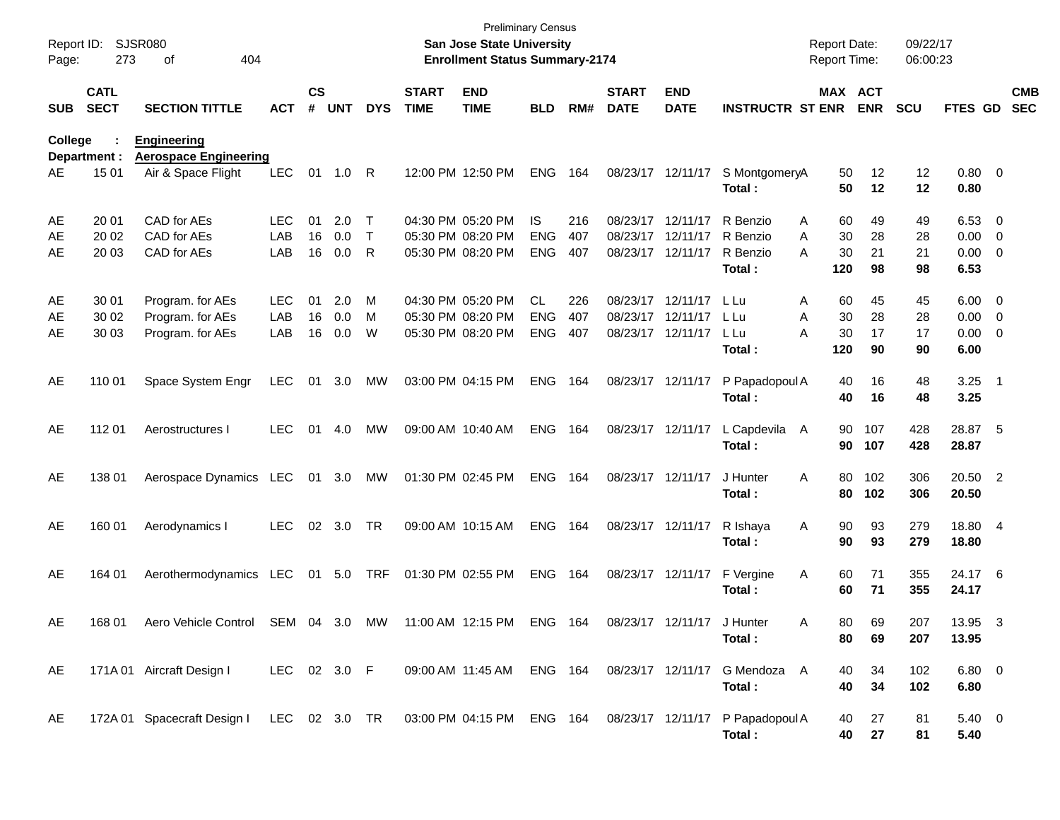Preliminary Census

**San Jose State University**

**Enrollment Status Summary-2174**

Report ID: SJSR080

Report Date: 09/22/17

Report Time: 06:00:23

**College : Engineering**

**Department : Aerospace Engineering**

| SUB | CATL SECT | SECTION TITTLE | ACT | CS # | UNT | DYS | START TIME | END TIME | BLD | RM# | START DATE | END DATE | INSTRUCTR | ST | MAX ENR | ACT ENR | SCU | FTES | GD | CMB SEC |
|---|---|---|---|---|---|---|---|---|---|---|---|---|---|---|---|---|---|---|---|---|
| AE | 15 01 | Air & Space Flight | LEC | 01 | 1.0 | R | 12:00 PM | 12:50 PM | ENG | 164 | 08/23/17 | 12/11/17 | S Montgomery | A | 50 | 12 | 12 | 0.80 | 0 | |
| | | | | | | | | | | | | | **Total :** | | **50** | **12** | **12** | **0.80** | | |
| AE | 20 01 | CAD for AEs | LEC | 01 | 2.0 | T | 04:30 PM | 05:20 PM | IS | 216 | 08/23/17 | 12/11/17 | R Benzio | A | 60 | 49 | 49 | 6.53 | 0 | |
| AE | 20 02 | CAD for AEs | LAB | 16 | 0.0 | T | 05:30 PM | 08:20 PM | ENG | 407 | 08/23/17 | 12/11/17 | R Benzio | A | 30 | 28 | 28 | 0.00 | 0 | |
| AE | 20 03 | CAD for AEs | LAB | 16 | 0.0 | R | 05:30 PM | 08:20 PM | ENG | 407 | 08/23/17 | 12/11/17 | R Benzio | A | 30 | 21 | 21 | 0.00 | 0 | |
| | | | | | | | | | | | | | **Total :** | | **120** | **98** | **98** | **6.53** | | |
| AE | 30 01 | Program. for AEs | LEC | 01 | 2.0 | M | 04:30 PM | 05:20 PM | CL | 226 | 08/23/17 | 12/11/17 | L Lu | A | 60 | 45 | 45 | 6.00 | 0 | |
| AE | 30 02 | Program. for AEs | LAB | 16 | 0.0 | M | 05:30 PM | 08:20 PM | ENG | 407 | 08/23/17 | 12/11/17 | L Lu | A | 30 | 28 | 28 | 0.00 | 0 | |
| AE | 30 03 | Program. for AEs | LAB | 16 | 0.0 | W | 05:30 PM | 08:20 PM | ENG | 407 | 08/23/17 | 12/11/17 | L Lu | A | 30 | 17 | 17 | 0.00 | 0 | |
| | | | | | | | | | | | | | **Total :** | | **120** | **90** | **90** | **6.00** | | |
| AE | 110 01 | Space System Engr | LEC | 01 | 3.0 | MW | 03:00 PM | 04:15 PM | ENG | 164 | 08/23/17 | 12/11/17 | P Papadopoul | A | 40 | 16 | 48 | 3.25 | 1 | |
| | | | | | | | | | | | | | **Total :** | | **40** | **16** | **48** | **3.25** | | |
| AE | 112 01 | Aerostructures I | LEC | 01 | 4.0 | MW | 09:00 AM | 10:40 AM | ENG | 164 | 08/23/17 | 12/11/17 | L Capdevila | A | 90 | 107 | 428 | 28.87 | 5 | |
| | | | | | | | | | | | | | **Total :** | | **90** | **107** | **428** | **28.87** | | |
| AE | 138 01 | Aerospace Dynamics | LEC | 01 | 3.0 | MW | 01:30 PM | 02:45 PM | ENG | 164 | 08/23/17 | 12/11/17 | J Hunter | A | 80 | 102 | 306 | 20.50 | 2 | |
| | | | | | | | | | | | | | **Total :** | | **80** | **102** | **306** | **20.50** | | |
| AE | 160 01 | Aerodynamics I | LEC | 02 | 3.0 | TR | 09:00 AM | 10:15 AM | ENG | 164 | 08/23/17 | 12/11/17 | R Ishaya | A | 90 | 93 | 279 | 18.80 | 4 | |
| | | | | | | | | | | | | | **Total :** | | **90** | **93** | **279** | **18.80** | | |
| AE | 164 01 | Aerothermodynamics | LEC | 01 | 5.0 | TRF | 01:30 PM | 02:55 PM | ENG | 164 | 08/23/17 | 12/11/17 | F Vergine | A | 60 | 71 | 355 | 24.17 | 6 | |
| | | | | | | | | | | | | | **Total :** | | **60** | **71** | **355** | **24.17** | | |
| AE | 168 01 | Aero Vehicle Control | SEM | 04 | 3.0 | MW | 11:00 AM | 12:15 PM | ENG | 164 | 08/23/17 | 12/11/17 | J Hunter | A | 80 | 69 | 207 | 13.95 | 3 | |
| | | | | | | | | | | | | | **Total :** | | **80** | **69** | **207** | **13.95** | | |
| AE | 171A 01 | Aircraft Design I | LEC | 02 | 3.0 | F | 09:00 AM | 11:45 AM | ENG | 164 | 08/23/17 | 12/11/17 | G Mendoza | A | 40 | 34 | 102 | 6.80 | 0 | |
| | | | | | | | | | | | | | **Total :** | | **40** | **34** | **102** | **6.80** | | |
| AE | 172A 01 | Spacecraft Design I | LEC | 02 | 3.0 | TR | 03:00 PM | 04:15 PM | ENG | 164 | 08/23/17 | 12/11/17 | P Papadopoul | A | 40 | 27 | 81 | 5.40 | 0 | |
| | | | | | | | | | | | | | **Total :** | | **40** | **27** | **81** | **5.40** | | |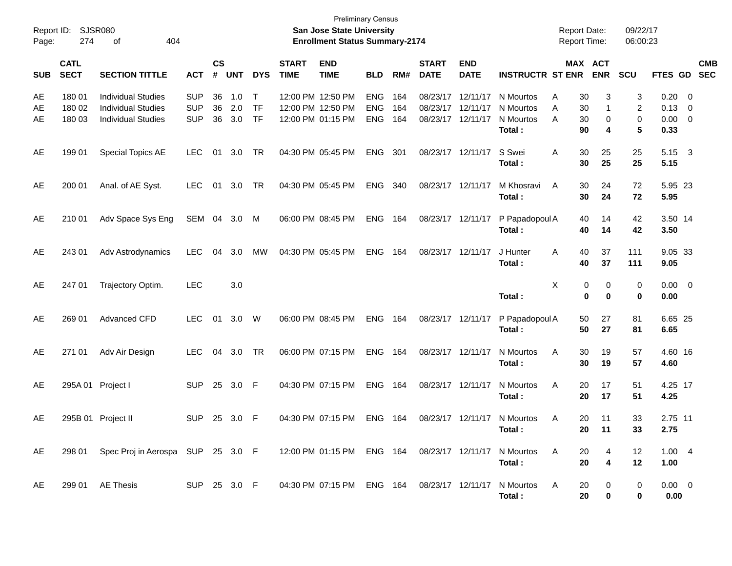Preliminary Census

**San Jose State University**

**Enrollment Status Summary-2174**

Report ID: SJSR080
Report Date: 09/22/17
Report Time: 06:00:23

| SUB | CATL SECT | SECTION TITTLE | ACT | CS # | UNT | DYS | START TIME | END TIME | BLD | RM# | START DATE | END DATE | INSTRUCTR | ST | MAX ENR | ACT ENR | SCU | FTES | GD | CMB SEC |
|---|---|---|---|---|---|---|---|---|---|---|---|---|---|---|---|---|---|---|---|---|
| AE | 180 01 | Individual Studies | SUP | 36 | 1.0 | T | 12:00 PM | 12:50 PM | ENG | 164 | 08/23/17 | 12/11/17 | N Mourtos | A | 30 | 3 | 3 | 0.20 | 0 | |
| AE | 180 02 | Individual Studies | SUP | 36 | 2.0 | TF | 12:00 PM | 12:50 PM | ENG | 164 | 08/23/17 | 12/11/17 | N Mourtos | A | 30 | 1 | 2 | 0.13 | 0 | |
| AE | 180 03 | Individual Studies | SUP | 36 | 3.0 | TF | 12:00 PM | 01:15 PM | ENG | 164 | 08/23/17 | 12/11/17 | N Mourtos | A | 30 | 0 | 0 | 0.00 | 0 | |
| | | | | | | | | | | | | | **Total :** | | **90** | **4** | **5** | **0.33** | | |
| AE | 199 01 | Special Topics AE | LEC | 01 | 3.0 | TR | 04:30 PM | 05:45 PM | ENG | 301 | 08/23/17 | 12/11/17 | S Swei | A | 30 | 25 | 25 | 5.15 | 3 | |
| | | | | | | | | | | | | | **Total :** | | **30** | **25** | **25** | **5.15** | | |
| AE | 200 01 | Anal. of AE Syst. | LEC | 01 | 3.0 | TR | 04:30 PM | 05:45 PM | ENG | 340 | 08/23/17 | 12/11/17 | M Khosravi | A | 30 | 24 | 72 | 5.95 | 23 | |
| | | | | | | | | | | | | | **Total :** | | **30** | **24** | **72** | **5.95** | | |
| AE | 210 01 | Adv Space Sys Eng | SEM | 04 | 3.0 | M | 06:00 PM | 08:45 PM | ENG | 164 | 08/23/17 | 12/11/17 | P Papadopoul | A | 40 | 14 | 42 | 3.50 | 14 | |
| | | | | | | | | | | | | | **Total :** | | **40** | **14** | **42** | **3.50** | | |
| AE | 243 01 | Adv Astrodynamics | LEC | 04 | 3.0 | MW | 04:30 PM | 05:45 PM | ENG | 164 | 08/23/17 | 12/11/17 | J Hunter | A | 40 | 37 | 111 | 9.05 | 33 | |
| | | | | | | | | | | | | | **Total :** | | **40** | **37** | **111** | **9.05** | | |
| AE | 247 01 | Trajectory Optim. | LEC | | 3.0 | | | | | | | | | X | 0 | 0 | 0 | 0.00 | 0 | |
| | | | | | | | | | | | | | **Total :** | | **0** | **0** | **0** | **0.00** | | |
| AE | 269 01 | Advanced CFD | LEC | 01 | 3.0 | W | 06:00 PM | 08:45 PM | ENG | 164 | 08/23/17 | 12/11/17 | P Papadopoul | A | 50 | 27 | 81 | 6.65 | 25 | |
| | | | | | | | | | | | | | **Total :** | | **50** | **27** | **81** | **6.65** | | |
| AE | 271 01 | Adv Air Design | LEC | 04 | 3.0 | TR | 06:00 PM | 07:15 PM | ENG | 164 | 08/23/17 | 12/11/17 | N Mourtos | A | 30 | 19 | 57 | 4.60 | 16 | |
| | | | | | | | | | | | | | **Total :** | | **30** | **19** | **57** | **4.60** | | |
| AE | 295A 01 | Project I | SUP | 25 | 3.0 | F | 04:30 PM | 07:15 PM | ENG | 164 | 08/23/17 | 12/11/17 | N Mourtos | A | 20 | 17 | 51 | 4.25 | 17 | |
| | | | | | | | | | | | | | **Total :** | | **20** | **17** | **51** | **4.25** | | |
| AE | 295B 01 | Project II | SUP | 25 | 3.0 | F | 04:30 PM | 07:15 PM | ENG | 164 | 08/23/17 | 12/11/17 | N Mourtos | A | 20 | 11 | 33 | 2.75 | 11 | |
| | | | | | | | | | | | | | **Total :** | | **20** | **11** | **33** | **2.75** | | |
| AE | 298 01 | Spec Proj in Aerospa | SUP | 25 | 3.0 | F | 12:00 PM | 01:15 PM | ENG | 164 | 08/23/17 | 12/11/17 | N Mourtos | A | 20 | 4 | 12 | 1.00 | 4 | |
| | | | | | | | | | | | | | **Total :** | | **20** | **4** | **12** | **1.00** | | |
| AE | 299 01 | AE Thesis | SUP | 25 | 3.0 | F | 04:30 PM | 07:15 PM | ENG | 164 | 08/23/17 | 12/11/17 | N Mourtos | A | 20 | 0 | 0 | 0.00 | 0 | |
| | | | | | | | | | | | | | **Total :** | | **20** | **0** | **0** | **0.00** | | |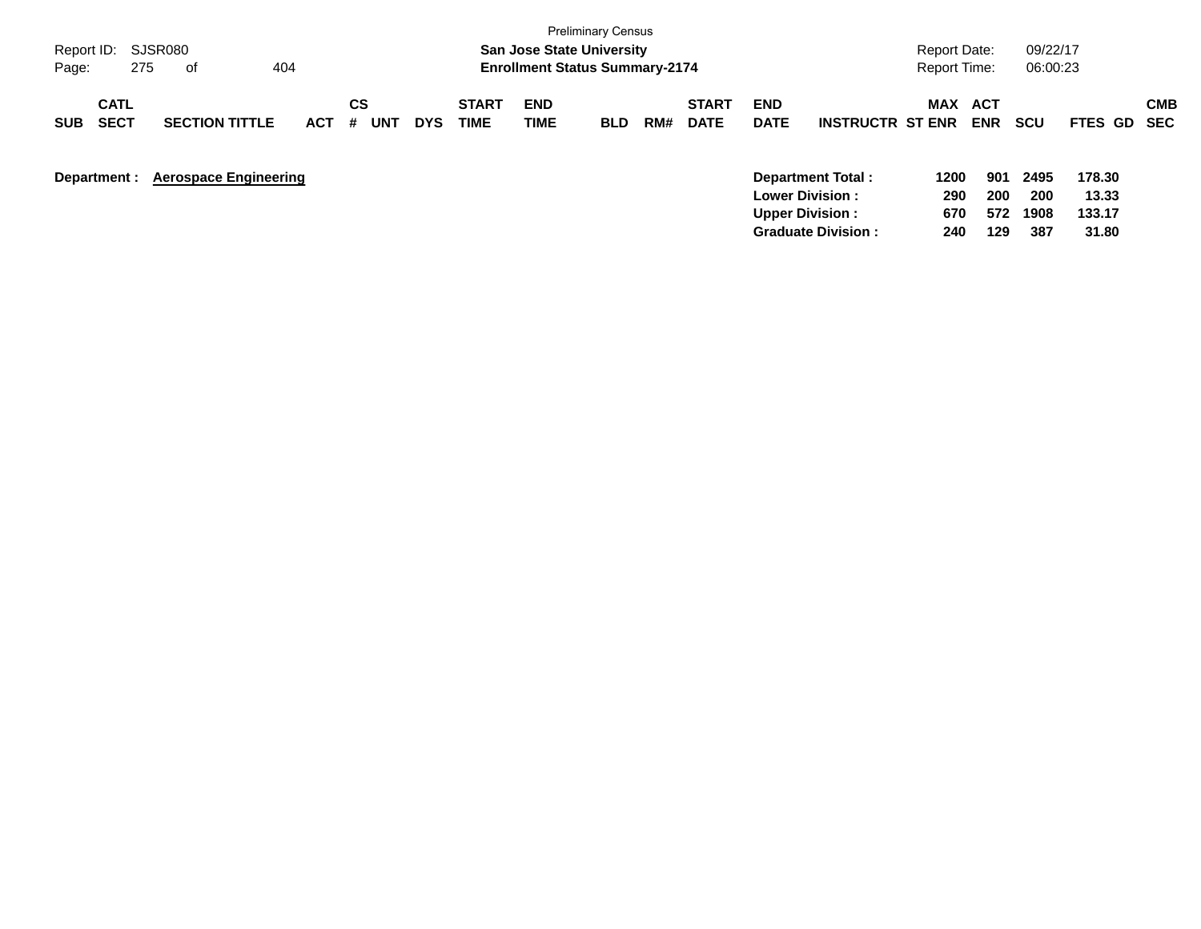Preliminary Census

**San Jose State University**

**Enrollment Status Summary-2174**

Report ID: SJSR080

Report Date: 09/22/17

Report Time: 06:00:23

| SUB | CATL SECT | SECTION TITTLE | ACT | CS # | UNT | DYS | START TIME | END TIME | BLD | RM# | START DATE | END DATE | INSTRUCTR | MAX ST ENR | ACT ENR | SCU | FTES | GD | CMB SEC |
|---|---|---|---|---|---|---|---|---|---|---|---|---|---|---|---|---|---|---|---|

**Department :** **Aerospace Engineering**

| | MAX ST ENR | ACT ENR | SCU | FTES |
|---|---|---|---|---|
| **Department Total :** | **1200** | **901** | **2495** | **178.30** |
| **Lower Division :** | **290** | **200** | **200** | **13.33** |
| **Upper Division :** | **670** | **572** | **1908** | **133.17** |
| **Graduate Division :** | **240** | **129** | **387** | **31.80** |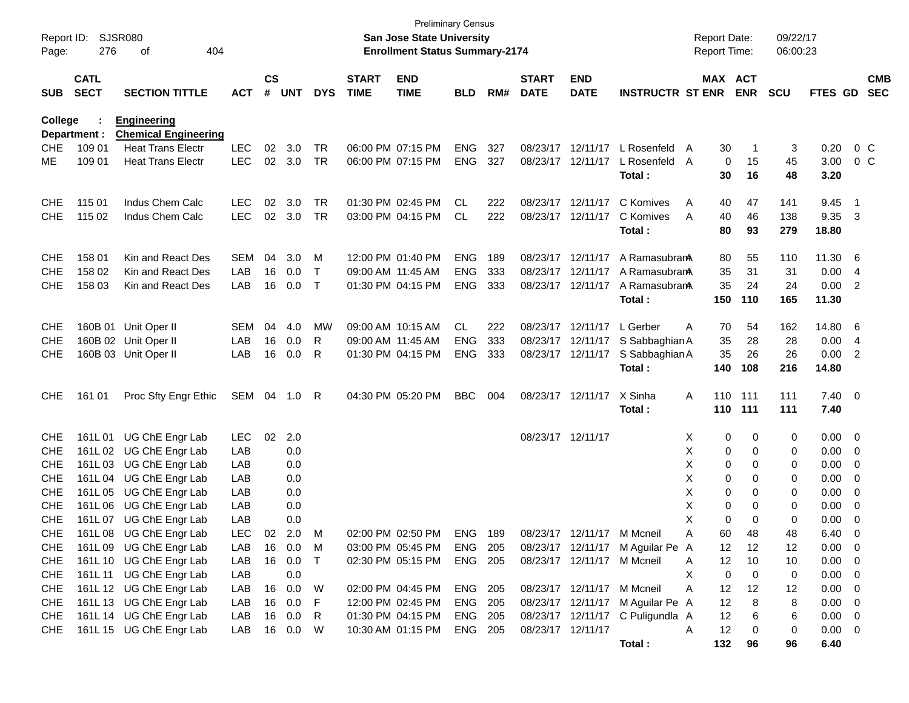Preliminary Census

Report ID: SJSR080 — **San Jose State University** — Report Date: 09/22/17

**Enrollment Status Summary-2174** — Report Time: 06:00:23

**College : Engineering**
**Department : Chemical Engineering**

| SUB | CATL SECT | SECTION TITTLE | ACT | CS # | UNT | DYS | START TIME | END TIME | BLD | RM# | START DATE | END DATE | INSTRUCTR | ST | MAX ENR | ACT ENR | SCU | FTES | GD | CMB SEC |
|---|---|---|---|---|---|---|---|---|---|---|---|---|---|---|---|---|---|---|---|---|
| CHE | 109 01 | Heat Trans Electr | LEC | 02 | 3.0 | TR | 06:00 PM | 07:15 PM | ENG | 327 | 08/23/17 | 12/11/17 | L Rosenfeld | A | 30 | 1 | 3 | 0.20 | 0 | C |
| ME | 109 01 | Heat Trans Electr | LEC | 02 | 3.0 | TR | 06:00 PM | 07:15 PM | ENG | 327 | 08/23/17 | 12/11/17 | L Rosenfeld | A | 0 | 15 | 45 | 3.00 | 0 | C |
| | | | | | | | | | | | | | **Total :** | | **30** | **16** | **48** | **3.20** | | |
| CHE | 115 01 | Indus Chem Calc | LEC | 02 | 3.0 | TR | 01:30 PM | 02:45 PM | CL | 222 | 08/23/17 | 12/11/17 | C Komives | A | 40 | 47 | 141 | 9.45 | 1 | |
| CHE | 115 02 | Indus Chem Calc | LEC | 02 | 3.0 | TR | 03:00 PM | 04:15 PM | CL | 222 | 08/23/17 | 12/11/17 | C Komives | A | 40 | 46 | 138 | 9.35 | 3 | |
| | | | | | | | | | | | | | **Total :** | | **80** | **93** | **279** | **18.80** | | |
| CHE | 158 01 | Kin and React Des | SEM | 04 | 3.0 | M | 12:00 PM | 01:40 PM | ENG | 189 | 08/23/17 | 12/11/17 | A Ramasubram | A | 80 | 55 | 110 | 11.30 | 6 | |
| CHE | 158 02 | Kin and React Des | LAB | 16 | 0.0 | T | 09:00 AM | 11:45 AM | ENG | 333 | 08/23/17 | 12/11/17 | A Ramasubram | A | 35 | 31 | 31 | 0.00 | 4 | |
| CHE | 158 03 | Kin and React Des | LAB | 16 | 0.0 | T | 01:30 PM | 04:15 PM | ENG | 333 | 08/23/17 | 12/11/17 | A Ramasubram | A | 35 | 24 | 24 | 0.00 | 2 | |
| | | | | | | | | | | | | | **Total :** | | **150** | **110** | **165** | **11.30** | | |
| CHE | 160B 01 | Unit Oper II | SEM | 04 | 4.0 | MW | 09:00 AM | 10:15 AM | CL | 222 | 08/23/17 | 12/11/17 | L Gerber | A | 70 | 54 | 162 | 14.80 | 6 | |
| CHE | 160B 02 | Unit Oper II | LAB | 16 | 0.0 | R | 09:00 AM | 11:45 AM | ENG | 333 | 08/23/17 | 12/11/17 | S Sabbaghian | A | 35 | 28 | 28 | 0.00 | 4 | |
| CHE | 160B 03 | Unit Oper II | LAB | 16 | 0.0 | R | 01:30 PM | 04:15 PM | ENG | 333 | 08/23/17 | 12/11/17 | S Sabbaghian | A | 35 | 26 | 26 | 0.00 | 2 | |
| | | | | | | | | | | | | | **Total :** | | **140** | **108** | **216** | **14.80** | | |
| CHE | 161 01 | Proc Sfty Engr Ethic | SEM | 04 | 1.0 | R | 04:30 PM | 05:20 PM | BBC | 004 | 08/23/17 | 12/11/17 | X Sinha | A | 110 | 111 | 111 | 7.40 | 0 | |
| | | | | | | | | | | | | | **Total :** | | **110** | **111** | **111** | **7.40** | | |
| CHE | 161L 01 | UG ChE Engr Lab | LEC | 02 | 2.0 | | | | | | 08/23/17 | 12/11/17 | | X | 0 | 0 | 0 | 0.00 | 0 | |
| CHE | 161L 02 | UG ChE Engr Lab | LAB | | 0.0 | | | | | | | | | X | 0 | 0 | 0 | 0.00 | 0 | |
| CHE | 161L 03 | UG ChE Engr Lab | LAB | | 0.0 | | | | | | | | | X | 0 | 0 | 0 | 0.00 | 0 | |
| CHE | 161L 04 | UG ChE Engr Lab | LAB | | 0.0 | | | | | | | | | X | 0 | 0 | 0 | 0.00 | 0 | |
| CHE | 161L 05 | UG ChE Engr Lab | LAB | | 0.0 | | | | | | | | | X | 0 | 0 | 0 | 0.00 | 0 | |
| CHE | 161L 06 | UG ChE Engr Lab | LAB | | 0.0 | | | | | | | | | X | 0 | 0 | 0 | 0.00 | 0 | |
| CHE | 161L 07 | UG ChE Engr Lab | LAB | | 0.0 | | | | | | | | | X | 0 | 0 | 0 | 0.00 | 0 | |
| CHE | 161L 08 | UG ChE Engr Lab | LEC | 02 | 2.0 | M | 02:00 PM | 02:50 PM | ENG | 189 | 08/23/17 | 12/11/17 | M Mcneil | A | 60 | 48 | 48 | 6.40 | 0 | |
| CHE | 161L 09 | UG ChE Engr Lab | LAB | 16 | 0.0 | M | 03:00 PM | 05:45 PM | ENG | 205 | 08/23/17 | 12/11/17 | M Aguilar Pe | A | 12 | 12 | 12 | 0.00 | 0 | |
| CHE | 161L 10 | UG ChE Engr Lab | LAB | 16 | 0.0 | T | 02:30 PM | 05:15 PM | ENG | 205 | 08/23/17 | 12/11/17 | M Mcneil | A | 12 | 10 | 10 | 0.00 | 0 | |
| CHE | 161L 11 | UG ChE Engr Lab | LAB | | 0.0 | | | | | | | | | X | 0 | 0 | 0 | 0.00 | 0 | |
| CHE | 161L 12 | UG ChE Engr Lab | LAB | 16 | 0.0 | W | 02:00 PM | 04:45 PM | ENG | 205 | 08/23/17 | 12/11/17 | M Mcneil | A | 12 | 12 | 12 | 0.00 | 0 | |
| CHE | 161L 13 | UG ChE Engr Lab | LAB | 16 | 0.0 | F | 12:00 PM | 02:45 PM | ENG | 205 | 08/23/17 | 12/11/17 | M Aguilar Pe | A | 12 | 8 | 8 | 0.00 | 0 | |
| CHE | 161L 14 | UG ChE Engr Lab | LAB | 16 | 0.0 | R | 01:30 PM | 04:15 PM | ENG | 205 | 08/23/17 | 12/11/17 | C Puligundla | A | 12 | 6 | 6 | 0.00 | 0 | |
| CHE | 161L 15 | UG ChE Engr Lab | LAB | 16 | 0.0 | W | 10:30 AM | 01:15 PM | ENG | 205 | 08/23/17 | 12/11/17 | | A | 12 | 0 | 0 | 0.00 | 0 | |
| | | | | | | | | | | | | | **Total :** | | **132** | **96** | **96** | **6.40** | | |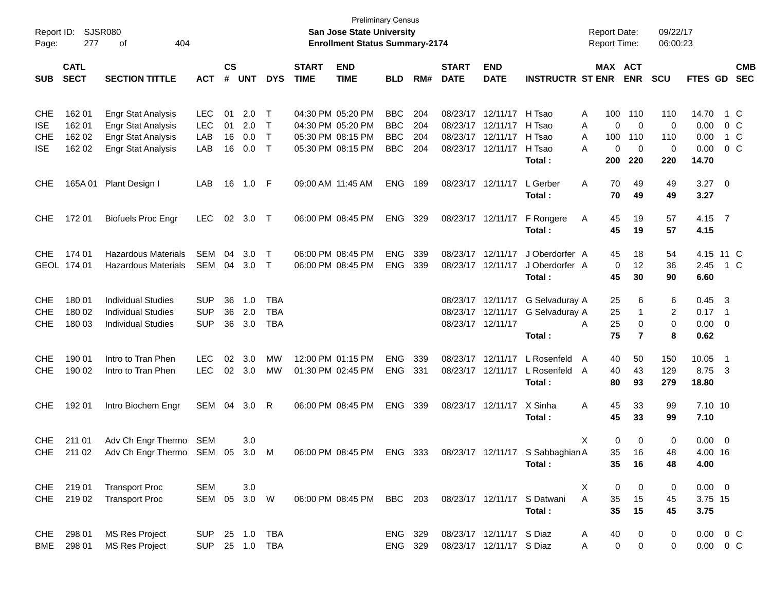Preliminary Census

**San Jose State University**

**Enrollment Status Summary-2174**

Report ID: SJSR080

Report Date: 09/22/17

Report Time: 06:00:23

| SUB | CATL SECT | SECTION TITTLE | ACT | CS # | UNT | DYS | START TIME | END TIME | BLD | RM# | START DATE | END DATE | INSTRUCTR | ST | MAX ENR | ACT ENR | SCU | FTES | GD | CMB SEC |
|---|---|---|---|---|---|---|---|---|---|---|---|---|---|---|---|---|---|---|---|---|
| CHE | 162 01 | Engr Stat Analysis | LEC | 01 | 2.0 | T | 04:30 PM | 05:20 PM | BBC | 204 | 08/23/17 | 12/11/17 | H Tsao | A | 100 | 110 | 110 | 14.70 | 1 | C |
| ISE | 162 01 | Engr Stat Analysis | LEC | 01 | 2.0 | T | 04:30 PM | 05:20 PM | BBC | 204 | 08/23/17 | 12/11/17 | H Tsao | A | 0 | 0 | 0 | 0.00 | 0 | C |
| CHE | 162 02 | Engr Stat Analysis | LAB | 16 | 0.0 | T | 05:30 PM | 08:15 PM | BBC | 204 | 08/23/17 | 12/11/17 | H Tsao | A | 100 | 110 | 110 | 0.00 | 1 | C |
| ISE | 162 02 | Engr Stat Analysis | LAB | 16 | 0.0 | T | 05:30 PM | 08:15 PM | BBC | 204 | 08/23/17 | 12/11/17 | H Tsao | A | 0 | 0 | 0 | 0.00 | 0 | C |
| | | | | | | | | | | | | | **Total :** | | **200** | **220** | **220** | **14.70** | | |
| CHE | 165A 01 | Plant Design I | LAB | 16 | 1.0 | F | 09:00 AM | 11:45 AM | ENG | 189 | 08/23/17 | 12/11/17 | L Gerber | A | 70 | 49 | 49 | 3.27 | 0 | |
| | | | | | | | | | | | | | **Total :** | | **70** | **49** | **49** | **3.27** | | |
| CHE | 172 01 | Biofuels Proc Engr | LEC | 02 | 3.0 | T | 06:00 PM | 08:45 PM | ENG | 329 | 08/23/17 | 12/11/17 | F Rongere | A | 45 | 19 | 57 | 4.15 | 7 | |
| | | | | | | | | | | | | | **Total :** | | **45** | **19** | **57** | **4.15** | | |
| CHE | 174 01 | Hazardous Materials | SEM | 04 | 3.0 | T | 06:00 PM | 08:45 PM | ENG | 339 | 08/23/17 | 12/11/17 | J Oberdorfer | A | 45 | 18 | 54 | 4.15 | 11 | C |
| GEOL | 174 01 | Hazardous Materials | SEM | 04 | 3.0 | T | 06:00 PM | 08:45 PM | ENG | 339 | 08/23/17 | 12/11/17 | J Oberdorfer | A | 0 | 12 | 36 | 2.45 | 1 | C |
| | | | | | | | | | | | | | **Total :** | | **45** | **30** | **90** | **6.60** | | |
| CHE | 180 01 | Individual Studies | SUP | 36 | 1.0 | TBA | | | | | 08/23/17 | 12/11/17 | G Selvaduray | A | 25 | 6 | 6 | 0.45 | 3 | |
| CHE | 180 02 | Individual Studies | SUP | 36 | 2.0 | TBA | | | | | 08/23/17 | 12/11/17 | G Selvaduray | A | 25 | 1 | 2 | 0.17 | 1 | |
| CHE | 180 03 | Individual Studies | SUP | 36 | 3.0 | TBA | | | | | 08/23/17 | 12/11/17 | | A | 25 | 0 | 0 | 0.00 | 0 | |
| | | | | | | | | | | | | | **Total :** | | **75** | **7** | **8** | **0.62** | | |
| CHE | 190 01 | Intro to Tran Phen | LEC | 02 | 3.0 | MW | 12:00 PM | 01:15 PM | ENG | 339 | 08/23/17 | 12/11/17 | L Rosenfeld | A | 40 | 50 | 150 | 10.05 | 1 | |
| CHE | 190 02 | Intro to Tran Phen | LEC | 02 | 3.0 | MW | 01:30 PM | 02:45 PM | ENG | 331 | 08/23/17 | 12/11/17 | L Rosenfeld | A | 40 | 43 | 129 | 8.75 | 3 | |
| | | | | | | | | | | | | | **Total :** | | **80** | **93** | **279** | **18.80** | | |
| CHE | 192 01 | Intro Biochem Engr | SEM | 04 | 3.0 | R | 06:00 PM | 08:45 PM | ENG | 339 | 08/23/17 | 12/11/17 | X Sinha | A | 45 | 33 | 99 | 7.10 | 10 | |
| | | | | | | | | | | | | | **Total :** | | **45** | **33** | **99** | **7.10** | | |
| CHE | 211 01 | Adv Ch Engr Thermo | SEM | | 3.0 | | | | | | | | | X | 0 | 0 | 0 | 0.00 | 0 | |
| CHE | 211 02 | Adv Ch Engr Thermo | SEM | 05 | 3.0 | M | 06:00 PM | 08:45 PM | ENG | 333 | 08/23/17 | 12/11/17 | S Sabbaghian | A | 35 | 16 | 48 | 4.00 | 16 | |
| | | | | | | | | | | | | | **Total :** | | **35** | **16** | **48** | **4.00** | | |
| CHE | 219 01 | Transport Proc | SEM | | 3.0 | | | | | | | | | X | 0 | 0 | 0 | 0.00 | 0 | |
| CHE | 219 02 | Transport Proc | SEM | 05 | 3.0 | W | 06:00 PM | 08:45 PM | BBC | 203 | 08/23/17 | 12/11/17 | S Datwani | A | 35 | 15 | 45 | 3.75 | 15 | |
| | | | | | | | | | | | | | **Total :** | | **35** | **15** | **45** | **3.75** | | |
| CHE | 298 01 | MS Res Project | SUP | 25 | 1.0 | TBA | | | ENG | 329 | 08/23/17 | 12/11/17 | S Diaz | A | 40 | 0 | 0 | 0.00 | 0 | C |
| BME | 298 01 | MS Res Project | SUP | 25 | 1.0 | TBA | | | ENG | 329 | 08/23/17 | 12/11/17 | S Diaz | A | 0 | 0 | 0 | 0.00 | 0 | C |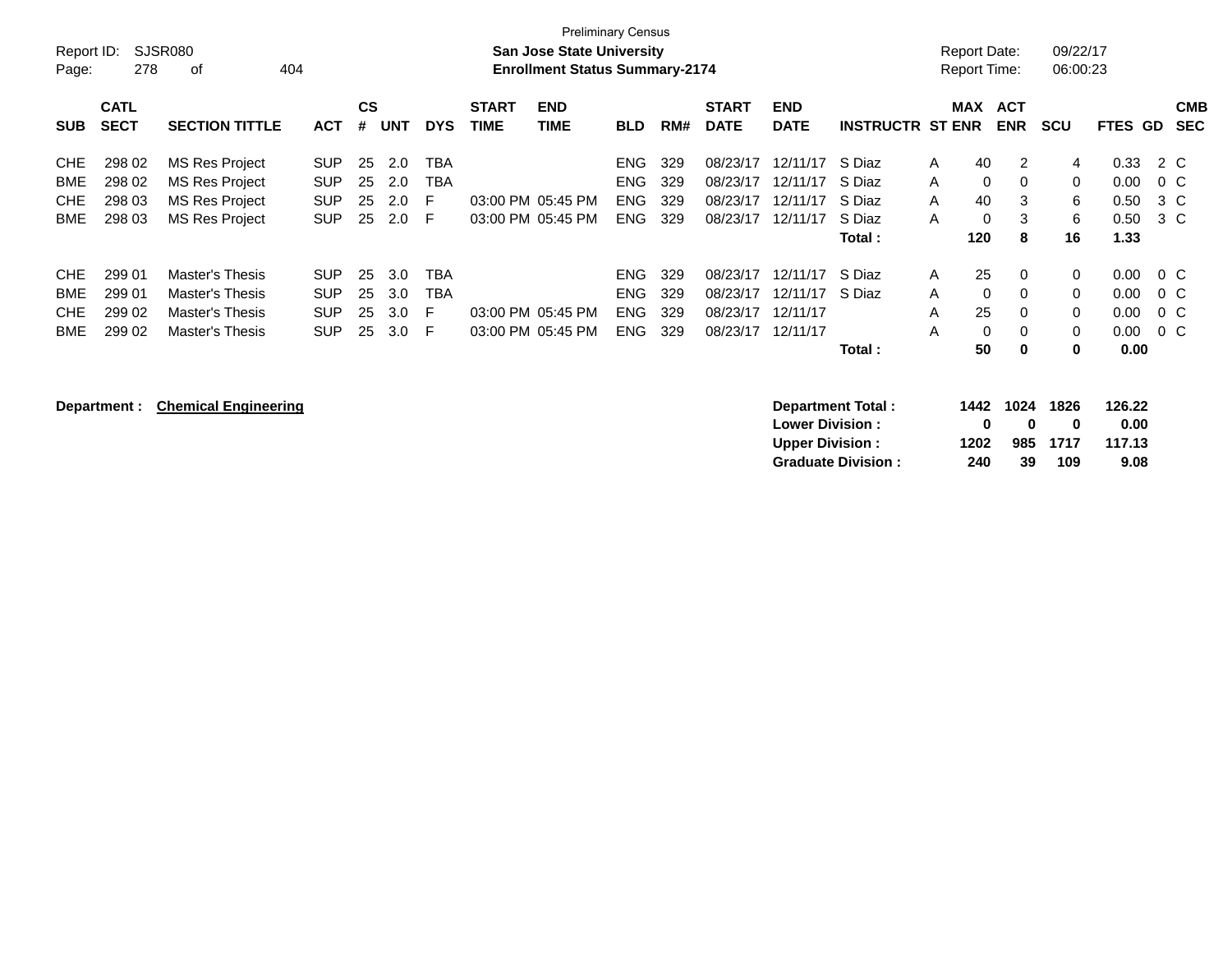Preliminary Census

**San Jose State University**
**Enrollment Status Summary-2174**

Report ID: SJSR080
Report Date: 09/22/17
Report Time: 06:00:23

| SUB | CATL SECT | SECTION TITTLE | ACT | CS # | UNT | DYS | START TIME | END TIME | BLD | RM# | START DATE | END DATE | INSTRUCTR | ST | MAX ENR | ACT ENR | SCU | FTES | GD | CMB SEC |
|---|---|---|---|---|---|---|---|---|---|---|---|---|---|---|---|---|---|---|---|---|
| CHE | 298 02 | MS Res Project | SUP | 25 | 2.0 | TBA | | | ENG | 329 | 08/23/17 | 12/11/17 | S Diaz | A | 40 | 2 | 4 | 0.33 | 2 | C |
| BME | 298 02 | MS Res Project | SUP | 25 | 2.0 | TBA | | | ENG | 329 | 08/23/17 | 12/11/17 | S Diaz | A | 0 | 0 | 0 | 0.00 | 0 | C |
| CHE | 298 03 | MS Res Project | SUP | 25 | 2.0 | F | 03:00 PM | 05:45 PM | ENG | 329 | 08/23/17 | 12/11/17 | S Diaz | A | 40 | 3 | 6 | 0.50 | 3 | C |
| BME | 298 03 | MS Res Project | SUP | 25 | 2.0 | F | 03:00 PM | 05:45 PM | ENG | 329 | 08/23/17 | 12/11/17 | S Diaz | A | 0 | 3 | 6 | 0.50 | 3 | C |
| | | | | | | | | | | | | | **Total :** | | **120** | **8** | **16** | **1.33** | | |
| CHE | 299 01 | Master's Thesis | SUP | 25 | 3.0 | TBA | | | ENG | 329 | 08/23/17 | 12/11/17 | S Diaz | A | 25 | 0 | 0 | 0.00 | 0 | C |
| BME | 299 01 | Master's Thesis | SUP | 25 | 3.0 | TBA | | | ENG | 329 | 08/23/17 | 12/11/17 | S Diaz | A | 0 | 0 | 0 | 0.00 | 0 | C |
| CHE | 299 02 | Master's Thesis | SUP | 25 | 3.0 | F | 03:00 PM | 05:45 PM | ENG | 329 | 08/23/17 | 12/11/17 | | A | 25 | 0 | 0 | 0.00 | 0 | C |
| BME | 299 02 | Master's Thesis | SUP | 25 | 3.0 | F | 03:00 PM | 05:45 PM | ENG | 329 | 08/23/17 | 12/11/17 | | A | 0 | 0 | 0 | 0.00 | 0 | C |
| | | | | | | | | | | | | | **Total :** | | **50** | **0** | **0** | **0.00** | | |

**Department : Chemical Engineering**

| | MAX ENR | ACT ENR | SCU | FTES |
|---|---|---|---|---|
| **Department Total :** | **1442** | **1024** | **1826** | **126.22** |
| **Lower Division :** | **0** | **0** | **0** | **0.00** |
| **Upper Division :** | **1202** | **985** | **1717** | **117.13** |
| **Graduate Division :** | **240** | **39** | **109** | **9.08** |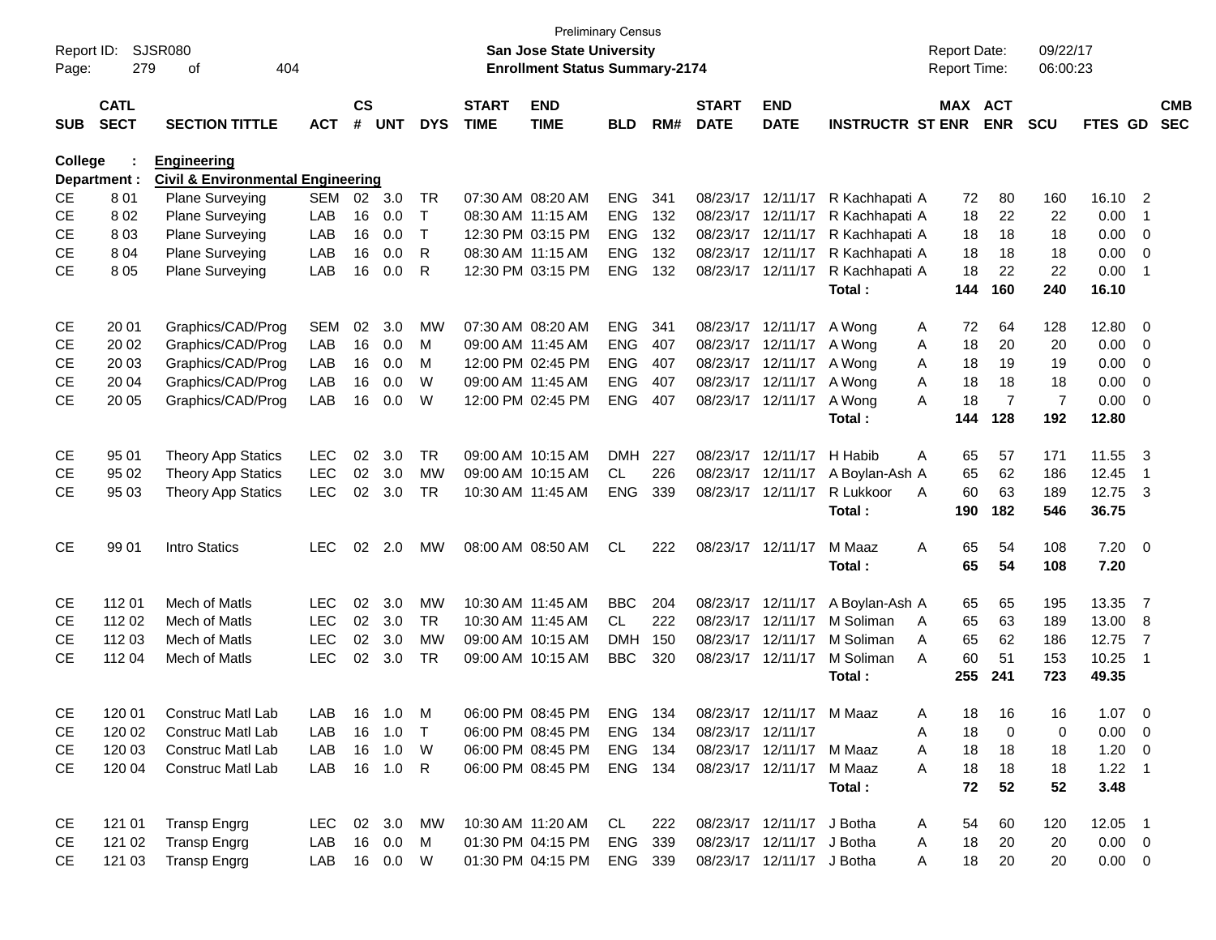Preliminary Census
**San Jose State University**
**Enrollment Status Summary-2174**

Report ID: SJSR080
Report Date: 09/22/17
Report Time: 06:00:23

**College : Engineering**
**Department : Civil & Environmental Engineering**

| SUB | CATL SECT | SECTION TITTLE | ACT | CS # | UNT | DYS | START TIME | END TIME | BLD | RM# | START DATE | END DATE | INSTRUCTR | ST | MAX ENR | ACT ENR | SCU | FTES | GD | CMB SEC |
|---|---|---|---|---|---|---|---|---|---|---|---|---|---|---|---|---|---|---|---|---|
| CE | 8 01 | Plane Surveying | SEM | 02 | 3.0 | TR | 07:30 AM | 08:20 AM | ENG | 341 | 08/23/17 | 12/11/17 | R Kachhapati | A | 72 | 80 | 160 | 16.10 | 2 | |
| CE | 8 02 | Plane Surveying | LAB | 16 | 0.0 | T | 08:30 AM | 11:15 AM | ENG | 132 | 08/23/17 | 12/11/17 | R Kachhapati | A | 18 | 22 | 22 | 0.00 | 1 | |
| CE | 8 03 | Plane Surveying | LAB | 16 | 0.0 | T | 12:30 PM | 03:15 PM | ENG | 132 | 08/23/17 | 12/11/17 | R Kachhapati | A | 18 | 18 | 18 | 0.00 | 0 | |
| CE | 8 04 | Plane Surveying | LAB | 16 | 0.0 | R | 08:30 AM | 11:15 AM | ENG | 132 | 08/23/17 | 12/11/17 | R Kachhapati | A | 18 | 18 | 18 | 0.00 | 0 | |
| CE | 8 05 | Plane Surveying | LAB | 16 | 0.0 | R | 12:30 PM | 03:15 PM | ENG | 132 | 08/23/17 | 12/11/17 | R Kachhapati | A | 18 | 22 | 22 | 0.00 | 1 | |
| | | | | | | | | | | | | | **Total :** | | **144** | **160** | **240** | **16.10** | | |
| CE | 20 01 | Graphics/CAD/Prog | SEM | 02 | 3.0 | MW | 07:30 AM | 08:20 AM | ENG | 341 | 08/23/17 | 12/11/17 | A Wong | A | 72 | 64 | 128 | 12.80 | 0 | |
| CE | 20 02 | Graphics/CAD/Prog | LAB | 16 | 0.0 | M | 09:00 AM | 11:45 AM | ENG | 407 | 08/23/17 | 12/11/17 | A Wong | A | 18 | 20 | 20 | 0.00 | 0 | |
| CE | 20 03 | Graphics/CAD/Prog | LAB | 16 | 0.0 | M | 12:00 PM | 02:45 PM | ENG | 407 | 08/23/17 | 12/11/17 | A Wong | A | 18 | 19 | 19 | 0.00 | 0 | |
| CE | 20 04 | Graphics/CAD/Prog | LAB | 16 | 0.0 | W | 09:00 AM | 11:45 AM | ENG | 407 | 08/23/17 | 12/11/17 | A Wong | A | 18 | 18 | 18 | 0.00 | 0 | |
| CE | 20 05 | Graphics/CAD/Prog | LAB | 16 | 0.0 | W | 12:00 PM | 02:45 PM | ENG | 407 | 08/23/17 | 12/11/17 | A Wong | A | 18 | 7 | 7 | 0.00 | 0 | |
| | | | | | | | | | | | | | **Total :** | | **144** | **128** | **192** | **12.80** | | |
| CE | 95 01 | Theory App Statics | LEC | 02 | 3.0 | TR | 09:00 AM | 10:15 AM | DMH | 227 | 08/23/17 | 12/11/17 | H Habib | A | 65 | 57 | 171 | 11.55 | 3 | |
| CE | 95 02 | Theory App Statics | LEC | 02 | 3.0 | MW | 09:00 AM | 10:15 AM | CL | 226 | 08/23/17 | 12/11/17 | A Boylan-Ash | A | 65 | 62 | 186 | 12.45 | 1 | |
| CE | 95 03 | Theory App Statics | LEC | 02 | 3.0 | TR | 10:30 AM | 11:45 AM | ENG | 339 | 08/23/17 | 12/11/17 | R Lukkoor | A | 60 | 63 | 189 | 12.75 | 3 | |
| | | | | | | | | | | | | | **Total :** | | **190** | **182** | **546** | **36.75** | | |
| CE | 99 01 | Intro Statics | LEC | 02 | 2.0 | MW | 08:00 AM | 08:50 AM | CL | 222 | 08/23/17 | 12/11/17 | M Maaz | A | 65 | 54 | 108 | 7.20 | 0 | |
| | | | | | | | | | | | | | **Total :** | | **65** | **54** | **108** | **7.20** | | |
| CE | 112 01 | Mech of Matls | LEC | 02 | 3.0 | MW | 10:30 AM | 11:45 AM | BBC | 204 | 08/23/17 | 12/11/17 | A Boylan-Ash | A | 65 | 65 | 195 | 13.35 | 7 | |
| CE | 112 02 | Mech of Matls | LEC | 02 | 3.0 | TR | 10:30 AM | 11:45 AM | CL | 222 | 08/23/17 | 12/11/17 | M Soliman | A | 65 | 63 | 189 | 13.00 | 8 | |
| CE | 112 03 | Mech of Matls | LEC | 02 | 3.0 | MW | 09:00 AM | 10:15 AM | DMH | 150 | 08/23/17 | 12/11/17 | M Soliman | A | 65 | 62 | 186 | 12.75 | 7 | |
| CE | 112 04 | Mech of Matls | LEC | 02 | 3.0 | TR | 09:00 AM | 10:15 AM | BBC | 320 | 08/23/17 | 12/11/17 | M Soliman | A | 60 | 51 | 153 | 10.25 | 1 | |
| | | | | | | | | | | | | | **Total :** | | **255** | **241** | **723** | **49.35** | | |
| CE | 120 01 | Construc Matl Lab | LAB | 16 | 1.0 | M | 06:00 PM | 08:45 PM | ENG | 134 | 08/23/17 | 12/11/17 | M Maaz | A | 18 | 16 | 16 | 1.07 | 0 | |
| CE | 120 02 | Construc Matl Lab | LAB | 16 | 1.0 | T | 06:00 PM | 08:45 PM | ENG | 134 | 08/23/17 | 12/11/17 | | A | 18 | 0 | 0 | 0.00 | 0 | |
| CE | 120 03 | Construc Matl Lab | LAB | 16 | 1.0 | W | 06:00 PM | 08:45 PM | ENG | 134 | 08/23/17 | 12/11/17 | M Maaz | A | 18 | 18 | 18 | 1.20 | 0 | |
| CE | 120 04 | Construc Matl Lab | LAB | 16 | 1.0 | R | 06:00 PM | 08:45 PM | ENG | 134 | 08/23/17 | 12/11/17 | M Maaz | A | 18 | 18 | 18 | 1.22 | 1 | |
| | | | | | | | | | | | | | **Total :** | | **72** | **52** | **52** | **3.48** | | |
| CE | 121 01 | Transp Engrg | LEC | 02 | 3.0 | MW | 10:30 AM | 11:20 AM | CL | 222 | 08/23/17 | 12/11/17 | J Botha | A | 54 | 60 | 120 | 12.05 | 1 | |
| CE | 121 02 | Transp Engrg | LAB | 16 | 0.0 | M | 01:30 PM | 04:15 PM | ENG | 339 | 08/23/17 | 12/11/17 | J Botha | A | 18 | 20 | 20 | 0.00 | 0 | |
| CE | 121 03 | Transp Engrg | LAB | 16 | 0.0 | W | 01:30 PM | 04:15 PM | ENG | 339 | 08/23/17 | 12/11/17 | J Botha | A | 18 | 20 | 20 | 0.00 | 0 | |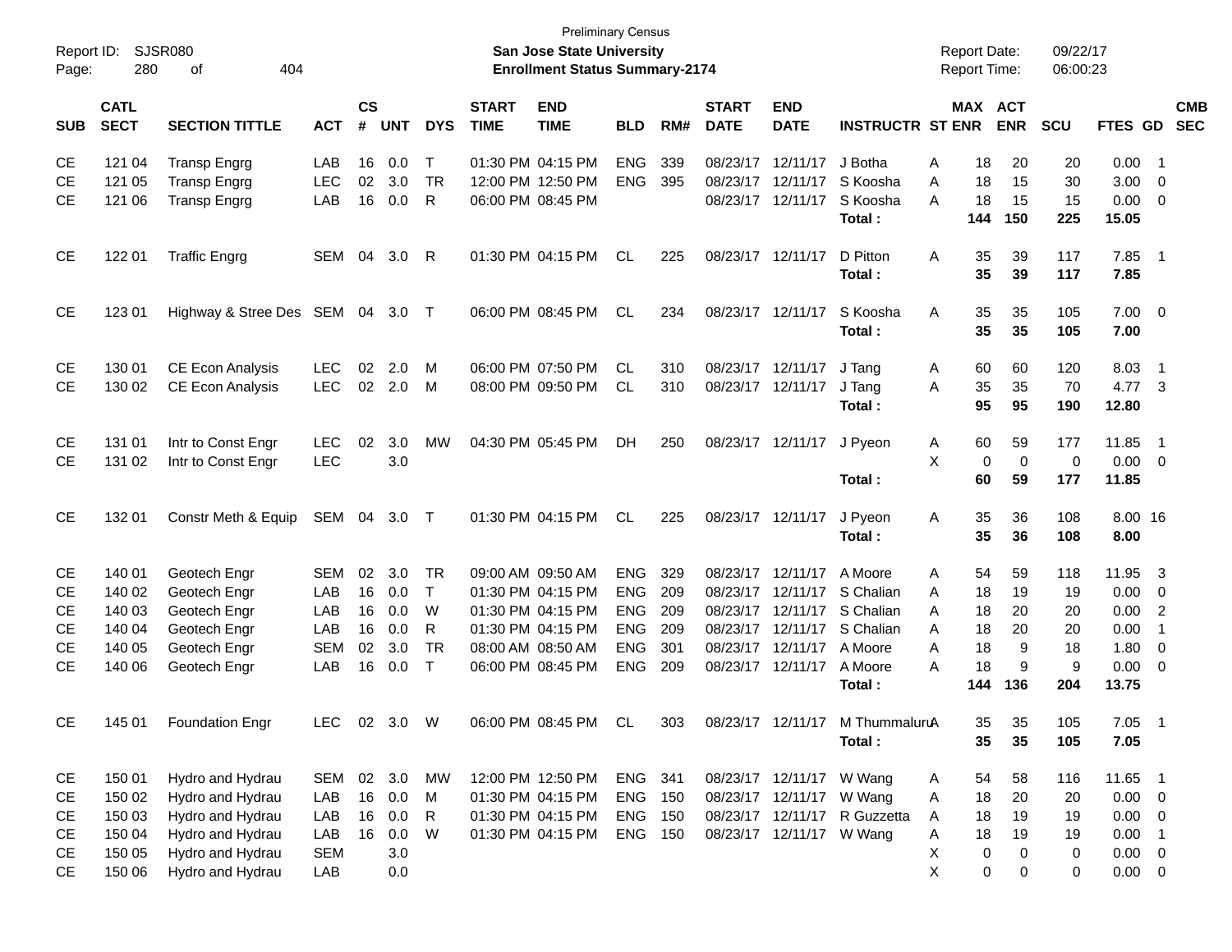Preliminary Census

**San Jose State University**

**Enrollment Status Summary-2174**

Report ID: SJSR080

Report Date: 09/22/17

Report Time: 06:00:23

| SUB | CATL SECT | SECTION TITTLE | ACT | CS # | UNT | DYS | START TIME | END TIME | BLD | RM# | START DATE | END DATE | INSTRUCTR | ST | MAX ENR | ACT ENR | SCU | FTES | GD | CMB SEC |
|---|---|---|---|---|---|---|---|---|---|---|---|---|---|---|---|---|---|---|---|---|
| CE | 121 04 | Transp Engrg | LAB | 16 | 0.0 | T | 01:30 PM | 04:15 PM | ENG | 339 | 08/23/17 | 12/11/17 | J Botha | A | 18 | 20 | 20 | 0.00 | 1 | |
| CE | 121 05 | Transp Engrg | LEC | 02 | 3.0 | TR | 12:00 PM | 12:50 PM | ENG | 395 | 08/23/17 | 12/11/17 | S Koosha | A | 18 | 15 | 30 | 3.00 | 0 | |
| CE | 121 06 | Transp Engrg | LAB | 16 | 0.0 | R | 06:00 PM | 08:45 PM | | | 08/23/17 | 12/11/17 | S Koosha | A | 18 | 15 | 15 | 0.00 | 0 | |
| | | | | | | | | | | | | | **Total :** | | **144** | **150** | **225** | **15.05** | | |
| CE | 122 01 | Traffic Engrg | SEM | 04 | 3.0 | R | 01:30 PM | 04:15 PM | CL | 225 | 08/23/17 | 12/11/17 | D Pitton | A | 35 | 39 | 117 | 7.85 | 1 | |
| | | | | | | | | | | | | | **Total :** | | **35** | **39** | **117** | **7.85** | | |
| CE | 123 01 | Highway & Stree Des | SEM | 04 | 3.0 | T | 06:00 PM | 08:45 PM | CL | 234 | 08/23/17 | 12/11/17 | S Koosha | A | 35 | 35 | 105 | 7.00 | 0 | |
| | | | | | | | | | | | | | **Total :** | | **35** | **35** | **105** | **7.00** | | |
| CE | 130 01 | CE Econ Analysis | LEC | 02 | 2.0 | M | 06:00 PM | 07:50 PM | CL | 310 | 08/23/17 | 12/11/17 | J Tang | A | 60 | 60 | 120 | 8.03 | 1 | |
| CE | 130 02 | CE Econ Analysis | LEC | 02 | 2.0 | M | 08:00 PM | 09:50 PM | CL | 310 | 08/23/17 | 12/11/17 | J Tang | A | 35 | 35 | 70 | 4.77 | 3 | |
| | | | | | | | | | | | | | **Total :** | | **95** | **95** | **190** | **12.80** | | |
| CE | 131 01 | Intr to Const Engr | LEC | 02 | 3.0 | MW | 04:30 PM | 05:45 PM | DH | 250 | 08/23/17 | 12/11/17 | J Pyeon | A | 60 | 59 | 177 | 11.85 | 1 | |
| CE | 131 02 | Intr to Const Engr | LEC | | 3.0 | | | | | | | | | X | 0 | 0 | 0 | 0.00 | 0 | |
| | | | | | | | | | | | | | **Total :** | | **60** | **59** | **177** | **11.85** | | |
| CE | 132 01 | Constr Meth & Equip | SEM | 04 | 3.0 | T | 01:30 PM | 04:15 PM | CL | 225 | 08/23/17 | 12/11/17 | J Pyeon | A | 35 | 36 | 108 | 8.00 | 16 | |
| | | | | | | | | | | | | | **Total :** | | **35** | **36** | **108** | **8.00** | | |
| CE | 140 01 | Geotech Engr | SEM | 02 | 3.0 | TR | 09:00 AM | 09:50 AM | ENG | 329 | 08/23/17 | 12/11/17 | A Moore | A | 54 | 59 | 118 | 11.95 | 3 | |
| CE | 140 02 | Geotech Engr | LAB | 16 | 0.0 | T | 01:30 PM | 04:15 PM | ENG | 209 | 08/23/17 | 12/11/17 | S Chalian | A | 18 | 19 | 19 | 0.00 | 0 | |
| CE | 140 03 | Geotech Engr | LAB | 16 | 0.0 | W | 01:30 PM | 04:15 PM | ENG | 209 | 08/23/17 | 12/11/17 | S Chalian | A | 18 | 20 | 20 | 0.00 | 2 | |
| CE | 140 04 | Geotech Engr | LAB | 16 | 0.0 | R | 01:30 PM | 04:15 PM | ENG | 209 | 08/23/17 | 12/11/17 | S Chalian | A | 18 | 20 | 20 | 0.00 | 1 | |
| CE | 140 05 | Geotech Engr | SEM | 02 | 3.0 | TR | 08:00 AM | 08:50 AM | ENG | 301 | 08/23/17 | 12/11/17 | A Moore | A | 18 | 9 | 18 | 1.80 | 0 | |
| CE | 140 06 | Geotech Engr | LAB | 16 | 0.0 | T | 06:00 PM | 08:45 PM | ENG | 209 | 08/23/17 | 12/11/17 | A Moore | A | 18 | 9 | 9 | 0.00 | 0 | |
| | | | | | | | | | | | | | **Total :** | | **144** | **136** | **204** | **13.75** | | |
| CE | 145 01 | Foundation Engr | LEC | 02 | 3.0 | W | 06:00 PM | 08:45 PM | CL | 303 | 08/23/17 | 12/11/17 | M Thummaluru | A | 35 | 35 | 105 | 7.05 | 1 | |
| | | | | | | | | | | | | | **Total :** | | **35** | **35** | **105** | **7.05** | | |
| CE | 150 01 | Hydro and Hydrau | SEM | 02 | 3.0 | MW | 12:00 PM | 12:50 PM | ENG | 341 | 08/23/17 | 12/11/17 | W Wang | A | 54 | 58 | 116 | 11.65 | 1 | |
| CE | 150 02 | Hydro and Hydrau | LAB | 16 | 0.0 | M | 01:30 PM | 04:15 PM | ENG | 150 | 08/23/17 | 12/11/17 | W Wang | A | 18 | 20 | 20 | 0.00 | 0 | |
| CE | 150 03 | Hydro and Hydrau | LAB | 16 | 0.0 | R | 01:30 PM | 04:15 PM | ENG | 150 | 08/23/17 | 12/11/17 | R Guzzetta | A | 18 | 19 | 19 | 0.00 | 0 | |
| CE | 150 04 | Hydro and Hydrau | LAB | 16 | 0.0 | W | 01:30 PM | 04:15 PM | ENG | 150 | 08/23/17 | 12/11/17 | W Wang | A | 18 | 19 | 19 | 0.00 | 1 | |
| CE | 150 05 | Hydro and Hydrau | SEM | | 3.0 | | | | | | | | | X | 0 | 0 | 0 | 0.00 | 0 | |
| CE | 150 06 | Hydro and Hydrau | LAB | | 0.0 | | | | | | | | | X | 0 | 0 | 0 | 0.00 | 0 | |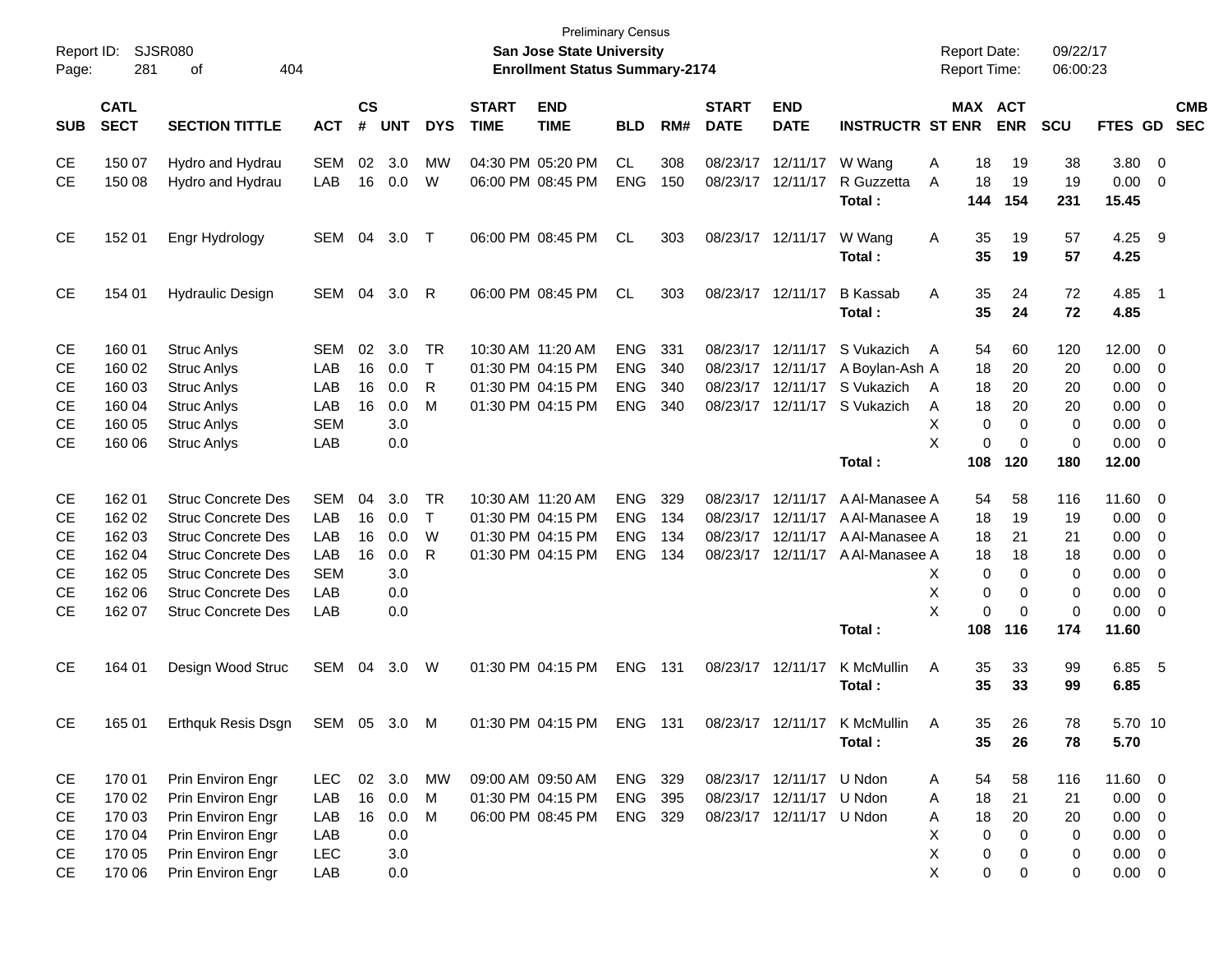Preliminary Census

**San Jose State University**

**Enrollment Status Summary-2174**

Report ID: SJSR080
Page: 281 of 404

Report Date: 09/22/17
Report Time: 06:00:23

| SUB | CATL SECT | SECTION TITTLE | ACT | CS # | UNT | DYS | START TIME | END TIME | BLD | RM# | START DATE | END DATE | INSTRUCTR | ST | MAX ENR | ACT ENR | SCU | FTES | GD | CMB SEC |
|---|---|---|---|---|---|---|---|---|---|---|---|---|---|---|---|---|---|---|---|---|
| CE | 150 07 | Hydro and Hydrau | SEM | 02 | 3.0 | MW | 04:30 PM | 05:20 PM | CL | 308 | 08/23/17 | 12/11/17 | W Wang | A | 18 | 19 | 38 | 3.80 | 0 | |
| CE | 150 08 | Hydro and Hydrau | LAB | 16 | 0.0 | W | 06:00 PM | 08:45 PM | ENG | 150 | 08/23/17 | 12/11/17 | R Guzzetta | A | 18 | 19 | 19 | 0.00 | 0 | |
| | | | | | | | | | | | | | **Total :** | | **144** | **154** | **231** | **15.45** | | |
| CE | 152 01 | Engr Hydrology | SEM | 04 | 3.0 | T | 06:00 PM | 08:45 PM | CL | 303 | 08/23/17 | 12/11/17 | W Wang | A | 35 | 19 | 57 | 4.25 | 9 | |
| | | | | | | | | | | | | | **Total :** | | **35** | **19** | **57** | **4.25** | | |
| CE | 154 01 | Hydraulic Design | SEM | 04 | 3.0 | R | 06:00 PM | 08:45 PM | CL | 303 | 08/23/17 | 12/11/17 | B Kassab | A | 35 | 24 | 72 | 4.85 | 1 | |
| | | | | | | | | | | | | | **Total :** | | **35** | **24** | **72** | **4.85** | | |
| CE | 160 01 | Struc Anlys | SEM | 02 | 3.0 | TR | 10:30 AM | 11:20 AM | ENG | 331 | 08/23/17 | 12/11/17 | S Vukazich | A | 54 | 60 | 120 | 12.00 | 0 | |
| CE | 160 02 | Struc Anlys | LAB | 16 | 0.0 | T | 01:30 PM | 04:15 PM | ENG | 340 | 08/23/17 | 12/11/17 | A Boylan-Ash | A | 18 | 20 | 20 | 0.00 | 0 | |
| CE | 160 03 | Struc Anlys | LAB | 16 | 0.0 | R | 01:30 PM | 04:15 PM | ENG | 340 | 08/23/17 | 12/11/17 | S Vukazich | A | 18 | 20 | 20 | 0.00 | 0 | |
| CE | 160 04 | Struc Anlys | LAB | 16 | 0.0 | M | 01:30 PM | 04:15 PM | ENG | 340 | 08/23/17 | 12/11/17 | S Vukazich | A | 18 | 20 | 20 | 0.00 | 0 | |
| CE | 160 05 | Struc Anlys | SEM | | 3.0 | | | | | | | | | X | 0 | 0 | 0 | 0.00 | 0 | |
| CE | 160 06 | Struc Anlys | LAB | | 0.0 | | | | | | | | | X | 0 | 0 | 0 | 0.00 | 0 | |
| | | | | | | | | | | | | | **Total :** | | **108** | **120** | **180** | **12.00** | | |
| CE | 162 01 | Struc Concrete Des | SEM | 04 | 3.0 | TR | 10:30 AM | 11:20 AM | ENG | 329 | 08/23/17 | 12/11/17 | A Al-Manasee | A | 54 | 58 | 116 | 11.60 | 0 | |
| CE | 162 02 | Struc Concrete Des | LAB | 16 | 0.0 | T | 01:30 PM | 04:15 PM | ENG | 134 | 08/23/17 | 12/11/17 | A Al-Manasee | A | 18 | 19 | 19 | 0.00 | 0 | |
| CE | 162 03 | Struc Concrete Des | LAB | 16 | 0.0 | W | 01:30 PM | 04:15 PM | ENG | 134 | 08/23/17 | 12/11/17 | A Al-Manasee | A | 18 | 21 | 21 | 0.00 | 0 | |
| CE | 162 04 | Struc Concrete Des | LAB | 16 | 0.0 | R | 01:30 PM | 04:15 PM | ENG | 134 | 08/23/17 | 12/11/17 | A Al-Manasee | A | 18 | 18 | 18 | 0.00 | 0 | |
| CE | 162 05 | Struc Concrete Des | SEM | | 3.0 | | | | | | | | | X | 0 | 0 | 0 | 0.00 | 0 | |
| CE | 162 06 | Struc Concrete Des | LAB | | 0.0 | | | | | | | | | X | 0 | 0 | 0 | 0.00 | 0 | |
| CE | 162 07 | Struc Concrete Des | LAB | | 0.0 | | | | | | | | | X | 0 | 0 | 0 | 0.00 | 0 | |
| | | | | | | | | | | | | | **Total :** | | **108** | **116** | **174** | **11.60** | | |
| CE | 164 01 | Design Wood Struc | SEM | 04 | 3.0 | W | 01:30 PM | 04:15 PM | ENG | 131 | 08/23/17 | 12/11/17 | K McMullin | A | 35 | 33 | 99 | 6.85 | 5 | |
| | | | | | | | | | | | | | **Total :** | | **35** | **33** | **99** | **6.85** | | |
| CE | 165 01 | Erthquk Resis Dsgn | SEM | 05 | 3.0 | M | 01:30 PM | 04:15 PM | ENG | 131 | 08/23/17 | 12/11/17 | K McMullin | A | 35 | 26 | 78 | 5.70 | 10 | |
| | | | | | | | | | | | | | **Total :** | | **35** | **26** | **78** | **5.70** | | |
| CE | 170 01 | Prin Environ Engr | LEC | 02 | 3.0 | MW | 09:00 AM | 09:50 AM | ENG | 329 | 08/23/17 | 12/11/17 | U Ndon | A | 54 | 58 | 116 | 11.60 | 0 | |
| CE | 170 02 | Prin Environ Engr | LAB | 16 | 0.0 | M | 01:30 PM | 04:15 PM | ENG | 395 | 08/23/17 | 12/11/17 | U Ndon | A | 18 | 21 | 21 | 0.00 | 0 | |
| CE | 170 03 | Prin Environ Engr | LAB | 16 | 0.0 | M | 06:00 PM | 08:45 PM | ENG | 329 | 08/23/17 | 12/11/17 | U Ndon | A | 18 | 20 | 20 | 0.00 | 0 | |
| CE | 170 04 | Prin Environ Engr | LAB | | 0.0 | | | | | | | | | X | 0 | 0 | 0 | 0.00 | 0 | |
| CE | 170 05 | Prin Environ Engr | LEC | | 3.0 | | | | | | | | | X | 0 | 0 | 0 | 0.00 | 0 | |
| CE | 170 06 | Prin Environ Engr | LAB | | 0.0 | | | | | | | | | X | 0 | 0 | 0 | 0.00 | 0 | |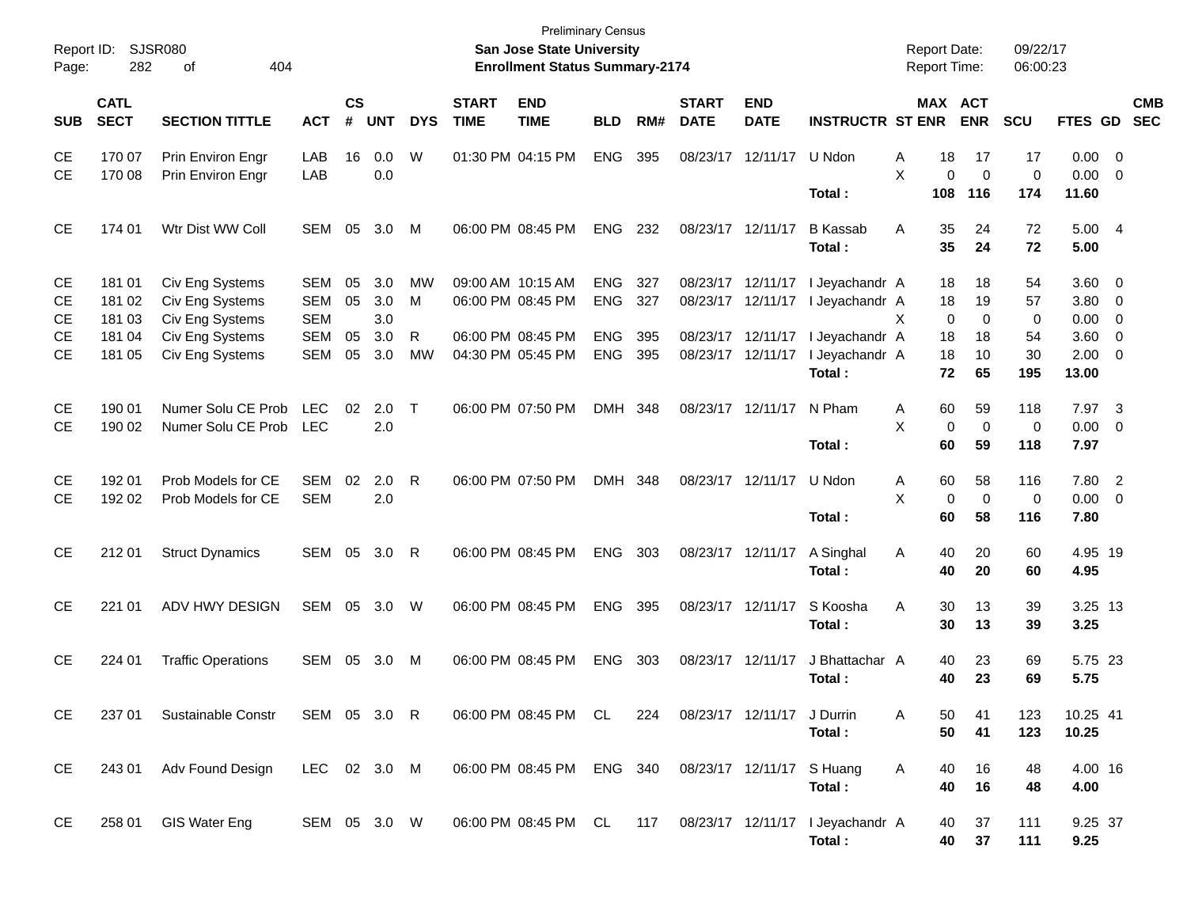Preliminary Census

**San Jose State University**

**Enrollment Status Summary-2174**

Report ID: SJSR080

Report Date: 09/22/17

Report Time: 06:00:23

| SUB | CATL SECT | SECTION TITTLE | ACT | CS # | UNT | DYS | START TIME | END TIME | BLD | RM# | START DATE | END DATE | INSTRUCTR | ST | MAX ENR | ACT ENR | SCU | FTES | GD | CMB SEC |
|---|---|---|---|---|---|---|---|---|---|---|---|---|---|---|---|---|---|---|---|---|
| CE | 170 07 | Prin Environ Engr | LAB | 16 | 0.0 | W | 01:30 PM | 04:15 PM | ENG | 395 | 08/23/17 | 12/11/17 | U Ndon | A | 18 | 17 | 17 | 0.00 | 0 | |
| CE | 170 08 | Prin Environ Engr | LAB | | 0.0 | | | | | | | | | X | 0 | 0 | 0 | 0.00 | 0 | |
| | | | | | | | | | | | | | **Total :** | | **108** | **116** | **174** | **11.60** | | |
| CE | 174 01 | Wtr Dist WW Coll | SEM | 05 | 3.0 | M | 06:00 PM | 08:45 PM | ENG | 232 | 08/23/17 | 12/11/17 | B Kassab | A | 35 | 24 | 72 | 5.00 | 4 | |
| | | | | | | | | | | | | | **Total :** | | **35** | **24** | **72** | **5.00** | | |
| CE | 181 01 | Civ Eng Systems | SEM | 05 | 3.0 | MW | 09:00 AM | 10:15 AM | ENG | 327 | 08/23/17 | 12/11/17 | I Jeyachandr | A | 18 | 18 | 54 | 3.60 | 0 | |
| CE | 181 02 | Civ Eng Systems | SEM | 05 | 3.0 | M | 06:00 PM | 08:45 PM | ENG | 327 | 08/23/17 | 12/11/17 | I Jeyachandr | A | 18 | 19 | 57 | 3.80 | 0 | |
| CE | 181 03 | Civ Eng Systems | SEM | | 3.0 | | | | | | | | | X | 0 | 0 | 0 | 0.00 | 0 | |
| CE | 181 04 | Civ Eng Systems | SEM | 05 | 3.0 | R | 06:00 PM | 08:45 PM | ENG | 395 | 08/23/17 | 12/11/17 | I Jeyachandr | A | 18 | 18 | 54 | 3.60 | 0 | |
| CE | 181 05 | Civ Eng Systems | SEM | 05 | 3.0 | MW | 04:30 PM | 05:45 PM | ENG | 395 | 08/23/17 | 12/11/17 | I Jeyachandr | A | 18 | 10 | 30 | 2.00 | 0 | |
| | | | | | | | | | | | | | **Total :** | | **72** | **65** | **195** | **13.00** | | |
| CE | 190 01 | Numer Solu CE Prob | LEC | 02 | 2.0 | T | 06:00 PM | 07:50 PM | DMH | 348 | 08/23/17 | 12/11/17 | N Pham | A | 60 | 59 | 118 | 7.97 | 3 | |
| CE | 190 02 | Numer Solu CE Prob | LEC | | 2.0 | | | | | | | | | X | 0 | 0 | 0 | 0.00 | 0 | |
| | | | | | | | | | | | | | **Total :** | | **60** | **59** | **118** | **7.97** | | |
| CE | 192 01 | Prob Models for CE | SEM | 02 | 2.0 | R | 06:00 PM | 07:50 PM | DMH | 348 | 08/23/17 | 12/11/17 | U Ndon | A | 60 | 58 | 116 | 7.80 | 2 | |
| CE | 192 02 | Prob Models for CE | SEM | | 2.0 | | | | | | | | | X | 0 | 0 | 0 | 0.00 | 0 | |
| | | | | | | | | | | | | | **Total :** | | **60** | **58** | **116** | **7.80** | | |
| CE | 212 01 | Struct Dynamics | SEM | 05 | 3.0 | R | 06:00 PM | 08:45 PM | ENG | 303 | 08/23/17 | 12/11/17 | A Singhal | A | 40 | 20 | 60 | 4.95 | 19 | |
| | | | | | | | | | | | | | **Total :** | | **40** | **20** | **60** | **4.95** | | |
| CE | 221 01 | ADV HWY DESIGN | SEM | 05 | 3.0 | W | 06:00 PM | 08:45 PM | ENG | 395 | 08/23/17 | 12/11/17 | S Koosha | A | 30 | 13 | 39 | 3.25 | 13 | |
| | | | | | | | | | | | | | **Total :** | | **30** | **13** | **39** | **3.25** | | |
| CE | 224 01 | Traffic Operations | SEM | 05 | 3.0 | M | 06:00 PM | 08:45 PM | ENG | 303 | 08/23/17 | 12/11/17 | J Bhattachar | A | 40 | 23 | 69 | 5.75 | 23 | |
| | | | | | | | | | | | | | **Total :** | | **40** | **23** | **69** | **5.75** | | |
| CE | 237 01 | Sustainable Constr | SEM | 05 | 3.0 | R | 06:00 PM | 08:45 PM | CL | 224 | 08/23/17 | 12/11/17 | J Durrin | A | 50 | 41 | 123 | 10.25 | 41 | |
| | | | | | | | | | | | | | **Total :** | | **50** | **41** | **123** | **10.25** | | |
| CE | 243 01 | Adv Found Design | LEC | 02 | 3.0 | M | 06:00 PM | 08:45 PM | ENG | 340 | 08/23/17 | 12/11/17 | S Huang | A | 40 | 16 | 48 | 4.00 | 16 | |
| | | | | | | | | | | | | | **Total :** | | **40** | **16** | **48** | **4.00** | | |
| CE | 258 01 | GIS Water Eng | SEM | 05 | 3.0 | W | 06:00 PM | 08:45 PM | CL | 117 | 08/23/17 | 12/11/17 | I Jeyachandr | A | 40 | 37 | 111 | 9.25 | 37 | |
| | | | | | | | | | | | | | **Total :** | | **40** | **37** | **111** | **9.25** | | |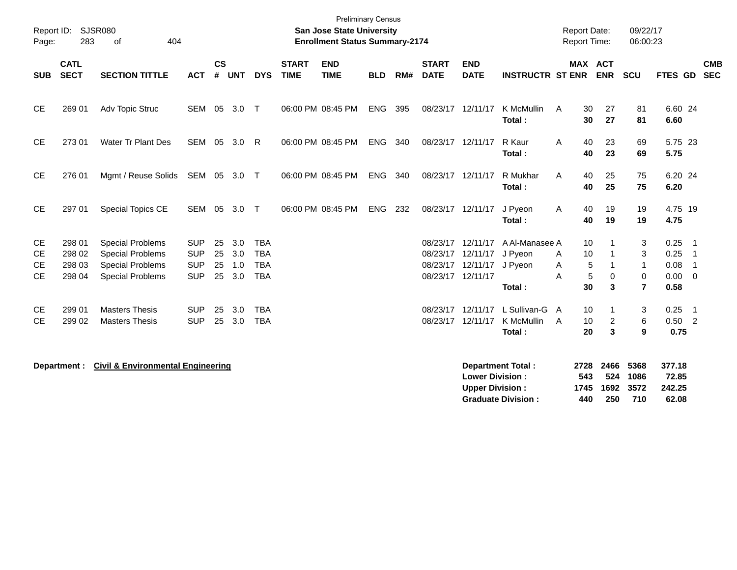Preliminary Census

**San Jose State University**
**Enrollment Status Summary-2174**

Report ID: SJSR080
Report Date: 09/22/17
Report Time: 06:00:23

| SUB | CATL SECT | SECTION TITTLE | ACT | CS # | UNT | DYS | START TIME | END TIME | BLD | RM# | START DATE | END DATE | INSTRUCTR | ST | MAX ENR | ACT ENR | SCU | FTES | GD | CMB SEC |
|---|---|---|---|---|---|---|---|---|---|---|---|---|---|---|---|---|---|---|---|---|
| CE | 269 01 | Adv Topic Struc | SEM | 05 | 3.0 | T | 06:00 PM | 08:45 PM | ENG | 395 | 08/23/17 | 12/11/17 | K McMullin | A | 30 | 27 | 81 | 6.60 | 24 | |
| | | | | | | | | | | | | | **Total :** | | **30** | **27** | **81** | **6.60** | | |
| CE | 273 01 | Water Tr Plant Des | SEM | 05 | 3.0 | R | 06:00 PM | 08:45 PM | ENG | 340 | 08/23/17 | 12/11/17 | R Kaur | A | 40 | 23 | 69 | 5.75 | 23 | |
| | | | | | | | | | | | | | **Total :** | | **40** | **23** | **69** | **5.75** | | |
| CE | 276 01 | Mgmt / Reuse Solids | SEM | 05 | 3.0 | T | 06:00 PM | 08:45 PM | ENG | 340 | 08/23/17 | 12/11/17 | R Mukhar | A | 40 | 25 | 75 | 6.20 | 24 | |
| | | | | | | | | | | | | | **Total :** | | **40** | **25** | **75** | **6.20** | | |
| CE | 297 01 | Special Topics CE | SEM | 05 | 3.0 | T | 06:00 PM | 08:45 PM | ENG | 232 | 08/23/17 | 12/11/17 | J Pyeon | A | 40 | 19 | 19 | 4.75 | 19 | |
| | | | | | | | | | | | | | **Total :** | | **40** | **19** | **19** | **4.75** | | |
| CE | 298 01 | Special Problems | SUP | 25 | 3.0 | TBA | | | | | 08/23/17 | 12/11/17 | A Al-Manasee | A | 10 | 1 | 3 | 0.25 | 1 | |
| CE | 298 02 | Special Problems | SUP | 25 | 3.0 | TBA | | | | | 08/23/17 | 12/11/17 | J Pyeon | A | 10 | 1 | 3 | 0.25 | 1 | |
| CE | 298 03 | Special Problems | SUP | 25 | 1.0 | TBA | | | | | 08/23/17 | 12/11/17 | J Pyeon | A | 5 | 1 | 1 | 0.08 | 1 | |
| CE | 298 04 | Special Problems | SUP | 25 | 3.0 | TBA | | | | | 08/23/17 | 12/11/17 | | A | 5 | 0 | 0 | 0.00 | 0 | |
| | | | | | | | | | | | | | **Total :** | | **30** | **3** | **7** | **0.58** | | |
| CE | 299 01 | Masters Thesis | SUP | 25 | 3.0 | TBA | | | | | 08/23/17 | 12/11/17 | L Sullivan-G | A | 10 | 1 | 3 | 0.25 | 1 | |
| CE | 299 02 | Masters Thesis | SUP | 25 | 3.0 | TBA | | | | | 08/23/17 | 12/11/17 | K McMullin | A | 10 | 2 | 6 | 0.50 | 2 | |
| | | | | | | | | | | | | | **Total :** | | **20** | **3** | **9** | **0.75** | | |

**Department :** **Civil & Environmental Engineering**

| | MAX ENR | ACT ENR | SCU | FTES |
|---|---|---|---|---|
| **Department Total :** | **2728** | **2466** | **5368** | **377.18** |
| **Lower Division :** | **543** | **524** | **1086** | **72.85** |
| **Upper Division :** | **1745** | **1692** | **3572** | **242.25** |
| **Graduate Division :** | **440** | **250** | **710** | **62.08** |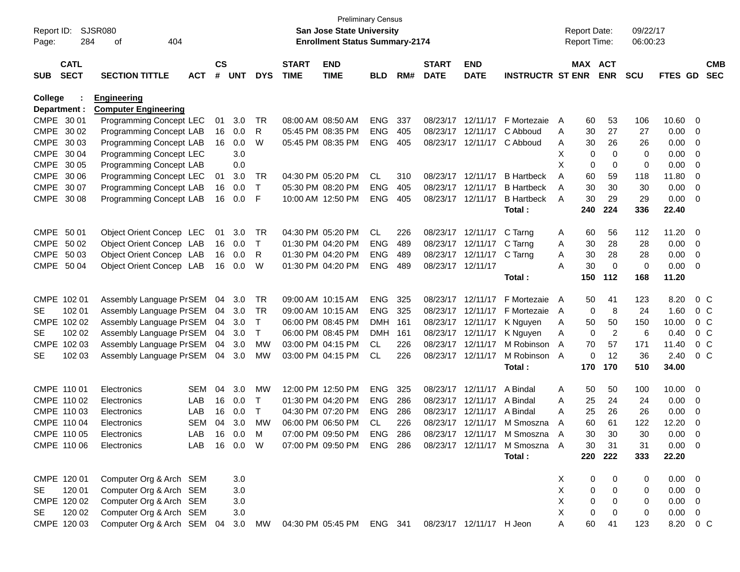Preliminary Census

**San Jose State University**
**Enrollment Status Summary-2174**

Report ID: SJSR080
Report Date: 09/22/17
Report Time: 06:00:23

**College : Engineering**
**Department : Computer Engineering**

| SUB | CATL SECT | SECTION TITTLE | ACT | CS # | UNT | DYS | START TIME | END TIME | BLD | RM# | START DATE | END DATE | INSTRUCTR | ST | MAX ENR | ACT ENR | SCU | FTES | GD | CMB SEC |
|---|---|---|---|---|---|---|---|---|---|---|---|---|---|---|---|---|---|---|---|---|
| CMPE | 30 01 | Programming Concept | LEC | 01 | 3.0 | TR | 08:00 AM | 08:50 AM | ENG | 337 | 08/23/17 | 12/11/17 | F Mortezaie | A | 60 | 53 | 106 | 10.60 | 0 | |
| CMPE | 30 02 | Programming Concept | LAB | 16 | 0.0 | R | 05:45 PM | 08:35 PM | ENG | 405 | 08/23/17 | 12/11/17 | C Abboud | A | 30 | 27 | 27 | 0.00 | 0 | |
| CMPE | 30 03 | Programming Concept | LAB | 16 | 0.0 | W | 05:45 PM | 08:35 PM | ENG | 405 | 08/23/17 | 12/11/17 | C Abboud | A | 30 | 26 | 26 | 0.00 | 0 | |
| CMPE | 30 04 | Programming Concept | LEC | | 3.0 | | | | | | | | | X | 0 | 0 | 0 | 0.00 | 0 | |
| CMPE | 30 05 | Programming Concept | LAB | | 0.0 | | | | | | | | | X | 0 | 0 | 0 | 0.00 | 0 | |
| CMPE | 30 06 | Programming Concept | LEC | 01 | 3.0 | TR | 04:30 PM | 05:20 PM | CL | 310 | 08/23/17 | 12/11/17 | B Hartbeck | A | 60 | 59 | 118 | 11.80 | 0 | |
| CMPE | 30 07 | Programming Concept | LAB | 16 | 0.0 | T | 05:30 PM | 08:20 PM | ENG | 405 | 08/23/17 | 12/11/17 | B Hartbeck | A | 30 | 30 | 30 | 0.00 | 0 | |
| CMPE | 30 08 | Programming Concept | LAB | 16 | 0.0 | F | 10:00 AM | 12:50 PM | ENG | 405 | 08/23/17 | 12/11/17 | B Hartbeck | A | 30 | 29 | 29 | 0.00 | 0 | |
| | | | | | | | | | | | | | **Total :** | | **240** | **224** | **336** | **22.40** | | |
| CMPE | 50 01 | Object Orient Concep | LEC | 01 | 3.0 | TR | 04:30 PM | 05:20 PM | CL | 226 | 08/23/17 | 12/11/17 | C Tarng | A | 60 | 56 | 112 | 11.20 | 0 | |
| CMPE | 50 02 | Object Orient Concep | LAB | 16 | 0.0 | T | 01:30 PM | 04:20 PM | ENG | 489 | 08/23/17 | 12/11/17 | C Tarng | A | 30 | 28 | 28 | 0.00 | 0 | |
| CMPE | 50 03 | Object Orient Concep | LAB | 16 | 0.0 | R | 01:30 PM | 04:20 PM | ENG | 489 | 08/23/17 | 12/11/17 | C Tarng | A | 30 | 28 | 28 | 0.00 | 0 | |
| CMPE | 50 04 | Object Orient Concep | LAB | 16 | 0.0 | W | 01:30 PM | 04:20 PM | ENG | 489 | 08/23/17 | 12/11/17 | | A | 30 | 0 | 0 | 0.00 | 0 | |
| | | | | | | | | | | | | | **Total :** | | **150** | **112** | **168** | **11.20** | | |
| CMPE | 102 01 | Assembly Language Pr | SEM | 04 | 3.0 | TR | 09:00 AM | 10:15 AM | ENG | 325 | 08/23/17 | 12/11/17 | F Mortezaie | A | 50 | 41 | 123 | 8.20 | 0 | C |
| SE | 102 01 | Assembly Language Pr | SEM | 04 | 3.0 | TR | 09:00 AM | 10:15 AM | ENG | 325 | 08/23/17 | 12/11/17 | F Mortezaie | A | 0 | 8 | 24 | 1.60 | 0 | C |
| CMPE | 102 02 | Assembly Language Pr | SEM | 04 | 3.0 | T | 06:00 PM | 08:45 PM | DMH | 161 | 08/23/17 | 12/11/17 | K Nguyen | A | 50 | 50 | 150 | 10.00 | 0 | C |
| SE | 102 02 | Assembly Language Pr | SEM | 04 | 3.0 | T | 06:00 PM | 08:45 PM | DMH | 161 | 08/23/17 | 12/11/17 | K Nguyen | A | 0 | 2 | 6 | 0.40 | 0 | C |
| CMPE | 102 03 | Assembly Language Pr | SEM | 04 | 3.0 | MW | 03:00 PM | 04:15 PM | CL | 226 | 08/23/17 | 12/11/17 | M Robinson | A | 70 | 57 | 171 | 11.40 | 0 | C |
| SE | 102 03 | Assembly Language Pr | SEM | 04 | 3.0 | MW | 03:00 PM | 04:15 PM | CL | 226 | 08/23/17 | 12/11/17 | M Robinson | A | 0 | 12 | 36 | 2.40 | 0 | C |
| | | | | | | | | | | | | | **Total :** | | **170** | **170** | **510** | **34.00** | | |
| CMPE | 110 01 | Electronics | SEM | 04 | 3.0 | MW | 12:00 PM | 12:50 PM | ENG | 325 | 08/23/17 | 12/11/17 | A Bindal | A | 50 | 50 | 100 | 10.00 | 0 | |
| CMPE | 110 02 | Electronics | LAB | 16 | 0.0 | T | 01:30 PM | 04:20 PM | ENG | 286 | 08/23/17 | 12/11/17 | A Bindal | A | 25 | 24 | 24 | 0.00 | 0 | |
| CMPE | 110 03 | Electronics | LAB | 16 | 0.0 | T | 04:30 PM | 07:20 PM | ENG | 286 | 08/23/17 | 12/11/17 | A Bindal | A | 25 | 26 | 26 | 0.00 | 0 | |
| CMPE | 110 04 | Electronics | SEM | 04 | 3.0 | MW | 06:00 PM | 06:50 PM | CL | 226 | 08/23/17 | 12/11/17 | M Smoszna | A | 60 | 61 | 122 | 12.20 | 0 | |
| CMPE | 110 05 | Electronics | LAB | 16 | 0.0 | M | 07:00 PM | 09:50 PM | ENG | 286 | 08/23/17 | 12/11/17 | M Smoszna | A | 30 | 30 | 30 | 0.00 | 0 | |
| CMPE | 110 06 | Electronics | LAB | 16 | 0.0 | W | 07:00 PM | 09:50 PM | ENG | 286 | 08/23/17 | 12/11/17 | M Smoszna | A | 30 | 31 | 31 | 0.00 | 0 | |
| | | | | | | | | | | | | | **Total :** | | **220** | **222** | **333** | **22.20** | | |
| CMPE | 120 01 | Computer Org & Arch | SEM | | 3.0 | | | | | | | | | X | 0 | 0 | 0 | 0.00 | 0 | |
| SE | 120 01 | Computer Org & Arch | SEM | | 3.0 | | | | | | | | | X | 0 | 0 | 0 | 0.00 | 0 | |
| CMPE | 120 02 | Computer Org & Arch | SEM | | 3.0 | | | | | | | | | X | 0 | 0 | 0 | 0.00 | 0 | |
| SE | 120 02 | Computer Org & Arch | SEM | | 3.0 | | | | | | | | | X | 0 | 0 | 0 | 0.00 | 0 | |
| CMPE | 120 03 | Computer Org & Arch | SEM | 04 | 3.0 | MW | 04:30 PM | 05:45 PM | ENG | 341 | 08/23/17 | 12/11/17 | H Jeon | A | 60 | 41 | 123 | 8.20 | 0 | C |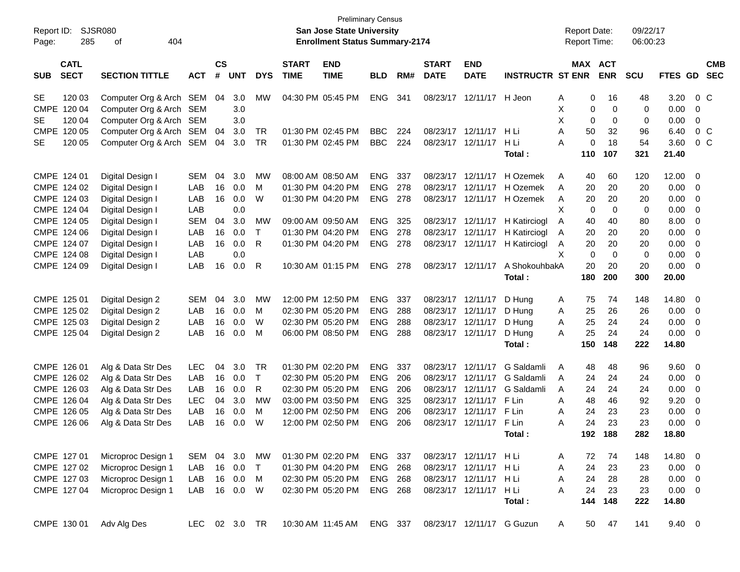Preliminary Census

Report ID: SJSR080

**San Jose State University**

**Enrollment Status Summary-2174**

Report Date: 09/22/17
Report Time: 06:00:23

| SUB | CATL SECT | SECTION TITTLE | ACT | CS # | UNT | DYS | START TIME | END TIME | BLD | RM# | START DATE | END DATE | INSTRUCTR | ST | MAX ENR | ACT ENR | SCU | FTES | GD | CMB SEC |
|---|---|---|---|---|---|---|---|---|---|---|---|---|---|---|---|---|---|---|---|---|
| SE | 120 03 | Computer Org & Arch | SEM | 04 | 3.0 | MW | 04:30 PM | 05:45 PM | ENG | 341 | 08/23/17 | 12/11/17 | H Jeon | A | 0 | 16 | 48 | 3.20 | 0 | C |
| CMPE | 120 04 | Computer Org & Arch | SEM | | 3.0 | | | | | | | | | X | 0 | 0 | 0 | 0.00 | 0 | |
| SE | 120 04 | Computer Org & Arch | SEM | | 3.0 | | | | | | | | | X | 0 | 0 | 0 | 0.00 | 0 | |
| CMPE | 120 05 | Computer Org & Arch | SEM | 04 | 3.0 | TR | 01:30 PM | 02:45 PM | BBC | 224 | 08/23/17 | 12/11/17 | H Li | A | 50 | 32 | 96 | 6.40 | 0 | C |
| SE | 120 05 | Computer Org & Arch | SEM | 04 | 3.0 | TR | 01:30 PM | 02:45 PM | BBC | 224 | 08/23/17 | 12/11/17 | H Li | A | 0 | 18 | 54 | 3.60 | 0 | C |
| | | | | | | | | | | | | | **Total :** | | **110** | **107** | **321** | **21.40** | | |
| CMPE | 124 01 | Digital Design I | SEM | 04 | 3.0 | MW | 08:00 AM | 08:50 AM | ENG | 337 | 08/23/17 | 12/11/17 | H Ozemek | A | 40 | 60 | 120 | 12.00 | 0 | |
| CMPE | 124 02 | Digital Design I | LAB | 16 | 0.0 | M | 01:30 PM | 04:20 PM | ENG | 278 | 08/23/17 | 12/11/17 | H Ozemek | A | 20 | 20 | 20 | 0.00 | 0 | |
| CMPE | 124 03 | Digital Design I | LAB | 16 | 0.0 | W | 01:30 PM | 04:20 PM | ENG | 278 | 08/23/17 | 12/11/17 | H Ozemek | A | 20 | 20 | 20 | 0.00 | 0 | |
| CMPE | 124 04 | Digital Design I | LAB | | 0.0 | | | | | | | | | X | 0 | 0 | 0 | 0.00 | 0 | |
| CMPE | 124 05 | Digital Design I | SEM | 04 | 3.0 | MW | 09:00 AM | 09:50 AM | ENG | 325 | 08/23/17 | 12/11/17 | H Katircioglu | A | 40 | 40 | 80 | 8.00 | 0 | |
| CMPE | 124 06 | Digital Design I | LAB | 16 | 0.0 | T | 01:30 PM | 04:20 PM | ENG | 278 | 08/23/17 | 12/11/17 | H Katircioglu | A | 20 | 20 | 20 | 0.00 | 0 | |
| CMPE | 124 07 | Digital Design I | LAB | 16 | 0.0 | R | 01:30 PM | 04:20 PM | ENG | 278 | 08/23/17 | 12/11/17 | H Katircioglu | A | 20 | 20 | 20 | 0.00 | 0 | |
| CMPE | 124 08 | Digital Design I | LAB | | 0.0 | | | | | | | | | X | 0 | 0 | 0 | 0.00 | 0 | |
| CMPE | 124 09 | Digital Design I | LAB | 16 | 0.0 | R | 10:30 AM | 01:15 PM | ENG | 278 | 08/23/17 | 12/11/17 | A Shokouhbak | A | 20 | 20 | 20 | 0.00 | 0 | |
| | | | | | | | | | | | | | **Total :** | | **180** | **200** | **300** | **20.00** | | |
| CMPE | 125 01 | Digital Design 2 | SEM | 04 | 3.0 | MW | 12:00 PM | 12:50 PM | ENG | 337 | 08/23/17 | 12/11/17 | D Hung | A | 75 | 74 | 148 | 14.80 | 0 | |
| CMPE | 125 02 | Digital Design 2 | LAB | 16 | 0.0 | M | 02:30 PM | 05:20 PM | ENG | 288 | 08/23/17 | 12/11/17 | D Hung | A | 25 | 26 | 26 | 0.00 | 0 | |
| CMPE | 125 03 | Digital Design 2 | LAB | 16 | 0.0 | W | 02:30 PM | 05:20 PM | ENG | 288 | 08/23/17 | 12/11/17 | D Hung | A | 25 | 24 | 24 | 0.00 | 0 | |
| CMPE | 125 04 | Digital Design 2 | LAB | 16 | 0.0 | M | 06:00 PM | 08:50 PM | ENG | 288 | 08/23/17 | 12/11/17 | D Hung | A | 25 | 24 | 24 | 0.00 | 0 | |
| | | | | | | | | | | | | | **Total :** | | **150** | **148** | **222** | **14.80** | | |
| CMPE | 126 01 | Alg & Data Str Des | LEC | 04 | 3.0 | TR | 01:30 PM | 02:20 PM | ENG | 337 | 08/23/17 | 12/11/17 | G Saldamli | A | 48 | 48 | 96 | 9.60 | 0 | |
| CMPE | 126 02 | Alg & Data Str Des | LAB | 16 | 0.0 | T | 02:30 PM | 05:20 PM | ENG | 206 | 08/23/17 | 12/11/17 | G Saldamli | A | 24 | 24 | 24 | 0.00 | 0 | |
| CMPE | 126 03 | Alg & Data Str Des | LAB | 16 | 0.0 | R | 02:30 PM | 05:20 PM | ENG | 206 | 08/23/17 | 12/11/17 | G Saldamli | A | 24 | 24 | 24 | 0.00 | 0 | |
| CMPE | 126 04 | Alg & Data Str Des | LEC | 04 | 3.0 | MW | 03:00 PM | 03:50 PM | ENG | 325 | 08/23/17 | 12/11/17 | F Lin | A | 48 | 46 | 92 | 9.20 | 0 | |
| CMPE | 126 05 | Alg & Data Str Des | LAB | 16 | 0.0 | M | 12:00 PM | 02:50 PM | ENG | 206 | 08/23/17 | 12/11/17 | F Lin | A | 24 | 23 | 23 | 0.00 | 0 | |
| CMPE | 126 06 | Alg & Data Str Des | LAB | 16 | 0.0 | W | 12:00 PM | 02:50 PM | ENG | 206 | 08/23/17 | 12/11/17 | F Lin | A | 24 | 23 | 23 | 0.00 | 0 | |
| | | | | | | | | | | | | | **Total :** | | **192** | **188** | **282** | **18.80** | | |
| CMPE | 127 01 | Microproc Design 1 | SEM | 04 | 3.0 | MW | 01:30 PM | 02:20 PM | ENG | 337 | 08/23/17 | 12/11/17 | H Li | A | 72 | 74 | 148 | 14.80 | 0 | |
| CMPE | 127 02 | Microproc Design 1 | LAB | 16 | 0.0 | T | 01:30 PM | 04:20 PM | ENG | 268 | 08/23/17 | 12/11/17 | H Li | A | 24 | 23 | 23 | 0.00 | 0 | |
| CMPE | 127 03 | Microproc Design 1 | LAB | 16 | 0.0 | M | 02:30 PM | 05:20 PM | ENG | 268 | 08/23/17 | 12/11/17 | H Li | A | 24 | 28 | 28 | 0.00 | 0 | |
| CMPE | 127 04 | Microproc Design 1 | LAB | 16 | 0.0 | W | 02:30 PM | 05:20 PM | ENG | 268 | 08/23/17 | 12/11/17 | H Li | A | 24 | 23 | 23 | 0.00 | 0 | |
| | | | | | | | | | | | | | **Total :** | | **144** | **148** | **222** | **14.80** | | |
| CMPE | 130 01 | Adv Alg Des | LEC | 02 | 3.0 | TR | 10:30 AM | 11:45 AM | ENG | 337 | 08/23/17 | 12/11/17 | G Guzun | A | 50 | 47 | 141 | 9.40 | 0 | |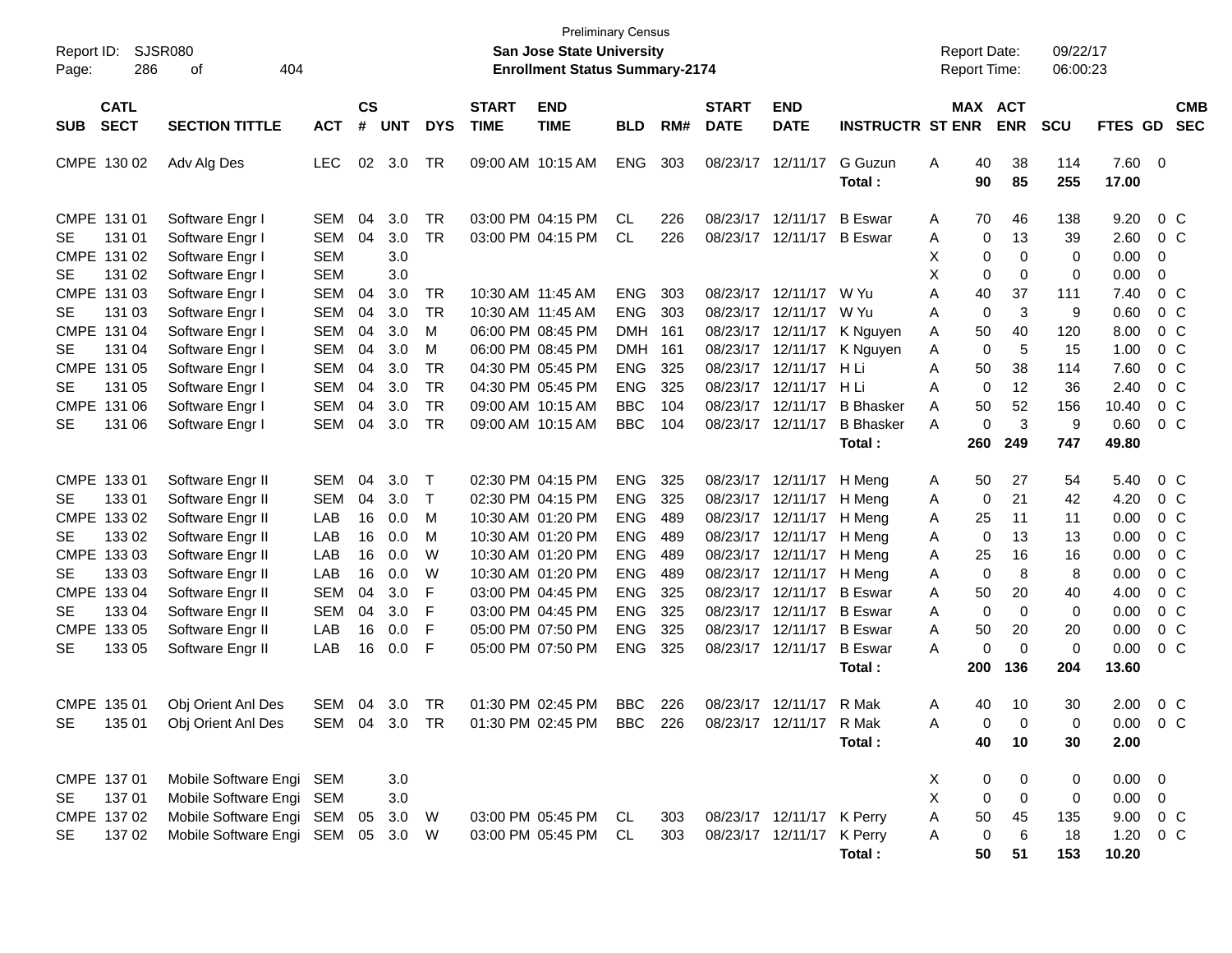Preliminary Census

**San Jose State University**

**Enrollment Status Summary-2174**

Report ID: SJSR080
Report Date: 09/22/17
Report Time: 06:00:23

| SUB | CATL SECT | SECTION TITTLE | ACT | CS # | UNT | DYS | START TIME | END TIME | BLD | RM# | START DATE | END DATE | INSTRUCTR | ST | MAX ENR | ACT ENR | SCU | FTES | GD | CMB SEC |
|---|---|---|---|---|---|---|---|---|---|---|---|---|---|---|---|---|---|---|---|---|
| CMPE | 130 02 | Adv Alg Des | LEC | 02 | 3.0 | TR | 09:00 AM | 10:15 AM | ENG | 303 | 08/23/17 | 12/11/17 | G Guzun | A | 40 | 38 | 114 | 7.60 | 0 | |
| | | | | | | | | | | | | | **Total :** | | **90** | **85** | **255** | **17.00** | | |
| CMPE | 131 01 | Software Engr I | SEM | 04 | 3.0 | TR | 03:00 PM | 04:15 PM | CL | 226 | 08/23/17 | 12/11/17 | B Eswar | A | 70 | 46 | 138 | 9.20 | 0 | C |
| SE | 131 01 | Software Engr I | SEM | 04 | 3.0 | TR | 03:00 PM | 04:15 PM | CL | 226 | 08/23/17 | 12/11/17 | B Eswar | A | 0 | 13 | 39 | 2.60 | 0 | C |
| CMPE | 131 02 | Software Engr I | SEM | | 3.0 | | | | | | | | | X | 0 | 0 | 0 | 0.00 | 0 | |
| SE | 131 02 | Software Engr I | SEM | | 3.0 | | | | | | | | | X | 0 | 0 | 0 | 0.00 | 0 | |
| CMPE | 131 03 | Software Engr I | SEM | 04 | 3.0 | TR | 10:30 AM | 11:45 AM | ENG | 303 | 08/23/17 | 12/11/17 | W Yu | A | 40 | 37 | 111 | 7.40 | 0 | C |
| SE | 131 03 | Software Engr I | SEM | 04 | 3.0 | TR | 10:30 AM | 11:45 AM | ENG | 303 | 08/23/17 | 12/11/17 | W Yu | A | 0 | 3 | 9 | 0.60 | 0 | C |
| CMPE | 131 04 | Software Engr I | SEM | 04 | 3.0 | M | 06:00 PM | 08:45 PM | DMH | 161 | 08/23/17 | 12/11/17 | K Nguyen | A | 50 | 40 | 120 | 8.00 | 0 | C |
| SE | 131 04 | Software Engr I | SEM | 04 | 3.0 | M | 06:00 PM | 08:45 PM | DMH | 161 | 08/23/17 | 12/11/17 | K Nguyen | A | 0 | 5 | 15 | 1.00 | 0 | C |
| CMPE | 131 05 | Software Engr I | SEM | 04 | 3.0 | TR | 04:30 PM | 05:45 PM | ENG | 325 | 08/23/17 | 12/11/17 | H Li | A | 50 | 38 | 114 | 7.60 | 0 | C |
| SE | 131 05 | Software Engr I | SEM | 04 | 3.0 | TR | 04:30 PM | 05:45 PM | ENG | 325 | 08/23/17 | 12/11/17 | H Li | A | 0 | 12 | 36 | 2.40 | 0 | C |
| CMPE | 131 06 | Software Engr I | SEM | 04 | 3.0 | TR | 09:00 AM | 10:15 AM | BBC | 104 | 08/23/17 | 12/11/17 | B Bhasker | A | 50 | 52 | 156 | 10.40 | 0 | C |
| SE | 131 06 | Software Engr I | SEM | 04 | 3.0 | TR | 09:00 AM | 10:15 AM | BBC | 104 | 08/23/17 | 12/11/17 | B Bhasker | A | 0 | 3 | 9 | 0.60 | 0 | C |
| | | | | | | | | | | | | | **Total :** | | **260** | **249** | **747** | **49.80** | | |
| CMPE | 133 01 | Software Engr II | SEM | 04 | 3.0 | T | 02:30 PM | 04:15 PM | ENG | 325 | 08/23/17 | 12/11/17 | H Meng | A | 50 | 27 | 54 | 5.40 | 0 | C |
| SE | 133 01 | Software Engr II | SEM | 04 | 3.0 | T | 02:30 PM | 04:15 PM | ENG | 325 | 08/23/17 | 12/11/17 | H Meng | A | 0 | 21 | 42 | 4.20 | 0 | C |
| CMPE | 133 02 | Software Engr II | LAB | 16 | 0.0 | M | 10:30 AM | 01:20 PM | ENG | 489 | 08/23/17 | 12/11/17 | H Meng | A | 25 | 11 | 11 | 0.00 | 0 | C |
| SE | 133 02 | Software Engr II | LAB | 16 | 0.0 | M | 10:30 AM | 01:20 PM | ENG | 489 | 08/23/17 | 12/11/17 | H Meng | A | 0 | 13 | 13 | 0.00 | 0 | C |
| CMPE | 133 03 | Software Engr II | LAB | 16 | 0.0 | W | 10:30 AM | 01:20 PM | ENG | 489 | 08/23/17 | 12/11/17 | H Meng | A | 25 | 16 | 16 | 0.00 | 0 | C |
| SE | 133 03 | Software Engr II | LAB | 16 | 0.0 | W | 10:30 AM | 01:20 PM | ENG | 489 | 08/23/17 | 12/11/17 | H Meng | A | 0 | 8 | 8 | 0.00 | 0 | C |
| CMPE | 133 04 | Software Engr II | SEM | 04 | 3.0 | F | 03:00 PM | 04:45 PM | ENG | 325 | 08/23/17 | 12/11/17 | B Eswar | A | 50 | 20 | 40 | 4.00 | 0 | C |
| SE | 133 04 | Software Engr II | SEM | 04 | 3.0 | F | 03:00 PM | 04:45 PM | ENG | 325 | 08/23/17 | 12/11/17 | B Eswar | A | 0 | 0 | 0 | 0.00 | 0 | C |
| CMPE | 133 05 | Software Engr II | LAB | 16 | 0.0 | F | 05:00 PM | 07:50 PM | ENG | 325 | 08/23/17 | 12/11/17 | B Eswar | A | 50 | 20 | 20 | 0.00 | 0 | C |
| SE | 133 05 | Software Engr II | LAB | 16 | 0.0 | F | 05:00 PM | 07:50 PM | ENG | 325 | 08/23/17 | 12/11/17 | B Eswar | A | 0 | 0 | 0 | 0.00 | 0 | C |
| | | | | | | | | | | | | | **Total :** | | **200** | **136** | **204** | **13.60** | | |
| CMPE | 135 01 | Obj Orient Anl Des | SEM | 04 | 3.0 | TR | 01:30 PM | 02:45 PM | BBC | 226 | 08/23/17 | 12/11/17 | R Mak | A | 40 | 10 | 30 | 2.00 | 0 | C |
| SE | 135 01 | Obj Orient Anl Des | SEM | 04 | 3.0 | TR | 01:30 PM | 02:45 PM | BBC | 226 | 08/23/17 | 12/11/17 | R Mak | A | 0 | 0 | 0 | 0.00 | 0 | C |
| | | | | | | | | | | | | | **Total :** | | **40** | **10** | **30** | **2.00** | | |
| CMPE | 137 01 | Mobile Software Engi | SEM | | 3.0 | | | | | | | | | X | 0 | 0 | 0 | 0.00 | 0 | |
| SE | 137 01 | Mobile Software Engi | SEM | | 3.0 | | | | | | | | | X | 0 | 0 | 0 | 0.00 | 0 | |
| CMPE | 137 02 | Mobile Software Engi | SEM | 05 | 3.0 | W | 03:00 PM | 05:45 PM | CL | 303 | 08/23/17 | 12/11/17 | K Perry | A | 50 | 45 | 135 | 9.00 | 0 | C |
| SE | 137 02 | Mobile Software Engi | SEM | 05 | 3.0 | W | 03:00 PM | 05:45 PM | CL | 303 | 08/23/17 | 12/11/17 | K Perry | A | 0 | 6 | 18 | 1.20 | 0 | C |
| | | | | | | | | | | | | | **Total :** | | **50** | **51** | **153** | **10.20** | | |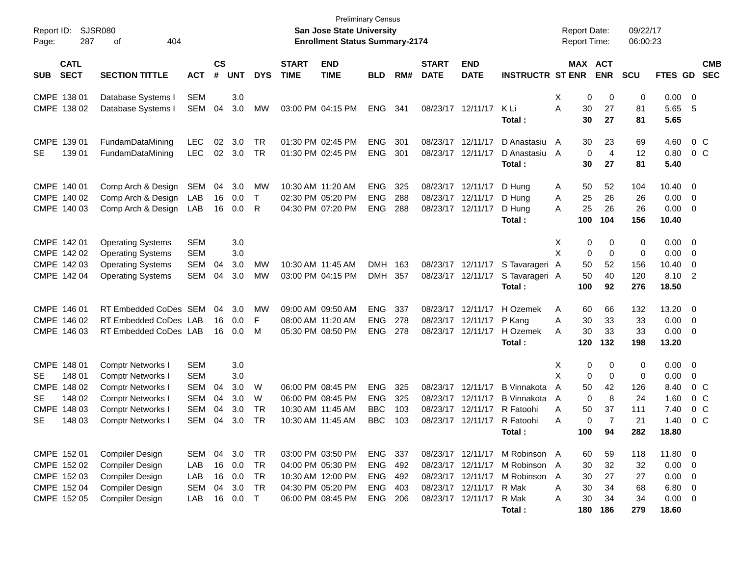Preliminary Census

**San Jose State University**

**Enrollment Status Summary-2174**

Report ID: SJSR080
Report Date: 09/22/17
Report Time: 06:00:23

| SUB | CATL SECT | SECTION TITTLE | ACT | CS # | UNT | DYS | START TIME | END TIME | BLD | RM# | START DATE | END DATE | INSTRUCTR | ST | MAX ENR | ACT ENR | SCU | FTES | GD | CMB SEC |
|---|---|---|---|---|---|---|---|---|---|---|---|---|---|---|---|---|---|---|---|---|
| CMPE | 138 01 | Database Systems I | SEM | | 3.0 | | | | | | | | | X | 0 | 0 | 0 | 0.00 | 0 | |
| CMPE | 138 02 | Database Systems I | SEM | 04 | 3.0 | MW | 03:00 PM | 04:15 PM | ENG | 341 | 08/23/17 | 12/11/17 | K Li | A | 30 | 27 | 81 | 5.65 | 5 | |
| | | | | | | | | | | | | | **Total :** | | **30** | **27** | **81** | **5.65** | | |
| CMPE | 139 01 | FundamDataMining | LEC | 02 | 3.0 | TR | 01:30 PM | 02:45 PM | ENG | 301 | 08/23/17 | 12/11/17 | D Anastasiu | A | 30 | 23 | 69 | 4.60 | 0 | C |
| SE | 139 01 | FundamDataMining | LEC | 02 | 3.0 | TR | 01:30 PM | 02:45 PM | ENG | 301 | 08/23/17 | 12/11/17 | D Anastasiu | A | 0 | 4 | 12 | 0.80 | 0 | C |
| | | | | | | | | | | | | | **Total :** | | **30** | **27** | **81** | **5.40** | | |
| CMPE | 140 01 | Comp Arch & Design | SEM | 04 | 3.0 | MW | 10:30 AM | 11:20 AM | ENG | 325 | 08/23/17 | 12/11/17 | D Hung | A | 50 | 52 | 104 | 10.40 | 0 | |
| CMPE | 140 02 | Comp Arch & Design | LAB | 16 | 0.0 | T | 02:30 PM | 05:20 PM | ENG | 288 | 08/23/17 | 12/11/17 | D Hung | A | 25 | 26 | 26 | 0.00 | 0 | |
| CMPE | 140 03 | Comp Arch & Design | LAB | 16 | 0.0 | R | 04:30 PM | 07:20 PM | ENG | 288 | 08/23/17 | 12/11/17 | D Hung | A | 25 | 26 | 26 | 0.00 | 0 | |
| | | | | | | | | | | | | | **Total :** | | **100** | **104** | **156** | **10.40** | | |
| CMPE | 142 01 | Operating Systems | SEM | | 3.0 | | | | | | | | | X | 0 | 0 | 0 | 0.00 | 0 | |
| CMPE | 142 02 | Operating Systems | SEM | | 3.0 | | | | | | | | | X | 0 | 0 | 0 | 0.00 | 0 | |
| CMPE | 142 03 | Operating Systems | SEM | 04 | 3.0 | MW | 10:30 AM | 11:45 AM | DMH | 163 | 08/23/17 | 12/11/17 | S Tavarageri | A | 50 | 52 | 156 | 10.40 | 0 | |
| CMPE | 142 04 | Operating Systems | SEM | 04 | 3.0 | MW | 03:00 PM | 04:15 PM | DMH | 357 | 08/23/17 | 12/11/17 | S Tavarageri | A | 50 | 40 | 120 | 8.10 | 2 | |
| | | | | | | | | | | | | | **Total :** | | **100** | **92** | **276** | **18.50** | | |
| CMPE | 146 01 | RT Embedded CoDes | SEM | 04 | 3.0 | MW | 09:00 AM | 09:50 AM | ENG | 337 | 08/23/17 | 12/11/17 | H Ozemek | A | 60 | 66 | 132 | 13.20 | 0 | |
| CMPE | 146 02 | RT Embedded CoDes | LAB | 16 | 0.0 | F | 08:00 AM | 11:20 AM | ENG | 278 | 08/23/17 | 12/11/17 | P Kang | A | 30 | 33 | 33 | 0.00 | 0 | |
| CMPE | 146 03 | RT Embedded CoDes | LAB | 16 | 0.0 | M | 05:30 PM | 08:50 PM | ENG | 278 | 08/23/17 | 12/11/17 | H Ozemek | A | 30 | 33 | 33 | 0.00 | 0 | |
| | | | | | | | | | | | | | **Total :** | | **120** | **132** | **198** | **13.20** | | |
| CMPE | 148 01 | Comptr Networks I | SEM | | 3.0 | | | | | | | | | X | 0 | 0 | 0 | 0.00 | 0 | |
| SE | 148 01 | Comptr Networks I | SEM | | 3.0 | | | | | | | | | X | 0 | 0 | 0 | 0.00 | 0 | |
| CMPE | 148 02 | Comptr Networks I | SEM | 04 | 3.0 | W | 06:00 PM | 08:45 PM | ENG | 325 | 08/23/17 | 12/11/17 | B Vinnakota | A | 50 | 42 | 126 | 8.40 | 0 | C |
| SE | 148 02 | Comptr Networks I | SEM | 04 | 3.0 | W | 06:00 PM | 08:45 PM | ENG | 325 | 08/23/17 | 12/11/17 | B Vinnakota | A | 0 | 8 | 24 | 1.60 | 0 | C |
| CMPE | 148 03 | Comptr Networks I | SEM | 04 | 3.0 | TR | 10:30 AM | 11:45 AM | BBC | 103 | 08/23/17 | 12/11/17 | R Fatoohi | A | 50 | 37 | 111 | 7.40 | 0 | C |
| SE | 148 03 | Comptr Networks I | SEM | 04 | 3.0 | TR | 10:30 AM | 11:45 AM | BBC | 103 | 08/23/17 | 12/11/17 | R Fatoohi | A | 0 | 7 | 21 | 1.40 | 0 | C |
| | | | | | | | | | | | | | **Total :** | | **100** | **94** | **282** | **18.80** | | |
| CMPE | 152 01 | Compiler Design | SEM | 04 | 3.0 | TR | 03:00 PM | 03:50 PM | ENG | 337 | 08/23/17 | 12/11/17 | M Robinson | A | 60 | 59 | 118 | 11.80 | 0 | |
| CMPE | 152 02 | Compiler Design | LAB | 16 | 0.0 | TR | 04:00 PM | 05:30 PM | ENG | 492 | 08/23/17 | 12/11/17 | M Robinson | A | 30 | 32 | 32 | 0.00 | 0 | |
| CMPE | 152 03 | Compiler Design | LAB | 16 | 0.0 | TR | 10:30 AM | 12:00 PM | ENG | 492 | 08/23/17 | 12/11/17 | M Robinson | A | 30 | 27 | 27 | 0.00 | 0 | |
| CMPE | 152 04 | Compiler Design | SEM | 04 | 3.0 | TR | 04:30 PM | 05:20 PM | ENG | 403 | 08/23/17 | 12/11/17 | R Mak | A | 30 | 34 | 68 | 6.80 | 0 | |
| CMPE | 152 05 | Compiler Design | LAB | 16 | 0.0 | T | 06:00 PM | 08:45 PM | ENG | 206 | 08/23/17 | 12/11/17 | R Mak | A | 30 | 34 | 34 | 0.00 | 0 | |
| | | | | | | | | | | | | | **Total :** | | **180** | **186** | **279** | **18.60** | | |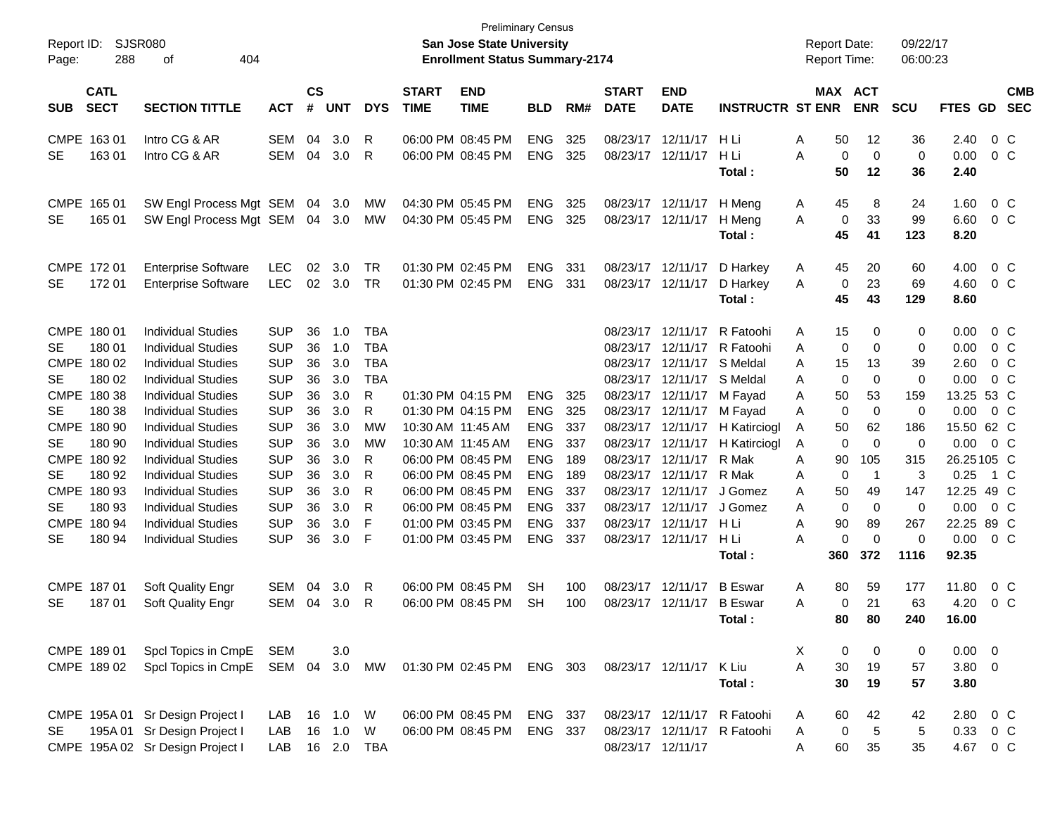Preliminary Census

Report ID: SJSR080 — **San Jose State University** — Report Date: 09/22/17

**Enrollment Status Summary-2174** — Report Time: 06:00:23

| SUB | CATL SECT | SECTION TITTLE | ACT | CS # | UNT | DYS | START TIME | END TIME | BLD | RM# | START DATE | END DATE | INSTRUCTR | ST | MAX ENR | ACT ENR | SCU | FTES | GD | CMB SEC |
|---|---|---|---|---|---|---|---|---|---|---|---|---|---|---|---|---|---|---|---|---|
| CMPE | 163 01 | Intro CG & AR | SEM | 04 | 3.0 | R | 06:00 PM | 08:45 PM | ENG | 325 | 08/23/17 | 12/11/17 | H Li | A | 50 | 12 | 36 | 2.40 | 0 | C |
| SE | 163 01 | Intro CG & AR | SEM | 04 | 3.0 | R | 06:00 PM | 08:45 PM | ENG | 325 | 08/23/17 | 12/11/17 | H Li | A | 0 | 0 | 0 | 0.00 | 0 | C |
| | | | | | | | | | | | | | **Total :** | | **50** | **12** | **36** | **2.40** | | |
| CMPE | 165 01 | SW Engl Process Mgt | SEM | 04 | 3.0 | MW | 04:30 PM | 05:45 PM | ENG | 325 | 08/23/17 | 12/11/17 | H Meng | A | 45 | 8 | 24 | 1.60 | 0 | C |
| SE | 165 01 | SW Engl Process Mgt | SEM | 04 | 3.0 | MW | 04:30 PM | 05:45 PM | ENG | 325 | 08/23/17 | 12/11/17 | H Meng | A | 0 | 33 | 99 | 6.60 | 0 | C |
| | | | | | | | | | | | | | **Total :** | | **45** | **41** | **123** | **8.20** | | |
| CMPE | 172 01 | Enterprise Software | LEC | 02 | 3.0 | TR | 01:30 PM | 02:45 PM | ENG | 331 | 08/23/17 | 12/11/17 | D Harkey | A | 45 | 20 | 60 | 4.00 | 0 | C |
| SE | 172 01 | Enterprise Software | LEC | 02 | 3.0 | TR | 01:30 PM | 02:45 PM | ENG | 331 | 08/23/17 | 12/11/17 | D Harkey | A | 0 | 23 | 69 | 4.60 | 0 | C |
| | | | | | | | | | | | | | **Total :** | | **45** | **43** | **129** | **8.60** | | |
| CMPE | 180 01 | Individual Studies | SUP | 36 | 1.0 | TBA | | | | | 08/23/17 | 12/11/17 | R Fatoohi | A | 15 | 0 | 0 | 0.00 | 0 | C |
| SE | 180 01 | Individual Studies | SUP | 36 | 1.0 | TBA | | | | | 08/23/17 | 12/11/17 | R Fatoohi | A | 0 | 0 | 0 | 0.00 | 0 | C |
| CMPE | 180 02 | Individual Studies | SUP | 36 | 3.0 | TBA | | | | | 08/23/17 | 12/11/17 | S Meldal | A | 15 | 13 | 39 | 2.60 | 0 | C |
| SE | 180 02 | Individual Studies | SUP | 36 | 3.0 | TBA | | | | | 08/23/17 | 12/11/17 | S Meldal | A | 0 | 0 | 0 | 0.00 | 0 | C |
| CMPE | 180 38 | Individual Studies | SUP | 36 | 3.0 | R | 01:30 PM | 04:15 PM | ENG | 325 | 08/23/17 | 12/11/17 | M Fayad | A | 50 | 53 | 159 | 13.25 | 53 | C |
| SE | 180 38 | Individual Studies | SUP | 36 | 3.0 | R | 01:30 PM | 04:15 PM | ENG | 325 | 08/23/17 | 12/11/17 | M Fayad | A | 0 | 0 | 0 | 0.00 | 0 | C |
| CMPE | 180 90 | Individual Studies | SUP | 36 | 3.0 | MW | 10:30 AM | 11:45 AM | ENG | 337 | 08/23/17 | 12/11/17 | H Katircioglu | A | 50 | 62 | 186 | 15.50 | 62 | C |
| SE | 180 90 | Individual Studies | SUP | 36 | 3.0 | MW | 10:30 AM | 11:45 AM | ENG | 337 | 08/23/17 | 12/11/17 | H Katircioglu | A | 0 | 0 | 0 | 0.00 | 0 | C |
| CMPE | 180 92 | Individual Studies | SUP | 36 | 3.0 | R | 06:00 PM | 08:45 PM | ENG | 189 | 08/23/17 | 12/11/17 | R Mak | A | 90 | 105 | 315 | 26.25 | 105 | C |
| SE | 180 92 | Individual Studies | SUP | 36 | 3.0 | R | 06:00 PM | 08:45 PM | ENG | 189 | 08/23/17 | 12/11/17 | R Mak | A | 0 | 1 | 3 | 0.25 | 1 | C |
| CMPE | 180 93 | Individual Studies | SUP | 36 | 3.0 | R | 06:00 PM | 08:45 PM | ENG | 337 | 08/23/17 | 12/11/17 | J Gomez | A | 50 | 49 | 147 | 12.25 | 49 | C |
| SE | 180 93 | Individual Studies | SUP | 36 | 3.0 | R | 06:00 PM | 08:45 PM | ENG | 337 | 08/23/17 | 12/11/17 | J Gomez | A | 0 | 0 | 0 | 0.00 | 0 | C |
| CMPE | 180 94 | Individual Studies | SUP | 36 | 3.0 | F | 01:00 PM | 03:45 PM | ENG | 337 | 08/23/17 | 12/11/17 | H Li | A | 90 | 89 | 267 | 22.25 | 89 | C |
| SE | 180 94 | Individual Studies | SUP | 36 | 3.0 | F | 01:00 PM | 03:45 PM | ENG | 337 | 08/23/17 | 12/11/17 | H Li | A | 0 | 0 | 0 | 0.00 | 0 | C |
| | | | | | | | | | | | | | **Total :** | | **360** | **372** | **1116** | **92.35** | | |
| CMPE | 187 01 | Soft Quality Engr | SEM | 04 | 3.0 | R | 06:00 PM | 08:45 PM | SH | 100 | 08/23/17 | 12/11/17 | B Eswar | A | 80 | 59 | 177 | 11.80 | 0 | C |
| SE | 187 01 | Soft Quality Engr | SEM | 04 | 3.0 | R | 06:00 PM | 08:45 PM | SH | 100 | 08/23/17 | 12/11/17 | B Eswar | A | 0 | 21 | 63 | 4.20 | 0 | C |
| | | | | | | | | | | | | | **Total :** | | **80** | **80** | **240** | **16.00** | | |
| CMPE | 189 01 | Spcl Topics in CmpE | SEM | | 3.0 | | | | | | | | | X | 0 | 0 | 0 | 0.00 | 0 | |
| CMPE | 189 02 | Spcl Topics in CmpE | SEM | 04 | 3.0 | MW | 01:30 PM | 02:45 PM | ENG | 303 | 08/23/17 | 12/11/17 | K Liu | A | 30 | 19 | 57 | 3.80 | 0 | |
| | | | | | | | | | | | | | **Total :** | | **30** | **19** | **57** | **3.80** | | |
| CMPE | 195A 01 | Sr Design Project I | LAB | 16 | 1.0 | W | 06:00 PM | 08:45 PM | ENG | 337 | 08/23/17 | 12/11/17 | R Fatoohi | A | 60 | 42 | 42 | 2.80 | 0 | C |
| SE | 195A 01 | Sr Design Project I | LAB | 16 | 1.0 | W | 06:00 PM | 08:45 PM | ENG | 337 | 08/23/17 | 12/11/17 | R Fatoohi | A | 0 | 5 | 5 | 0.33 | 0 | C |
| CMPE | 195A 02 | Sr Design Project I | LAB | 16 | 2.0 | TBA | | | | | 08/23/17 | 12/11/17 | | A | 60 | 35 | 35 | 4.67 | 0 | C |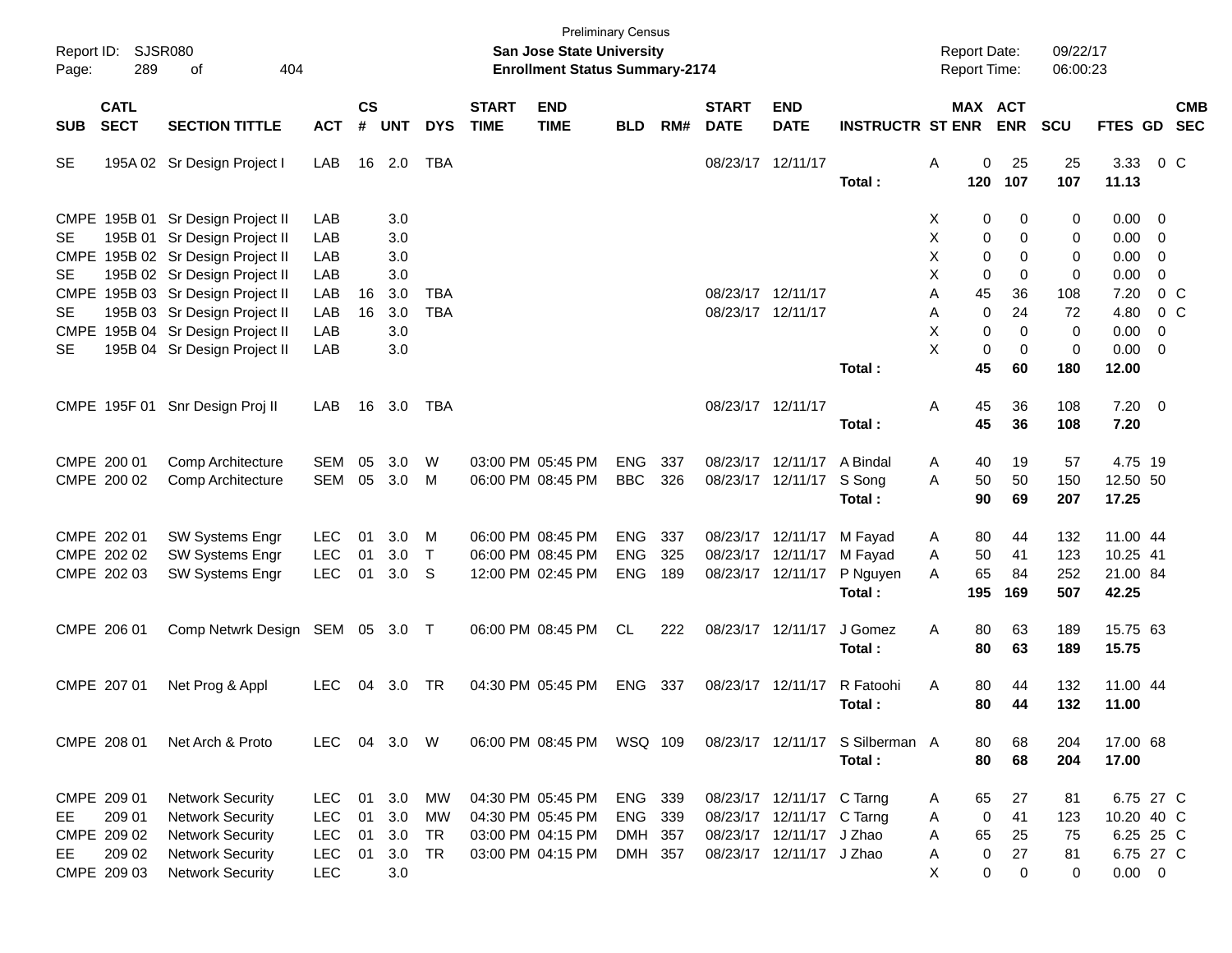Preliminary Census

**San Jose State University**
**Enrollment Status Summary-2174**

Report ID: SJSR080
Report Date: 09/22/17
Report Time: 06:00:23

| SUB | CATL SECT | SECTION TITTLE | ACT | CS # | UNT | DYS | START TIME | END TIME | BLD | RM# | START DATE | END DATE | INSTRUCTR | ST | MAX ENR | ACT ENR | SCU | FTES | GD | CMB SEC |
|---|---|---|---|---|---|---|---|---|---|---|---|---|---|---|---|---|---|---|---|---|
| SE | 195A 02 | Sr Design Project I | LAB | 16 | 2.0 | TBA | | | | | 08/23/17 | 12/11/17 | | A | 0 | 25 | 25 | 3.33 | 0 | C |
| | | | | | | | | | | | | | **Total :** | | **120** | **107** | **107** | **11.13** | | |
| CMPE | 195B 01 | Sr Design Project II | LAB | | 3.0 | | | | | | | | | X | 0 | 0 | 0 | 0.00 | 0 | |
| SE | 195B 01 | Sr Design Project II | LAB | | 3.0 | | | | | | | | | X | 0 | 0 | 0 | 0.00 | 0 | |
| CMPE | 195B 02 | Sr Design Project II | LAB | | 3.0 | | | | | | | | | X | 0 | 0 | 0 | 0.00 | 0 | |
| SE | 195B 02 | Sr Design Project II | LAB | | 3.0 | | | | | | | | | X | 0 | 0 | 0 | 0.00 | 0 | |
| CMPE | 195B 03 | Sr Design Project II | LAB | 16 | 3.0 | TBA | | | | | 08/23/17 | 12/11/17 | | A | 45 | 36 | 108 | 7.20 | 0 | C |
| SE | 195B 03 | Sr Design Project II | LAB | 16 | 3.0 | TBA | | | | | 08/23/17 | 12/11/17 | | A | 0 | 24 | 72 | 4.80 | 0 | C |
| CMPE | 195B 04 | Sr Design Project II | LAB | | 3.0 | | | | | | | | | X | 0 | 0 | 0 | 0.00 | 0 | |
| SE | 195B 04 | Sr Design Project II | LAB | | 3.0 | | | | | | | | | X | 0 | 0 | 0 | 0.00 | 0 | |
| | | | | | | | | | | | | | **Total :** | | **45** | **60** | **180** | **12.00** | | |
| CMPE | 195F 01 | Snr Design Proj II | LAB | 16 | 3.0 | TBA | | | | | 08/23/17 | 12/11/17 | | A | 45 | 36 | 108 | 7.20 | 0 | |
| | | | | | | | | | | | | | **Total :** | | **45** | **36** | **108** | **7.20** | | |
| CMPE | 200 01 | Comp Architecture | SEM | 05 | 3.0 | W | 03:00 PM | 05:45 PM | ENG | 337 | 08/23/17 | 12/11/17 | A Bindal | A | 40 | 19 | 57 | 4.75 | 19 | |
| CMPE | 200 02 | Comp Architecture | SEM | 05 | 3.0 | M | 06:00 PM | 08:45 PM | BBC | 326 | 08/23/17 | 12/11/17 | S Song | A | 50 | 50 | 150 | 12.50 | 50 | |
| | | | | | | | | | | | | | **Total :** | | **90** | **69** | **207** | **17.25** | | |
| CMPE | 202 01 | SW Systems Engr | LEC | 01 | 3.0 | M | 06:00 PM | 08:45 PM | ENG | 337 | 08/23/17 | 12/11/17 | M Fayad | A | 80 | 44 | 132 | 11.00 | 44 | |
| CMPE | 202 02 | SW Systems Engr | LEC | 01 | 3.0 | T | 06:00 PM | 08:45 PM | ENG | 325 | 08/23/17 | 12/11/17 | M Fayad | A | 50 | 41 | 123 | 10.25 | 41 | |
| CMPE | 202 03 | SW Systems Engr | LEC | 01 | 3.0 | S | 12:00 PM | 02:45 PM | ENG | 189 | 08/23/17 | 12/11/17 | P Nguyen | A | 65 | 84 | 252 | 21.00 | 84 | |
| | | | | | | | | | | | | | **Total :** | | **195** | **169** | **507** | **42.25** | | |
| CMPE | 206 01 | Comp Netwrk Design | SEM | 05 | 3.0 | T | 06:00 PM | 08:45 PM | CL | 222 | 08/23/17 | 12/11/17 | J Gomez | A | 80 | 63 | 189 | 15.75 | 63 | |
| | | | | | | | | | | | | | **Total :** | | **80** | **63** | **189** | **15.75** | | |
| CMPE | 207 01 | Net Prog & Appl | LEC | 04 | 3.0 | TR | 04:30 PM | 05:45 PM | ENG | 337 | 08/23/17 | 12/11/17 | R Fatoohi | A | 80 | 44 | 132 | 11.00 | 44 | |
| | | | | | | | | | | | | | **Total :** | | **80** | **44** | **132** | **11.00** | | |
| CMPE | 208 01 | Net Arch & Proto | LEC | 04 | 3.0 | W | 06:00 PM | 08:45 PM | WSQ | 109 | 08/23/17 | 12/11/17 | S Silberman | A | 80 | 68 | 204 | 17.00 | 68 | |
| | | | | | | | | | | | | | **Total :** | | **80** | **68** | **204** | **17.00** | | |
| CMPE | 209 01 | Network Security | LEC | 01 | 3.0 | MW | 04:30 PM | 05:45 PM | ENG | 339 | 08/23/17 | 12/11/17 | C Tarng | A | 65 | 27 | 81 | 6.75 | 27 | C |
| EE | 209 01 | Network Security | LEC | 01 | 3.0 | MW | 04:30 PM | 05:45 PM | ENG | 339 | 08/23/17 | 12/11/17 | C Tarng | A | 0 | 41 | 123 | 10.20 | 40 | C |
| CMPE | 209 02 | Network Security | LEC | 01 | 3.0 | TR | 03:00 PM | 04:15 PM | DMH | 357 | 08/23/17 | 12/11/17 | J Zhao | A | 65 | 25 | 75 | 6.25 | 25 | C |
| EE | 209 02 | Network Security | LEC | 01 | 3.0 | TR | 03:00 PM | 04:15 PM | DMH | 357 | 08/23/17 | 12/11/17 | J Zhao | A | 0 | 27 | 81 | 6.75 | 27 | C |
| CMPE | 209 03 | Network Security | LEC | | 3.0 | | | | | | | | | X | 0 | 0 | 0 | 0.00 | 0 | |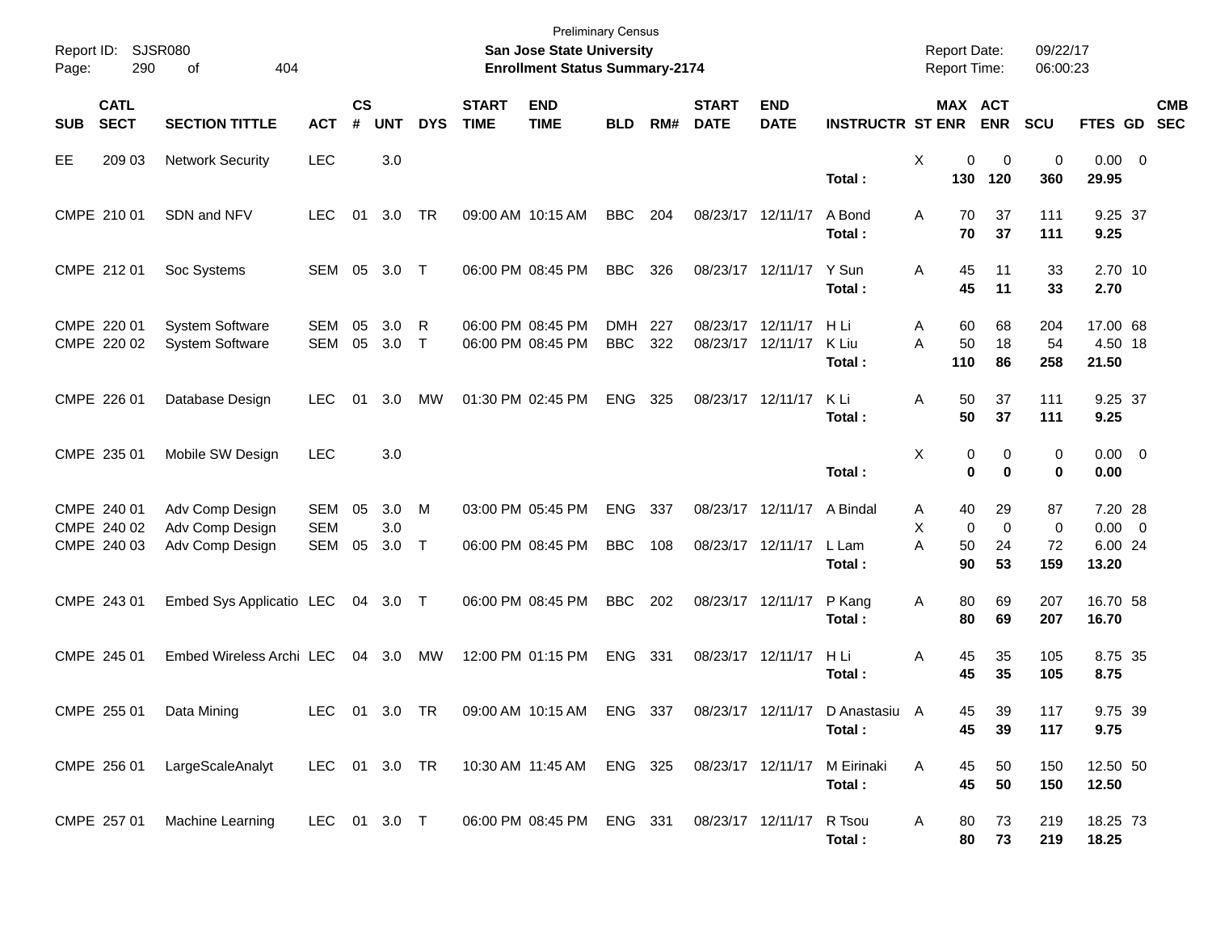Preliminary Census

**San Jose State University**

**Enrollment Status Summary-2174**

Report ID: SJSR080
Report Date: 09/22/17
Report Time: 06:00:23

| SUB | CATL SECT | SECTION TITTLE | ACT | CS # | UNT | DYS | START TIME | END TIME | BLD | RM# | START DATE | END DATE | INSTRUCTR | ST | MAX ENR | ACT ENR | SCU | FTES | GD | CMB SEC |
|---|---|---|---|---|---|---|---|---|---|---|---|---|---|---|---|---|---|---|---|---|
| EE | 209 03 | Network Security | LEC | | 3.0 | | | | | | | | | X | 0 | 0 | 0 | 0.00 | 0 | |
| | | | | | | | | | | | | | **Total :** | | **130** | **120** | **360** | **29.95** | | |
| CMPE | 210 01 | SDN and NFV | LEC | 01 | 3.0 | TR | 09:00 AM | 10:15 AM | BBC | 204 | 08/23/17 | 12/11/17 | A Bond | A | 70 | 37 | 111 | 9.25 | 37 | |
| | | | | | | | | | | | | | **Total :** | | **70** | **37** | **111** | **9.25** | | |
| CMPE | 212 01 | Soc Systems | SEM | 05 | 3.0 | T | 06:00 PM | 08:45 PM | BBC | 326 | 08/23/17 | 12/11/17 | Y Sun | A | 45 | 11 | 33 | 2.70 | 10 | |
| | | | | | | | | | | | | | **Total :** | | **45** | **11** | **33** | **2.70** | | |
| CMPE | 220 01 | System Software | SEM | 05 | 3.0 | R | 06:00 PM | 08:45 PM | DMH | 227 | 08/23/17 | 12/11/17 | H Li | A | 60 | 68 | 204 | 17.00 | 68 | |
| CMPE | 220 02 | System Software | SEM | 05 | 3.0 | T | 06:00 PM | 08:45 PM | BBC | 322 | 08/23/17 | 12/11/17 | K Liu | A | 50 | 18 | 54 | 4.50 | 18 | |
| | | | | | | | | | | | | | **Total :** | | **110** | **86** | **258** | **21.50** | | |
| CMPE | 226 01 | Database Design | LEC | 01 | 3.0 | MW | 01:30 PM | 02:45 PM | ENG | 325 | 08/23/17 | 12/11/17 | K Li | A | 50 | 37 | 111 | 9.25 | 37 | |
| | | | | | | | | | | | | | **Total :** | | **50** | **37** | **111** | **9.25** | | |
| CMPE | 235 01 | Mobile SW Design | LEC | | 3.0 | | | | | | | | | X | 0 | 0 | 0 | 0.00 | 0 | |
| | | | | | | | | | | | | | **Total :** | | **0** | **0** | **0** | **0.00** | | |
| CMPE | 240 01 | Adv Comp Design | SEM | 05 | 3.0 | M | 03:00 PM | 05:45 PM | ENG | 337 | 08/23/17 | 12/11/17 | A Bindal | A | 40 | 29 | 87 | 7.20 | 28 | |
| CMPE | 240 02 | Adv Comp Design | SEM | | 3.0 | | | | | | | | | X | 0 | 0 | 0 | 0.00 | 0 | |
| CMPE | 240 03 | Adv Comp Design | SEM | 05 | 3.0 | T | 06:00 PM | 08:45 PM | BBC | 108 | 08/23/17 | 12/11/17 | L Lam | A | 50 | 24 | 72 | 6.00 | 24 | |
| | | | | | | | | | | | | | **Total :** | | **90** | **53** | **159** | **13.20** | | |
| CMPE | 243 01 | Embed Sys Applicatio | LEC | 04 | 3.0 | T | 06:00 PM | 08:45 PM | BBC | 202 | 08/23/17 | 12/11/17 | P Kang | A | 80 | 69 | 207 | 16.70 | 58 | |
| | | | | | | | | | | | | | **Total :** | | **80** | **69** | **207** | **16.70** | | |
| CMPE | 245 01 | Embed Wireless Archi | LEC | 04 | 3.0 | MW | 12:00 PM | 01:15 PM | ENG | 331 | 08/23/17 | 12/11/17 | H Li | A | 45 | 35 | 105 | 8.75 | 35 | |
| | | | | | | | | | | | | | **Total :** | | **45** | **35** | **105** | **8.75** | | |
| CMPE | 255 01 | Data Mining | LEC | 01 | 3.0 | TR | 09:00 AM | 10:15 AM | ENG | 337 | 08/23/17 | 12/11/17 | D Anastasiu | A | 45 | 39 | 117 | 9.75 | 39 | |
| | | | | | | | | | | | | | **Total :** | | **45** | **39** | **117** | **9.75** | | |
| CMPE | 256 01 | LargeScaleAnalyt | LEC | 01 | 3.0 | TR | 10:30 AM | 11:45 AM | ENG | 325 | 08/23/17 | 12/11/17 | M Eirinaki | A | 45 | 50 | 150 | 12.50 | 50 | |
| | | | | | | | | | | | | | **Total :** | | **45** | **50** | **150** | **12.50** | | |
| CMPE | 257 01 | Machine Learning | LEC | 01 | 3.0 | T | 06:00 PM | 08:45 PM | ENG | 331 | 08/23/17 | 12/11/17 | R Tsou | A | 80 | 73 | 219 | 18.25 | 73 | |
| | | | | | | | | | | | | | **Total :** | | **80** | **73** | **219** | **18.25** | | |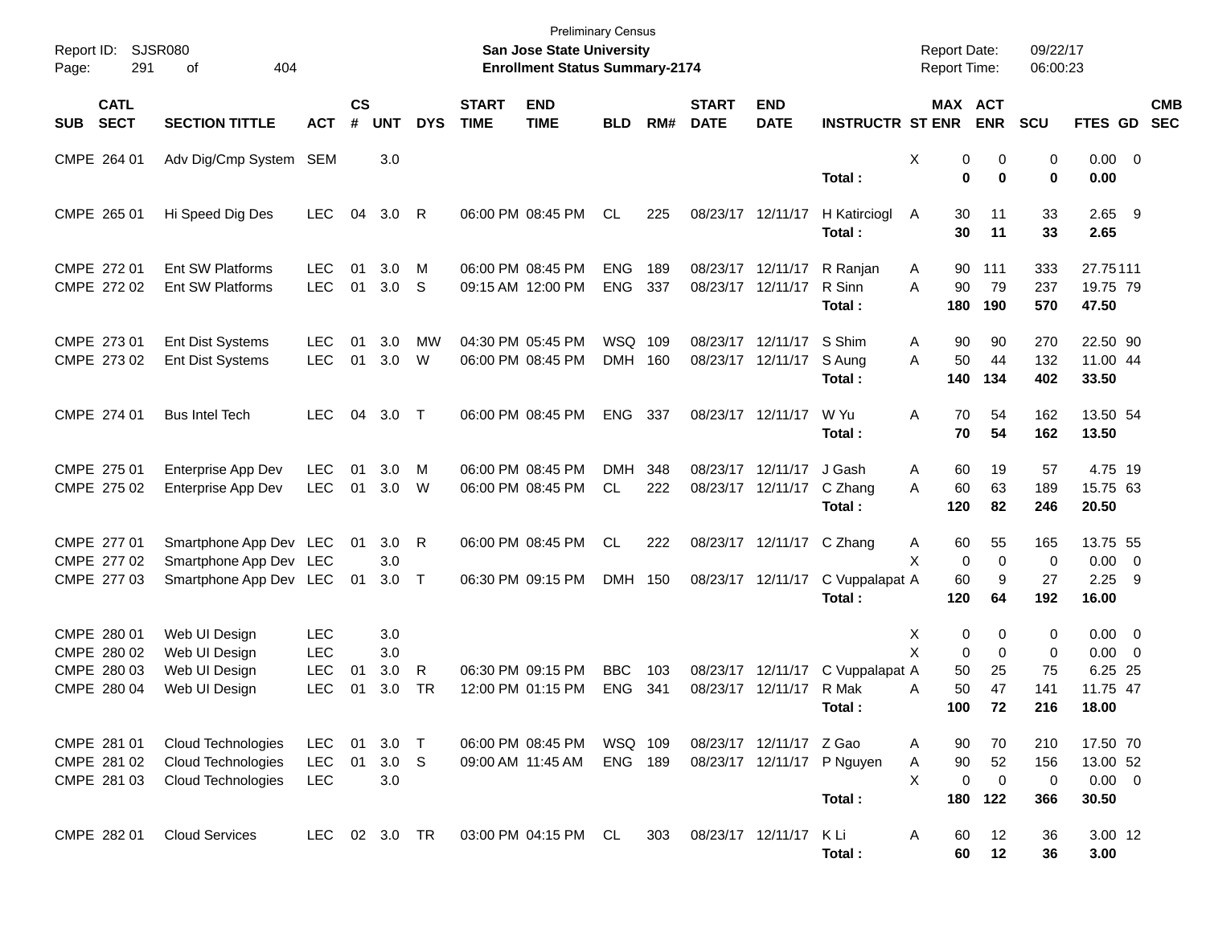Preliminary Census

**San Jose State University**

**Enrollment Status Summary-2174**

Report ID: SJSR080
Page: 291 of 404

Report Date: 09/22/17
Report Time: 06:00:23

| SUB | CATL SECT | SECTION TITTLE | ACT | CS # | UNT | DYS | START TIME | END TIME | BLD | RM# | START DATE | END DATE | INSTRUCTR | ST | MAX ENR | ACT ENR | SCU | FTES | GD | CMB SEC |
|---|---|---|---|---|---|---|---|---|---|---|---|---|---|---|---|---|---|---|---|---|
| CMPE | 264 01 | Adv Dig/Cmp System | SEM | | 3.0 | | | | | | | | | X | 0 | 0 | 0 | 0.00 | 0 | |
| | | | | | | | | | | | | | **Total :** | | **0** | **0** | **0** | **0.00** | | |
| CMPE | 265 01 | Hi Speed Dig Des | LEC | 04 | 3.0 | R | 06:00 PM | 08:45 PM | CL | 225 | 08/23/17 | 12/11/17 | H Katirciogl | A | 30 | 11 | 33 | 2.65 | 9 | |
| | | | | | | | | | | | | | **Total :** | | **30** | **11** | **33** | **2.65** | | |
| CMPE | 272 01 | Ent SW Platforms | LEC | 01 | 3.0 | M | 06:00 PM | 08:45 PM | ENG | 189 | 08/23/17 | 12/11/17 | R Ranjan | A | 90 | 111 | 333 | 27.75 | 111 | |
| CMPE | 272 02 | Ent SW Platforms | LEC | 01 | 3.0 | S | 09:15 AM | 12:00 PM | ENG | 337 | 08/23/17 | 12/11/17 | R Sinn | A | 90 | 79 | 237 | 19.75 | 79 | |
| | | | | | | | | | | | | | **Total :** | | **180** | **190** | **570** | **47.50** | | |
| CMPE | 273 01 | Ent Dist Systems | LEC | 01 | 3.0 | MW | 04:30 PM | 05:45 PM | WSQ | 109 | 08/23/17 | 12/11/17 | S Shim | A | 90 | 90 | 270 | 22.50 | 90 | |
| CMPE | 273 02 | Ent Dist Systems | LEC | 01 | 3.0 | W | 06:00 PM | 08:45 PM | DMH | 160 | 08/23/17 | 12/11/17 | S Aung | A | 50 | 44 | 132 | 11.00 | 44 | |
| | | | | | | | | | | | | | **Total :** | | **140** | **134** | **402** | **33.50** | | |
| CMPE | 274 01 | Bus Intel Tech | LEC | 04 | 3.0 | T | 06:00 PM | 08:45 PM | ENG | 337 | 08/23/17 | 12/11/17 | W Yu | A | 70 | 54 | 162 | 13.50 | 54 | |
| | | | | | | | | | | | | | **Total :** | | **70** | **54** | **162** | **13.50** | | |
| CMPE | 275 01 | Enterprise App Dev | LEC | 01 | 3.0 | M | 06:00 PM | 08:45 PM | DMH | 348 | 08/23/17 | 12/11/17 | J Gash | A | 60 | 19 | 57 | 4.75 | 19 | |
| CMPE | 275 02 | Enterprise App Dev | LEC | 01 | 3.0 | W | 06:00 PM | 08:45 PM | CL | 222 | 08/23/17 | 12/11/17 | C Zhang | A | 60 | 63 | 189 | 15.75 | 63 | |
| | | | | | | | | | | | | | **Total :** | | **120** | **82** | **246** | **20.50** | | |
| CMPE | 277 01 | Smartphone App Dev | LEC | 01 | 3.0 | R | 06:00 PM | 08:45 PM | CL | 222 | 08/23/17 | 12/11/17 | C Zhang | A | 60 | 55 | 165 | 13.75 | 55 | |
| CMPE | 277 02 | Smartphone App Dev | LEC | | 3.0 | | | | | | | | | X | 0 | 0 | 0 | 0.00 | 0 | |
| CMPE | 277 03 | Smartphone App Dev | LEC | 01 | 3.0 | T | 06:30 PM | 09:15 PM | DMH | 150 | 08/23/17 | 12/11/17 | C Vuppalapat | A | 60 | 9 | 27 | 2.25 | 9 | |
| | | | | | | | | | | | | | **Total :** | | **120** | **64** | **192** | **16.00** | | |
| CMPE | 280 01 | Web UI Design | LEC | | 3.0 | | | | | | | | | X | 0 | 0 | 0 | 0.00 | 0 | |
| CMPE | 280 02 | Web UI Design | LEC | | 3.0 | | | | | | | | | X | 0 | 0 | 0 | 0.00 | 0 | |
| CMPE | 280 03 | Web UI Design | LEC | 01 | 3.0 | R | 06:30 PM | 09:15 PM | BBC | 103 | 08/23/17 | 12/11/17 | C Vuppalapat | A | 50 | 25 | 75 | 6.25 | 25 | |
| CMPE | 280 04 | Web UI Design | LEC | 01 | 3.0 | TR | 12:00 PM | 01:15 PM | ENG | 341 | 08/23/17 | 12/11/17 | R Mak | A | 50 | 47 | 141 | 11.75 | 47 | |
| | | | | | | | | | | | | | **Total :** | | **100** | **72** | **216** | **18.00** | | |
| CMPE | 281 01 | Cloud Technologies | LEC | 01 | 3.0 | T | 06:00 PM | 08:45 PM | WSQ | 109 | 08/23/17 | 12/11/17 | Z Gao | A | 90 | 70 | 210 | 17.50 | 70 | |
| CMPE | 281 02 | Cloud Technologies | LEC | 01 | 3.0 | S | 09:00 AM | 11:45 AM | ENG | 189 | 08/23/17 | 12/11/17 | P Nguyen | A | 90 | 52 | 156 | 13.00 | 52 | |
| CMPE | 281 03 | Cloud Technologies | LEC | | 3.0 | | | | | | | | | X | 0 | 0 | 0 | 0.00 | 0 | |
| | | | | | | | | | | | | | **Total :** | | **180** | **122** | **366** | **30.50** | | |
| CMPE | 282 01 | Cloud Services | LEC | 02 | 3.0 | TR | 03:00 PM | 04:15 PM | CL | 303 | 08/23/17 | 12/11/17 | K Li | A | 60 | 12 | 36 | 3.00 | 12 | |
| | | | | | | | | | | | | | **Total :** | | **60** | **12** | **36** | **3.00** | | |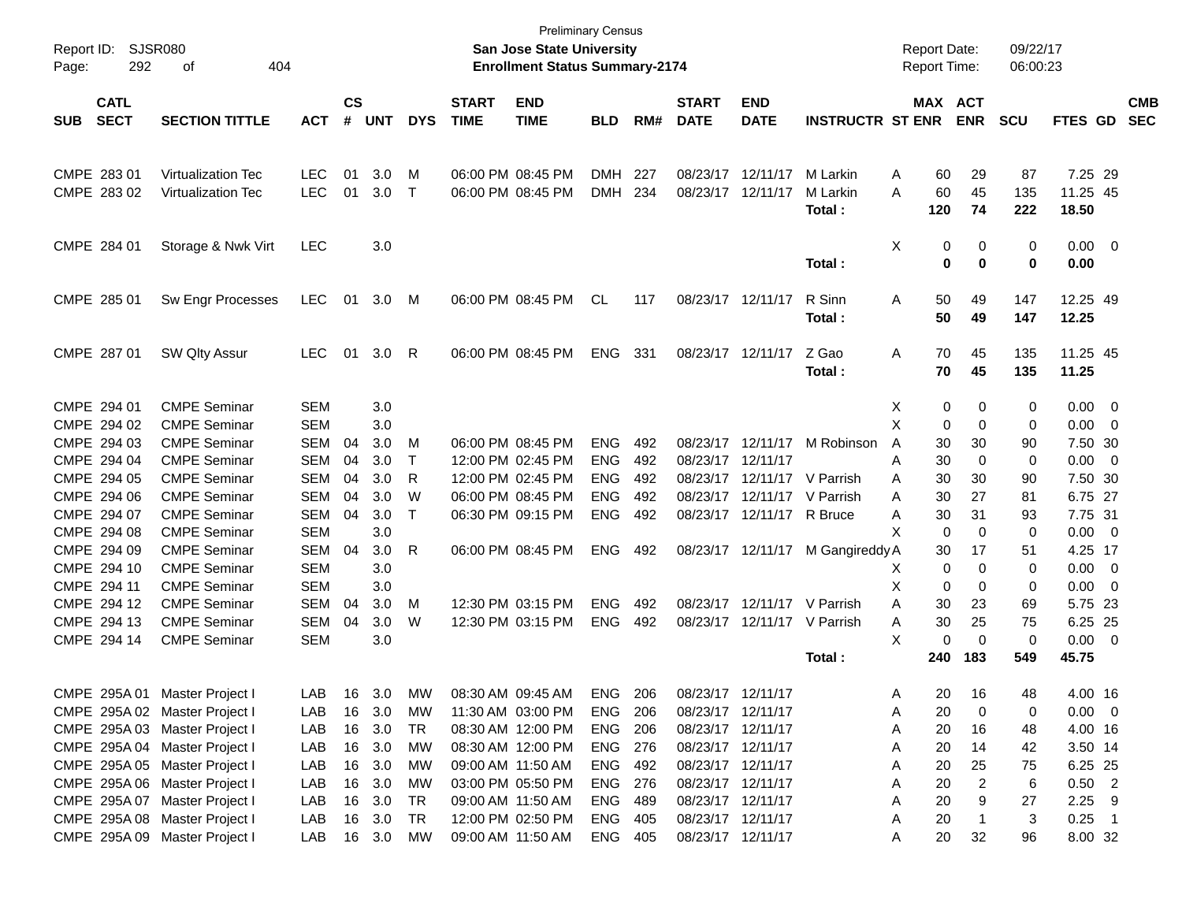Preliminary Census

**San Jose State University**

**Enrollment Status Summary-2174**

Report ID: SJSR080

Report Date: 09/22/17

Report Time: 06:00:23

| SUB | CATL SECT | SECTION TITTLE | ACT | CS # | UNT | DYS | START TIME | END TIME | BLD | RM# | START DATE | END DATE | INSTRUCTR | ST | MAX ENR | ACT ENR | SCU | FTES | GD | CMB SEC |
|---|---|---|---|---|---|---|---|---|---|---|---|---|---|---|---|---|---|---|---|---|
| CMPE | 283 01 | Virtualization Tec | LEC | 01 | 3.0 | M | 06:00 PM | 08:45 PM | DMH | 227 | 08/23/17 | 12/11/17 | M Larkin | A | 60 | 29 | 87 | 7.25 | 29 | |
| CMPE | 283 02 | Virtualization Tec | LEC | 01 | 3.0 | T | 06:00 PM | 08:45 PM | DMH | 234 | 08/23/17 | 12/11/17 | M Larkin | A | 60 | 45 | 135 | 11.25 | 45 | |
| | | | | | | | | | | | | | **Total :** | | **120** | **74** | **222** | **18.50** | | |
| CMPE | 284 01 | Storage & Nwk Virt | LEC | | 3.0 | | | | | | | | | X | 0 | 0 | 0 | 0.00 | 0 | |
| | | | | | | | | | | | | | **Total :** | | **0** | **0** | **0** | **0.00** | | |
| CMPE | 285 01 | Sw Engr Processes | LEC | 01 | 3.0 | M | 06:00 PM | 08:45 PM | CL | 117 | 08/23/17 | 12/11/17 | R Sinn | A | 50 | 49 | 147 | 12.25 | 49 | |
| | | | | | | | | | | | | | **Total :** | | **50** | **49** | **147** | **12.25** | | |
| CMPE | 287 01 | SW Qlty Assur | LEC | 01 | 3.0 | R | 06:00 PM | 08:45 PM | ENG | 331 | 08/23/17 | 12/11/17 | Z Gao | A | 70 | 45 | 135 | 11.25 | 45 | |
| | | | | | | | | | | | | | **Total :** | | **70** | **45** | **135** | **11.25** | | |
| CMPE | 294 01 | CMPE Seminar | SEM | | 3.0 | | | | | | | | | X | 0 | 0 | 0 | 0.00 | 0 | |
| CMPE | 294 02 | CMPE Seminar | SEM | | 3.0 | | | | | | | | | X | 0 | 0 | 0 | 0.00 | 0 | |
| CMPE | 294 03 | CMPE Seminar | SEM | 04 | 3.0 | M | 06:00 PM | 08:45 PM | ENG | 492 | 08/23/17 | 12/11/17 | M Robinson | A | 30 | 30 | 90 | 7.50 | 30 | |
| CMPE | 294 04 | CMPE Seminar | SEM | 04 | 3.0 | T | 12:00 PM | 02:45 PM | ENG | 492 | 08/23/17 | 12/11/17 | | A | 30 | 0 | 0 | 0.00 | 0 | |
| CMPE | 294 05 | CMPE Seminar | SEM | 04 | 3.0 | R | 12:00 PM | 02:45 PM | ENG | 492 | 08/23/17 | 12/11/17 | V Parrish | A | 30 | 30 | 90 | 7.50 | 30 | |
| CMPE | 294 06 | CMPE Seminar | SEM | 04 | 3.0 | W | 06:00 PM | 08:45 PM | ENG | 492 | 08/23/17 | 12/11/17 | V Parrish | A | 30 | 27 | 81 | 6.75 | 27 | |
| CMPE | 294 07 | CMPE Seminar | SEM | 04 | 3.0 | T | 06:30 PM | 09:15 PM | ENG | 492 | 08/23/17 | 12/11/17 | R Bruce | A | 30 | 31 | 93 | 7.75 | 31 | |
| CMPE | 294 08 | CMPE Seminar | SEM | | 3.0 | | | | | | | | | X | 0 | 0 | 0 | 0.00 | 0 | |
| CMPE | 294 09 | CMPE Seminar | SEM | 04 | 3.0 | R | 06:00 PM | 08:45 PM | ENG | 492 | 08/23/17 | 12/11/17 | M Gangireddy | A | 30 | 17 | 51 | 4.25 | 17 | |
| CMPE | 294 10 | CMPE Seminar | SEM | | 3.0 | | | | | | | | | X | 0 | 0 | 0 | 0.00 | 0 | |
| CMPE | 294 11 | CMPE Seminar | SEM | | 3.0 | | | | | | | | | X | 0 | 0 | 0 | 0.00 | 0 | |
| CMPE | 294 12 | CMPE Seminar | SEM | 04 | 3.0 | M | 12:30 PM | 03:15 PM | ENG | 492 | 08/23/17 | 12/11/17 | V Parrish | A | 30 | 23 | 69 | 5.75 | 23 | |
| CMPE | 294 13 | CMPE Seminar | SEM | 04 | 3.0 | W | 12:30 PM | 03:15 PM | ENG | 492 | 08/23/17 | 12/11/17 | V Parrish | A | 30 | 25 | 75 | 6.25 | 25 | |
| CMPE | 294 14 | CMPE Seminar | SEM | | 3.0 | | | | | | | | | X | 0 | 0 | 0 | 0.00 | 0 | |
| | | | | | | | | | | | | | **Total :** | | **240** | **183** | **549** | **45.75** | | |
| CMPE | 295A 01 | Master Project I | LAB | 16 | 3.0 | MW | 08:30 AM | 09:45 AM | ENG | 206 | 08/23/17 | 12/11/17 | | A | 20 | 16 | 48 | 4.00 | 16 | |
| CMPE | 295A 02 | Master Project I | LAB | 16 | 3.0 | MW | 11:30 AM | 03:00 PM | ENG | 206 | 08/23/17 | 12/11/17 | | A | 20 | 0 | 0 | 0.00 | 0 | |
| CMPE | 295A 03 | Master Project I | LAB | 16 | 3.0 | TR | 08:30 AM | 12:00 PM | ENG | 206 | 08/23/17 | 12/11/17 | | A | 20 | 16 | 48 | 4.00 | 16 | |
| CMPE | 295A 04 | Master Project I | LAB | 16 | 3.0 | MW | 08:30 AM | 12:00 PM | ENG | 276 | 08/23/17 | 12/11/17 | | A | 20 | 14 | 42 | 3.50 | 14 | |
| CMPE | 295A 05 | Master Project I | LAB | 16 | 3.0 | MW | 09:00 AM | 11:50 AM | ENG | 492 | 08/23/17 | 12/11/17 | | A | 20 | 25 | 75 | 6.25 | 25 | |
| CMPE | 295A 06 | Master Project I | LAB | 16 | 3.0 | MW | 03:00 PM | 05:50 PM | ENG | 276 | 08/23/17 | 12/11/17 | | A | 20 | 2 | 6 | 0.50 | 2 | |
| CMPE | 295A 07 | Master Project I | LAB | 16 | 3.0 | TR | 09:00 AM | 11:50 AM | ENG | 489 | 08/23/17 | 12/11/17 | | A | 20 | 9 | 27 | 2.25 | 9 | |
| CMPE | 295A 08 | Master Project I | LAB | 16 | 3.0 | TR | 12:00 PM | 02:50 PM | ENG | 405 | 08/23/17 | 12/11/17 | | A | 20 | 1 | 3 | 0.25 | 1 | |
| CMPE | 295A 09 | Master Project I | LAB | 16 | 3.0 | MW | 09:00 AM | 11:50 AM | ENG | 405 | 08/23/17 | 12/11/17 | | A | 20 | 32 | 96 | 8.00 | 32 | |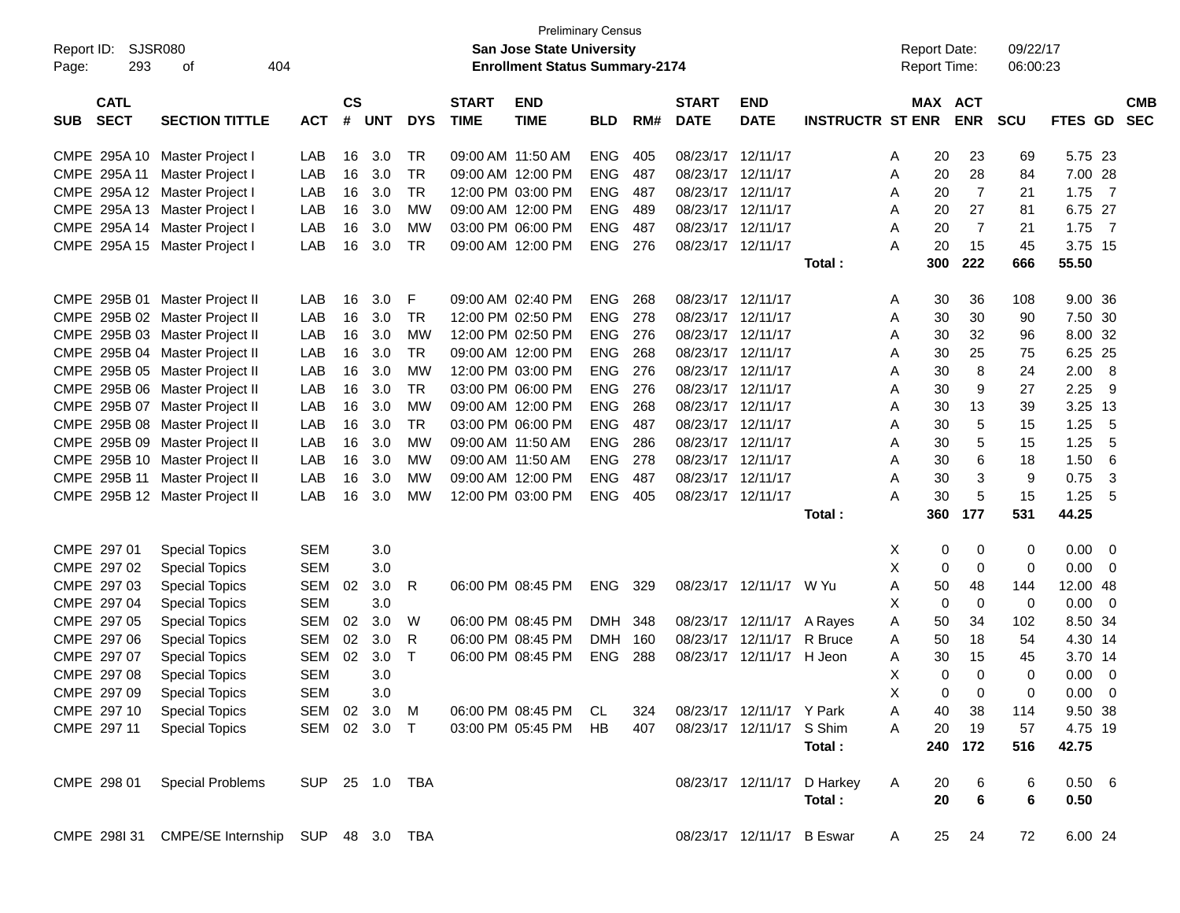| SUB | CATL SECT | SECTION TITTLE | ACT | CS # | UNT | DYS | START TIME | END TIME | BLD | RM# | START DATE | END DATE | INSTRUCTR | ST | MAX ENR | ACT ENR | SCU | FTES | GD | CMB SEC |
|---|---|---|---|---|---|---|---|---|---|---|---|---|---|---|---|---|---|---|---|---|
| CMPE | 295A 10 | Master Project I | LAB | 16 | 3.0 | TR | 09:00 AM | 11:50 AM | ENG | 405 | 08/23/17 | 12/11/17 | | A | 20 | 23 | 69 | 5.75 | 23 | |
| CMPE | 295A 11 | Master Project I | LAB | 16 | 3.0 | TR | 09:00 AM | 12:00 PM | ENG | 487 | 08/23/17 | 12/11/17 | | A | 20 | 28 | 84 | 7.00 | 28 | |
| CMPE | 295A 12 | Master Project I | LAB | 16 | 3.0 | TR | 12:00 PM | 03:00 PM | ENG | 487 | 08/23/17 | 12/11/17 | | A | 20 | 7 | 21 | 1.75 | 7 | |
| CMPE | 295A 13 | Master Project I | LAB | 16 | 3.0 | MW | 09:00 AM | 12:00 PM | ENG | 489 | 08/23/17 | 12/11/17 | | A | 20 | 27 | 81 | 6.75 | 27 | |
| CMPE | 295A 14 | Master Project I | LAB | 16 | 3.0 | MW | 03:00 PM | 06:00 PM | ENG | 487 | 08/23/17 | 12/11/17 | | A | 20 | 7 | 21 | 1.75 | 7 | |
| CMPE | 295A 15 | Master Project I | LAB | 16 | 3.0 | TR | 09:00 AM | 12:00 PM | ENG | 276 | 08/23/17 | 12/11/17 | | A | 20 | 15 | 45 | 3.75 | 15 | |
| | | | | | | | | | | | | | **Total :** | | **300** | **222** | **666** | **55.50** | | |
| CMPE | 295B 01 | Master Project II | LAB | 16 | 3.0 | F | 09:00 AM | 02:40 PM | ENG | 268 | 08/23/17 | 12/11/17 | | A | 30 | 36 | 108 | 9.00 | 36 | |
| CMPE | 295B 02 | Master Project II | LAB | 16 | 3.0 | TR | 12:00 PM | 02:50 PM | ENG | 278 | 08/23/17 | 12/11/17 | | A | 30 | 30 | 90 | 7.50 | 30 | |
| CMPE | 295B 03 | Master Project II | LAB | 16 | 3.0 | MW | 12:00 PM | 02:50 PM | ENG | 276 | 08/23/17 | 12/11/17 | | A | 30 | 32 | 96 | 8.00 | 32 | |
| CMPE | 295B 04 | Master Project II | LAB | 16 | 3.0 | TR | 09:00 AM | 12:00 PM | ENG | 268 | 08/23/17 | 12/11/17 | | A | 30 | 25 | 75 | 6.25 | 25 | |
| CMPE | 295B 05 | Master Project II | LAB | 16 | 3.0 | MW | 12:00 PM | 03:00 PM | ENG | 276 | 08/23/17 | 12/11/17 | | A | 30 | 8 | 24 | 2.00 | 8 | |
| CMPE | 295B 06 | Master Project II | LAB | 16 | 3.0 | TR | 03:00 PM | 06:00 PM | ENG | 276 | 08/23/17 | 12/11/17 | | A | 30 | 9 | 27 | 2.25 | 9 | |
| CMPE | 295B 07 | Master Project II | LAB | 16 | 3.0 | MW | 09:00 AM | 12:00 PM | ENG | 268 | 08/23/17 | 12/11/17 | | A | 30 | 13 | 39 | 3.25 | 13 | |
| CMPE | 295B 08 | Master Project II | LAB | 16 | 3.0 | TR | 03:00 PM | 06:00 PM | ENG | 487 | 08/23/17 | 12/11/17 | | A | 30 | 5 | 15 | 1.25 | 5 | |
| CMPE | 295B 09 | Master Project II | LAB | 16 | 3.0 | MW | 09:00 AM | 11:50 AM | ENG | 286 | 08/23/17 | 12/11/17 | | A | 30 | 5 | 15 | 1.25 | 5 | |
| CMPE | 295B 10 | Master Project II | LAB | 16 | 3.0 | MW | 09:00 AM | 11:50 AM | ENG | 278 | 08/23/17 | 12/11/17 | | A | 30 | 6 | 18 | 1.50 | 6 | |
| CMPE | 295B 11 | Master Project II | LAB | 16 | 3.0 | MW | 09:00 AM | 12:00 PM | ENG | 487 | 08/23/17 | 12/11/17 | | A | 30 | 3 | 9 | 0.75 | 3 | |
| CMPE | 295B 12 | Master Project II | LAB | 16 | 3.0 | MW | 12:00 PM | 03:00 PM | ENG | 405 | 08/23/17 | 12/11/17 | | A | 30 | 5 | 15 | 1.25 | 5 | |
| | | | | | | | | | | | | | **Total :** | | **360** | **177** | **531** | **44.25** | | |
| CMPE | 297 01 | Special Topics | SEM | | 3.0 | | | | | | | | | X | 0 | 0 | 0 | 0.00 | 0 | |
| CMPE | 297 02 | Special Topics | SEM | | 3.0 | | | | | | | | | X | 0 | 0 | 0 | 0.00 | 0 | |
| CMPE | 297 03 | Special Topics | SEM | 02 | 3.0 | R | 06:00 PM | 08:45 PM | ENG | 329 | 08/23/17 | 12/11/17 | W Yu | A | 50 | 48 | 144 | 12.00 | 48 | |
| CMPE | 297 04 | Special Topics | SEM | | 3.0 | | | | | | | | | X | 0 | 0 | 0 | 0.00 | 0 | |
| CMPE | 297 05 | Special Topics | SEM | 02 | 3.0 | W | 06:00 PM | 08:45 PM | DMH | 348 | 08/23/17 | 12/11/17 | A Rayes | A | 50 | 34 | 102 | 8.50 | 34 | |
| CMPE | 297 06 | Special Topics | SEM | 02 | 3.0 | R | 06:00 PM | 08:45 PM | DMH | 160 | 08/23/17 | 12/11/17 | R Bruce | A | 50 | 18 | 54 | 4.30 | 14 | |
| CMPE | 297 07 | Special Topics | SEM | 02 | 3.0 | T | 06:00 PM | 08:45 PM | ENG | 288 | 08/23/17 | 12/11/17 | H Jeon | A | 30 | 15 | 45 | 3.70 | 14 | |
| CMPE | 297 08 | Special Topics | SEM | | 3.0 | | | | | | | | | X | 0 | 0 | 0 | 0.00 | 0 | |
| CMPE | 297 09 | Special Topics | SEM | | 3.0 | | | | | | | | | X | 0 | 0 | 0 | 0.00 | 0 | |
| CMPE | 297 10 | Special Topics | SEM | 02 | 3.0 | M | 06:00 PM | 08:45 PM | CL | 324 | 08/23/17 | 12/11/17 | Y Park | A | 40 | 38 | 114 | 9.50 | 38 | |
| CMPE | 297 11 | Special Topics | SEM | 02 | 3.0 | T | 03:00 PM | 05:45 PM | HB | 407 | 08/23/17 | 12/11/17 | S Shim | A | 20 | 19 | 57 | 4.75 | 19 | |
| | | | | | | | | | | | | | **Total :** | | **240** | **172** | **516** | **42.75** | | |
| CMPE | 298 01 | Special Problems | SUP | 25 | 1.0 | TBA | | | | | 08/23/17 | 12/11/17 | D Harkey | A | 20 | 6 | 6 | 0.50 | 6 | |
| | | | | | | | | | | | | | **Total :** | | **20** | **6** | **6** | **0.50** | | |
| CMPE | 298I 31 | CMPE/SE Internship | SUP | 48 | 3.0 | TBA | | | | | 08/23/17 | 12/11/17 | B Eswar | A | 25 | 24 | 72 | 6.00 | 24 | |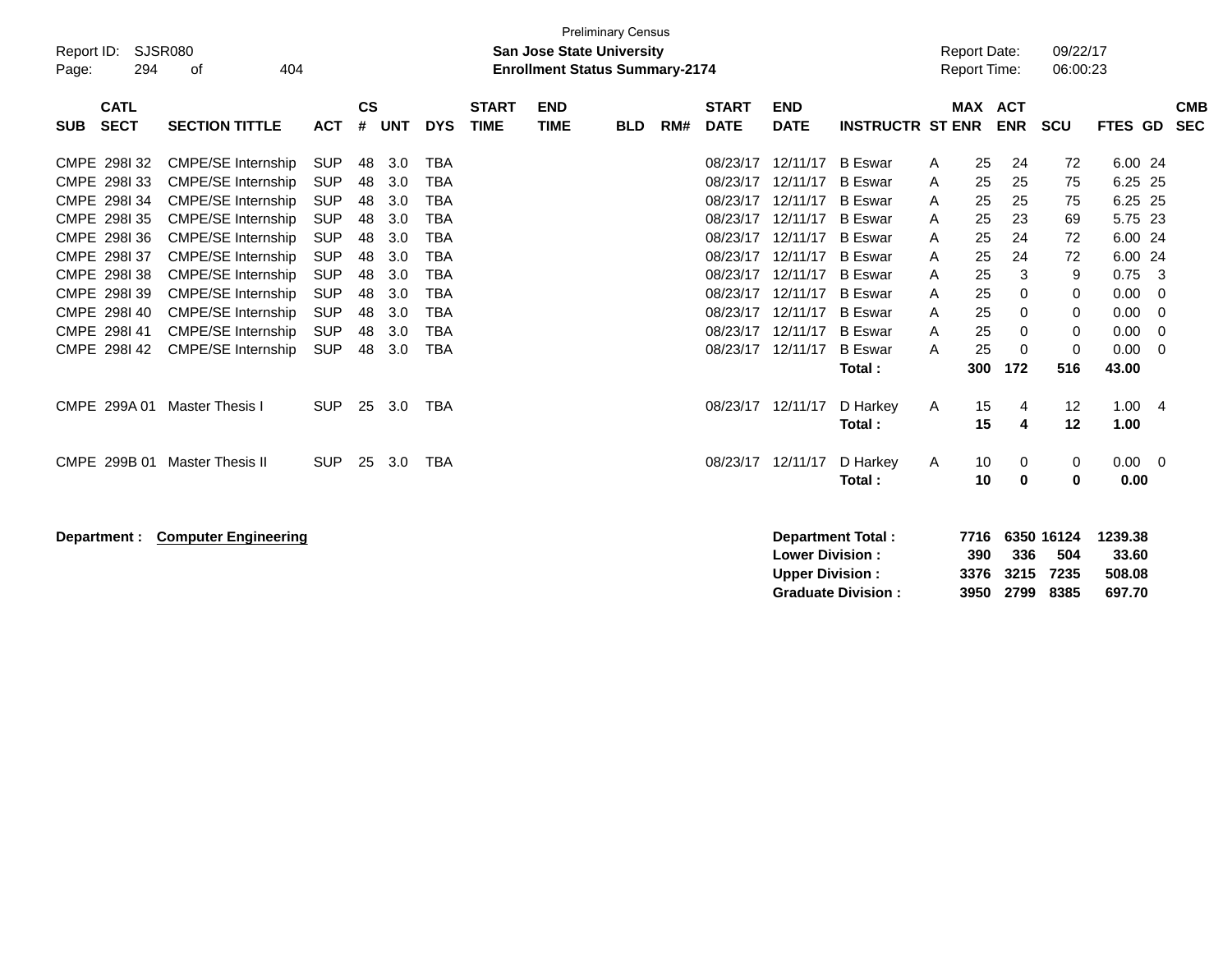Preliminary Census

Report ID: SJSR080

**San Jose State University**

**Enrollment Status Summary-2174**

Report Date: 09/22/17

Report Time: 06:00:23

| SUB | CATL SECT | SECTION TITTLE | ACT | CS # | UNT | DYS | START TIME | END TIME | BLD | RM# | START DATE | END DATE | INSTRUCTR | ST | MAX ENR | ACT ENR | SCU | FTES | GD | CMB SEC |
|---|---|---|---|---|---|---|---|---|---|---|---|---|---|---|---|---|---|---|---|---|
| CMPE | 298I 32 | CMPE/SE Internship | SUP | 48 | 3.0 | TBA | | | | | 08/23/17 | 12/11/17 | B Eswar | A | 25 | 24 | 72 | 6.00 | 24 | |
| CMPE | 298I 33 | CMPE/SE Internship | SUP | 48 | 3.0 | TBA | | | | | 08/23/17 | 12/11/17 | B Eswar | A | 25 | 25 | 75 | 6.25 | 25 | |
| CMPE | 298I 34 | CMPE/SE Internship | SUP | 48 | 3.0 | TBA | | | | | 08/23/17 | 12/11/17 | B Eswar | A | 25 | 25 | 75 | 6.25 | 25 | |
| CMPE | 298I 35 | CMPE/SE Internship | SUP | 48 | 3.0 | TBA | | | | | 08/23/17 | 12/11/17 | B Eswar | A | 25 | 23 | 69 | 5.75 | 23 | |
| CMPE | 298I 36 | CMPE/SE Internship | SUP | 48 | 3.0 | TBA | | | | | 08/23/17 | 12/11/17 | B Eswar | A | 25 | 24 | 72 | 6.00 | 24 | |
| CMPE | 298I 37 | CMPE/SE Internship | SUP | 48 | 3.0 | TBA | | | | | 08/23/17 | 12/11/17 | B Eswar | A | 25 | 24 | 72 | 6.00 | 24 | |
| CMPE | 298I 38 | CMPE/SE Internship | SUP | 48 | 3.0 | TBA | | | | | 08/23/17 | 12/11/17 | B Eswar | A | 25 | 3 | 9 | 0.75 | 3 | |
| CMPE | 298I 39 | CMPE/SE Internship | SUP | 48 | 3.0 | TBA | | | | | 08/23/17 | 12/11/17 | B Eswar | A | 25 | 0 | 0 | 0.00 | 0 | |
| CMPE | 298I 40 | CMPE/SE Internship | SUP | 48 | 3.0 | TBA | | | | | 08/23/17 | 12/11/17 | B Eswar | A | 25 | 0 | 0 | 0.00 | 0 | |
| CMPE | 298I 41 | CMPE/SE Internship | SUP | 48 | 3.0 | TBA | | | | | 08/23/17 | 12/11/17 | B Eswar | A | 25 | 0 | 0 | 0.00 | 0 | |
| CMPE | 298I 42 | CMPE/SE Internship | SUP | 48 | 3.0 | TBA | | | | | 08/23/17 | 12/11/17 | B Eswar | A | 25 | 0 | 0 | 0.00 | 0 | |
| | | | | | | | | | | | | | **Total :** | | **300** | **172** | **516** | **43.00** | | |
| CMPE | 299A 01 | Master Thesis I | SUP | 25 | 3.0 | TBA | | | | | 08/23/17 | 12/11/17 | D Harkey | A | 15 | 4 | 12 | 1.00 | 4 | |
| | | | | | | | | | | | | | **Total :** | | **15** | **4** | **12** | **1.00** | | |
| CMPE | 299B 01 | Master Thesis II | SUP | 25 | 3.0 | TBA | | | | | 08/23/17 | 12/11/17 | D Harkey | A | 10 | 0 | 0 | 0.00 | 0 | |
| | | | | | | | | | | | | | **Total :** | | **10** | **0** | **0** | **0.00** | | |

**Department : Computer Engineering**

| | MAX ENR | ACT ENR | SCU | FTES |
|---|---|---|---|---|
| **Department Total :** | **7716** | **6350** | **16124** | **1239.38** |
| **Lower Division :** | **390** | **336** | **504** | **33.60** |
| **Upper Division :** | **3376** | **3215** | **7235** | **508.08** |
| **Graduate Division :** | **3950** | **2799** | **8385** | **697.70** |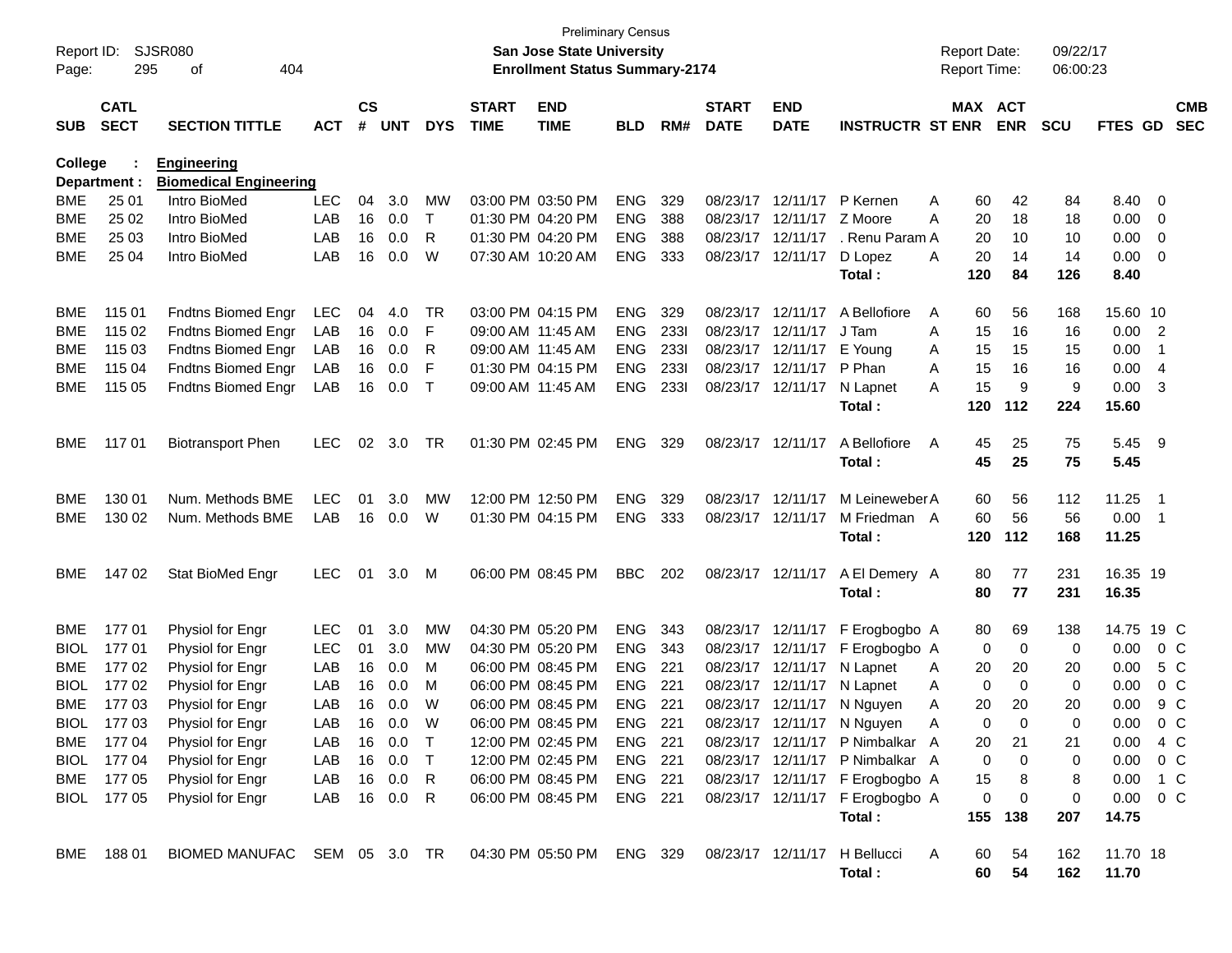Preliminary Census

Report ID: SJSR080
San Jose State University
Enrollment Status Summary-2174

Report Date: 09/22/17
Report Time: 06:00:23

| SUB | CATL SECT | SECTION TITTLE | ACT | CS # | UNT | DYS | START TIME | END TIME | BLD | RM# | START DATE | END DATE | INSTRUCTR | ST | MAX ENR | ACT ENR | SCU | FTES | GD | CMB SEC |
|---|---|---|---|---|---|---|---|---|---|---|---|---|---|---|---|---|---|---|---|---|
| **College :** | | **Engineering** | | | | | | | | | | | | | | | | | | |
| **Department :** | | **Biomedical Engineering** | | | | | | | | | | | | | | | | | | |
| BME | 25 01 | Intro BioMed | LEC | 04 | 3.0 | MW | 03:00 PM | 03:50 PM | ENG | 329 | 08/23/17 | 12/11/17 | P Kernen | A | 60 | 42 | 84 | 8.40 | 0 | |
| BME | 25 02 | Intro BioMed | LAB | 16 | 0.0 | T | 01:30 PM | 04:20 PM | ENG | 388 | 08/23/17 | 12/11/17 | Z Moore | A | 20 | 18 | 18 | 0.00 | 0 | |
| BME | 25 03 | Intro BioMed | LAB | 16 | 0.0 | R | 01:30 PM | 04:20 PM | ENG | 388 | 08/23/17 | 12/11/17 | . Renu Param | A | 20 | 10 | 10 | 0.00 | 0 | |
| BME | 25 04 | Intro BioMed | LAB | 16 | 0.0 | W | 07:30 AM | 10:20 AM | ENG | 333 | 08/23/17 | 12/11/17 | D Lopez | A | 20 | 14 | 14 | 0.00 | 0 | |
| | | | | | | | | | | | | | **Total :** | | **120** | **84** | **126** | **8.40** | | |
| BME | 115 01 | Fndtns Biomed Engr | LEC | 04 | 4.0 | TR | 03:00 PM | 04:15 PM | ENG | 329 | 08/23/17 | 12/11/17 | A Bellofiore | A | 60 | 56 | 168 | 15.60 | 10 | |
| BME | 115 02 | Fndtns Biomed Engr | LAB | 16 | 0.0 | F | 09:00 AM | 11:45 AM | ENG | 233I | 08/23/17 | 12/11/17 | J Tam | A | 15 | 16 | 16 | 0.00 | 2 | |
| BME | 115 03 | Fndtns Biomed Engr | LAB | 16 | 0.0 | R | 09:00 AM | 11:45 AM | ENG | 233I | 08/23/17 | 12/11/17 | E Young | A | 15 | 15 | 15 | 0.00 | 1 | |
| BME | 115 04 | Fndtns Biomed Engr | LAB | 16 | 0.0 | F | 01:30 PM | 04:15 PM | ENG | 233I | 08/23/17 | 12/11/17 | P Phan | A | 15 | 16 | 16 | 0.00 | 4 | |
| BME | 115 05 | Fndtns Biomed Engr | LAB | 16 | 0.0 | T | 09:00 AM | 11:45 AM | ENG | 233I | 08/23/17 | 12/11/17 | N Lapnet | A | 15 | 9 | 9 | 0.00 | 3 | |
| | | | | | | | | | | | | | **Total :** | | **120** | **112** | **224** | **15.60** | | |
| BME | 117 01 | Biotransport Phen | LEC | 02 | 3.0 | TR | 01:30 PM | 02:45 PM | ENG | 329 | 08/23/17 | 12/11/17 | A Bellofiore | A | 45 | 25 | 75 | 5.45 | 9 | |
| | | | | | | | | | | | | | **Total :** | | **45** | **25** | **75** | **5.45** | | |
| BME | 130 01 | Num. Methods BME | LEC | 01 | 3.0 | MW | 12:00 PM | 12:50 PM | ENG | 329 | 08/23/17 | 12/11/17 | M Leineweber | A | 60 | 56 | 112 | 11.25 | 1 | |
| BME | 130 02 | Num. Methods BME | LAB | 16 | 0.0 | W | 01:30 PM | 04:15 PM | ENG | 333 | 08/23/17 | 12/11/17 | M Friedman | A | 60 | 56 | 56 | 0.00 | 1 | |
| | | | | | | | | | | | | | **Total :** | | **120** | **112** | **168** | **11.25** | | |
| BME | 147 02 | Stat BioMed Engr | LEC | 01 | 3.0 | M | 06:00 PM | 08:45 PM | BBC | 202 | 08/23/17 | 12/11/17 | A El Demery | A | 80 | 77 | 231 | 16.35 | 19 | |
| | | | | | | | | | | | | | **Total :** | | **80** | **77** | **231** | **16.35** | | |
| BME | 177 01 | Physiol for Engr | LEC | 01 | 3.0 | MW | 04:30 PM | 05:20 PM | ENG | 343 | 08/23/17 | 12/11/17 | F Erogbogbo | A | 80 | 69 | 138 | 14.75 | 19 | C |
| BIOL | 177 01 | Physiol for Engr | LEC | 01 | 3.0 | MW | 04:30 PM | 05:20 PM | ENG | 343 | 08/23/17 | 12/11/17 | F Erogbogbo | A | 0 | 0 | 0 | 0.00 | 0 | C |
| BME | 177 02 | Physiol for Engr | LAB | 16 | 0.0 | M | 06:00 PM | 08:45 PM | ENG | 221 | 08/23/17 | 12/11/17 | N Lapnet | A | 20 | 20 | 20 | 0.00 | 5 | C |
| BIOL | 177 02 | Physiol for Engr | LAB | 16 | 0.0 | M | 06:00 PM | 08:45 PM | ENG | 221 | 08/23/17 | 12/11/17 | N Lapnet | A | 0 | 0 | 0 | 0.00 | 0 | C |
| BME | 177 03 | Physiol for Engr | LAB | 16 | 0.0 | W | 06:00 PM | 08:45 PM | ENG | 221 | 08/23/17 | 12/11/17 | N Nguyen | A | 20 | 20 | 20 | 0.00 | 9 | C |
| BIOL | 177 03 | Physiol for Engr | LAB | 16 | 0.0 | W | 06:00 PM | 08:45 PM | ENG | 221 | 08/23/17 | 12/11/17 | N Nguyen | A | 0 | 0 | 0 | 0.00 | 0 | C |
| BME | 177 04 | Physiol for Engr | LAB | 16 | 0.0 | T | 12:00 PM | 02:45 PM | ENG | 221 | 08/23/17 | 12/11/17 | P Nimbalkar | A | 20 | 21 | 21 | 0.00 | 4 | C |
| BIOL | 177 04 | Physiol for Engr | LAB | 16 | 0.0 | T | 12:00 PM | 02:45 PM | ENG | 221 | 08/23/17 | 12/11/17 | P Nimbalkar | A | 0 | 0 | 0 | 0.00 | 0 | C |
| BME | 177 05 | Physiol for Engr | LAB | 16 | 0.0 | R | 06:00 PM | 08:45 PM | ENG | 221 | 08/23/17 | 12/11/17 | F Erogbogbo | A | 15 | 8 | 8 | 0.00 | 1 | C |
| BIOL | 177 05 | Physiol for Engr | LAB | 16 | 0.0 | R | 06:00 PM | 08:45 PM | ENG | 221 | 08/23/17 | 12/11/17 | F Erogbogbo | A | 0 | 0 | 0 | 0.00 | 0 | C |
| | | | | | | | | | | | | | **Total :** | | **155** | **138** | **207** | **14.75** | | |
| BME | 188 01 | BIOMED MANUFAC | SEM | 05 | 3.0 | TR | 04:30 PM | 05:50 PM | ENG | 329 | 08/23/17 | 12/11/17 | H Bellucci | A | 60 | 54 | 162 | 11.70 | 18 | |
| | | | | | | | | | | | | | **Total :** | | **60** | **54** | **162** | **11.70** | | |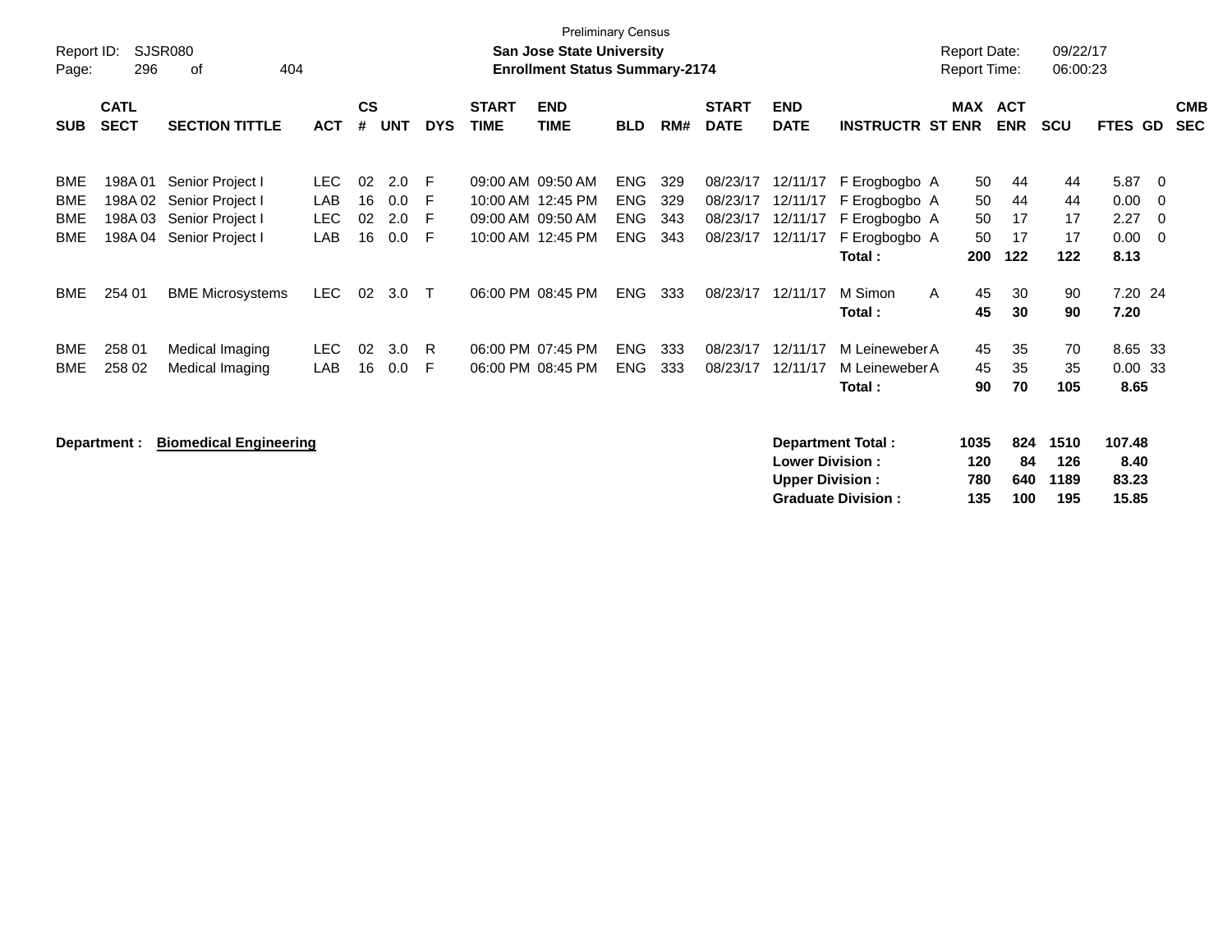Preliminary Census

**San Jose State University**

**Enrollment Status Summary-2174**

Report ID: SJSR080

Report Date: 09/22/17

Report Time: 06:00:23

| SUB | CATL SECT | SECTION TITTLE | ACT | CS # | UNT | DYS | START TIME | END TIME | BLD | RM# | START DATE | END DATE | INSTRUCTR | ST | MAX ENR | ACT ENR | SCU | FTES | GD | CMB SEC |
|---|---|---|---|---|---|---|---|---|---|---|---|---|---|---|---|---|---|---|---|---|
| BME | 198A 01 | Senior Project I | LEC | 02 | 2.0 | F | 09:00 AM | 09:50 AM | ENG | 329 | 08/23/17 | 12/11/17 | F Erogbogbo | A | 50 | 44 | 44 | 5.87 | 0 | |
| BME | 198A 02 | Senior Project I | LAB | 16 | 0.0 | F | 10:00 AM | 12:45 PM | ENG | 329 | 08/23/17 | 12/11/17 | F Erogbogbo | A | 50 | 44 | 44 | 0.00 | 0 | |
| BME | 198A 03 | Senior Project I | LEC | 02 | 2.0 | F | 09:00 AM | 09:50 AM | ENG | 343 | 08/23/17 | 12/11/17 | F Erogbogbo | A | 50 | 17 | 17 | 2.27 | 0 | |
| BME | 198A 04 | Senior Project I | LAB | 16 | 0.0 | F | 10:00 AM | 12:45 PM | ENG | 343 | 08/23/17 | 12/11/17 | F Erogbogbo | A | 50 | 17 | 17 | 0.00 | 0 | |
| | | | | | | | | | | | | | **Total :** | | **200** | **122** | **122** | **8.13** | | |
| BME | 254 01 | BME Microsystems | LEC | 02 | 3.0 | T | 06:00 PM | 08:45 PM | ENG | 333 | 08/23/17 | 12/11/17 | M Simon | A | 45 | 30 | 90 | 7.20 | 24 | |
| | | | | | | | | | | | | | **Total :** | | **45** | **30** | **90** | **7.20** | | |
| BME | 258 01 | Medical Imaging | LEC | 02 | 3.0 | R | 06:00 PM | 07:45 PM | ENG | 333 | 08/23/17 | 12/11/17 | M Leineweber | A | 45 | 35 | 70 | 8.65 | 33 | |
| BME | 258 02 | Medical Imaging | LAB | 16 | 0.0 | F | 06:00 PM | 08:45 PM | ENG | 333 | 08/23/17 | 12/11/17 | M Leineweber | A | 45 | 35 | 35 | 0.00 | 33 | |
| | | | | | | | | | | | | | **Total :** | | **90** | **70** | **105** | **8.65** | | |

**Department :** **Biomedical Engineering**

| | MAX ENR | ACT ENR | SCU | FTES |
|---|---|---|---|---|
| **Department Total :** | **1035** | **824** | **1510** | **107.48** |
| **Lower Division :** | **120** | **84** | **126** | **8.40** |
| **Upper Division :** | **780** | **640** | **1189** | **83.23** |
| **Graduate Division :** | **135** | **100** | **195** | **15.85** |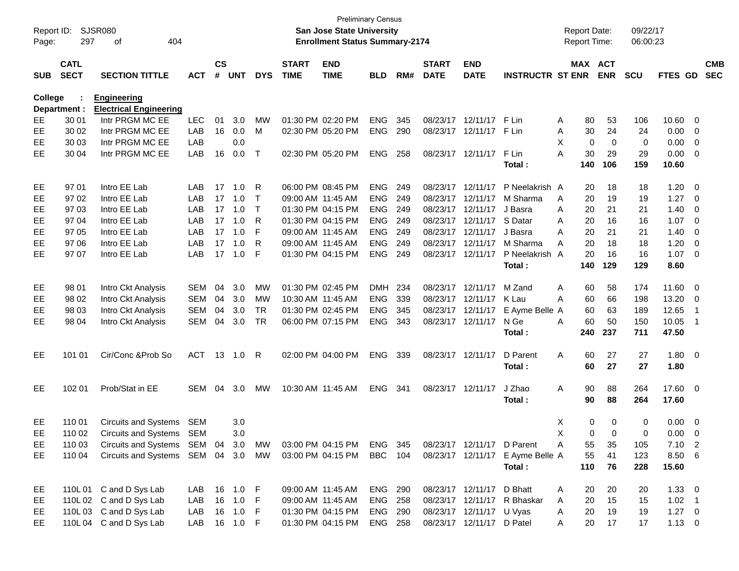Preliminary Census

Report ID: SJSR080 — **San Jose State University** — Report Date: 09/22/17

**Enrollment Status Summary-2174** — Report Time: 06:00:23

**College : Engineering**

**Department : Electrical Engineering**

| SUB | CATL SECT | SECTION TITTLE | ACT | CS # | UNT | DYS | START TIME | END TIME | BLD | RM# | START DATE | END DATE | INSTRUCTR | ST | MAX ENR | ACT ENR | SCU | FTES | GD | CMB SEC |
|---|---|---|---|---|---|---|---|---|---|---|---|---|---|---|---|---|---|---|---|---|
| EE | 30 01 | Intr PRGM MC EE | LEC | 01 | 3.0 | MW | 01:30 PM | 02:20 PM | ENG | 345 | 08/23/17 | 12/11/17 | F Lin | A | 80 | 53 | 106 | 10.60 | 0 | |
| EE | 30 02 | Intr PRGM MC EE | LAB | 16 | 0.0 | M | 02:30 PM | 05:20 PM | ENG | 290 | 08/23/17 | 12/11/17 | F Lin | A | 30 | 24 | 24 | 0.00 | 0 | |
| EE | 30 03 | Intr PRGM MC EE | LAB | | 0.0 | | | | | | | | | X | 0 | 0 | 0 | 0.00 | 0 | |
| EE | 30 04 | Intr PRGM MC EE | LAB | 16 | 0.0 | T | 02:30 PM | 05:20 PM | ENG | 258 | 08/23/17 | 12/11/17 | F Lin | A | 30 | 29 | 29 | 0.00 | 0 | |
| | | | | | | | | | | | | | **Total :** | | **140** | **106** | **159** | **10.60** | | |
| EE | 97 01 | Intro EE Lab | LAB | 17 | 1.0 | R | 06:00 PM | 08:45 PM | ENG | 249 | 08/23/17 | 12/11/17 | P Neelakrish | A | 20 | 18 | 18 | 1.20 | 0 | |
| EE | 97 02 | Intro EE Lab | LAB | 17 | 1.0 | T | 09:00 AM | 11:45 AM | ENG | 249 | 08/23/17 | 12/11/17 | M Sharma | A | 20 | 19 | 19 | 1.27 | 0 | |
| EE | 97 03 | Intro EE Lab | LAB | 17 | 1.0 | T | 01:30 PM | 04:15 PM | ENG | 249 | 08/23/17 | 12/11/17 | J Basra | A | 20 | 21 | 21 | 1.40 | 0 | |
| EE | 97 04 | Intro EE Lab | LAB | 17 | 1.0 | R | 01:30 PM | 04:15 PM | ENG | 249 | 08/23/17 | 12/11/17 | S Datar | A | 20 | 16 | 16 | 1.07 | 0 | |
| EE | 97 05 | Intro EE Lab | LAB | 17 | 1.0 | F | 09:00 AM | 11:45 AM | ENG | 249 | 08/23/17 | 12/11/17 | J Basra | A | 20 | 21 | 21 | 1.40 | 0 | |
| EE | 97 06 | Intro EE Lab | LAB | 17 | 1.0 | R | 09:00 AM | 11:45 AM | ENG | 249 | 08/23/17 | 12/11/17 | M Sharma | A | 20 | 18 | 18 | 1.20 | 0 | |
| EE | 97 07 | Intro EE Lab | LAB | 17 | 1.0 | F | 01:30 PM | 04:15 PM | ENG | 249 | 08/23/17 | 12/11/17 | P Neelakrish | A | 20 | 16 | 16 | 1.07 | 0 | |
| | | | | | | | | | | | | | **Total :** | | **140** | **129** | **129** | **8.60** | | |
| EE | 98 01 | Intro Ckt Analysis | SEM | 04 | 3.0 | MW | 01:30 PM | 02:45 PM | DMH | 234 | 08/23/17 | 12/11/17 | M Zand | A | 60 | 58 | 174 | 11.60 | 0 | |
| EE | 98 02 | Intro Ckt Analysis | SEM | 04 | 3.0 | MW | 10:30 AM | 11:45 AM | ENG | 339 | 08/23/17 | 12/11/17 | K Lau | A | 60 | 66 | 198 | 13.20 | 0 | |
| EE | 98 03 | Intro Ckt Analysis | SEM | 04 | 3.0 | TR | 01:30 PM | 02:45 PM | ENG | 345 | 08/23/17 | 12/11/17 | E Ayme Belle | A | 60 | 63 | 189 | 12.65 | 1 | |
| EE | 98 04 | Intro Ckt Analysis | SEM | 04 | 3.0 | TR | 06:00 PM | 07:15 PM | ENG | 343 | 08/23/17 | 12/11/17 | N Ge | A | 60 | 50 | 150 | 10.05 | 1 | |
| | | | | | | | | | | | | | **Total :** | | **240** | **237** | **711** | **47.50** | | |
| EE | 101 01 | Cir/Conc &Prob So | ACT | 13 | 1.0 | R | 02:00 PM | 04:00 PM | ENG | 339 | 08/23/17 | 12/11/17 | D Parent | A | 60 | 27 | 27 | 1.80 | 0 | |
| | | | | | | | | | | | | | **Total :** | | **60** | **27** | **27** | **1.80** | | |
| EE | 102 01 | Prob/Stat in EE | SEM | 04 | 3.0 | MW | 10:30 AM | 11:45 AM | ENG | 341 | 08/23/17 | 12/11/17 | J Zhao | A | 90 | 88 | 264 | 17.60 | 0 | |
| | | | | | | | | | | | | | **Total :** | | **90** | **88** | **264** | **17.60** | | |
| EE | 110 01 | Circuits and Systems | SEM | | 3.0 | | | | | | | | | X | 0 | 0 | 0 | 0.00 | 0 | |
| EE | 110 02 | Circuits and Systems | SEM | | 3.0 | | | | | | | | | X | 0 | 0 | 0 | 0.00 | 0 | |
| EE | 110 03 | Circuits and Systems | SEM | 04 | 3.0 | MW | 03:00 PM | 04:15 PM | ENG | 345 | 08/23/17 | 12/11/17 | D Parent | A | 55 | 35 | 105 | 7.10 | 2 | |
| EE | 110 04 | Circuits and Systems | SEM | 04 | 3.0 | MW | 03:00 PM | 04:15 PM | BBC | 104 | 08/23/17 | 12/11/17 | E Ayme Belle | A | 55 | 41 | 123 | 8.50 | 6 | |
| | | | | | | | | | | | | | **Total :** | | **110** | **76** | **228** | **15.60** | | |
| EE | 110L 01 | C and D Sys Lab | LAB | 16 | 1.0 | F | 09:00 AM | 11:45 AM | ENG | 290 | 08/23/17 | 12/11/17 | D Bhatt | A | 20 | 20 | 20 | 1.33 | 0 | |
| EE | 110L 02 | C and D Sys Lab | LAB | 16 | 1.0 | F | 09:00 AM | 11:45 AM | ENG | 258 | 08/23/17 | 12/11/17 | R Bhaskar | A | 20 | 15 | 15 | 1.02 | 1 | |
| EE | 110L 03 | C and D Sys Lab | LAB | 16 | 1.0 | F | 01:30 PM | 04:15 PM | ENG | 290 | 08/23/17 | 12/11/17 | U Vyas | A | 20 | 19 | 19 | 1.27 | 0 | |
| EE | 110L 04 | C and D Sys Lab | LAB | 16 | 1.0 | F | 01:30 PM | 04:15 PM | ENG | 258 | 08/23/17 | 12/11/17 | D Patel | A | 20 | 17 | 17 | 1.13 | 0 | |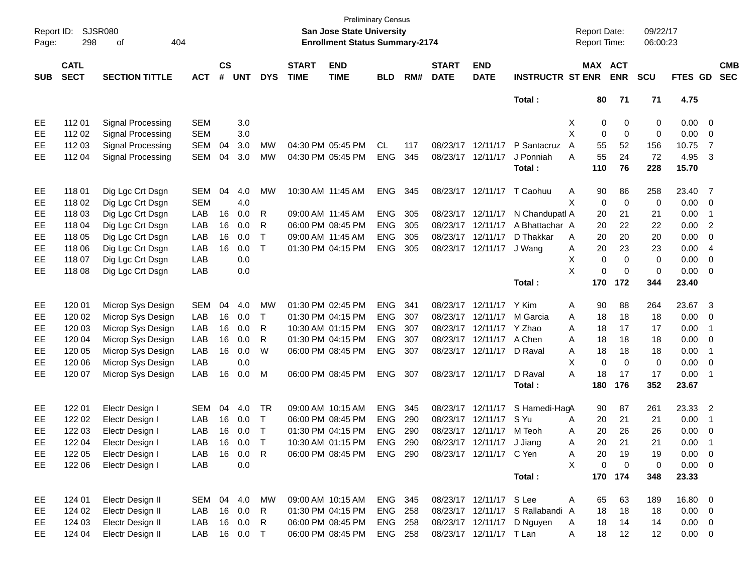Preliminary Census
**San Jose State University**
**Enrollment Status Summary-2174**

Report ID: SJSR080
Report Date: 09/22/17
Report Time: 06:00:23

| SUB | CATL SECT | SECTION TITTLE | ACT | CS # | UNT | DYS | START TIME | END TIME | BLD | RM# | START DATE | END DATE | INSTRUCTR | ST | MAX ENR | ACT ENR | SCU | FTES | GD | CMB SEC |
|---|---|---|---|---|---|---|---|---|---|---|---|---|---|---|---|---|---|---|---|---|
| | | | | | | | | | | | | | Total : | | 80 | 71 | 71 | 4.75 | | |
| EE | 112 01 | Signal Processing | SEM | | 3.0 | | | | | | | | | X | 0 | 0 | 0 | 0.00 | 0 | |
| EE | 112 02 | Signal Processing | SEM | | 3.0 | | | | | | | | | X | 0 | 0 | 0 | 0.00 | 0 | |
| EE | 112 03 | Signal Processing | SEM | 04 | 3.0 | MW | 04:30 PM | 05:45 PM | CL | 117 | 08/23/17 | 12/11/17 | P Santacruz | A | 55 | 52 | 156 | 10.75 | 7 | |
| EE | 112 04 | Signal Processing | SEM | 04 | 3.0 | MW | 04:30 PM | 05:45 PM | ENG | 345 | 08/23/17 | 12/11/17 | J Ponniah | A | 55 | 24 | 72 | 4.95 | 3 | |
| | | | | | | | | | | | | | Total : | | 110 | 76 | 228 | 15.70 | | |
| EE | 118 01 | Dig Lgc Crt Dsgn | SEM | 04 | 4.0 | MW | 10:30 AM | 11:45 AM | ENG | 345 | 08/23/17 | 12/11/17 | T Caohuu | A | 90 | 86 | 258 | 23.40 | 7 | |
| EE | 118 02 | Dig Lgc Crt Dsgn | SEM | | 4.0 | | | | | | | | | X | 0 | 0 | 0 | 0.00 | 0 | |
| EE | 118 03 | Dig Lgc Crt Dsgn | LAB | 16 | 0.0 | R | 09:00 AM | 11:45 AM | ENG | 305 | 08/23/17 | 12/11/17 | N Chandupatl | A | 20 | 21 | 21 | 0.00 | 1 | |
| EE | 118 04 | Dig Lgc Crt Dsgn | LAB | 16 | 0.0 | R | 06:00 PM | 08:45 PM | ENG | 305 | 08/23/17 | 12/11/17 | A Bhattachar | A | 20 | 22 | 22 | 0.00 | 2 | |
| EE | 118 05 | Dig Lgc Crt Dsgn | LAB | 16 | 0.0 | T | 09:00 AM | 11:45 AM | ENG | 305 | 08/23/17 | 12/11/17 | D Thakkar | A | 20 | 20 | 20 | 0.00 | 0 | |
| EE | 118 06 | Dig Lgc Crt Dsgn | LAB | 16 | 0.0 | T | 01:30 PM | 04:15 PM | ENG | 305 | 08/23/17 | 12/11/17 | J Wang | A | 20 | 23 | 23 | 0.00 | 4 | |
| EE | 118 07 | Dig Lgc Crt Dsgn | LAB | | 0.0 | | | | | | | | | X | 0 | 0 | 0 | 0.00 | 0 | |
| EE | 118 08 | Dig Lgc Crt Dsgn | LAB | | 0.0 | | | | | | | | | X | 0 | 0 | 0 | 0.00 | 0 | |
| | | | | | | | | | | | | | Total : | | 170 | 172 | 344 | 23.40 | | |
| EE | 120 01 | Microp Sys Design | SEM | 04 | 4.0 | MW | 01:30 PM | 02:45 PM | ENG | 341 | 08/23/17 | 12/11/17 | Y Kim | A | 90 | 88 | 264 | 23.67 | 3 | |
| EE | 120 02 | Microp Sys Design | LAB | 16 | 0.0 | T | 01:30 PM | 04:15 PM | ENG | 307 | 08/23/17 | 12/11/17 | M Garcia | A | 18 | 18 | 18 | 0.00 | 0 | |
| EE | 120 03 | Microp Sys Design | LAB | 16 | 0.0 | R | 10:30 AM | 01:15 PM | ENG | 307 | 08/23/17 | 12/11/17 | Y Zhao | A | 18 | 17 | 17 | 0.00 | 1 | |
| EE | 120 04 | Microp Sys Design | LAB | 16 | 0.0 | R | 01:30 PM | 04:15 PM | ENG | 307 | 08/23/17 | 12/11/17 | A Chen | A | 18 | 18 | 18 | 0.00 | 0 | |
| EE | 120 05 | Microp Sys Design | LAB | 16 | 0.0 | W | 06:00 PM | 08:45 PM | ENG | 307 | 08/23/17 | 12/11/17 | D Raval | A | 18 | 18 | 18 | 0.00 | 1 | |
| EE | 120 06 | Microp Sys Design | LAB | | 0.0 | | | | | | | | | X | 0 | 0 | 0 | 0.00 | 0 | |
| EE | 120 07 | Microp Sys Design | LAB | 16 | 0.0 | M | 06:00 PM | 08:45 PM | ENG | 307 | 08/23/17 | 12/11/17 | D Raval | A | 18 | 17 | 17 | 0.00 | 1 | |
| | | | | | | | | | | | | | Total : | | 180 | 176 | 352 | 23.67 | | |
| EE | 122 01 | Electr Design I | SEM | 04 | 4.0 | TR | 09:00 AM | 10:15 AM | ENG | 345 | 08/23/17 | 12/11/17 | S Hamedi-Hag | A | 90 | 87 | 261 | 23.33 | 2 | |
| EE | 122 02 | Electr Design I | LAB | 16 | 0.0 | T | 06:00 PM | 08:45 PM | ENG | 290 | 08/23/17 | 12/11/17 | S Yu | A | 20 | 21 | 21 | 0.00 | 1 | |
| EE | 122 03 | Electr Design I | LAB | 16 | 0.0 | T | 01:30 PM | 04:15 PM | ENG | 290 | 08/23/17 | 12/11/17 | M Teoh | A | 20 | 26 | 26 | 0.00 | 0 | |
| EE | 122 04 | Electr Design I | LAB | 16 | 0.0 | T | 10:30 AM | 01:15 PM | ENG | 290 | 08/23/17 | 12/11/17 | J Jiang | A | 20 | 21 | 21 | 0.00 | 1 | |
| EE | 122 05 | Electr Design I | LAB | 16 | 0.0 | R | 06:00 PM | 08:45 PM | ENG | 290 | 08/23/17 | 12/11/17 | C Yen | A | 20 | 19 | 19 | 0.00 | 0 | |
| EE | 122 06 | Electr Design I | LAB | | 0.0 | | | | | | | | | X | 0 | 0 | 0 | 0.00 | 0 | |
| | | | | | | | | | | | | | Total : | | 170 | 174 | 348 | 23.33 | | |
| EE | 124 01 | Electr Design II | SEM | 04 | 4.0 | MW | 09:00 AM | 10:15 AM | ENG | 345 | 08/23/17 | 12/11/17 | S Lee | A | 65 | 63 | 189 | 16.80 | 0 | |
| EE | 124 02 | Electr Design II | LAB | 16 | 0.0 | R | 01:30 PM | 04:15 PM | ENG | 258 | 08/23/17 | 12/11/17 | S Rallabandi | A | 18 | 18 | 18 | 0.00 | 0 | |
| EE | 124 03 | Electr Design II | LAB | 16 | 0.0 | R | 06:00 PM | 08:45 PM | ENG | 258 | 08/23/17 | 12/11/17 | D Nguyen | A | 18 | 14 | 14 | 0.00 | 0 | |
| EE | 124 04 | Electr Design II | LAB | 16 | 0.0 | T | 06:00 PM | 08:45 PM | ENG | 258 | 08/23/17 | 12/11/17 | T Lan | A | 18 | 12 | 12 | 0.00 | 0 | |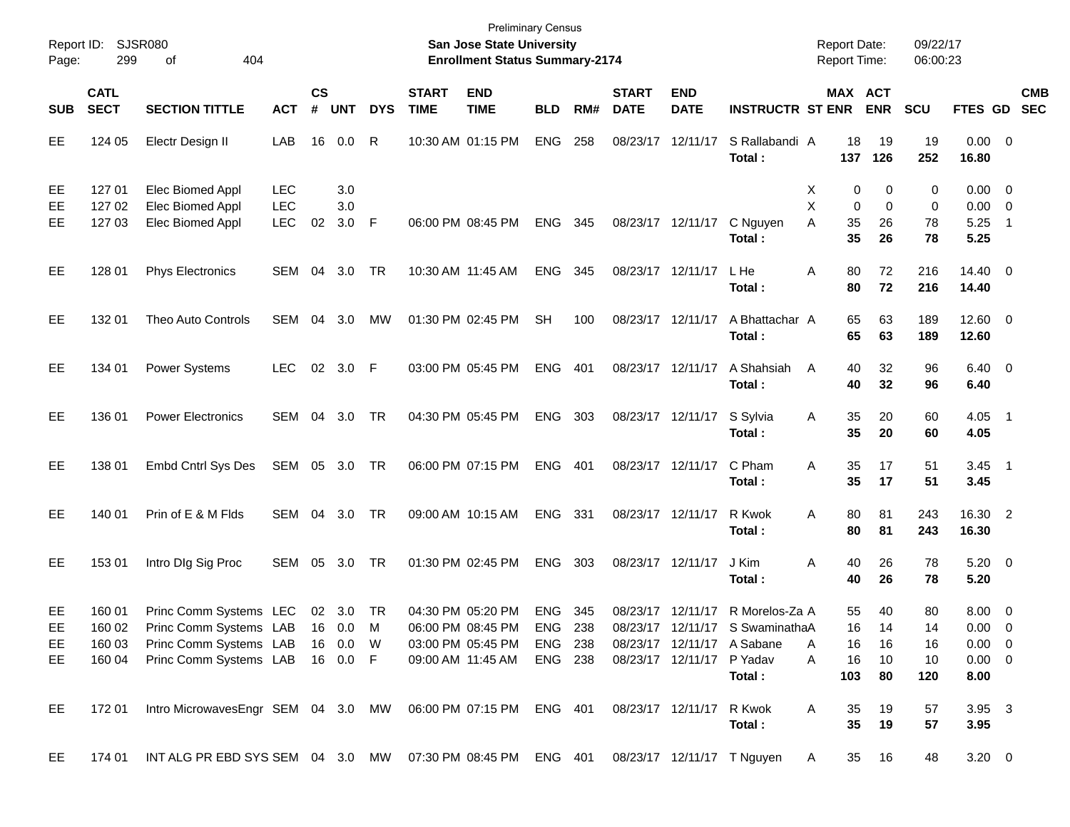Preliminary Census

**San Jose State University**

**Enrollment Status Summary-2174**

Report ID: SJSR080

Report Date: 09/22/17

Report Time: 06:00:23

| SUB | CATL SECT | SECTION TITTLE | ACT | CS # | UNT | DYS | START TIME | END TIME | BLD | RM# | START DATE | END DATE | INSTRUCTR | ST | MAX ENR | ACT ENR | SCU | FTES | GD | CMB SEC |
|---|---|---|---|---|---|---|---|---|---|---|---|---|---|---|---|---|---|---|---|---|
| EE | 124 05 | Electr Design II | LAB | 16 | 0.0 | R | 10:30 AM | 01:15 PM | ENG | 258 | 08/23/17 | 12/11/17 | S Rallabandi | A | 18 | 19 | 19 | 0.00 | 0 | |
| | | | | | | | | | | | | | **Total :** | | **137** | **126** | **252** | **16.80** | | |
| EE | 127 01 | Elec Biomed Appl | LEC | | 3.0 | | | | | | | | | X | 0 | 0 | 0 | 0.00 | 0 | |
| EE | 127 02 | Elec Biomed Appl | LEC | | 3.0 | | | | | | | | | X | 0 | 0 | 0 | 0.00 | 0 | |
| EE | 127 03 | Elec Biomed Appl | LEC | 02 | 3.0 | F | 06:00 PM | 08:45 PM | ENG | 345 | 08/23/17 | 12/11/17 | C Nguyen | A | 35 | 26 | 78 | 5.25 | 1 | |
| | | | | | | | | | | | | | **Total :** | | **35** | **26** | **78** | **5.25** | | |
| EE | 128 01 | Phys Electronics | SEM | 04 | 3.0 | TR | 10:30 AM | 11:45 AM | ENG | 345 | 08/23/17 | 12/11/17 | L He | A | 80 | 72 | 216 | 14.40 | 0 | |
| | | | | | | | | | | | | | **Total :** | | **80** | **72** | **216** | **14.40** | | |
| EE | 132 01 | Theo Auto Controls | SEM | 04 | 3.0 | MW | 01:30 PM | 02:45 PM | SH | 100 | 08/23/17 | 12/11/17 | A Bhattachar | A | 65 | 63 | 189 | 12.60 | 0 | |
| | | | | | | | | | | | | | **Total :** | | **65** | **63** | **189** | **12.60** | | |
| EE | 134 01 | Power Systems | LEC | 02 | 3.0 | F | 03:00 PM | 05:45 PM | ENG | 401 | 08/23/17 | 12/11/17 | A Shahsiah | A | 40 | 32 | 96 | 6.40 | 0 | |
| | | | | | | | | | | | | | **Total :** | | **40** | **32** | **96** | **6.40** | | |
| EE | 136 01 | Power Electronics | SEM | 04 | 3.0 | TR | 04:30 PM | 05:45 PM | ENG | 303 | 08/23/17 | 12/11/17 | S Sylvia | A | 35 | 20 | 60 | 4.05 | 1 | |
| | | | | | | | | | | | | | **Total :** | | **35** | **20** | **60** | **4.05** | | |
| EE | 138 01 | Embd Cntrl Sys Des | SEM | 05 | 3.0 | TR | 06:00 PM | 07:15 PM | ENG | 401 | 08/23/17 | 12/11/17 | C Pham | A | 35 | 17 | 51 | 3.45 | 1 | |
| | | | | | | | | | | | | | **Total :** | | **35** | **17** | **51** | **3.45** | | |
| EE | 140 01 | Prin of E & M Flds | SEM | 04 | 3.0 | TR | 09:00 AM | 10:15 AM | ENG | 331 | 08/23/17 | 12/11/17 | R Kwok | A | 80 | 81 | 243 | 16.30 | 2 | |
| | | | | | | | | | | | | | **Total :** | | **80** | **81** | **243** | **16.30** | | |
| EE | 153 01 | Intro DIg Sig Proc | SEM | 05 | 3.0 | TR | 01:30 PM | 02:45 PM | ENG | 303 | 08/23/17 | 12/11/17 | J Kim | A | 40 | 26 | 78 | 5.20 | 0 | |
| | | | | | | | | | | | | | **Total :** | | **40** | **26** | **78** | **5.20** | | |
| EE | 160 01 | Princ Comm Systems | LEC | 02 | 3.0 | TR | 04:30 PM | 05:20 PM | ENG | 345 | 08/23/17 | 12/11/17 | R Morelos-Za | A | 55 | 40 | 80 | 8.00 | 0 | |
| EE | 160 02 | Princ Comm Systems | LAB | 16 | 0.0 | M | 06:00 PM | 08:45 PM | ENG | 238 | 08/23/17 | 12/11/17 | S Swaminatha | A | 16 | 14 | 14 | 0.00 | 0 | |
| EE | 160 03 | Princ Comm Systems | LAB | 16 | 0.0 | W | 03:00 PM | 05:45 PM | ENG | 238 | 08/23/17 | 12/11/17 | A Sabane | A | 16 | 16 | 16 | 0.00 | 0 | |
| EE | 160 04 | Princ Comm Systems | LAB | 16 | 0.0 | F | 09:00 AM | 11:45 AM | ENG | 238 | 08/23/17 | 12/11/17 | P Yadav | A | 16 | 10 | 10 | 0.00 | 0 | |
| | | | | | | | | | | | | | **Total :** | | **103** | **80** | **120** | **8.00** | | |
| EE | 172 01 | Intro MicrowavesEngr | SEM | 04 | 3.0 | MW | 06:00 PM | 07:15 PM | ENG | 401 | 08/23/17 | 12/11/17 | R Kwok | A | 35 | 19 | 57 | 3.95 | 3 | |
| | | | | | | | | | | | | | **Total :** | | **35** | **19** | **57** | **3.95** | | |
| EE | 174 01 | INT ALG PR EBD SYS | SEM | 04 | 3.0 | MW | 07:30 PM | 08:45 PM | ENG | 401 | 08/23/17 | 12/11/17 | T Nguyen | A | 35 | 16 | 48 | 3.20 | 0 | |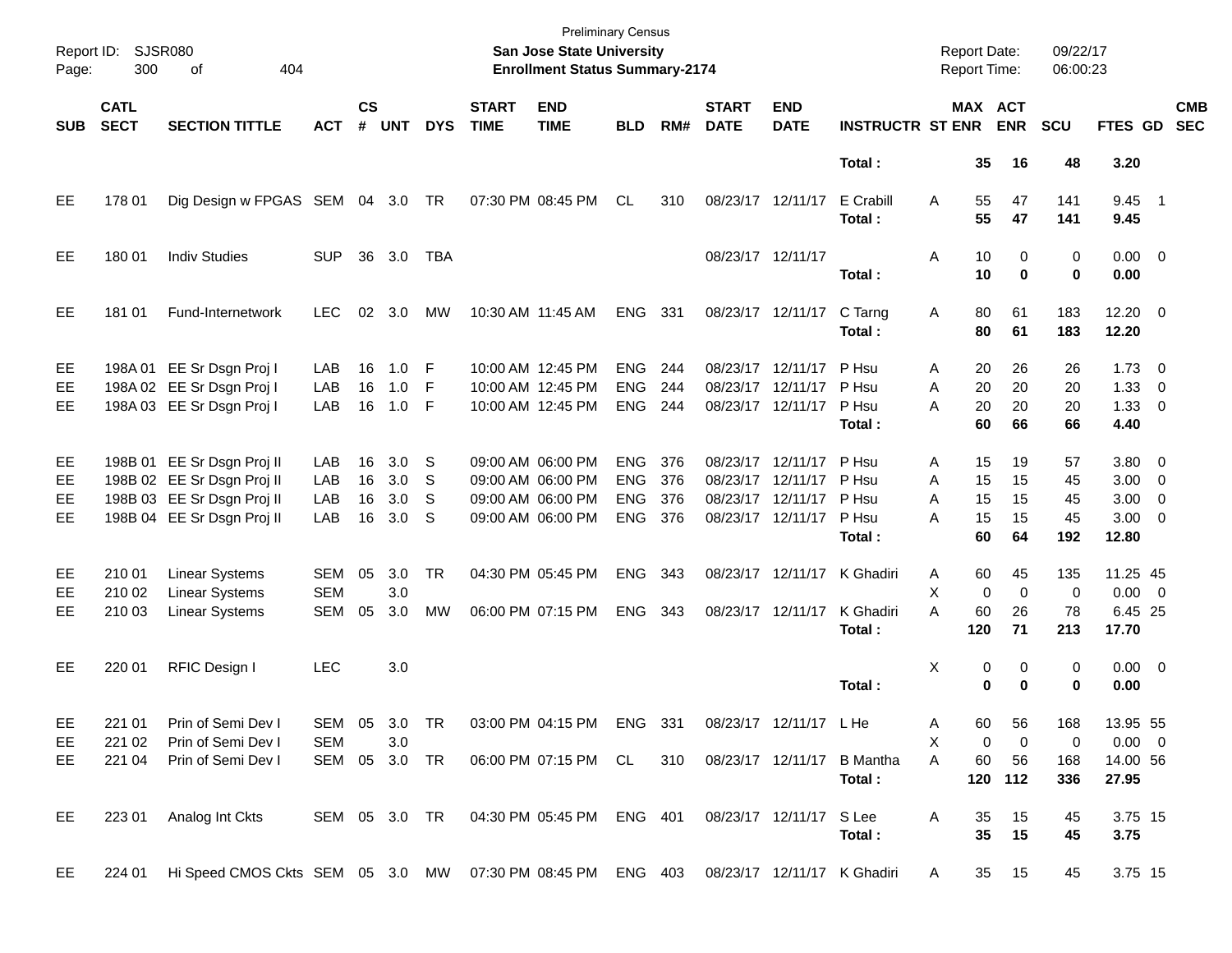| SUB | CATL SECT | SECTION TITTLE | ACT | CS # | UNT | DYS | START TIME | END TIME | BLD | RM# | START DATE | END DATE | INSTRUCTR | ST | MAX ENR | ACT ENR | SCU | FTES | GD | CMB SEC |
|---|---|---|---|---|---|---|---|---|---|---|---|---|---|---|---|---|---|---|---|---|
| | | | | | | | | | | | | | **Total :** | | **35** | **16** | **48** | **3.20** | | |
| EE | 178 01 | Dig Design w FPGAS | SEM | 04 | 3.0 | TR | 07:30 PM | 08:45 PM | CL | 310 | 08/23/17 | 12/11/17 | E Crabill | A | 55 | 47 | 141 | 9.45 | 1 | |
| | | | | | | | | | | | | | **Total :** | | **55** | **47** | **141** | **9.45** | | |
| EE | 180 01 | Indiv Studies | SUP | 36 | 3.0 | TBA | | | | | 08/23/17 | 12/11/17 | | A | 10 | 0 | 0 | 0.00 | 0 | |
| | | | | | | | | | | | | | **Total :** | | **10** | **0** | **0** | **0.00** | | |
| EE | 181 01 | Fund-Internetwork | LEC | 02 | 3.0 | MW | 10:30 AM | 11:45 AM | ENG | 331 | 08/23/17 | 12/11/17 | C Tarng | A | 80 | 61 | 183 | 12.20 | 0 | |
| | | | | | | | | | | | | | **Total :** | | **80** | **61** | **183** | **12.20** | | |
| EE | 198A 01 | EE Sr Dsgn Proj I | LAB | 16 | 1.0 | F | 10:00 AM | 12:45 PM | ENG | 244 | 08/23/17 | 12/11/17 | P Hsu | A | 20 | 26 | 26 | 1.73 | 0 | |
| EE | 198A 02 | EE Sr Dsgn Proj I | LAB | 16 | 1.0 | F | 10:00 AM | 12:45 PM | ENG | 244 | 08/23/17 | 12/11/17 | P Hsu | A | 20 | 20 | 20 | 1.33 | 0 | |
| EE | 198A 03 | EE Sr Dsgn Proj I | LAB | 16 | 1.0 | F | 10:00 AM | 12:45 PM | ENG | 244 | 08/23/17 | 12/11/17 | P Hsu | A | 20 | 20 | 20 | 1.33 | 0 | |
| | | | | | | | | | | | | | **Total :** | | **60** | **66** | **66** | **4.40** | | |
| EE | 198B 01 | EE Sr Dsgn Proj II | LAB | 16 | 3.0 | S | 09:00 AM | 06:00 PM | ENG | 376 | 08/23/17 | 12/11/17 | P Hsu | A | 15 | 19 | 57 | 3.80 | 0 | |
| EE | 198B 02 | EE Sr Dsgn Proj II | LAB | 16 | 3.0 | S | 09:00 AM | 06:00 PM | ENG | 376 | 08/23/17 | 12/11/17 | P Hsu | A | 15 | 15 | 45 | 3.00 | 0 | |
| EE | 198B 03 | EE Sr Dsgn Proj II | LAB | 16 | 3.0 | S | 09:00 AM | 06:00 PM | ENG | 376 | 08/23/17 | 12/11/17 | P Hsu | A | 15 | 15 | 45 | 3.00 | 0 | |
| EE | 198B 04 | EE Sr Dsgn Proj II | LAB | 16 | 3.0 | S | 09:00 AM | 06:00 PM | ENG | 376 | 08/23/17 | 12/11/17 | P Hsu | A | 15 | 15 | 45 | 3.00 | 0 | |
| | | | | | | | | | | | | | **Total :** | | **60** | **64** | **192** | **12.80** | | |
| EE | 210 01 | Linear Systems | SEM | 05 | 3.0 | TR | 04:30 PM | 05:45 PM | ENG | 343 | 08/23/17 | 12/11/17 | K Ghadiri | A | 60 | 45 | 135 | 11.25 | 45 | |
| EE | 210 02 | Linear Systems | SEM | | 3.0 | | | | | | | | | X | 0 | 0 | 0 | 0.00 | 0 | |
| EE | 210 03 | Linear Systems | SEM | 05 | 3.0 | MW | 06:00 PM | 07:15 PM | ENG | 343 | 08/23/17 | 12/11/17 | K Ghadiri | A | 60 | 26 | 78 | 6.45 | 25 | |
| | | | | | | | | | | | | | **Total :** | | **120** | **71** | **213** | **17.70** | | |
| EE | 220 01 | RFIC Design I | LEC | | 3.0 | | | | | | | | | X | 0 | 0 | 0 | 0.00 | 0 | |
| | | | | | | | | | | | | | **Total :** | | **0** | **0** | **0** | **0.00** | | |
| EE | 221 01 | Prin of Semi Dev I | SEM | 05 | 3.0 | TR | 03:00 PM | 04:15 PM | ENG | 331 | 08/23/17 | 12/11/17 | L He | A | 60 | 56 | 168 | 13.95 | 55 | |
| EE | 221 02 | Prin of Semi Dev I | SEM | | 3.0 | | | | | | | | | X | 0 | 0 | 0 | 0.00 | 0 | |
| EE | 221 04 | Prin of Semi Dev I | SEM | 05 | 3.0 | TR | 06:00 PM | 07:15 PM | CL | 310 | 08/23/17 | 12/11/17 | B Mantha | A | 60 | 56 | 168 | 14.00 | 56 | |
| | | | | | | | | | | | | | **Total :** | | **120** | **112** | **336** | **27.95** | | |
| EE | 223 01 | Analog Int Ckts | SEM | 05 | 3.0 | TR | 04:30 PM | 05:45 PM | ENG | 401 | 08/23/17 | 12/11/17 | S Lee | A | 35 | 15 | 45 | 3.75 | 15 | |
| | | | | | | | | | | | | | **Total :** | | **35** | **15** | **45** | **3.75** | | |
| EE | 224 01 | Hi Speed CMOS Ckts | SEM | 05 | 3.0 | MW | 07:30 PM | 08:45 PM | ENG | 403 | 08/23/17 | 12/11/17 | K Ghadiri | A | 35 | 15 | 45 | 3.75 | 15 | |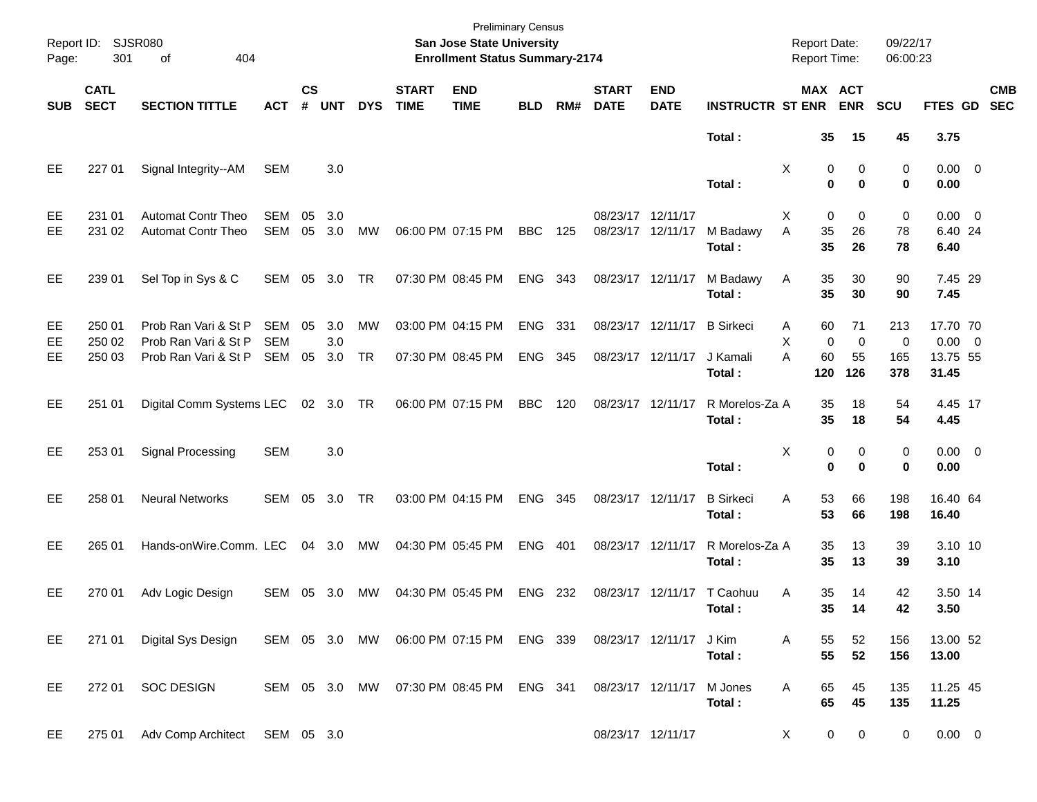| SUB | CATL SECT | SECTION TITTLE | ACT | CS # | UNT | DYS | START TIME | END TIME | BLD | RM# | START DATE | END DATE | INSTRUCTR | ST | MAX ENR | ACT ENR | SCU | FTES | GD | CMB SEC |
|---|---|---|---|---|---|---|---|---|---|---|---|---|---|---|---|---|---|---|---|---|
| | | | | | | | | | | | | | **Total :** | | **35** | **15** | **45** | **3.75** | | |
| EE | 227 01 | Signal Integrity--AM | SEM | | 3.0 | | | | | | | | | X | 0 | 0 | 0 | 0.00 | 0 | |
| | | | | | | | | | | | | | **Total :** | | **0** | **0** | **0** | **0.00** | | |
| EE | 231 01 | Automat Contr Theo | SEM | 05 | 3.0 | | | | | | 08/23/17 | 12/11/17 | | X | 0 | 0 | 0 | 0.00 | 0 | |
| EE | 231 02 | Automat Contr Theo | SEM | 05 | 3.0 | MW | 06:00 PM | 07:15 PM | BBC | 125 | 08/23/17 | 12/11/17 | M Badawy | A | 35 | 26 | 78 | 6.40 | 24 | |
| | | | | | | | | | | | | | **Total :** | | **35** | **26** | **78** | **6.40** | | |
| EE | 239 01 | Sel Top in Sys & C | SEM | 05 | 3.0 | TR | 07:30 PM | 08:45 PM | ENG | 343 | 08/23/17 | 12/11/17 | M Badawy | A | 35 | 30 | 90 | 7.45 | 29 | |
| | | | | | | | | | | | | | **Total :** | | **35** | **30** | **90** | **7.45** | | |
| EE | 250 01 | Prob Ran Vari & St P | SEM | 05 | 3.0 | MW | 03:00 PM | 04:15 PM | ENG | 331 | 08/23/17 | 12/11/17 | B Sirkeci | A | 60 | 71 | 213 | 17.70 | 70 | |
| EE | 250 02 | Prob Ran Vari & St P | SEM | | 3.0 | | | | | | | | | X | 0 | 0 | 0 | 0.00 | 0 | |
| EE | 250 03 | Prob Ran Vari & St P | SEM | 05 | 3.0 | TR | 07:30 PM | 08:45 PM | ENG | 345 | 08/23/17 | 12/11/17 | J Kamali | A | 60 | 55 | 165 | 13.75 | 55 | |
| | | | | | | | | | | | | | **Total :** | | **120** | **126** | **378** | **31.45** | | |
| EE | 251 01 | Digital Comm Systems | LEC | 02 | 3.0 | TR | 06:00 PM | 07:15 PM | BBC | 120 | 08/23/17 | 12/11/17 | R Morelos-Za | A | 35 | 18 | 54 | 4.45 | 17 | |
| | | | | | | | | | | | | | **Total :** | | **35** | **18** | **54** | **4.45** | | |
| EE | 253 01 | Signal Processing | SEM | | 3.0 | | | | | | | | | X | 0 | 0 | 0 | 0.00 | 0 | |
| | | | | | | | | | | | | | **Total :** | | **0** | **0** | **0** | **0.00** | | |
| EE | 258 01 | Neural Networks | SEM | 05 | 3.0 | TR | 03:00 PM | 04:15 PM | ENG | 345 | 08/23/17 | 12/11/17 | B Sirkeci | A | 53 | 66 | 198 | 16.40 | 64 | |
| | | | | | | | | | | | | | **Total :** | | **53** | **66** | **198** | **16.40** | | |
| EE | 265 01 | Hands-onWire.Comm. | LEC | 04 | 3.0 | MW | 04:30 PM | 05:45 PM | ENG | 401 | 08/23/17 | 12/11/17 | R Morelos-Za | A | 35 | 13 | 39 | 3.10 | 10 | |
| | | | | | | | | | | | | | **Total :** | | **35** | **13** | **39** | **3.10** | | |
| EE | 270 01 | Adv Logic Design | SEM | 05 | 3.0 | MW | 04:30 PM | 05:45 PM | ENG | 232 | 08/23/17 | 12/11/17 | T Caohuu | A | 35 | 14 | 42 | 3.50 | 14 | |
| | | | | | | | | | | | | | **Total :** | | **35** | **14** | **42** | **3.50** | | |
| EE | 271 01 | Digital Sys Design | SEM | 05 | 3.0 | MW | 06:00 PM | 07:15 PM | ENG | 339 | 08/23/17 | 12/11/17 | J Kim | A | 55 | 52 | 156 | 13.00 | 52 | |
| | | | | | | | | | | | | | **Total :** | | **55** | **52** | **156** | **13.00** | | |
| EE | 272 01 | SOC DESIGN | SEM | 05 | 3.0 | MW | 07:30 PM | 08:45 PM | ENG | 341 | 08/23/17 | 12/11/17 | M Jones | A | 65 | 45 | 135 | 11.25 | 45 | |
| | | | | | | | | | | | | | **Total :** | | **65** | **45** | **135** | **11.25** | | |
| EE | 275 01 | Adv Comp Architect | SEM | 05 | 3.0 | | | | | | 08/23/17 | 12/11/17 | | X | 0 | 0 | 0 | 0.00 | 0 | |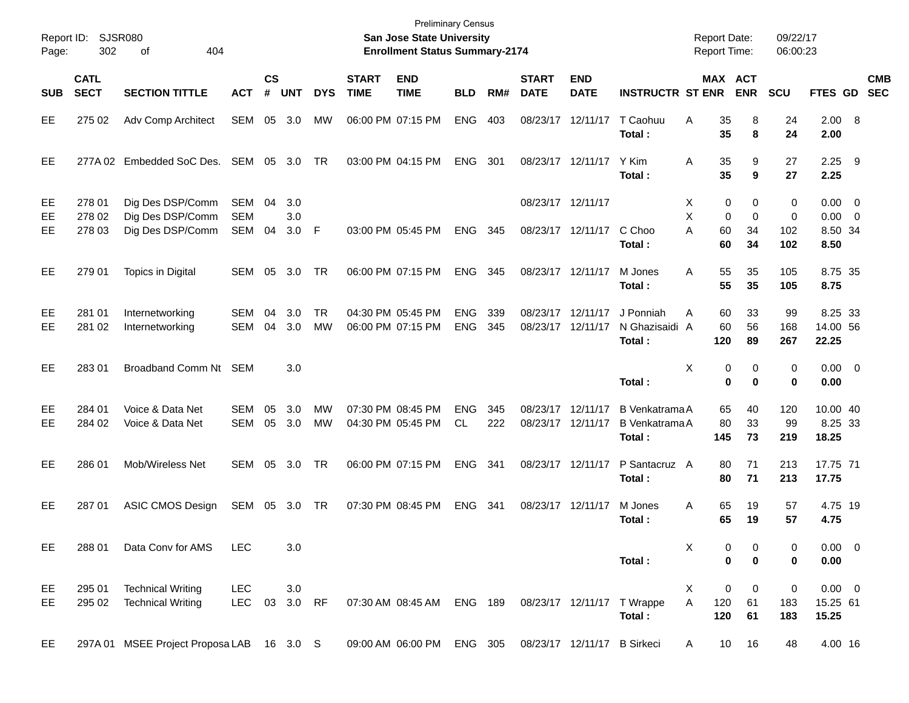Preliminary Census

Report ID: SJSR080

**San Jose State University**

**Enrollment Status Summary-2174**

Report Date: 09/22/17
Report Time: 06:00:23

| SUB | CATL SECT | SECTION TITTLE | ACT | CS # | UNT | DYS | START TIME | END TIME | BLD | RM# | START DATE | END DATE | INSTRUCTR | ST | MAX ENR | ACT ENR | SCU | FTES | GD | CMB SEC |
|---|---|---|---|---|---|---|---|---|---|---|---|---|---|---|---|---|---|---|---|---|
| EE | 275 02 | Adv Comp Architect | SEM | 05 | 3.0 | MW | 06:00 PM | 07:15 PM | ENG | 403 | 08/23/17 | 12/11/17 | T Caohuu | A | 35 | 8 | 24 | 2.00 | 8 | |
| | | | | | | | | | | | | | **Total :** | | **35** | **8** | **24** | **2.00** | | |
| EE | 277A 02 | Embedded SoC Des. | SEM | 05 | 3.0 | TR | 03:00 PM | 04:15 PM | ENG | 301 | 08/23/17 | 12/11/17 | Y Kim | A | 35 | 9 | 27 | 2.25 | 9 | |
| | | | | | | | | | | | | | **Total :** | | **35** | **9** | **27** | **2.25** | | |
| EE | 278 01 | Dig Des DSP/Comm | SEM | 04 | 3.0 | | | | | | 08/23/17 | 12/11/17 | | X | 0 | 0 | 0 | 0.00 | 0 | |
| EE | 278 02 | Dig Des DSP/Comm | SEM | | 3.0 | | | | | | | | | X | 0 | 0 | 0 | 0.00 | 0 | |
| EE | 278 03 | Dig Des DSP/Comm | SEM | 04 | 3.0 | F | 03:00 PM | 05:45 PM | ENG | 345 | 08/23/17 | 12/11/17 | C Choo | A | 60 | 34 | 102 | 8.50 | 34 | |
| | | | | | | | | | | | | | **Total :** | | **60** | **34** | **102** | **8.50** | | |
| EE | 279 01 | Topics in Digital | SEM | 05 | 3.0 | TR | 06:00 PM | 07:15 PM | ENG | 345 | 08/23/17 | 12/11/17 | M Jones | A | 55 | 35 | 105 | 8.75 | 35 | |
| | | | | | | | | | | | | | **Total :** | | **55** | **35** | **105** | **8.75** | | |
| EE | 281 01 | Internetworking | SEM | 04 | 3.0 | TR | 04:30 PM | 05:45 PM | ENG | 339 | 08/23/17 | 12/11/17 | J Ponniah | A | 60 | 33 | 99 | 8.25 | 33 | |
| EE | 281 02 | Internetworking | SEM | 04 | 3.0 | MW | 06:00 PM | 07:15 PM | ENG | 345 | 08/23/17 | 12/11/17 | N Ghazisaidi | A | 60 | 56 | 168 | 14.00 | 56 | |
| | | | | | | | | | | | | | **Total :** | | **120** | **89** | **267** | **22.25** | | |
| EE | 283 01 | Broadband Comm Nt | SEM | | 3.0 | | | | | | | | | X | 0 | 0 | 0 | 0.00 | 0 | |
| | | | | | | | | | | | | | **Total :** | | **0** | **0** | **0** | **0.00** | | |
| EE | 284 01 | Voice & Data Net | SEM | 05 | 3.0 | MW | 07:30 PM | 08:45 PM | ENG | 345 | 08/23/17 | 12/11/17 | B Venkatrama | A | 65 | 40 | 120 | 10.00 | 40 | |
| EE | 284 02 | Voice & Data Net | SEM | 05 | 3.0 | MW | 04:30 PM | 05:45 PM | CL | 222 | 08/23/17 | 12/11/17 | B Venkatrama | A | 80 | 33 | 99 | 8.25 | 33 | |
| | | | | | | | | | | | | | **Total :** | | **145** | **73** | **219** | **18.25** | | |
| EE | 286 01 | Mob/Wireless Net | SEM | 05 | 3.0 | TR | 06:00 PM | 07:15 PM | ENG | 341 | 08/23/17 | 12/11/17 | P Santacruz | A | 80 | 71 | 213 | 17.75 | 71 | |
| | | | | | | | | | | | | | **Total :** | | **80** | **71** | **213** | **17.75** | | |
| EE | 287 01 | ASIC CMOS Design | SEM | 05 | 3.0 | TR | 07:30 PM | 08:45 PM | ENG | 341 | 08/23/17 | 12/11/17 | M Jones | A | 65 | 19 | 57 | 4.75 | 19 | |
| | | | | | | | | | | | | | **Total :** | | **65** | **19** | **57** | **4.75** | | |
| EE | 288 01 | Data Conv for AMS | LEC | | 3.0 | | | | | | | | | X | 0 | 0 | 0 | 0.00 | 0 | |
| | | | | | | | | | | | | | **Total :** | | **0** | **0** | **0** | **0.00** | | |
| EE | 295 01 | Technical Writing | LEC | | 3.0 | | | | | | | | | X | 0 | 0 | 0 | 0.00 | 0 | |
| EE | 295 02 | Technical Writing | LEC | 03 | 3.0 | RF | 07:30 AM | 08:45 AM | ENG | 189 | 08/23/17 | 12/11/17 | T Wrappe | A | 120 | 61 | 183 | 15.25 | 61 | |
| | | | | | | | | | | | | | **Total :** | | **120** | **61** | **183** | **15.25** | | |
| EE | 297A 01 | MSEE Project Proposa | LAB | 16 | 3.0 | S | 09:00 AM | 06:00 PM | ENG | 305 | 08/23/17 | 12/11/17 | B Sirkeci | A | 10 | 16 | 48 | 4.00 | 16 | |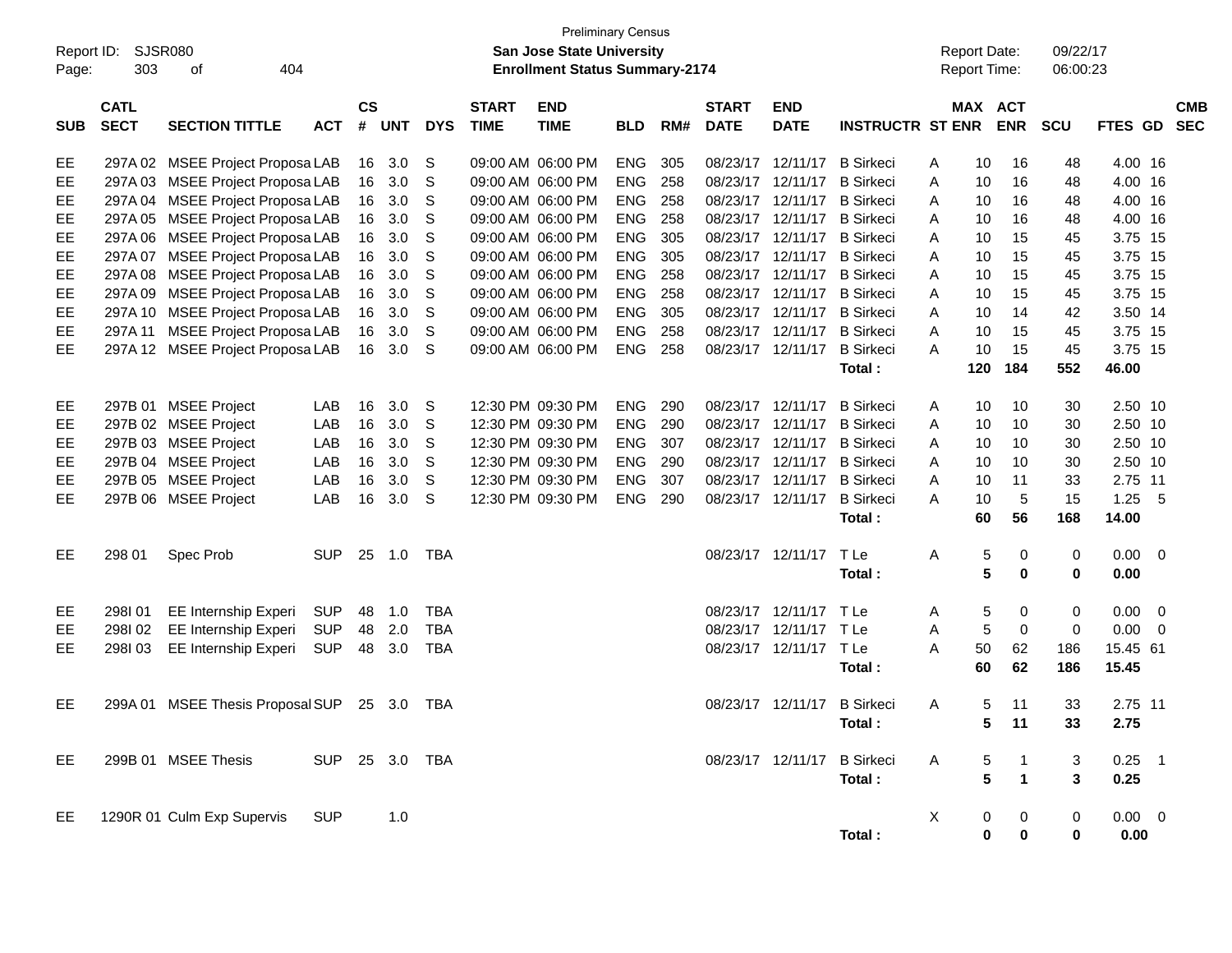Preliminary Census

**San Jose State University**

**Enrollment Status Summary-2174**

Report ID: SJSR080
Report Date: 09/22/17
Report Time: 06:00:23

| SUB | CATL SECT | SECTION TITTLE | ACT | CS # | UNT | DYS | START TIME | END TIME | BLD | RM# | START DATE | END DATE | INSTRUCTR | ST | MAX ENR | ACT ENR | SCU | FTES | GD | CMB SEC |
|---|---|---|---|---|---|---|---|---|---|---|---|---|---|---|---|---|---|---|---|---|
| EE | 297A 02 | MSEE Project Proposa | LAB | 16 | 3.0 | S | 09:00 AM | 06:00 PM | ENG | 305 | 08/23/17 | 12/11/17 | B Sirkeci | A | 10 | 16 | 48 | 4.00 | 16 | |
| EE | 297A 03 | MSEE Project Proposa | LAB | 16 | 3.0 | S | 09:00 AM | 06:00 PM | ENG | 258 | 08/23/17 | 12/11/17 | B Sirkeci | A | 10 | 16 | 48 | 4.00 | 16 | |
| EE | 297A 04 | MSEE Project Proposa | LAB | 16 | 3.0 | S | 09:00 AM | 06:00 PM | ENG | 258 | 08/23/17 | 12/11/17 | B Sirkeci | A | 10 | 16 | 48 | 4.00 | 16 | |
| EE | 297A 05 | MSEE Project Proposa | LAB | 16 | 3.0 | S | 09:00 AM | 06:00 PM | ENG | 258 | 08/23/17 | 12/11/17 | B Sirkeci | A | 10 | 16 | 48 | 4.00 | 16 | |
| EE | 297A 06 | MSEE Project Proposa | LAB | 16 | 3.0 | S | 09:00 AM | 06:00 PM | ENG | 305 | 08/23/17 | 12/11/17 | B Sirkeci | A | 10 | 15 | 45 | 3.75 | 15 | |
| EE | 297A 07 | MSEE Project Proposa | LAB | 16 | 3.0 | S | 09:00 AM | 06:00 PM | ENG | 305 | 08/23/17 | 12/11/17 | B Sirkeci | A | 10 | 15 | 45 | 3.75 | 15 | |
| EE | 297A 08 | MSEE Project Proposa | LAB | 16 | 3.0 | S | 09:00 AM | 06:00 PM | ENG | 258 | 08/23/17 | 12/11/17 | B Sirkeci | A | 10 | 15 | 45 | 3.75 | 15 | |
| EE | 297A 09 | MSEE Project Proposa | LAB | 16 | 3.0 | S | 09:00 AM | 06:00 PM | ENG | 258 | 08/23/17 | 12/11/17 | B Sirkeci | A | 10 | 15 | 45 | 3.75 | 15 | |
| EE | 297A 10 | MSEE Project Proposa | LAB | 16 | 3.0 | S | 09:00 AM | 06:00 PM | ENG | 305 | 08/23/17 | 12/11/17 | B Sirkeci | A | 10 | 14 | 42 | 3.50 | 14 | |
| EE | 297A 11 | MSEE Project Proposa | LAB | 16 | 3.0 | S | 09:00 AM | 06:00 PM | ENG | 258 | 08/23/17 | 12/11/17 | B Sirkeci | A | 10 | 15 | 45 | 3.75 | 15 | |
| EE | 297A 12 | MSEE Project Proposa | LAB | 16 | 3.0 | S | 09:00 AM | 06:00 PM | ENG | 258 | 08/23/17 | 12/11/17 | B Sirkeci | A | 10 | 15 | 45 | 3.75 | 15 | |
| | | | | | | | | | | | | | **Total :** | | **120** | **184** | **552** | **46.00** | | |
| EE | 297B 01 | MSEE Project | LAB | 16 | 3.0 | S | 12:30 PM | 09:30 PM | ENG | 290 | 08/23/17 | 12/11/17 | B Sirkeci | A | 10 | 10 | 30 | 2.50 | 10 | |
| EE | 297B 02 | MSEE Project | LAB | 16 | 3.0 | S | 12:30 PM | 09:30 PM | ENG | 290 | 08/23/17 | 12/11/17 | B Sirkeci | A | 10 | 10 | 30 | 2.50 | 10 | |
| EE | 297B 03 | MSEE Project | LAB | 16 | 3.0 | S | 12:30 PM | 09:30 PM | ENG | 307 | 08/23/17 | 12/11/17 | B Sirkeci | A | 10 | 10 | 30 | 2.50 | 10 | |
| EE | 297B 04 | MSEE Project | LAB | 16 | 3.0 | S | 12:30 PM | 09:30 PM | ENG | 290 | 08/23/17 | 12/11/17 | B Sirkeci | A | 10 | 10 | 30 | 2.50 | 10 | |
| EE | 297B 05 | MSEE Project | LAB | 16 | 3.0 | S | 12:30 PM | 09:30 PM | ENG | 307 | 08/23/17 | 12/11/17 | B Sirkeci | A | 10 | 11 | 33 | 2.75 | 11 | |
| EE | 297B 06 | MSEE Project | LAB | 16 | 3.0 | S | 12:30 PM | 09:30 PM | ENG | 290 | 08/23/17 | 12/11/17 | B Sirkeci | A | 10 | 5 | 15 | 1.25 | 5 | |
| | | | | | | | | | | | | | **Total :** | | **60** | **56** | **168** | **14.00** | | |
| EE | 298 01 | Spec Prob | SUP | 25 | 1.0 | TBA | | | | | 08/23/17 | 12/11/17 | T Le | A | 5 | 0 | 0 | 0.00 | 0 | |
| | | | | | | | | | | | | | **Total :** | | **5** | **0** | **0** | **0.00** | | |
| EE | 298I 01 | EE Internship Experi | SUP | 48 | 1.0 | TBA | | | | | 08/23/17 | 12/11/17 | T Le | A | 5 | 0 | 0 | 0.00 | 0 | |
| EE | 298I 02 | EE Internship Experi | SUP | 48 | 2.0 | TBA | | | | | 08/23/17 | 12/11/17 | T Le | A | 5 | 0 | 0 | 0.00 | 0 | |
| EE | 298I 03 | EE Internship Experi | SUP | 48 | 3.0 | TBA | | | | | 08/23/17 | 12/11/17 | T Le | A | 50 | 62 | 186 | 15.45 | 61 | |
| | | | | | | | | | | | | | **Total :** | | **60** | **62** | **186** | **15.45** | | |
| EE | 299A 01 | MSEE Thesis Proposal | SUP | 25 | 3.0 | TBA | | | | | 08/23/17 | 12/11/17 | B Sirkeci | A | 5 | 11 | 33 | 2.75 | 11 | |
| | | | | | | | | | | | | | **Total :** | | **5** | **11** | **33** | **2.75** | | |
| EE | 299B 01 | MSEE Thesis | SUP | 25 | 3.0 | TBA | | | | | 08/23/17 | 12/11/17 | B Sirkeci | A | 5 | 1 | 3 | 0.25 | 1 | |
| | | | | | | | | | | | | | **Total :** | | **5** | **1** | **3** | **0.25** | | |
| EE | 1290R 01 | Culm Exp Supervis | SUP | | 1.0 | | | | | | | | | X | 0 | 0 | 0 | 0.00 | 0 | |
| | | | | | | | | | | | | | **Total :** | | **0** | **0** | **0** | **0.00** | | |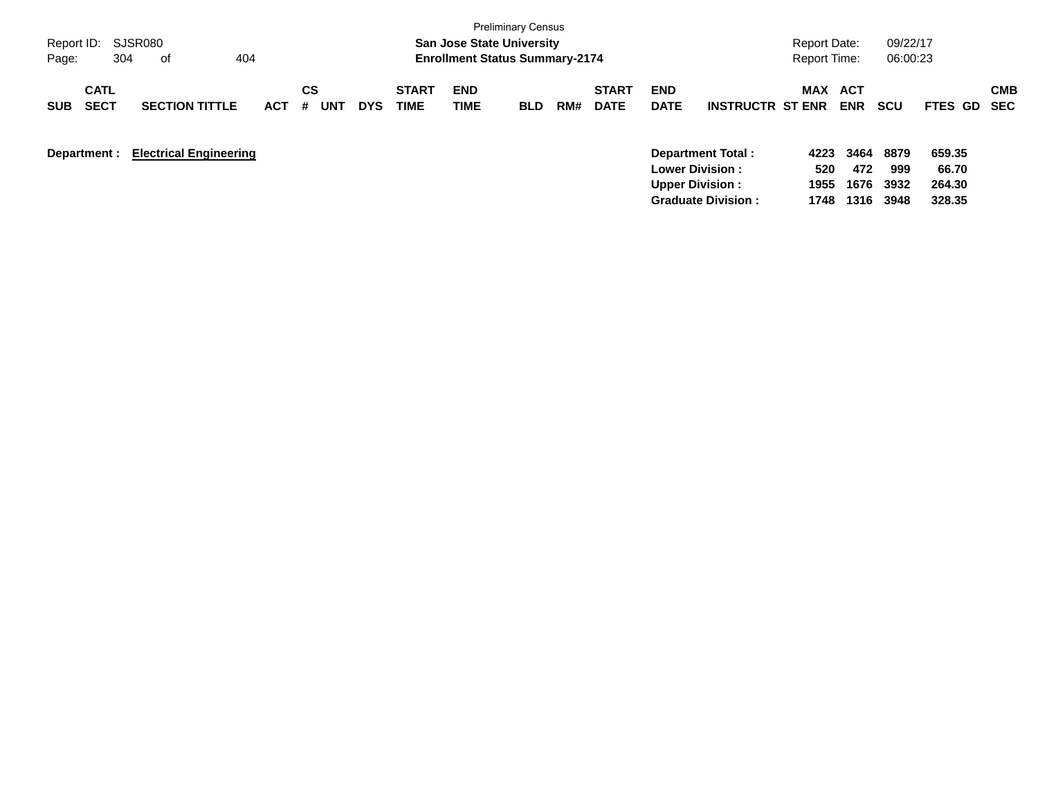Preliminary Census

**San Jose State University**
**Enrollment Status Summary-2174**

Report ID: SJSR080
Report Date: 09/22/17
Report Time: 06:00:23

| SUB | CATL SECT | SECTION TITTLE | ACT | CS # | UNT | DYS | START TIME | END TIME | BLD | RM# | START DATE | END DATE | INSTRUCTR | MAX ST ENR | ACT ENR | SCU | FTES | GD | CMB SEC |
|---|---|---|---|---|---|---|---|---|---|---|---|---|---|---|---|---|---|---|---|

**Department : Electrical Engineering**

| | MAX ST ENR | ACT ENR | SCU | FTES |
|---|---|---|---|---|
| **Department Total :** | **4223** | **3464** | **8879** | **659.35** |
| **Lower Division :** | **520** | **472** | **999** | **66.70** |
| **Upper Division :** | **1955** | **1676** | **3932** | **264.30** |
| **Graduate Division :** | **1748** | **1316** | **3948** | **328.35** |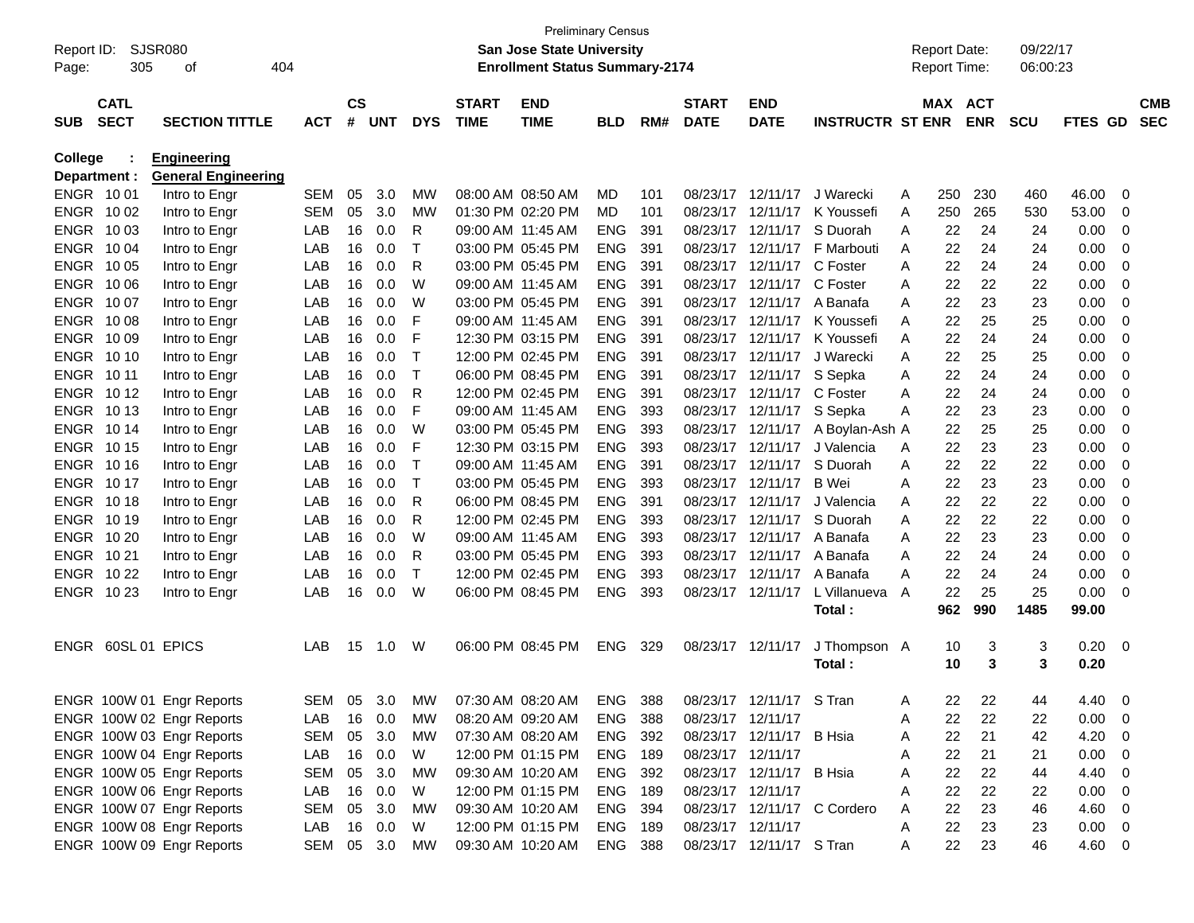Preliminary Census

**San Jose State University**

**Enrollment Status Summary-2174**

Report ID: SJSR080
Report Date: 09/22/17
Report Time: 06:00:23

| SUB | CATL SECT | SECTION TITTLE | ACT | CS # | UNT | DYS | START TIME | END TIME | BLD | RM# | START DATE | END DATE | INSTRUCTR | ST | MAX ENR | ACT ENR | SCU | FTES | GD | CMB SEC |
|---|---|---|---|---|---|---|---|---|---|---|---|---|---|---|---|---|---|---|---|---|
| **College** | : | **Engineering** | | | | | | | | | | | | | | | | | | |
| **Department :** | | **General Engineering** | | | | | | | | | | | | | | | | | | |
| ENGR | 10 01 | Intro to Engr | SEM | 05 | 3.0 | MW | 08:00 AM | 08:50 AM | MD | 101 | 08/23/17 | 12/11/17 | J Warecki | A | 250 | 230 | 460 | 46.00 | 0 | |
| ENGR | 10 02 | Intro to Engr | SEM | 05 | 3.0 | MW | 01:30 PM | 02:20 PM | MD | 101 | 08/23/17 | 12/11/17 | K Youssefi | A | 250 | 265 | 530 | 53.00 | 0 | |
| ENGR | 10 03 | Intro to Engr | LAB | 16 | 0.0 | R | 09:00 AM | 11:45 AM | ENG | 391 | 08/23/17 | 12/11/17 | S Duorah | A | 22 | 24 | 24 | 0.00 | 0 | |
| ENGR | 10 04 | Intro to Engr | LAB | 16 | 0.0 | T | 03:00 PM | 05:45 PM | ENG | 391 | 08/23/17 | 12/11/17 | F Marbouti | A | 22 | 24 | 24 | 0.00 | 0 | |
| ENGR | 10 05 | Intro to Engr | LAB | 16 | 0.0 | R | 03:00 PM | 05:45 PM | ENG | 391 | 08/23/17 | 12/11/17 | C Foster | A | 22 | 24 | 24 | 0.00 | 0 | |
| ENGR | 10 06 | Intro to Engr | LAB | 16 | 0.0 | W | 09:00 AM | 11:45 AM | ENG | 391 | 08/23/17 | 12/11/17 | C Foster | A | 22 | 22 | 22 | 0.00 | 0 | |
| ENGR | 10 07 | Intro to Engr | LAB | 16 | 0.0 | W | 03:00 PM | 05:45 PM | ENG | 391 | 08/23/17 | 12/11/17 | A Banafa | A | 22 | 23 | 23 | 0.00 | 0 | |
| ENGR | 10 08 | Intro to Engr | LAB | 16 | 0.0 | F | 09:00 AM | 11:45 AM | ENG | 391 | 08/23/17 | 12/11/17 | K Youssefi | A | 22 | 25 | 25 | 0.00 | 0 | |
| ENGR | 10 09 | Intro to Engr | LAB | 16 | 0.0 | F | 12:30 PM | 03:15 PM | ENG | 391 | 08/23/17 | 12/11/17 | K Youssefi | A | 22 | 24 | 24 | 0.00 | 0 | |
| ENGR | 10 10 | Intro to Engr | LAB | 16 | 0.0 | T | 12:00 PM | 02:45 PM | ENG | 391 | 08/23/17 | 12/11/17 | J Warecki | A | 22 | 25 | 25 | 0.00 | 0 | |
| ENGR | 10 11 | Intro to Engr | LAB | 16 | 0.0 | T | 06:00 PM | 08:45 PM | ENG | 391 | 08/23/17 | 12/11/17 | S Sepka | A | 22 | 24 | 24 | 0.00 | 0 | |
| ENGR | 10 12 | Intro to Engr | LAB | 16 | 0.0 | R | 12:00 PM | 02:45 PM | ENG | 391 | 08/23/17 | 12/11/17 | C Foster | A | 22 | 24 | 24 | 0.00 | 0 | |
| ENGR | 10 13 | Intro to Engr | LAB | 16 | 0.0 | F | 09:00 AM | 11:45 AM | ENG | 393 | 08/23/17 | 12/11/17 | S Sepka | A | 22 | 23 | 23 | 0.00 | 0 | |
| ENGR | 10 14 | Intro to Engr | LAB | 16 | 0.0 | W | 03:00 PM | 05:45 PM | ENG | 393 | 08/23/17 | 12/11/17 | A Boylan-Ash | A | 22 | 25 | 25 | 0.00 | 0 | |
| ENGR | 10 15 | Intro to Engr | LAB | 16 | 0.0 | F | 12:30 PM | 03:15 PM | ENG | 393 | 08/23/17 | 12/11/17 | J Valencia | A | 22 | 23 | 23 | 0.00 | 0 | |
| ENGR | 10 16 | Intro to Engr | LAB | 16 | 0.0 | T | 09:00 AM | 11:45 AM | ENG | 391 | 08/23/17 | 12/11/17 | S Duorah | A | 22 | 22 | 22 | 0.00 | 0 | |
| ENGR | 10 17 | Intro to Engr | LAB | 16 | 0.0 | T | 03:00 PM | 05:45 PM | ENG | 393 | 08/23/17 | 12/11/17 | B Wei | A | 22 | 23 | 23 | 0.00 | 0 | |
| ENGR | 10 18 | Intro to Engr | LAB | 16 | 0.0 | R | 06:00 PM | 08:45 PM | ENG | 391 | 08/23/17 | 12/11/17 | J Valencia | A | 22 | 22 | 22 | 0.00 | 0 | |
| ENGR | 10 19 | Intro to Engr | LAB | 16 | 0.0 | R | 12:00 PM | 02:45 PM | ENG | 393 | 08/23/17 | 12/11/17 | S Duorah | A | 22 | 22 | 22 | 0.00 | 0 | |
| ENGR | 10 20 | Intro to Engr | LAB | 16 | 0.0 | W | 09:00 AM | 11:45 AM | ENG | 393 | 08/23/17 | 12/11/17 | A Banafa | A | 22 | 23 | 23 | 0.00 | 0 | |
| ENGR | 10 21 | Intro to Engr | LAB | 16 | 0.0 | R | 03:00 PM | 05:45 PM | ENG | 393 | 08/23/17 | 12/11/17 | A Banafa | A | 22 | 24 | 24 | 0.00 | 0 | |
| ENGR | 10 22 | Intro to Engr | LAB | 16 | 0.0 | T | 12:00 PM | 02:45 PM | ENG | 393 | 08/23/17 | 12/11/17 | A Banafa | A | 22 | 24 | 24 | 0.00 | 0 | |
| ENGR | 10 23 | Intro to Engr | LAB | 16 | 0.0 | W | 06:00 PM | 08:45 PM | ENG | 393 | 08/23/17 | 12/11/17 | L Villanueva | A | 22 | 25 | 25 | 0.00 | 0 | |
| | | | | | | | | | | | | | **Total :** | | **962** | **990** | **1485** | **99.00** | | |
| ENGR | 60SL 01 | EPICS | LAB | 15 | 1.0 | W | 06:00 PM | 08:45 PM | ENG | 329 | 08/23/17 | 12/11/17 | J Thompson | A | 10 | 3 | 3 | 0.20 | 0 | |
| | | | | | | | | | | | | | **Total :** | | **10** | **3** | **3** | **0.20** | | |
| ENGR | 100W 01 | Engr Reports | SEM | 05 | 3.0 | MW | 07:30 AM | 08:20 AM | ENG | 388 | 08/23/17 | 12/11/17 | S Tran | A | 22 | 22 | 44 | 4.40 | 0 | |
| ENGR | 100W 02 | Engr Reports | LAB | 16 | 0.0 | MW | 08:20 AM | 09:20 AM | ENG | 388 | 08/23/17 | 12/11/17 | | A | 22 | 22 | 22 | 0.00 | 0 | |
| ENGR | 100W 03 | Engr Reports | SEM | 05 | 3.0 | MW | 07:30 AM | 08:20 AM | ENG | 392 | 08/23/17 | 12/11/17 | B Hsia | A | 22 | 21 | 42 | 4.20 | 0 | |
| ENGR | 100W 04 | Engr Reports | LAB | 16 | 0.0 | W | 12:00 PM | 01:15 PM | ENG | 189 | 08/23/17 | 12/11/17 | | A | 22 | 21 | 21 | 0.00 | 0 | |
| ENGR | 100W 05 | Engr Reports | SEM | 05 | 3.0 | MW | 09:30 AM | 10:20 AM | ENG | 392 | 08/23/17 | 12/11/17 | B Hsia | A | 22 | 22 | 44 | 4.40 | 0 | |
| ENGR | 100W 06 | Engr Reports | LAB | 16 | 0.0 | W | 12:00 PM | 01:15 PM | ENG | 189 | 08/23/17 | 12/11/17 | | A | 22 | 22 | 22 | 0.00 | 0 | |
| ENGR | 100W 07 | Engr Reports | SEM | 05 | 3.0 | MW | 09:30 AM | 10:20 AM | ENG | 394 | 08/23/17 | 12/11/17 | C Cordero | A | 22 | 23 | 46 | 4.60 | 0 | |
| ENGR | 100W 08 | Engr Reports | LAB | 16 | 0.0 | W | 12:00 PM | 01:15 PM | ENG | 189 | 08/23/17 | 12/11/17 | | A | 22 | 23 | 23 | 0.00 | 0 | |
| ENGR | 100W 09 | Engr Reports | SEM | 05 | 3.0 | MW | 09:30 AM | 10:20 AM | ENG | 388 | 08/23/17 | 12/11/17 | S Tran | A | 22 | 23 | 46 | 4.60 | 0 | |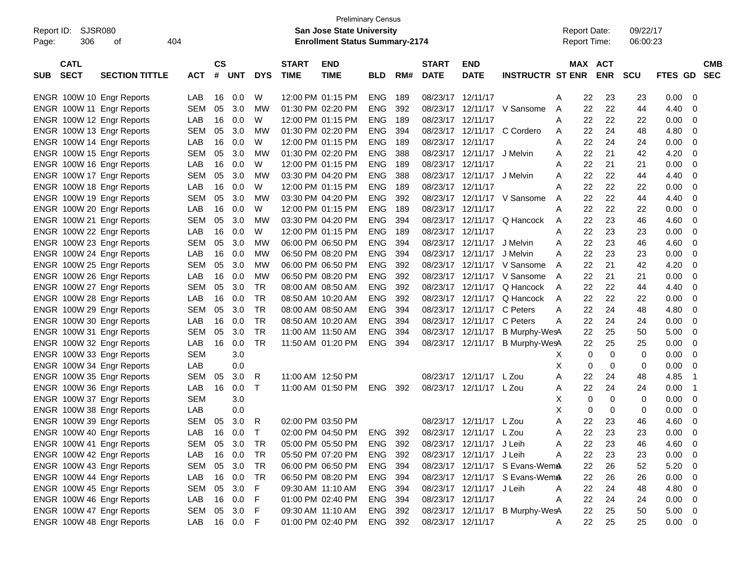Preliminary Census

Report ID: SJSR080 **San Jose State University** Report Date: 09/22/17

**Enrollment Status Summary-2174** Report Time: 06:00:23

| SUB | CATL SECT | SECTION TITTLE | ACT | CS # | UNT | DYS | START TIME | END TIME | BLD | RM# | START DATE | END DATE | INSTRUCTR | ST | MAX ENR | ACT ENR | SCU | FTES | GD | CMB SEC |
|---|---|---|---|---|---|---|---|---|---|---|---|---|---|---|---|---|---|---|---|---|
| ENGR | 100W 10 | Engr Reports | LAB | 16 | 0.0 | W | 12:00 PM | 01:15 PM | ENG | 189 | 08/23/17 | 12/11/17 | | A | 22 | 23 | 23 | 0.00 | 0 | |
| ENGR | 100W 11 | Engr Reports | SEM | 05 | 3.0 | MW | 01:30 PM | 02:20 PM | ENG | 392 | 08/23/17 | 12/11/17 | V Sansome | A | 22 | 22 | 44 | 4.40 | 0 | |
| ENGR | 100W 12 | Engr Reports | LAB | 16 | 0.0 | W | 12:00 PM | 01:15 PM | ENG | 189 | 08/23/17 | 12/11/17 | | A | 22 | 22 | 22 | 0.00 | 0 | |
| ENGR | 100W 13 | Engr Reports | SEM | 05 | 3.0 | MW | 01:30 PM | 02:20 PM | ENG | 394 | 08/23/17 | 12/11/17 | C Cordero | A | 22 | 24 | 48 | 4.80 | 0 | |
| ENGR | 100W 14 | Engr Reports | LAB | 16 | 0.0 | W | 12:00 PM | 01:15 PM | ENG | 189 | 08/23/17 | 12/11/17 | | A | 22 | 24 | 24 | 0.00 | 0 | |
| ENGR | 100W 15 | Engr Reports | SEM | 05 | 3.0 | MW | 01:30 PM | 02:20 PM | ENG | 388 | 08/23/17 | 12/11/17 | J Melvin | A | 22 | 21 | 42 | 4.20 | 0 | |
| ENGR | 100W 16 | Engr Reports | LAB | 16 | 0.0 | W | 12:00 PM | 01:15 PM | ENG | 189 | 08/23/17 | 12/11/17 | | A | 22 | 21 | 21 | 0.00 | 0 | |
| ENGR | 100W 17 | Engr Reports | SEM | 05 | 3.0 | MW | 03:30 PM | 04:20 PM | ENG | 388 | 08/23/17 | 12/11/17 | J Melvin | A | 22 | 22 | 44 | 4.40 | 0 | |
| ENGR | 100W 18 | Engr Reports | LAB | 16 | 0.0 | W | 12:00 PM | 01:15 PM | ENG | 189 | 08/23/17 | 12/11/17 | | A | 22 | 22 | 22 | 0.00 | 0 | |
| ENGR | 100W 19 | Engr Reports | SEM | 05 | 3.0 | MW | 03:30 PM | 04:20 PM | ENG | 392 | 08/23/17 | 12/11/17 | V Sansome | A | 22 | 22 | 44 | 4.40 | 0 | |
| ENGR | 100W 20 | Engr Reports | LAB | 16 | 0.0 | W | 12:00 PM | 01:15 PM | ENG | 189 | 08/23/17 | 12/11/17 | | A | 22 | 22 | 22 | 0.00 | 0 | |
| ENGR | 100W 21 | Engr Reports | SEM | 05 | 3.0 | MW | 03:30 PM | 04:20 PM | ENG | 394 | 08/23/17 | 12/11/17 | Q Hancock | A | 22 | 23 | 46 | 4.60 | 0 | |
| ENGR | 100W 22 | Engr Reports | LAB | 16 | 0.0 | W | 12:00 PM | 01:15 PM | ENG | 189 | 08/23/17 | 12/11/17 | | A | 22 | 23 | 23 | 0.00 | 0 | |
| ENGR | 100W 23 | Engr Reports | SEM | 05 | 3.0 | MW | 06:00 PM | 06:50 PM | ENG | 394 | 08/23/17 | 12/11/17 | J Melvin | A | 22 | 23 | 46 | 4.60 | 0 | |
| ENGR | 100W 24 | Engr Reports | LAB | 16 | 0.0 | MW | 06:50 PM | 08:20 PM | ENG | 394 | 08/23/17 | 12/11/17 | J Melvin | A | 22 | 23 | 23 | 0.00 | 0 | |
| ENGR | 100W 25 | Engr Reports | SEM | 05 | 3.0 | MW | 06:00 PM | 06:50 PM | ENG | 392 | 08/23/17 | 12/11/17 | V Sansome | A | 22 | 21 | 42 | 4.20 | 0 | |
| ENGR | 100W 26 | Engr Reports | LAB | 16 | 0.0 | MW | 06:50 PM | 08:20 PM | ENG | 392 | 08/23/17 | 12/11/17 | V Sansome | A | 22 | 21 | 21 | 0.00 | 0 | |
| ENGR | 100W 27 | Engr Reports | SEM | 05 | 3.0 | TR | 08:00 AM | 08:50 AM | ENG | 392 | 08/23/17 | 12/11/17 | Q Hancock | A | 22 | 22 | 44 | 4.40 | 0 | |
| ENGR | 100W 28 | Engr Reports | LAB | 16 | 0.0 | TR | 08:50 AM | 10:20 AM | ENG | 392 | 08/23/17 | 12/11/17 | Q Hancock | A | 22 | 22 | 22 | 0.00 | 0 | |
| ENGR | 100W 29 | Engr Reports | SEM | 05 | 3.0 | TR | 08:00 AM | 08:50 AM | ENG | 394 | 08/23/17 | 12/11/17 | C Peters | A | 22 | 24 | 48 | 4.80 | 0 | |
| ENGR | 100W 30 | Engr Reports | LAB | 16 | 0.0 | TR | 08:50 AM | 10:20 AM | ENG | 394 | 08/23/17 | 12/11/17 | C Peters | A | 22 | 24 | 24 | 0.00 | 0 | |
| ENGR | 100W 31 | Engr Reports | SEM | 05 | 3.0 | TR | 11:00 AM | 11:50 AM | ENG | 394 | 08/23/17 | 12/11/17 | B Murphy-Wes | A | 22 | 25 | 50 | 5.00 | 0 | |
| ENGR | 100W 32 | Engr Reports | LAB | 16 | 0.0 | TR | 11:50 AM | 01:20 PM | ENG | 394 | 08/23/17 | 12/11/17 | B Murphy-Wes | A | 22 | 25 | 25 | 0.00 | 0 | |
| ENGR | 100W 33 | Engr Reports | SEM | | 3.0 | | | | | | | | | X | 0 | 0 | 0 | 0.00 | 0 | |
| ENGR | 100W 34 | Engr Reports | LAB | | 0.0 | | | | | | | | | X | 0 | 0 | 0 | 0.00 | 0 | |
| ENGR | 100W 35 | Engr Reports | SEM | 05 | 3.0 | R | 11:00 AM | 12:50 PM | | | 08/23/17 | 12/11/17 | L Zou | A | 22 | 24 | 48 | 4.85 | 1 | |
| ENGR | 100W 36 | Engr Reports | LAB | 16 | 0.0 | T | 11:00 AM | 01:50 PM | ENG | 392 | 08/23/17 | 12/11/17 | L Zou | A | 22 | 24 | 24 | 0.00 | 1 | |
| ENGR | 100W 37 | Engr Reports | SEM | | 3.0 | | | | | | | | | X | 0 | 0 | 0 | 0.00 | 0 | |
| ENGR | 100W 38 | Engr Reports | LAB | | 0.0 | | | | | | | | | X | 0 | 0 | 0 | 0.00 | 0 | |
| ENGR | 100W 39 | Engr Reports | SEM | 05 | 3.0 | R | 02:00 PM | 03:50 PM | | | 08/23/17 | 12/11/17 | L Zou | A | 22 | 23 | 46 | 4.60 | 0 | |
| ENGR | 100W 40 | Engr Reports | LAB | 16 | 0.0 | T | 02:00 PM | 04:50 PM | ENG | 392 | 08/23/17 | 12/11/17 | L Zou | A | 22 | 23 | 23 | 0.00 | 0 | |
| ENGR | 100W 41 | Engr Reports | SEM | 05 | 3.0 | TR | 05:00 PM | 05:50 PM | ENG | 392 | 08/23/17 | 12/11/17 | J Leih | A | 22 | 23 | 46 | 4.60 | 0 | |
| ENGR | 100W 42 | Engr Reports | LAB | 16 | 0.0 | TR | 05:50 PM | 07:20 PM | ENG | 392 | 08/23/17 | 12/11/17 | J Leih | A | 22 | 23 | 23 | 0.00 | 0 | |
| ENGR | 100W 43 | Engr Reports | SEM | 05 | 3.0 | TR | 06:00 PM | 06:50 PM | ENG | 394 | 08/23/17 | 12/11/17 | S Evans-Wema | A | 22 | 26 | 52 | 5.20 | 0 | |
| ENGR | 100W 44 | Engr Reports | LAB | 16 | 0.0 | TR | 06:50 PM | 08:20 PM | ENG | 394 | 08/23/17 | 12/11/17 | S Evans-Wema | A | 22 | 26 | 26 | 0.00 | 0 | |
| ENGR | 100W 45 | Engr Reports | SEM | 05 | 3.0 | F | 09:30 AM | 11:10 AM | ENG | 394 | 08/23/17 | 12/11/17 | J Leih | A | 22 | 24 | 48 | 4.80 | 0 | |
| ENGR | 100W 46 | Engr Reports | LAB | 16 | 0.0 | F | 01:00 PM | 02:40 PM | ENG | 394 | 08/23/17 | 12/11/17 | | A | 22 | 24 | 24 | 0.00 | 0 | |
| ENGR | 100W 47 | Engr Reports | SEM | 05 | 3.0 | F | 09:30 AM | 11:10 AM | ENG | 392 | 08/23/17 | 12/11/17 | B Murphy-Wes | A | 22 | 25 | 50 | 5.00 | 0 | |
| ENGR | 100W 48 | Engr Reports | LAB | 16 | 0.0 | F | 01:00 PM | 02:40 PM | ENG | 392 | 08/23/17 | 12/11/17 | | A | 22 | 25 | 25 | 0.00 | 0 | |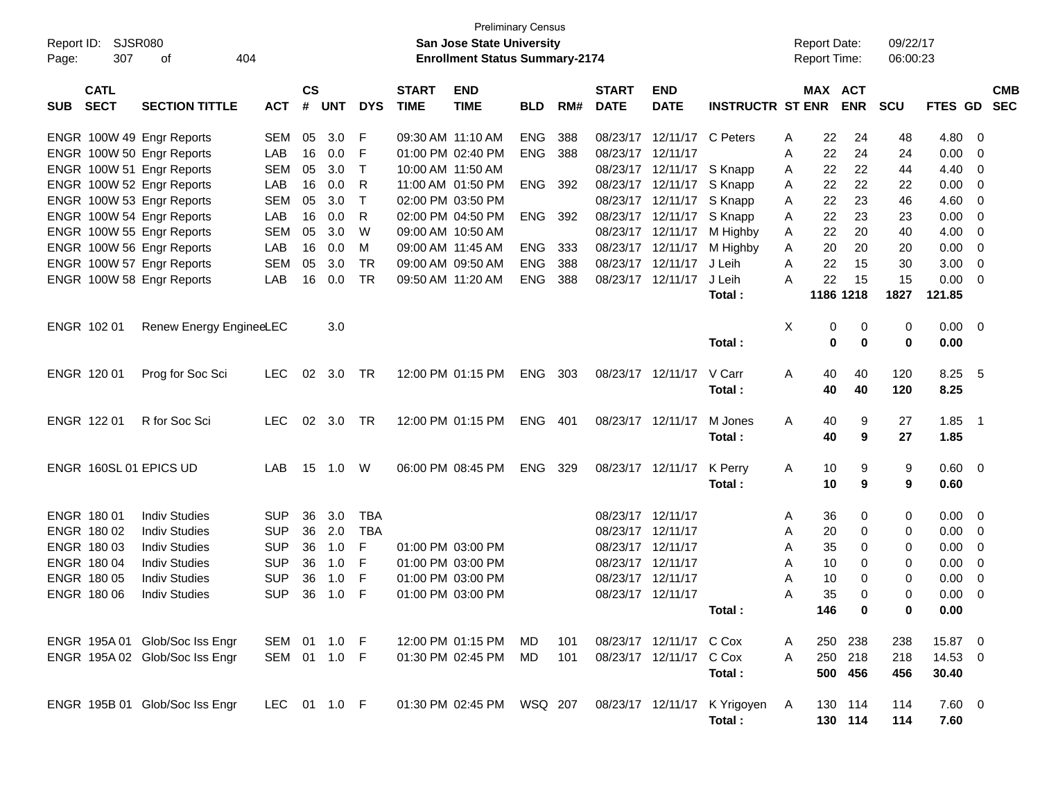Preliminary Census

Report ID: SJSR080

**San Jose State University**

**Enrollment Status Summary-2174**

Report Date: 09/22/17
Report Time: 06:00:23

| SUB | CATL SECT | SECTION TITTLE | ACT | CS # | UNT | DYS | START TIME | END TIME | BLD | RM# | START DATE | END DATE | INSTRUCTR | ST | MAX ENR | ACT ENR | SCU | FTES | GD | CMB SEC |
|---|---|---|---|---|---|---|---|---|---|---|---|---|---|---|---|---|---|---|---|---|
| ENGR | 100W 49 | Engr Reports | SEM | 05 | 3.0 | F | 09:30 AM | 11:10 AM | ENG | 388 | 08/23/17 | 12/11/17 | C Peters | A | 22 | 24 | 48 | 4.80 | 0 | |
| ENGR | 100W 50 | Engr Reports | LAB | 16 | 0.0 | F | 01:00 PM | 02:40 PM | ENG | 388 | 08/23/17 | 12/11/17 | | A | 22 | 24 | 24 | 0.00 | 0 | |
| ENGR | 100W 51 | Engr Reports | SEM | 05 | 3.0 | T | 10:00 AM | 11:50 AM | | | 08/23/17 | 12/11/17 | S Knapp | A | 22 | 22 | 44 | 4.40 | 0 | |
| ENGR | 100W 52 | Engr Reports | LAB | 16 | 0.0 | R | 11:00 AM | 01:50 PM | ENG | 392 | 08/23/17 | 12/11/17 | S Knapp | A | 22 | 22 | 22 | 0.00 | 0 | |
| ENGR | 100W 53 | Engr Reports | SEM | 05 | 3.0 | T | 02:00 PM | 03:50 PM | | | 08/23/17 | 12/11/17 | S Knapp | A | 22 | 23 | 46 | 4.60 | 0 | |
| ENGR | 100W 54 | Engr Reports | LAB | 16 | 0.0 | R | 02:00 PM | 04:50 PM | ENG | 392 | 08/23/17 | 12/11/17 | S Knapp | A | 22 | 23 | 23 | 0.00 | 0 | |
| ENGR | 100W 55 | Engr Reports | SEM | 05 | 3.0 | W | 09:00 AM | 10:50 AM | | | 08/23/17 | 12/11/17 | M Highby | A | 22 | 20 | 40 | 4.00 | 0 | |
| ENGR | 100W 56 | Engr Reports | LAB | 16 | 0.0 | M | 09:00 AM | 11:45 AM | ENG | 333 | 08/23/17 | 12/11/17 | M Highby | A | 20 | 20 | 20 | 0.00 | 0 | |
| ENGR | 100W 57 | Engr Reports | SEM | 05 | 3.0 | TR | 09:00 AM | 09:50 AM | ENG | 388 | 08/23/17 | 12/11/17 | J Leih | A | 22 | 15 | 30 | 3.00 | 0 | |
| ENGR | 100W 58 | Engr Reports | LAB | 16 | 0.0 | TR | 09:50 AM | 11:20 AM | ENG | 388 | 08/23/17 | 12/11/17 | J Leih | A | 22 | 15 | 15 | 0.00 | 0 | |
| | | | | | | | | | | | | | **Total :** | | **1186** | **1218** | **1827** | **121.85** | | |
| ENGR | 102 01 | Renew Energy Enginee | LEC | | 3.0 | | | | | | | | | X | 0 | 0 | 0 | 0.00 | 0 | |
| | | | | | | | | | | | | | **Total :** | | **0** | **0** | **0** | **0.00** | | |
| ENGR | 120 01 | Prog for Soc Sci | LEC | 02 | 3.0 | TR | 12:00 PM | 01:15 PM | ENG | 303 | 08/23/17 | 12/11/17 | V Carr | A | 40 | 40 | 120 | 8.25 | 5 | |
| | | | | | | | | | | | | | **Total :** | | **40** | **40** | **120** | **8.25** | | |
| ENGR | 122 01 | R for Soc Sci | LEC | 02 | 3.0 | TR | 12:00 PM | 01:15 PM | ENG | 401 | 08/23/17 | 12/11/17 | M Jones | A | 40 | 9 | 27 | 1.85 | 1 | |
| | | | | | | | | | | | | | **Total :** | | **40** | **9** | **27** | **1.85** | | |
| ENGR | 160SL 01 | EPICS UD | LAB | 15 | 1.0 | W | 06:00 PM | 08:45 PM | ENG | 329 | 08/23/17 | 12/11/17 | K Perry | A | 10 | 9 | 9 | 0.60 | 0 | |
| | | | | | | | | | | | | | **Total :** | | **10** | **9** | **9** | **0.60** | | |
| ENGR | 180 01 | Indiv Studies | SUP | 36 | 3.0 | TBA | | | | | 08/23/17 | 12/11/17 | | A | 36 | 0 | 0 | 0.00 | 0 | |
| ENGR | 180 02 | Indiv Studies | SUP | 36 | 2.0 | TBA | | | | | 08/23/17 | 12/11/17 | | A | 20 | 0 | 0 | 0.00 | 0 | |
| ENGR | 180 03 | Indiv Studies | SUP | 36 | 1.0 | F | 01:00 PM | 03:00 PM | | | 08/23/17 | 12/11/17 | | A | 35 | 0 | 0 | 0.00 | 0 | |
| ENGR | 180 04 | Indiv Studies | SUP | 36 | 1.0 | F | 01:00 PM | 03:00 PM | | | 08/23/17 | 12/11/17 | | A | 10 | 0 | 0 | 0.00 | 0 | |
| ENGR | 180 05 | Indiv Studies | SUP | 36 | 1.0 | F | 01:00 PM | 03:00 PM | | | 08/23/17 | 12/11/17 | | A | 10 | 0 | 0 | 0.00 | 0 | |
| ENGR | 180 06 | Indiv Studies | SUP | 36 | 1.0 | F | 01:00 PM | 03:00 PM | | | 08/23/17 | 12/11/17 | | A | 35 | 0 | 0 | 0.00 | 0 | |
| | | | | | | | | | | | | | **Total :** | | **146** | **0** | **0** | **0.00** | | |
| ENGR | 195A 01 | Glob/Soc Iss Engr | SEM | 01 | 1.0 | F | 12:00 PM | 01:15 PM | MD | 101 | 08/23/17 | 12/11/17 | C Cox | A | 250 | 238 | 238 | 15.87 | 0 | |
| ENGR | 195A 02 | Glob/Soc Iss Engr | SEM | 01 | 1.0 | F | 01:30 PM | 02:45 PM | MD | 101 | 08/23/17 | 12/11/17 | C Cox | A | 250 | 218 | 218 | 14.53 | 0 | |
| | | | | | | | | | | | | | **Total :** | | **500** | **456** | **456** | **30.40** | | |
| ENGR | 195B 01 | Glob/Soc Iss Engr | LEC | 01 | 1.0 | F | 01:30 PM | 02:45 PM | WSQ | 207 | 08/23/17 | 12/11/17 | K Yrigoyen | A | 130 | 114 | 114 | 7.60 | 0 | |
| | | | | | | | | | | | | | **Total :** | | **130** | **114** | **114** | **7.60** | | |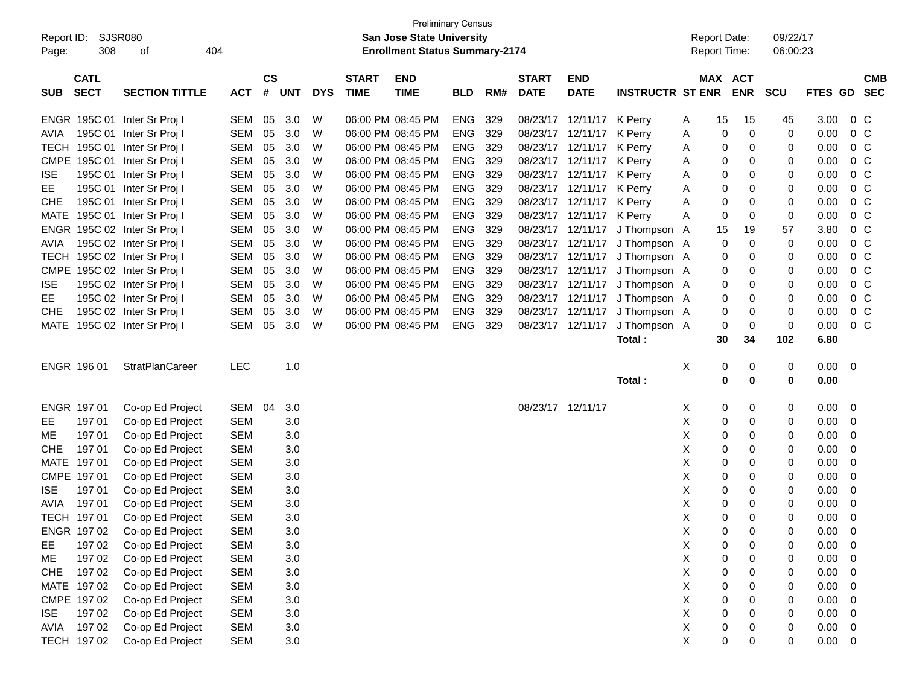Preliminary Census

Report ID: SJSR080

**San Jose State University**

**Enrollment Status Summary-2174**

Report Date: 09/22/17

Report Time: 06:00:23

| SUB | CATL SECT | SECTION TITTLE | ACT | CS # | UNT | DYS | START TIME | END TIME | BLD | RM# | START DATE | END DATE | INSTRUCTR | ST | MAX ENR | ACT ENR | SCU | FTES | GD | CMB SEC |
|---|---|---|---|---|---|---|---|---|---|---|---|---|---|---|---|---|---|---|---|---|
| ENGR | 195C 01 | Inter Sr Proj I | SEM | 05 | 3.0 | W | 06:00 PM | 08:45 PM | ENG | 329 | 08/23/17 | 12/11/17 | K Perry | A | 15 | 15 | 45 | 3.00 | 0 | C |
| AVIA | 195C 01 | Inter Sr Proj I | SEM | 05 | 3.0 | W | 06:00 PM | 08:45 PM | ENG | 329 | 08/23/17 | 12/11/17 | K Perry | A | 0 | 0 | 0 | 0.00 | 0 | C |
| TECH | 195C 01 | Inter Sr Proj I | SEM | 05 | 3.0 | W | 06:00 PM | 08:45 PM | ENG | 329 | 08/23/17 | 12/11/17 | K Perry | A | 0 | 0 | 0 | 0.00 | 0 | C |
| CMPE | 195C 01 | Inter Sr Proj I | SEM | 05 | 3.0 | W | 06:00 PM | 08:45 PM | ENG | 329 | 08/23/17 | 12/11/17 | K Perry | A | 0 | 0 | 0 | 0.00 | 0 | C |
| ISE | 195C 01 | Inter Sr Proj I | SEM | 05 | 3.0 | W | 06:00 PM | 08:45 PM | ENG | 329 | 08/23/17 | 12/11/17 | K Perry | A | 0 | 0 | 0 | 0.00 | 0 | C |
| EE | 195C 01 | Inter Sr Proj I | SEM | 05 | 3.0 | W | 06:00 PM | 08:45 PM | ENG | 329 | 08/23/17 | 12/11/17 | K Perry | A | 0 | 0 | 0 | 0.00 | 0 | C |
| CHE | 195C 01 | Inter Sr Proj I | SEM | 05 | 3.0 | W | 06:00 PM | 08:45 PM | ENG | 329 | 08/23/17 | 12/11/17 | K Perry | A | 0 | 0 | 0 | 0.00 | 0 | C |
| MATE | 195C 01 | Inter Sr Proj I | SEM | 05 | 3.0 | W | 06:00 PM | 08:45 PM | ENG | 329 | 08/23/17 | 12/11/17 | K Perry | A | 0 | 0 | 0 | 0.00 | 0 | C |
| ENGR | 195C 02 | Inter Sr Proj I | SEM | 05 | 3.0 | W | 06:00 PM | 08:45 PM | ENG | 329 | 08/23/17 | 12/11/17 | J Thompson | A | 15 | 19 | 57 | 3.80 | 0 | C |
| AVIA | 195C 02 | Inter Sr Proj I | SEM | 05 | 3.0 | W | 06:00 PM | 08:45 PM | ENG | 329 | 08/23/17 | 12/11/17 | J Thompson | A | 0 | 0 | 0 | 0.00 | 0 | C |
| TECH | 195C 02 | Inter Sr Proj I | SEM | 05 | 3.0 | W | 06:00 PM | 08:45 PM | ENG | 329 | 08/23/17 | 12/11/17 | J Thompson | A | 0 | 0 | 0 | 0.00 | 0 | C |
| CMPE | 195C 02 | Inter Sr Proj I | SEM | 05 | 3.0 | W | 06:00 PM | 08:45 PM | ENG | 329 | 08/23/17 | 12/11/17 | J Thompson | A | 0 | 0 | 0 | 0.00 | 0 | C |
| ISE | 195C 02 | Inter Sr Proj I | SEM | 05 | 3.0 | W | 06:00 PM | 08:45 PM | ENG | 329 | 08/23/17 | 12/11/17 | J Thompson | A | 0 | 0 | 0 | 0.00 | 0 | C |
| EE | 195C 02 | Inter Sr Proj I | SEM | 05 | 3.0 | W | 06:00 PM | 08:45 PM | ENG | 329 | 08/23/17 | 12/11/17 | J Thompson | A | 0 | 0 | 0 | 0.00 | 0 | C |
| CHE | 195C 02 | Inter Sr Proj I | SEM | 05 | 3.0 | W | 06:00 PM | 08:45 PM | ENG | 329 | 08/23/17 | 12/11/17 | J Thompson | A | 0 | 0 | 0 | 0.00 | 0 | C |
| MATE | 195C 02 | Inter Sr Proj I | SEM | 05 | 3.0 | W | 06:00 PM | 08:45 PM | ENG | 329 | 08/23/17 | 12/11/17 | J Thompson | A | 0 | 0 | 0 | 0.00 | 0 | C |
| | | | | | | | | | | | | | **Total :** | | **30** | **34** | **102** | **6.80** | | |
| ENGR | 196 01 | StratPlanCareer | LEC | | 1.0 | | | | | | | | | X | 0 | 0 | 0 | 0.00 | 0 | |
| | | | | | | | | | | | | | **Total :** | | **0** | **0** | **0** | **0.00** | | |
| ENGR | 197 01 | Co-op Ed Project | SEM | 04 | 3.0 | | | | | | 08/23/17 | 12/11/17 | | X | 0 | 0 | 0 | 0.00 | 0 | |
| EE | 197 01 | Co-op Ed Project | SEM | | 3.0 | | | | | | | | | X | 0 | 0 | 0 | 0.00 | 0 | |
| ME | 197 01 | Co-op Ed Project | SEM | | 3.0 | | | | | | | | | X | 0 | 0 | 0 | 0.00 | 0 | |
| CHE | 197 01 | Co-op Ed Project | SEM | | 3.0 | | | | | | | | | X | 0 | 0 | 0 | 0.00 | 0 | |
| MATE | 197 01 | Co-op Ed Project | SEM | | 3.0 | | | | | | | | | X | 0 | 0 | 0 | 0.00 | 0 | |
| CMPE | 197 01 | Co-op Ed Project | SEM | | 3.0 | | | | | | | | | X | 0 | 0 | 0 | 0.00 | 0 | |
| ISE | 197 01 | Co-op Ed Project | SEM | | 3.0 | | | | | | | | | X | 0 | 0 | 0 | 0.00 | 0 | |
| AVIA | 197 01 | Co-op Ed Project | SEM | | 3.0 | | | | | | | | | X | 0 | 0 | 0 | 0.00 | 0 | |
| TECH | 197 01 | Co-op Ed Project | SEM | | 3.0 | | | | | | | | | X | 0 | 0 | 0 | 0.00 | 0 | |
| ENGR | 197 02 | Co-op Ed Project | SEM | | 3.0 | | | | | | | | | X | 0 | 0 | 0 | 0.00 | 0 | |
| EE | 197 02 | Co-op Ed Project | SEM | | 3.0 | | | | | | | | | X | 0 | 0 | 0 | 0.00 | 0 | |
| ME | 197 02 | Co-op Ed Project | SEM | | 3.0 | | | | | | | | | X | 0 | 0 | 0 | 0.00 | 0 | |
| CHE | 197 02 | Co-op Ed Project | SEM | | 3.0 | | | | | | | | | X | 0 | 0 | 0 | 0.00 | 0 | |
| MATE | 197 02 | Co-op Ed Project | SEM | | 3.0 | | | | | | | | | X | 0 | 0 | 0 | 0.00 | 0 | |
| CMPE | 197 02 | Co-op Ed Project | SEM | | 3.0 | | | | | | | | | X | 0 | 0 | 0 | 0.00 | 0 | |
| ISE | 197 02 | Co-op Ed Project | SEM | | 3.0 | | | | | | | | | X | 0 | 0 | 0 | 0.00 | 0 | |
| AVIA | 197 02 | Co-op Ed Project | SEM | | 3.0 | | | | | | | | | X | 0 | 0 | 0 | 0.00 | 0 | |
| TECH | 197 02 | Co-op Ed Project | SEM | | 3.0 | | | | | | | | | X | 0 | 0 | 0 | 0.00 | 0 | |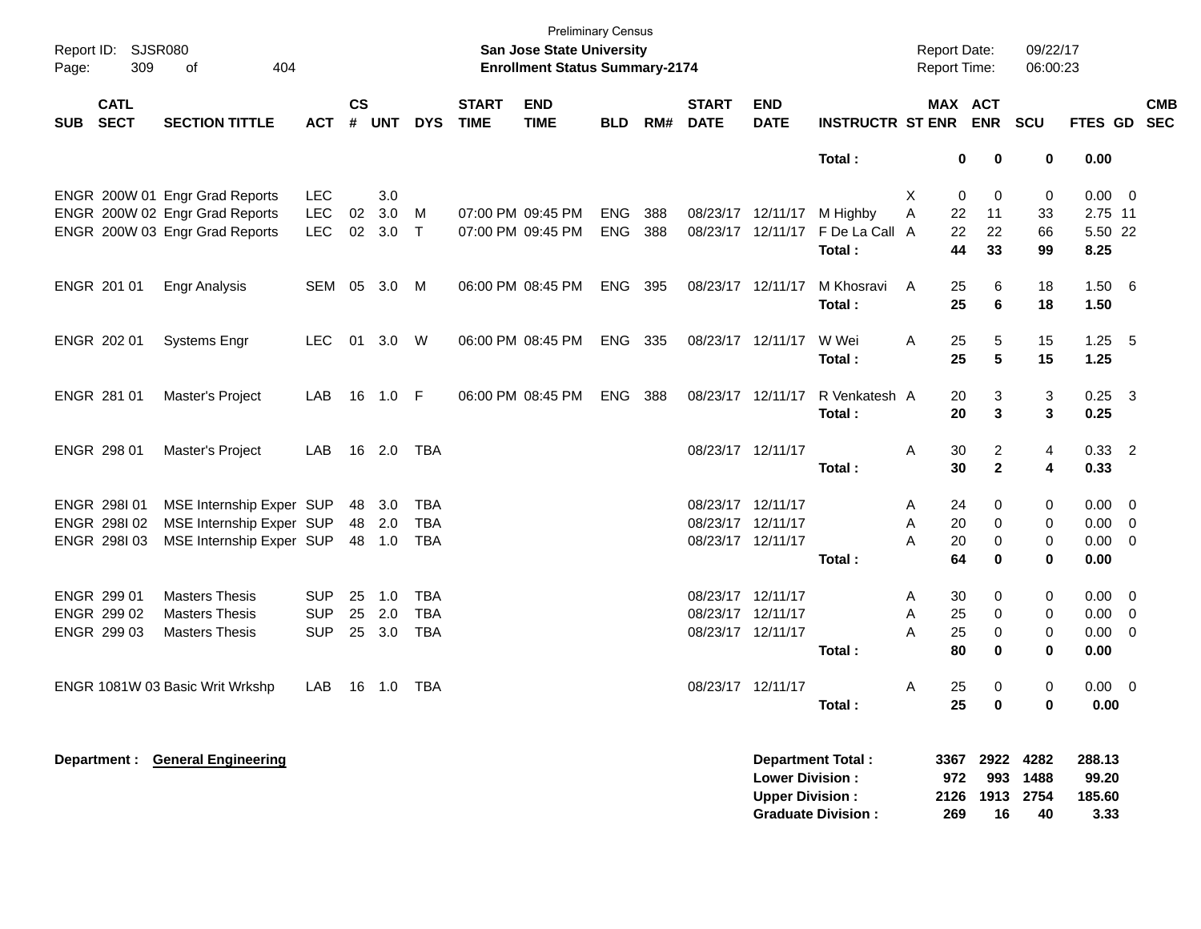Preliminary Census

**San Jose State University**

**Enrollment Status Summary-2174**

Report ID: SJSR080

Report Date: 09/22/17

Report Time: 06:00:23

| SUB | CATL SECT | SECTION TITTLE | ACT | CS # | UNT | DYS | START TIME | END TIME | BLD | RM# | START DATE | END DATE | INSTRUCTR | ST | MAX ENR | ACT ENR | SCU | FTES | GD | CMB SEC |
|---|---|---|---|---|---|---|---|---|---|---|---|---|---|---|---|---|---|---|---|---|
| | | | | | | | | | | | | | **Total :** | | **0** | **0** | **0** | **0.00** | | |
| ENGR | 200W 01 | Engr Grad Reports | LEC | | 3.0 | | | | | | | | | X | 0 | 0 | 0 | 0.00 | 0 | |
| ENGR | 200W 02 | Engr Grad Reports | LEC | 02 | 3.0 | M | 07:00 PM | 09:45 PM | ENG | 388 | 08/23/17 | 12/11/17 | M Highby | A | 22 | 11 | 33 | 2.75 | 11 | |
| ENGR | 200W 03 | Engr Grad Reports | LEC | 02 | 3.0 | T | 07:00 PM | 09:45 PM | ENG | 388 | 08/23/17 | 12/11/17 | F De La Call | A | 22 | 22 | 66 | 5.50 | 22 | |
| | | | | | | | | | | | | | **Total :** | | **44** | **33** | **99** | **8.25** | | |
| ENGR | 201 01 | Engr Analysis | SEM | 05 | 3.0 | M | 06:00 PM | 08:45 PM | ENG | 395 | 08/23/17 | 12/11/17 | M Khosravi | A | 25 | 6 | 18 | 1.50 | 6 | |
| | | | | | | | | | | | | | **Total :** | | **25** | **6** | **18** | **1.50** | | |
| ENGR | 202 01 | Systems Engr | LEC | 01 | 3.0 | W | 06:00 PM | 08:45 PM | ENG | 335 | 08/23/17 | 12/11/17 | W Wei | A | 25 | 5 | 15 | 1.25 | 5 | |
| | | | | | | | | | | | | | **Total :** | | **25** | **5** | **15** | **1.25** | | |
| ENGR | 281 01 | Master's Project | LAB | 16 | 1.0 | F | 06:00 PM | 08:45 PM | ENG | 388 | 08/23/17 | 12/11/17 | R Venkatesh | A | 20 | 3 | 3 | 0.25 | 3 | |
| | | | | | | | | | | | | | **Total :** | | **20** | **3** | **3** | **0.25** | | |
| ENGR | 298 01 | Master's Project | LAB | 16 | 2.0 | TBA | | | | | 08/23/17 | 12/11/17 | | A | 30 | 2 | 4 | 0.33 | 2 | |
| | | | | | | | | | | | | | **Total :** | | **30** | **2** | **4** | **0.33** | | |
| ENGR | 298I 01 | MSE Internship Exper | SUP | 48 | 3.0 | TBA | | | | | 08/23/17 | 12/11/17 | | A | 24 | 0 | 0 | 0.00 | 0 | |
| ENGR | 298I 02 | MSE Internship Exper | SUP | 48 | 2.0 | TBA | | | | | 08/23/17 | 12/11/17 | | A | 20 | 0 | 0 | 0.00 | 0 | |
| ENGR | 298I 03 | MSE Internship Exper | SUP | 48 | 1.0 | TBA | | | | | 08/23/17 | 12/11/17 | | A | 20 | 0 | 0 | 0.00 | 0 | |
| | | | | | | | | | | | | | **Total :** | | **64** | **0** | **0** | **0.00** | | |
| ENGR | 299 01 | Masters Thesis | SUP | 25 | 1.0 | TBA | | | | | 08/23/17 | 12/11/17 | | A | 30 | 0 | 0 | 0.00 | 0 | |
| ENGR | 299 02 | Masters Thesis | SUP | 25 | 2.0 | TBA | | | | | 08/23/17 | 12/11/17 | | A | 25 | 0 | 0 | 0.00 | 0 | |
| ENGR | 299 03 | Masters Thesis | SUP | 25 | 3.0 | TBA | | | | | 08/23/17 | 12/11/17 | | A | 25 | 0 | 0 | 0.00 | 0 | |
| | | | | | | | | | | | | | **Total :** | | **80** | **0** | **0** | **0.00** | | |
| ENGR | 1081W 03 | Basic Writ Wrkshp | LAB | 16 | 1.0 | TBA | | | | | 08/23/17 | 12/11/17 | | A | 25 | 0 | 0 | 0.00 | 0 | |
| | | | | | | | | | | | | | **Total :** | | **25** | **0** | **0** | **0.00** | | |

**Department : General Engineering**

| | MAX ENR | ACT ENR | SCU | FTES |
|---|---|---|---|---|
| **Department Total :** | **3367** | **2922** | **4282** | **288.13** |
| **Lower Division :** | **972** | **993** | **1488** | **99.20** |
| **Upper Division :** | **2126** | **1913** | **2754** | **185.60** |
| **Graduate Division :** | **269** | **16** | **40** | **3.33** |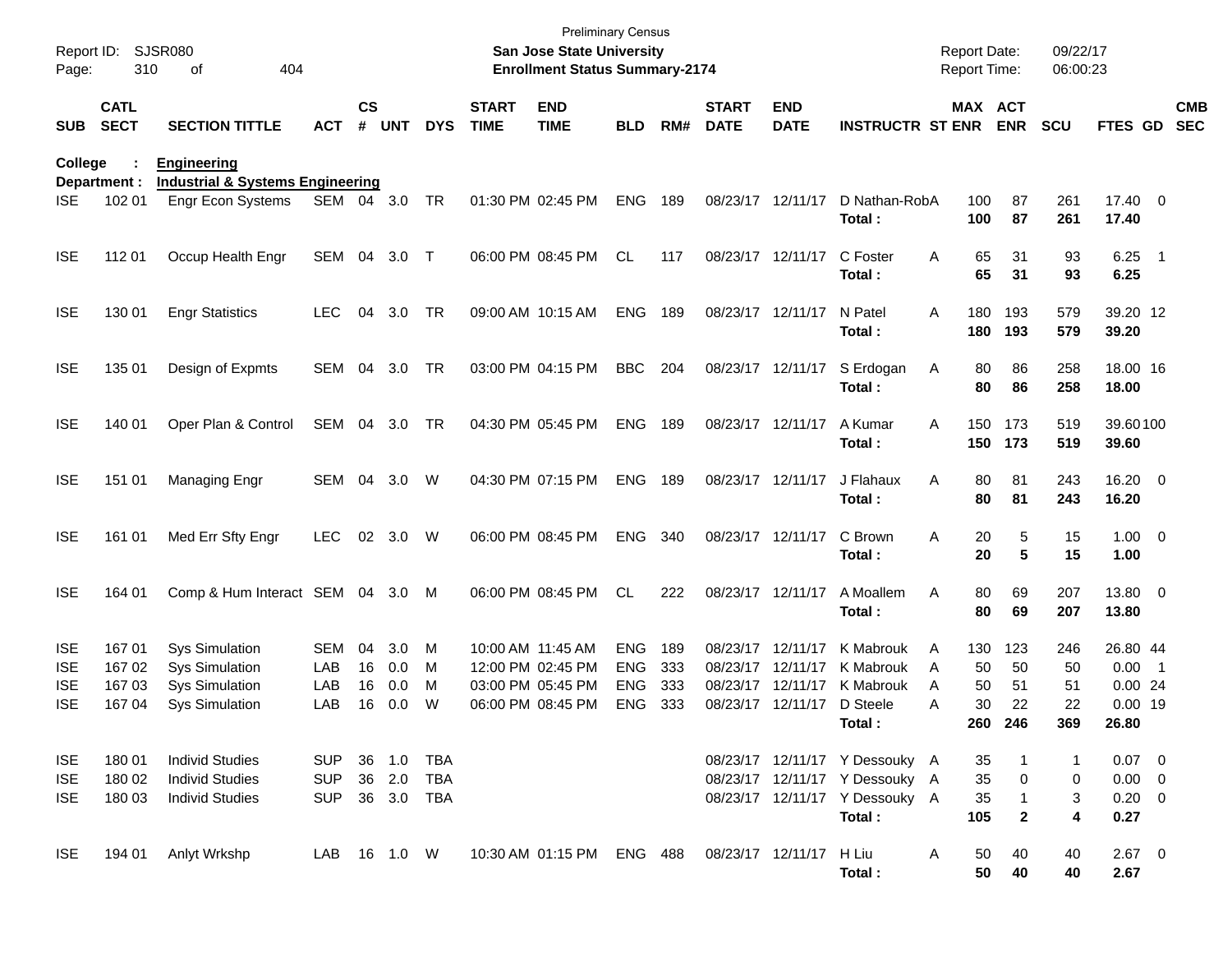Preliminary Census
**San Jose State University**
**Enrollment Status Summary-2174**

Report ID: SJSR080
Report Date: 09/22/17
Report Time: 06:00:23

**College : Engineering**
**Department : Industrial & Systems Engineering**

| SUB | CATL SECT | SECTION TITTLE | ACT | CS # | UNT | DYS | START TIME | END TIME | BLD | RM# | START DATE | END DATE | INSTRUCTR | ST | MAX ENR | ACT ENR | SCU | FTES | GD | CMB SEC |
|---|---|---|---|---|---|---|---|---|---|---|---|---|---|---|---|---|---|---|---|---|
| ISE | 102 01 | Engr Econ Systems | SEM | 04 | 3.0 | TR | 01:30 PM | 02:45 PM | ENG | 189 | 08/23/17 | 12/11/17 | D Nathan-Rob | A | 100 | 87 | 261 | 17.40 | 0 | |
| | | | | | | | | | | | | | **Total :** | | **100** | **87** | **261** | **17.40** | | |
| ISE | 112 01 | Occup Health Engr | SEM | 04 | 3.0 | T | 06:00 PM | 08:45 PM | CL | 117 | 08/23/17 | 12/11/17 | C Foster | A | 65 | 31 | 93 | 6.25 | 1 | |
| | | | | | | | | | | | | | **Total :** | | **65** | **31** | **93** | **6.25** | | |
| ISE | 130 01 | Engr Statistics | LEC | 04 | 3.0 | TR | 09:00 AM | 10:15 AM | ENG | 189 | 08/23/17 | 12/11/17 | N Patel | A | 180 | 193 | 579 | 39.20 | 12 | |
| | | | | | | | | | | | | | **Total :** | | **180** | **193** | **579** | **39.20** | | |
| ISE | 135 01 | Design of Expmts | SEM | 04 | 3.0 | TR | 03:00 PM | 04:15 PM | BBC | 204 | 08/23/17 | 12/11/17 | S Erdogan | A | 80 | 86 | 258 | 18.00 | 16 | |
| | | | | | | | | | | | | | **Total :** | | **80** | **86** | **258** | **18.00** | | |
| ISE | 140 01 | Oper Plan & Control | SEM | 04 | 3.0 | TR | 04:30 PM | 05:45 PM | ENG | 189 | 08/23/17 | 12/11/17 | A Kumar | A | 150 | 173 | 519 | 39.60 | 100 | |
| | | | | | | | | | | | | | **Total :** | | **150** | **173** | **519** | **39.60** | | |
| ISE | 151 01 | Managing Engr | SEM | 04 | 3.0 | W | 04:30 PM | 07:15 PM | ENG | 189 | 08/23/17 | 12/11/17 | J Flahaux | A | 80 | 81 | 243 | 16.20 | 0 | |
| | | | | | | | | | | | | | **Total :** | | **80** | **81** | **243** | **16.20** | | |
| ISE | 161 01 | Med Err Sfty Engr | LEC | 02 | 3.0 | W | 06:00 PM | 08:45 PM | ENG | 340 | 08/23/17 | 12/11/17 | C Brown | A | 20 | 5 | 15 | 1.00 | 0 | |
| | | | | | | | | | | | | | **Total :** | | **20** | **5** | **15** | **1.00** | | |
| ISE | 164 01 | Comp & Hum Interact | SEM | 04 | 3.0 | M | 06:00 PM | 08:45 PM | CL | 222 | 08/23/17 | 12/11/17 | A Moallem | A | 80 | 69 | 207 | 13.80 | 0 | |
| | | | | | | | | | | | | | **Total :** | | **80** | **69** | **207** | **13.80** | | |
| ISE | 167 01 | Sys Simulation | SEM | 04 | 3.0 | M | 10:00 AM | 11:45 AM | ENG | 189 | 08/23/17 | 12/11/17 | K Mabrouk | A | 130 | 123 | 246 | 26.80 | 44 | |
| ISE | 167 02 | Sys Simulation | LAB | 16 | 0.0 | M | 12:00 PM | 02:45 PM | ENG | 333 | 08/23/17 | 12/11/17 | K Mabrouk | A | 50 | 50 | 50 | 0.00 | 1 | |
| ISE | 167 03 | Sys Simulation | LAB | 16 | 0.0 | M | 03:00 PM | 05:45 PM | ENG | 333 | 08/23/17 | 12/11/17 | K Mabrouk | A | 50 | 51 | 51 | 0.00 | 24 | |
| ISE | 167 04 | Sys Simulation | LAB | 16 | 0.0 | W | 06:00 PM | 08:45 PM | ENG | 333 | 08/23/17 | 12/11/17 | D Steele | A | 30 | 22 | 22 | 0.00 | 19 | |
| | | | | | | | | | | | | | **Total :** | | **260** | **246** | **369** | **26.80** | | |
| ISE | 180 01 | Individ Studies | SUP | 36 | 1.0 | TBA | | | | | 08/23/17 | 12/11/17 | Y Dessouky | A | 35 | 1 | 1 | 0.07 | 0 | |
| ISE | 180 02 | Individ Studies | SUP | 36 | 2.0 | TBA | | | | | 08/23/17 | 12/11/17 | Y Dessouky | A | 35 | 0 | 0 | 0.00 | 0 | |
| ISE | 180 03 | Individ Studies | SUP | 36 | 3.0 | TBA | | | | | 08/23/17 | 12/11/17 | Y Dessouky | A | 35 | 1 | 3 | 0.20 | 0 | |
| | | | | | | | | | | | | | **Total :** | | **105** | **2** | **4** | **0.27** | | |
| ISE | 194 01 | Anlyt Wrkshp | LAB | 16 | 1.0 | W | 10:30 AM | 01:15 PM | ENG | 488 | 08/23/17 | 12/11/17 | H Liu | A | 50 | 40 | 40 | 2.67 | 0 | |
| | | | | | | | | | | | | | **Total :** | | **50** | **40** | **40** | **2.67** | | |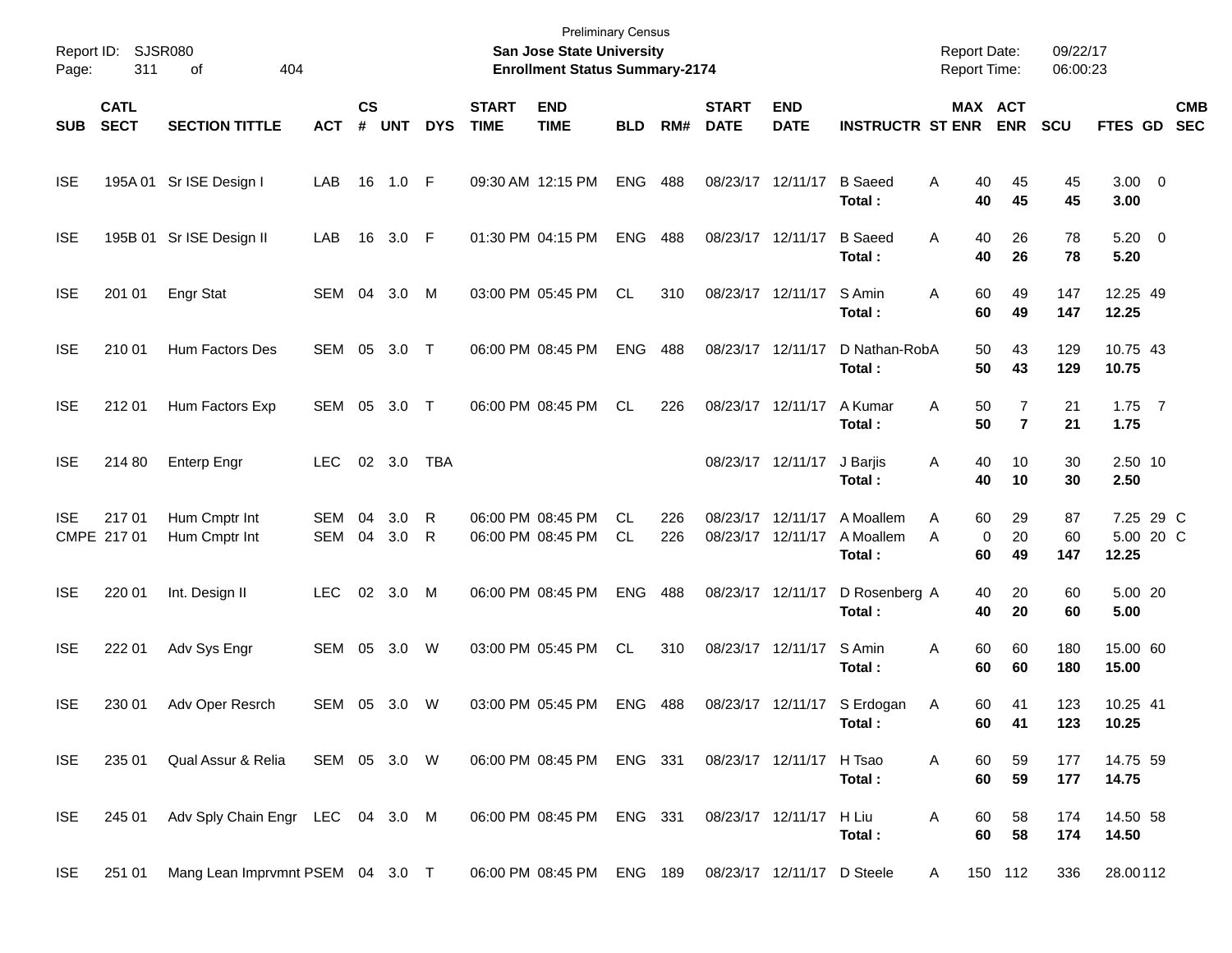Preliminary Census

**San Jose State University**

**Enrollment Status Summary-2174**

Report ID: SJSR080
Page: 311 of 404

Report Date: 09/22/17
Report Time: 06:00:23

| SUB | CATL SECT | SECTION TITTLE | ACT | CS # | UNT | DYS | START TIME | END TIME | BLD | RM# | START DATE | END DATE | INSTRUCTR | ST | MAX ENR | ACT ENR | SCU | FTES | GD | CMB SEC |
|---|---|---|---|---|---|---|---|---|---|---|---|---|---|---|---|---|---|---|---|---|
| ISE | 195A 01 | Sr ISE Design I | LAB | 16 | 1.0 | F | 09:30 AM | 12:15 PM | ENG | 488 | 08/23/17 | 12/11/17 | B Saeed | A | 40 | 45 | 45 | 3.00 | 0 | |
| | | | | | | | | | | | | | **Total :** | | **40** | **45** | **45** | **3.00** | | |
| ISE | 195B 01 | Sr ISE Design II | LAB | 16 | 3.0 | F | 01:30 PM | 04:15 PM | ENG | 488 | 08/23/17 | 12/11/17 | B Saeed | A | 40 | 26 | 78 | 5.20 | 0 | |
| | | | | | | | | | | | | | **Total :** | | **40** | **26** | **78** | **5.20** | | |
| ISE | 201 01 | Engr Stat | SEM | 04 | 3.0 | M | 03:00 PM | 05:45 PM | CL | 310 | 08/23/17 | 12/11/17 | S Amin | A | 60 | 49 | 147 | 12.25 | 49 | |
| | | | | | | | | | | | | | **Total :** | | **60** | **49** | **147** | **12.25** | | |
| ISE | 210 01 | Hum Factors Des | SEM | 05 | 3.0 | T | 06:00 PM | 08:45 PM | ENG | 488 | 08/23/17 | 12/11/17 | D Nathan-Rob | A | 50 | 43 | 129 | 10.75 | 43 | |
| | | | | | | | | | | | | | **Total :** | | **50** | **43** | **129** | **10.75** | | |
| ISE | 212 01 | Hum Factors Exp | SEM | 05 | 3.0 | T | 06:00 PM | 08:45 PM | CL | 226 | 08/23/17 | 12/11/17 | A Kumar | A | 50 | 7 | 21 | 1.75 | 7 | |
| | | | | | | | | | | | | | **Total :** | | **50** | **7** | **21** | **1.75** | | |
| ISE | 214 80 | Enterp Engr | LEC | 02 | 3.0 | TBA | | | | | 08/23/17 | 12/11/17 | J Barjis | A | 40 | 10 | 30 | 2.50 | 10 | |
| | | | | | | | | | | | | | **Total :** | | **40** | **10** | **30** | **2.50** | | |
| ISE | 217 01 | Hum Cmptr Int | SEM | 04 | 3.0 | R | 06:00 PM | 08:45 PM | CL | 226 | 08/23/17 | 12/11/17 | A Moallem | A | 60 | 29 | 87 | 7.25 | 29 | C |
| CMPE | 217 01 | Hum Cmptr Int | SEM | 04 | 3.0 | R | 06:00 PM | 08:45 PM | CL | 226 | 08/23/17 | 12/11/17 | A Moallem | A | 0 | 20 | 60 | 5.00 | 20 | C |
| | | | | | | | | | | | | | **Total :** | | **60** | **49** | **147** | **12.25** | | |
| ISE | 220 01 | Int. Design II | LEC | 02 | 3.0 | M | 06:00 PM | 08:45 PM | ENG | 488 | 08/23/17 | 12/11/17 | D Rosenberg | A | 40 | 20 | 60 | 5.00 | 20 | |
| | | | | | | | | | | | | | **Total :** | | **40** | **20** | **60** | **5.00** | | |
| ISE | 222 01 | Adv Sys Engr | SEM | 05 | 3.0 | W | 03:00 PM | 05:45 PM | CL | 310 | 08/23/17 | 12/11/17 | S Amin | A | 60 | 60 | 180 | 15.00 | 60 | |
| | | | | | | | | | | | | | **Total :** | | **60** | **60** | **180** | **15.00** | | |
| ISE | 230 01 | Adv Oper Resrch | SEM | 05 | 3.0 | W | 03:00 PM | 05:45 PM | ENG | 488 | 08/23/17 | 12/11/17 | S Erdogan | A | 60 | 41 | 123 | 10.25 | 41 | |
| | | | | | | | | | | | | | **Total :** | | **60** | **41** | **123** | **10.25** | | |
| ISE | 235 01 | Qual Assur & Relia | SEM | 05 | 3.0 | W | 06:00 PM | 08:45 PM | ENG | 331 | 08/23/17 | 12/11/17 | H Tsao | A | 60 | 59 | 177 | 14.75 | 59 | |
| | | | | | | | | | | | | | **Total :** | | **60** | **59** | **177** | **14.75** | | |
| ISE | 245 01 | Adv Sply Chain Engr | LEC | 04 | 3.0 | M | 06:00 PM | 08:45 PM | ENG | 331 | 08/23/17 | 12/11/17 | H Liu | A | 60 | 58 | 174 | 14.50 | 58 | |
| | | | | | | | | | | | | | **Total :** | | **60** | **58** | **174** | **14.50** | | |
| ISE | 251 01 | Mang Lean Imprvmnt P | SEM | 04 | 3.0 | T | 06:00 PM | 08:45 PM | ENG | 189 | 08/23/17 | 12/11/17 | D Steele | A | 150 | 112 | 336 | 28.00 | 112 | |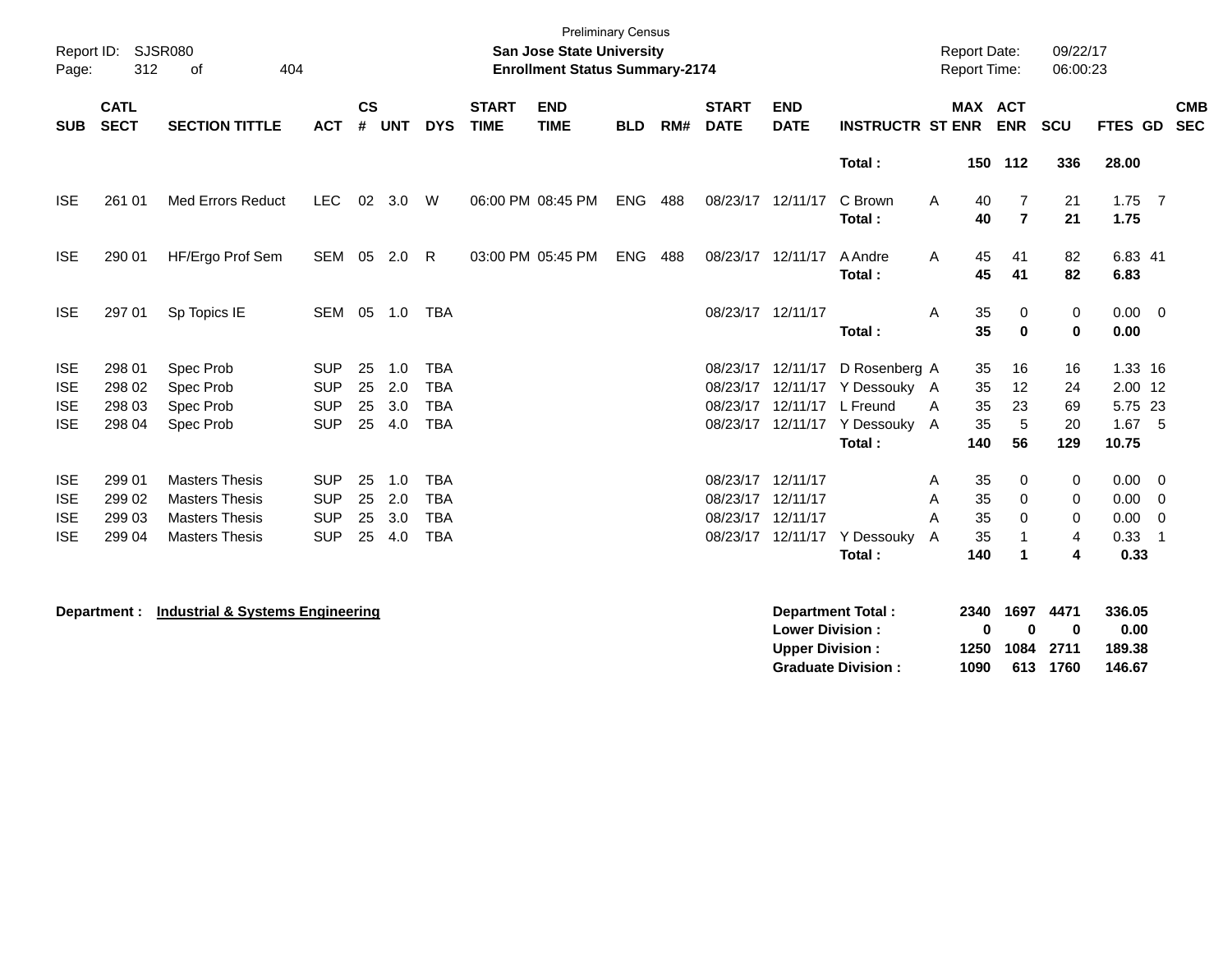Preliminary Census

**San Jose State University**

**Enrollment Status Summary-2174**

Report ID: SJSR080

Report Date: 09/22/17

Report Time: 06:00:23

| SUB | CATL SECT | SECTION TITTLE | ACT | CS # | UNT | DYS | START TIME | END TIME | BLD | RM# | START DATE | END DATE | INSTRUCTR | ST | MAX ENR | ACT ENR | SCU | FTES | GD | CMB SEC |
|---|---|---|---|---|---|---|---|---|---|---|---|---|---|---|---|---|---|---|---|---|
| | | | | | | | | | | | | | **Total :** | | **150** | **112** | **336** | **28.00** | | |
| ISE | 261 01 | Med Errors Reduct | LEC | 02 | 3.0 | W | 06:00 PM | 08:45 PM | ENG | 488 | 08/23/17 | 12/11/17 | C Brown | A | 40 | 7 | 21 | 1.75 | 7 | |
| | | | | | | | | | | | | | **Total :** | | **40** | **7** | **21** | **1.75** | | |
| ISE | 290 01 | HF/Ergo Prof Sem | SEM | 05 | 2.0 | R | 03:00 PM | 05:45 PM | ENG | 488 | 08/23/17 | 12/11/17 | A Andre | A | 45 | 41 | 82 | 6.83 | 41 | |
| | | | | | | | | | | | | | **Total :** | | **45** | **41** | **82** | **6.83** | | |
| ISE | 297 01 | Sp Topics IE | SEM | 05 | 1.0 | TBA | | | | | 08/23/17 | 12/11/17 | | A | 35 | 0 | 0 | 0.00 | 0 | |
| | | | | | | | | | | | | | **Total :** | | **35** | **0** | **0** | **0.00** | | |
| ISE | 298 01 | Spec Prob | SUP | 25 | 1.0 | TBA | | | | | 08/23/17 | 12/11/17 | D Rosenberg | A | 35 | 16 | 16 | 1.33 | 16 | |
| ISE | 298 02 | Spec Prob | SUP | 25 | 2.0 | TBA | | | | | 08/23/17 | 12/11/17 | Y Dessouky | A | 35 | 12 | 24 | 2.00 | 12 | |
| ISE | 298 03 | Spec Prob | SUP | 25 | 3.0 | TBA | | | | | 08/23/17 | 12/11/17 | L Freund | A | 35 | 23 | 69 | 5.75 | 23 | |
| ISE | 298 04 | Spec Prob | SUP | 25 | 4.0 | TBA | | | | | 08/23/17 | 12/11/17 | Y Dessouky | A | 35 | 5 | 20 | 1.67 | 5 | |
| | | | | | | | | | | | | | **Total :** | | **140** | **56** | **129** | **10.75** | | |
| ISE | 299 01 | Masters Thesis | SUP | 25 | 1.0 | TBA | | | | | 08/23/17 | 12/11/17 | | A | 35 | 0 | 0 | 0.00 | 0 | |
| ISE | 299 02 | Masters Thesis | SUP | 25 | 2.0 | TBA | | | | | 08/23/17 | 12/11/17 | | A | 35 | 0 | 0 | 0.00 | 0 | |
| ISE | 299 03 | Masters Thesis | SUP | 25 | 3.0 | TBA | | | | | 08/23/17 | 12/11/17 | | A | 35 | 0 | 0 | 0.00 | 0 | |
| ISE | 299 04 | Masters Thesis | SUP | 25 | 4.0 | TBA | | | | | 08/23/17 | 12/11/17 | Y Dessouky | A | 35 | 1 | 4 | 0.33 | 1 | |
| | | | | | | | | | | | | | **Total :** | | **140** | **1** | **4** | **0.33** | | |

**Department :** **Industrial & Systems Engineering**

| | MAX ENR | ACT ENR | SCU | FTES |
|---|---|---|---|---|
| **Department Total :** | **2340** | **1697** | **4471** | **336.05** |
| **Lower Division :** | **0** | **0** | **0** | **0.00** |
| **Upper Division :** | **1250** | **1084** | **2711** | **189.38** |
| **Graduate Division :** | **1090** | **613** | **1760** | **146.67** |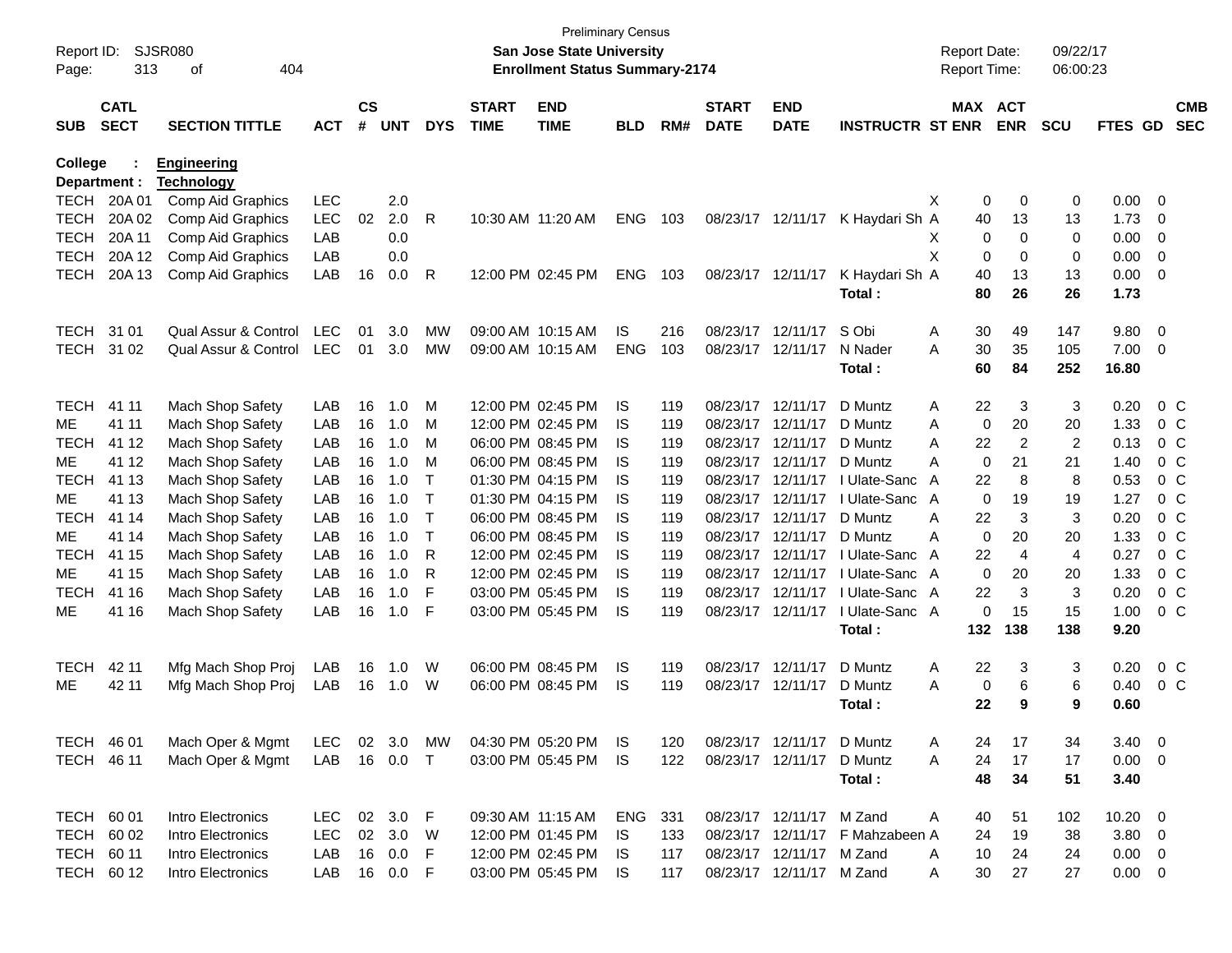Preliminary Census

**San Jose State University**

**Enrollment Status Summary-2174**

Report ID: SJSR080
Report Date: 09/22/17
Report Time: 06:00:23

**College : Engineering**
**Department : Technology**

| SUB | CATL SECT | SECTION TITTLE | ACT | CS # | UNT | DYS | START TIME | END TIME | BLD | RM# | START DATE | END DATE | INSTRUCTR | ST | MAX ENR | ACT ENR | SCU | FTES | GD | CMB SEC |
|---|---|---|---|---|---|---|---|---|---|---|---|---|---|---|---|---|---|---|---|---|
| TECH | 20A 01 | Comp Aid Graphics | LEC | | 2.0 | | | | | | | | | X | 0 | 0 | 0 | 0.00 | 0 | |
| TECH | 20A 02 | Comp Aid Graphics | LEC | 02 | 2.0 | R | 10:30 AM | 11:20 AM | ENG | 103 | 08/23/17 | 12/11/17 | K Haydari Sh | A | 40 | 13 | 13 | 1.73 | 0 | |
| TECH | 20A 11 | Comp Aid Graphics | LAB | | 0.0 | | | | | | | | | X | 0 | 0 | 0 | 0.00 | 0 | |
| TECH | 20A 12 | Comp Aid Graphics | LAB | | 0.0 | | | | | | | | | X | 0 | 0 | 0 | 0.00 | 0 | |
| TECH | 20A 13 | Comp Aid Graphics | LAB | 16 | 0.0 | R | 12:00 PM | 02:45 PM | ENG | 103 | 08/23/17 | 12/11/17 | K Haydari Sh | A | 40 | 13 | 13 | 0.00 | 0 | |
| | | | | | | | | | | | | | **Total :** | | **80** | **26** | **26** | **1.73** | | |
| TECH | 31 01 | Qual Assur & Control | LEC | 01 | 3.0 | MW | 09:00 AM | 10:15 AM | IS | 216 | 08/23/17 | 12/11/17 | S Obi | A | 30 | 49 | 147 | 9.80 | 0 | |
| TECH | 31 02 | Qual Assur & Control | LEC | 01 | 3.0 | MW | 09:00 AM | 10:15 AM | ENG | 103 | 08/23/17 | 12/11/17 | N Nader | A | 30 | 35 | 105 | 7.00 | 0 | |
| | | | | | | | | | | | | | **Total :** | | **60** | **84** | **252** | **16.80** | | |
| TECH | 41 11 | Mach Shop Safety | LAB | 16 | 1.0 | M | 12:00 PM | 02:45 PM | IS | 119 | 08/23/17 | 12/11/17 | D Muntz | A | 22 | 3 | 3 | 0.20 | 0 | C |
| ME | 41 11 | Mach Shop Safety | LAB | 16 | 1.0 | M | 12:00 PM | 02:45 PM | IS | 119 | 08/23/17 | 12/11/17 | D Muntz | A | 0 | 20 | 20 | 1.33 | 0 | C |
| TECH | 41 12 | Mach Shop Safety | LAB | 16 | 1.0 | M | 06:00 PM | 08:45 PM | IS | 119 | 08/23/17 | 12/11/17 | D Muntz | A | 22 | 2 | 2 | 0.13 | 0 | C |
| ME | 41 12 | Mach Shop Safety | LAB | 16 | 1.0 | M | 06:00 PM | 08:45 PM | IS | 119 | 08/23/17 | 12/11/17 | D Muntz | A | 0 | 21 | 21 | 1.40 | 0 | C |
| TECH | 41 13 | Mach Shop Safety | LAB | 16 | 1.0 | T | 01:30 PM | 04:15 PM | IS | 119 | 08/23/17 | 12/11/17 | I Ulate-Sanc | A | 22 | 8 | 8 | 0.53 | 0 | C |
| ME | 41 13 | Mach Shop Safety | LAB | 16 | 1.0 | T | 01:30 PM | 04:15 PM | IS | 119 | 08/23/17 | 12/11/17 | I Ulate-Sanc | A | 0 | 19 | 19 | 1.27 | 0 | C |
| TECH | 41 14 | Mach Shop Safety | LAB | 16 | 1.0 | T | 06:00 PM | 08:45 PM | IS | 119 | 08/23/17 | 12/11/17 | D Muntz | A | 22 | 3 | 3 | 0.20 | 0 | C |
| ME | 41 14 | Mach Shop Safety | LAB | 16 | 1.0 | T | 06:00 PM | 08:45 PM | IS | 119 | 08/23/17 | 12/11/17 | D Muntz | A | 0 | 20 | 20 | 1.33 | 0 | C |
| TECH | 41 15 | Mach Shop Safety | LAB | 16 | 1.0 | R | 12:00 PM | 02:45 PM | IS | 119 | 08/23/17 | 12/11/17 | I Ulate-Sanc | A | 22 | 4 | 4 | 0.27 | 0 | C |
| ME | 41 15 | Mach Shop Safety | LAB | 16 | 1.0 | R | 12:00 PM | 02:45 PM | IS | 119 | 08/23/17 | 12/11/17 | I Ulate-Sanc | A | 0 | 20 | 20 | 1.33 | 0 | C |
| TECH | 41 16 | Mach Shop Safety | LAB | 16 | 1.0 | F | 03:00 PM | 05:45 PM | IS | 119 | 08/23/17 | 12/11/17 | I Ulate-Sanc | A | 22 | 3 | 3 | 0.20 | 0 | C |
| ME | 41 16 | Mach Shop Safety | LAB | 16 | 1.0 | F | 03:00 PM | 05:45 PM | IS | 119 | 08/23/17 | 12/11/17 | I Ulate-Sanc | A | 0 | 15 | 15 | 1.00 | 0 | C |
| | | | | | | | | | | | | | **Total :** | | **132** | **138** | **138** | **9.20** | | |
| TECH | 42 11 | Mfg Mach Shop Proj | LAB | 16 | 1.0 | W | 06:00 PM | 08:45 PM | IS | 119 | 08/23/17 | 12/11/17 | D Muntz | A | 22 | 3 | 3 | 0.20 | 0 | C |
| ME | 42 11 | Mfg Mach Shop Proj | LAB | 16 | 1.0 | W | 06:00 PM | 08:45 PM | IS | 119 | 08/23/17 | 12/11/17 | D Muntz | A | 0 | 6 | 6 | 0.40 | 0 | C |
| | | | | | | | | | | | | | **Total :** | | **22** | **9** | **9** | **0.60** | | |
| TECH | 46 01 | Mach Oper & Mgmt | LEC | 02 | 3.0 | MW | 04:30 PM | 05:20 PM | IS | 120 | 08/23/17 | 12/11/17 | D Muntz | A | 24 | 17 | 34 | 3.40 | 0 | |
| TECH | 46 11 | Mach Oper & Mgmt | LAB | 16 | 0.0 | T | 03:00 PM | 05:45 PM | IS | 122 | 08/23/17 | 12/11/17 | D Muntz | A | 24 | 17 | 17 | 0.00 | 0 | |
| | | | | | | | | | | | | | **Total :** | | **48** | **34** | **51** | **3.40** | | |
| TECH | 60 01 | Intro Electronics | LEC | 02 | 3.0 | F | 09:30 AM | 11:15 AM | ENG | 331 | 08/23/17 | 12/11/17 | M Zand | A | 40 | 51 | 102 | 10.20 | 0 | |
| TECH | 60 02 | Intro Electronics | LEC | 02 | 3.0 | W | 12:00 PM | 01:45 PM | IS | 133 | 08/23/17 | 12/11/17 | F Mahzabeen | A | 24 | 19 | 38 | 3.80 | 0 | |
| TECH | 60 11 | Intro Electronics | LAB | 16 | 0.0 | F | 12:00 PM | 02:45 PM | IS | 117 | 08/23/17 | 12/11/17 | M Zand | A | 10 | 24 | 24 | 0.00 | 0 | |
| TECH | 60 12 | Intro Electronics | LAB | 16 | 0.0 | F | 03:00 PM | 05:45 PM | IS | 117 | 08/23/17 | 12/11/17 | M Zand | A | 30 | 27 | 27 | 0.00 | 0 | |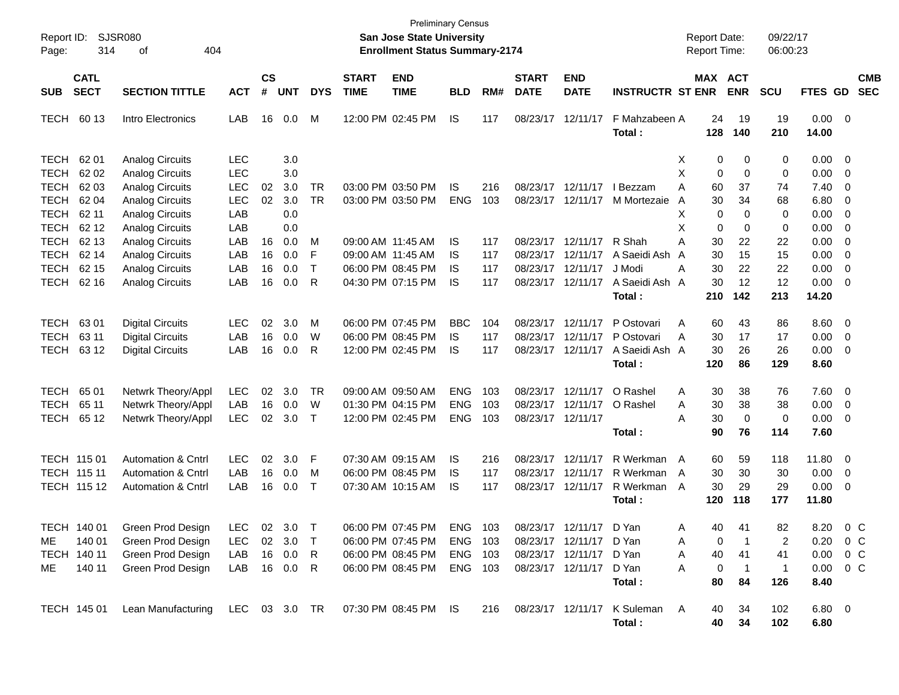Preliminary Census

**San Jose State University**

**Enrollment Status Summary-2174**

Report ID: SJSR080

Report Date: 09/22/17

Report Time: 06:00:23

| SUB | CATL SECT | SECTION TITTLE | ACT | CS # | UNT | DYS | START TIME | END TIME | BLD | RM# | START DATE | END DATE | INSTRUCTR | ST | MAX ENR | ACT ENR | SCU | FTES | GD | CMB SEC |
|---|---|---|---|---|---|---|---|---|---|---|---|---|---|---|---|---|---|---|---|---|
| TECH | 60 13 | Intro Electronics | LAB | 16 | 0.0 | M | 12:00 PM | 02:45 PM | IS | 117 | 08/23/17 | 12/11/17 | F Mahzabeen | A | 24 | 19 | 19 | 0.00 | 0 | |
| | | | | | | | | | | | | | **Total :** | | **128** | **140** | **210** | **14.00** | | |
| TECH | 62 01 | Analog Circuits | LEC | | 3.0 | | | | | | | | | X | 0 | 0 | 0 | 0.00 | 0 | |
| TECH | 62 02 | Analog Circuits | LEC | | 3.0 | | | | | | | | | X | 0 | 0 | 0 | 0.00 | 0 | |
| TECH | 62 03 | Analog Circuits | LEC | 02 | 3.0 | TR | 03:00 PM | 03:50 PM | IS | 216 | 08/23/17 | 12/11/17 | I Bezzam | A | 60 | 37 | 74 | 7.40 | 0 | |
| TECH | 62 04 | Analog Circuits | LEC | 02 | 3.0 | TR | 03:00 PM | 03:50 PM | ENG | 103 | 08/23/17 | 12/11/17 | M Mortezaie | A | 30 | 34 | 68 | 6.80 | 0 | |
| TECH | 62 11 | Analog Circuits | LAB | | 0.0 | | | | | | | | | X | 0 | 0 | 0 | 0.00 | 0 | |
| TECH | 62 12 | Analog Circuits | LAB | | 0.0 | | | | | | | | | X | 0 | 0 | 0 | 0.00 | 0 | |
| TECH | 62 13 | Analog Circuits | LAB | 16 | 0.0 | M | 09:00 AM | 11:45 AM | IS | 117 | 08/23/17 | 12/11/17 | R Shah | A | 30 | 22 | 22 | 0.00 | 0 | |
| TECH | 62 14 | Analog Circuits | LAB | 16 | 0.0 | F | 09:00 AM | 11:45 AM | IS | 117 | 08/23/17 | 12/11/17 | A Saeidi Ash | A | 30 | 15 | 15 | 0.00 | 0 | |
| TECH | 62 15 | Analog Circuits | LAB | 16 | 0.0 | T | 06:00 PM | 08:45 PM | IS | 117 | 08/23/17 | 12/11/17 | J Modi | A | 30 | 22 | 22 | 0.00 | 0 | |
| TECH | 62 16 | Analog Circuits | LAB | 16 | 0.0 | R | 04:30 PM | 07:15 PM | IS | 117 | 08/23/17 | 12/11/17 | A Saeidi Ash | A | 30 | 12 | 12 | 0.00 | 0 | |
| | | | | | | | | | | | | | **Total :** | | **210** | **142** | **213** | **14.20** | | |
| TECH | 63 01 | Digital Circuits | LEC | 02 | 3.0 | M | 06:00 PM | 07:45 PM | BBC | 104 | 08/23/17 | 12/11/17 | P Ostovari | A | 60 | 43 | 86 | 8.60 | 0 | |
| TECH | 63 11 | Digital Circuits | LAB | 16 | 0.0 | W | 06:00 PM | 08:45 PM | IS | 117 | 08/23/17 | 12/11/17 | P Ostovari | A | 30 | 17 | 17 | 0.00 | 0 | |
| TECH | 63 12 | Digital Circuits | LAB | 16 | 0.0 | R | 12:00 PM | 02:45 PM | IS | 117 | 08/23/17 | 12/11/17 | A Saeidi Ash | A | 30 | 26 | 26 | 0.00 | 0 | |
| | | | | | | | | | | | | | **Total :** | | **120** | **86** | **129** | **8.60** | | |
| TECH | 65 01 | Netwrk Theory/Appl | LEC | 02 | 3.0 | TR | 09:00 AM | 09:50 AM | ENG | 103 | 08/23/17 | 12/11/17 | O Rashel | A | 30 | 38 | 76 | 7.60 | 0 | |
| TECH | 65 11 | Netwrk Theory/Appl | LAB | 16 | 0.0 | W | 01:30 PM | 04:15 PM | ENG | 103 | 08/23/17 | 12/11/17 | O Rashel | A | 30 | 38 | 38 | 0.00 | 0 | |
| TECH | 65 12 | Netwrk Theory/Appl | LEC | 02 | 3.0 | T | 12:00 PM | 02:45 PM | ENG | 103 | 08/23/17 | 12/11/17 | | A | 30 | 0 | 0 | 0.00 | 0 | |
| | | | | | | | | | | | | | **Total :** | | **90** | **76** | **114** | **7.60** | | |
| TECH | 115 01 | Automation & Cntrl | LEC | 02 | 3.0 | F | 07:30 AM | 09:15 AM | IS | 216 | 08/23/17 | 12/11/17 | R Werkman | A | 60 | 59 | 118 | 11.80 | 0 | |
| TECH | 115 11 | Automation & Cntrl | LAB | 16 | 0.0 | M | 06:00 PM | 08:45 PM | IS | 117 | 08/23/17 | 12/11/17 | R Werkman | A | 30 | 30 | 30 | 0.00 | 0 | |
| TECH | 115 12 | Automation & Cntrl | LAB | 16 | 0.0 | T | 07:30 AM | 10:15 AM | IS | 117 | 08/23/17 | 12/11/17 | R Werkman | A | 30 | 29 | 29 | 0.00 | 0 | |
| | | | | | | | | | | | | | **Total :** | | **120** | **118** | **177** | **11.80** | | |
| TECH | 140 01 | Green Prod Design | LEC | 02 | 3.0 | T | 06:00 PM | 07:45 PM | ENG | 103 | 08/23/17 | 12/11/17 | D Yan | A | 40 | 41 | 82 | 8.20 | 0 | C |
| ME | 140 01 | Green Prod Design | LEC | 02 | 3.0 | T | 06:00 PM | 07:45 PM | ENG | 103 | 08/23/17 | 12/11/17 | D Yan | A | 0 | 1 | 2 | 0.20 | 0 | C |
| TECH | 140 11 | Green Prod Design | LAB | 16 | 0.0 | R | 06:00 PM | 08:45 PM | ENG | 103 | 08/23/17 | 12/11/17 | D Yan | A | 40 | 41 | 41 | 0.00 | 0 | C |
| ME | 140 11 | Green Prod Design | LAB | 16 | 0.0 | R | 06:00 PM | 08:45 PM | ENG | 103 | 08/23/17 | 12/11/17 | D Yan | A | 0 | 1 | 1 | 0.00 | 0 | C |
| | | | | | | | | | | | | | **Total :** | | **80** | **84** | **126** | **8.40** | | |
| TECH | 145 01 | Lean Manufacturing | LEC | 03 | 3.0 | TR | 07:30 PM | 08:45 PM | IS | 216 | 08/23/17 | 12/11/17 | K Suleman | A | 40 | 34 | 102 | 6.80 | 0 | |
| | | | | | | | | | | | | | **Total :** | | **40** | **34** | **102** | **6.80** | | |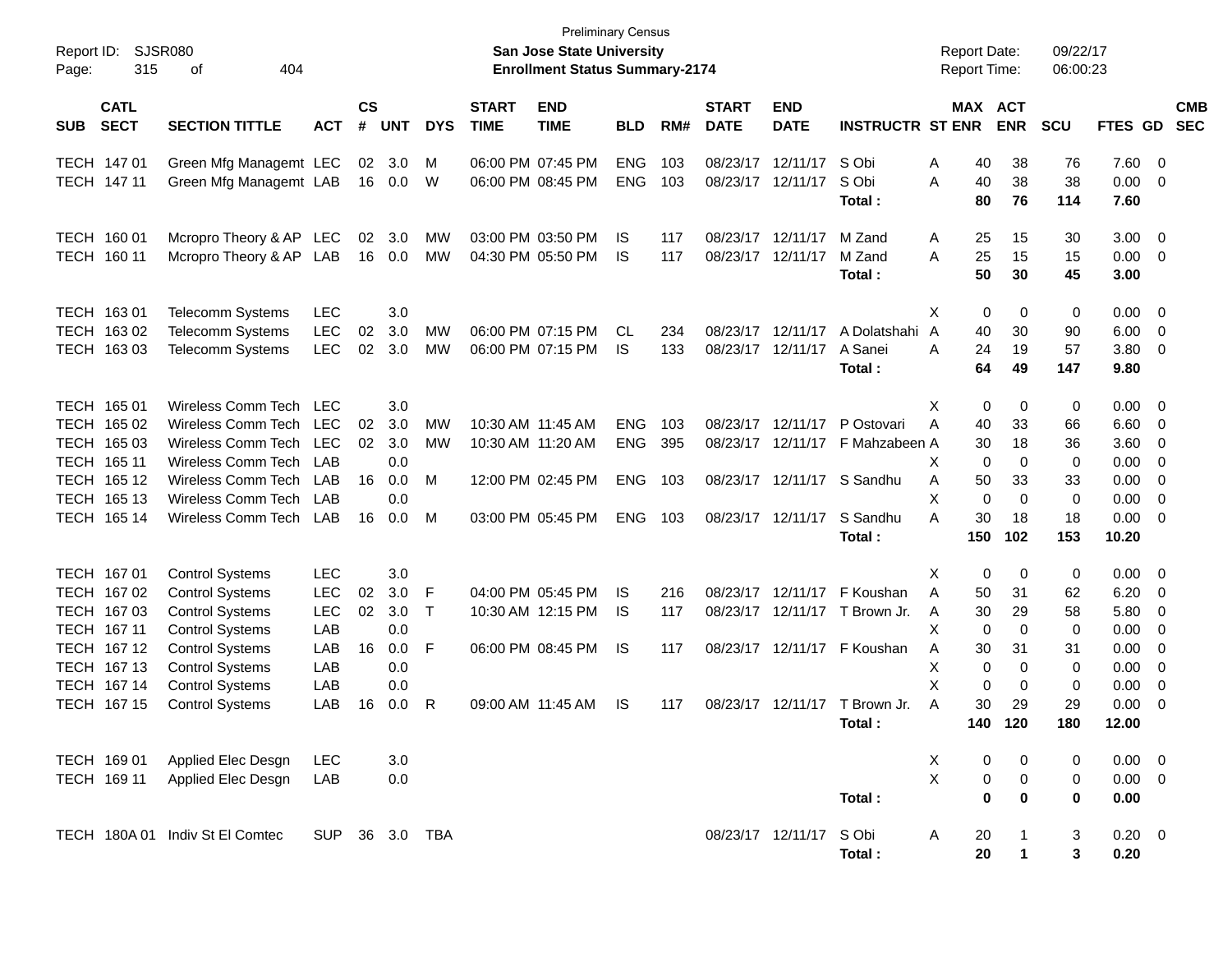Preliminary Census

Report ID: SJSR080 **San Jose State University** Report Date: 09/22/17

**Enrollment Status Summary-2174** Report Time: 06:00:23

| SUB | CATL SECT | SECTION TITTLE | ACT | CS # | UNT | DYS | START TIME | END TIME | BLD | RM# | START DATE | END DATE | INSTRUCTR | ST | MAX ENR | ACT ENR | SCU | FTES | GD | CMB SEC |
|---|---|---|---|---|---|---|---|---|---|---|---|---|---|---|---|---|---|---|---|---|
| TECH | 147 01 | Green Mfg Managemt | LEC | 02 | 3.0 | M | 06:00 PM | 07:45 PM | ENG | 103 | 08/23/17 | 12/11/17 | S Obi | A | 40 | 38 | 76 | 7.60 | 0 | |
| TECH | 147 11 | Green Mfg Managemt | LAB | 16 | 0.0 | W | 06:00 PM | 08:45 PM | ENG | 103 | 08/23/17 | 12/11/17 | S Obi | A | 40 | 38 | 38 | 0.00 | 0 | |
| | | | | | | | | | | | | | **Total :** | | **80** | **76** | **114** | **7.60** | | |
| TECH | 160 01 | Mcropro Theory & AP | LEC | 02 | 3.0 | MW | 03:00 PM | 03:50 PM | IS | 117 | 08/23/17 | 12/11/17 | M Zand | A | 25 | 15 | 30 | 3.00 | 0 | |
| TECH | 160 11 | Mcropro Theory & AP | LAB | 16 | 0.0 | MW | 04:30 PM | 05:50 PM | IS | 117 | 08/23/17 | 12/11/17 | M Zand | A | 25 | 15 | 15 | 0.00 | 0 | |
| | | | | | | | | | | | | | **Total :** | | **50** | **30** | **45** | **3.00** | | |
| TECH | 163 01 | Telecomm Systems | LEC | | 3.0 | | | | | | | | | X | 0 | 0 | 0 | 0.00 | 0 | |
| TECH | 163 02 | Telecomm Systems | LEC | 02 | 3.0 | MW | 06:00 PM | 07:15 PM | CL | 234 | 08/23/17 | 12/11/17 | A Dolatshahi | A | 40 | 30 | 90 | 6.00 | 0 | |
| TECH | 163 03 | Telecomm Systems | LEC | 02 | 3.0 | MW | 06:00 PM | 07:15 PM | IS | 133 | 08/23/17 | 12/11/17 | A Sanei | A | 24 | 19 | 57 | 3.80 | 0 | |
| | | | | | | | | | | | | | **Total :** | | **64** | **49** | **147** | **9.80** | | |
| TECH | 165 01 | Wireless Comm Tech | LEC | | 3.0 | | | | | | | | | X | 0 | 0 | 0 | 0.00 | 0 | |
| TECH | 165 02 | Wireless Comm Tech | LEC | 02 | 3.0 | MW | 10:30 AM | 11:45 AM | ENG | 103 | 08/23/17 | 12/11/17 | P Ostovari | A | 40 | 33 | 66 | 6.60 | 0 | |
| TECH | 165 03 | Wireless Comm Tech | LEC | 02 | 3.0 | MW | 10:30 AM | 11:20 AM | ENG | 395 | 08/23/17 | 12/11/17 | F Mahzabeen | A | 30 | 18 | 36 | 3.60 | 0 | |
| TECH | 165 11 | Wireless Comm Tech | LAB | | 0.0 | | | | | | | | | X | 0 | 0 | 0 | 0.00 | 0 | |
| TECH | 165 12 | Wireless Comm Tech | LAB | 16 | 0.0 | M | 12:00 PM | 02:45 PM | ENG | 103 | 08/23/17 | 12/11/17 | S Sandhu | A | 50 | 33 | 33 | 0.00 | 0 | |
| TECH | 165 13 | Wireless Comm Tech | LAB | | 0.0 | | | | | | | | | X | 0 | 0 | 0 | 0.00 | 0 | |
| TECH | 165 14 | Wireless Comm Tech | LAB | 16 | 0.0 | M | 03:00 PM | 05:45 PM | ENG | 103 | 08/23/17 | 12/11/17 | S Sandhu | A | 30 | 18 | 18 | 0.00 | 0 | |
| | | | | | | | | | | | | | **Total :** | | **150** | **102** | **153** | **10.20** | | |
| TECH | 167 01 | Control Systems | LEC | | 3.0 | | | | | | | | | X | 0 | 0 | 0 | 0.00 | 0 | |
| TECH | 167 02 | Control Systems | LEC | 02 | 3.0 | F | 04:00 PM | 05:45 PM | IS | 216 | 08/23/17 | 12/11/17 | F Koushan | A | 50 | 31 | 62 | 6.20 | 0 | |
| TECH | 167 03 | Control Systems | LEC | 02 | 3.0 | T | 10:30 AM | 12:15 PM | IS | 117 | 08/23/17 | 12/11/17 | T Brown Jr. | A | 30 | 29 | 58 | 5.80 | 0 | |
| TECH | 167 11 | Control Systems | LAB | | 0.0 | | | | | | | | | X | 0 | 0 | 0 | 0.00 | 0 | |
| TECH | 167 12 | Control Systems | LAB | 16 | 0.0 | F | 06:00 PM | 08:45 PM | IS | 117 | 08/23/17 | 12/11/17 | F Koushan | A | 30 | 31 | 31 | 0.00 | 0 | |
| TECH | 167 13 | Control Systems | LAB | | 0.0 | | | | | | | | | X | 0 | 0 | 0 | 0.00 | 0 | |
| TECH | 167 14 | Control Systems | LAB | | 0.0 | | | | | | | | | X | 0 | 0 | 0 | 0.00 | 0 | |
| TECH | 167 15 | Control Systems | LAB | 16 | 0.0 | R | 09:00 AM | 11:45 AM | IS | 117 | 08/23/17 | 12/11/17 | T Brown Jr. | A | 30 | 29 | 29 | 0.00 | 0 | |
| | | | | | | | | | | | | | **Total :** | | **140** | **120** | **180** | **12.00** | | |
| TECH | 169 01 | Applied Elec Desgn | LEC | | 3.0 | | | | | | | | | X | 0 | 0 | 0 | 0.00 | 0 | |
| TECH | 169 11 | Applied Elec Desgn | LAB | | 0.0 | | | | | | | | | X | 0 | 0 | 0 | 0.00 | 0 | |
| | | | | | | | | | | | | | **Total :** | | **0** | **0** | **0** | **0.00** | | |
| TECH | 180A 01 | Indiv St El Comtec | SUP | 36 | 3.0 | TBA | | | | | 08/23/17 | 12/11/17 | S Obi | A | 20 | 1 | 3 | 0.20 | 0 | |
| | | | | | | | | | | | | | **Total :** | | **20** | **1** | **3** | **0.20** | | |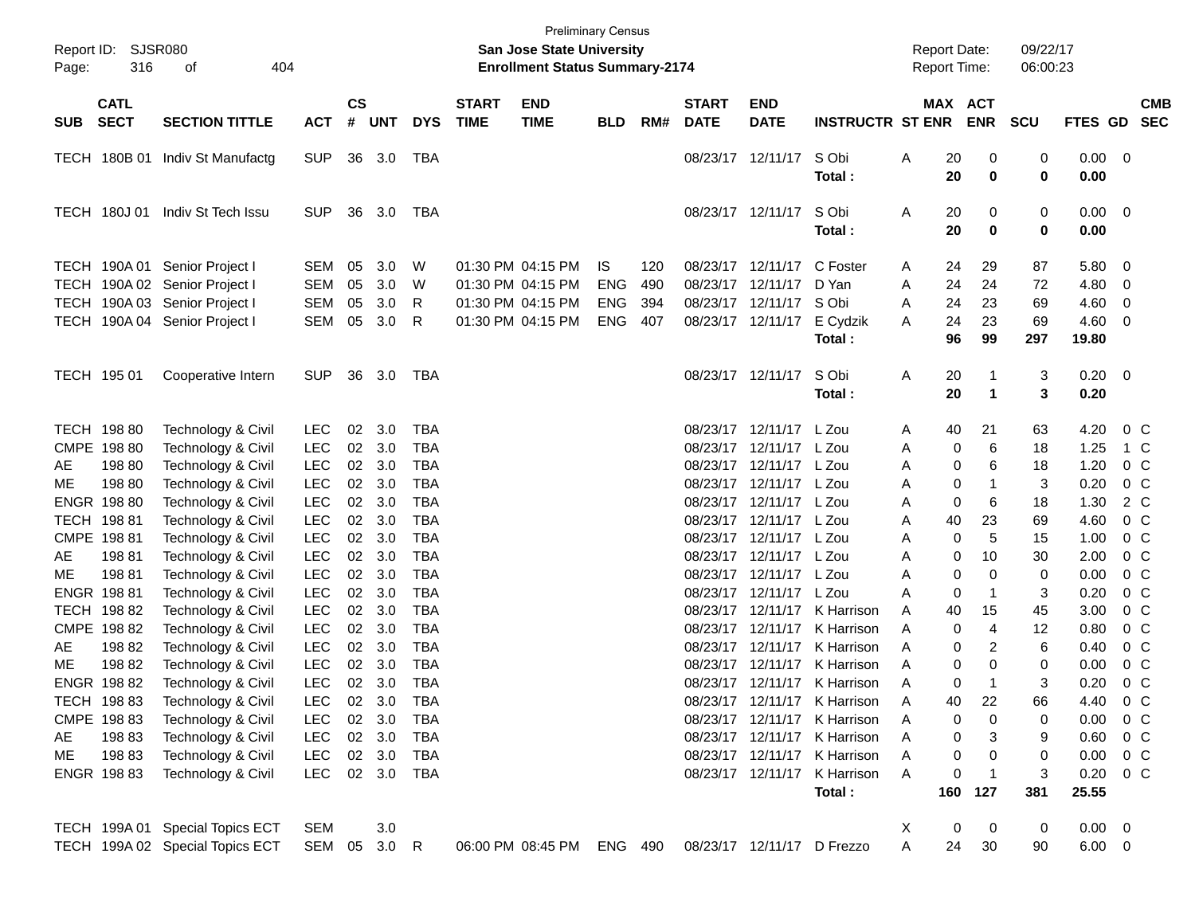Preliminary Census
**San Jose State University**
**Enrollment Status Summary-2174**

Report ID: SJSR080
Report Date: 09/22/17
Report Time: 06:00:23

| SUB | CATL SECT | SECTION TITTLE | ACT | CS # | UNT | DYS | START TIME | END TIME | BLD | RM# | START DATE | END DATE | INSTRUCTR | ST | MAX ENR | ACT ENR | SCU | FTES | GD | CMB SEC |
|---|---|---|---|---|---|---|---|---|---|---|---|---|---|---|---|---|---|---|---|---|
| TECH | 180B 01 | Indiv St Manufactg | SUP | 36 | 3.0 | TBA | | | | | 08/23/17 | 12/11/17 | S Obi | A | 20 | 0 | 0 | 0.00 | 0 | |
| | | | | | | | | | | | | | **Total :** | | **20** | **0** | **0** | **0.00** | | |
| TECH | 180J 01 | Indiv St Tech Issu | SUP | 36 | 3.0 | TBA | | | | | 08/23/17 | 12/11/17 | S Obi | A | 20 | 0 | 0 | 0.00 | 0 | |
| | | | | | | | | | | | | | **Total :** | | **20** | **0** | **0** | **0.00** | | |
| TECH | 190A 01 | Senior Project I | SEM | 05 | 3.0 | W | 01:30 PM | 04:15 PM | IS | 120 | 08/23/17 | 12/11/17 | C Foster | A | 24 | 29 | 87 | 5.80 | 0 | |
| TECH | 190A 02 | Senior Project I | SEM | 05 | 3.0 | W | 01:30 PM | 04:15 PM | ENG | 490 | 08/23/17 | 12/11/17 | D Yan | A | 24 | 24 | 72 | 4.80 | 0 | |
| TECH | 190A 03 | Senior Project I | SEM | 05 | 3.0 | R | 01:30 PM | 04:15 PM | ENG | 394 | 08/23/17 | 12/11/17 | S Obi | A | 24 | 23 | 69 | 4.60 | 0 | |
| TECH | 190A 04 | Senior Project I | SEM | 05 | 3.0 | R | 01:30 PM | 04:15 PM | ENG | 407 | 08/23/17 | 12/11/17 | E Cydzik | A | 24 | 23 | 69 | 4.60 | 0 | |
| | | | | | | | | | | | | | **Total :** | | **96** | **99** | **297** | **19.80** | | |
| TECH | 195 01 | Cooperative Intern | SUP | 36 | 3.0 | TBA | | | | | 08/23/17 | 12/11/17 | S Obi | A | 20 | 1 | 3 | 0.20 | 0 | |
| | | | | | | | | | | | | | **Total :** | | **20** | **1** | **3** | **0.20** | | |
| TECH | 198 80 | Technology & Civil | LEC | 02 | 3.0 | TBA | | | | | 08/23/17 | 12/11/17 | L Zou | A | 40 | 21 | 63 | 4.20 | 0 | C |
| CMPE | 198 80 | Technology & Civil | LEC | 02 | 3.0 | TBA | | | | | 08/23/17 | 12/11/17 | L Zou | A | 0 | 6 | 18 | 1.25 | 1 | C |
| AE | 198 80 | Technology & Civil | LEC | 02 | 3.0 | TBA | | | | | 08/23/17 | 12/11/17 | L Zou | A | 0 | 6 | 18 | 1.20 | 0 | C |
| ME | 198 80 | Technology & Civil | LEC | 02 | 3.0 | TBA | | | | | 08/23/17 | 12/11/17 | L Zou | A | 0 | 1 | 3 | 0.20 | 0 | C |
| ENGR | 198 80 | Technology & Civil | LEC | 02 | 3.0 | TBA | | | | | 08/23/17 | 12/11/17 | L Zou | A | 0 | 6 | 18 | 1.30 | 2 | C |
| TECH | 198 81 | Technology & Civil | LEC | 02 | 3.0 | TBA | | | | | 08/23/17 | 12/11/17 | L Zou | A | 40 | 23 | 69 | 4.60 | 0 | C |
| CMPE | 198 81 | Technology & Civil | LEC | 02 | 3.0 | TBA | | | | | 08/23/17 | 12/11/17 | L Zou | A | 0 | 5 | 15 | 1.00 | 0 | C |
| AE | 198 81 | Technology & Civil | LEC | 02 | 3.0 | TBA | | | | | 08/23/17 | 12/11/17 | L Zou | A | 0 | 10 | 30 | 2.00 | 0 | C |
| ME | 198 81 | Technology & Civil | LEC | 02 | 3.0 | TBA | | | | | 08/23/17 | 12/11/17 | L Zou | A | 0 | 0 | 0 | 0.00 | 0 | C |
| ENGR | 198 81 | Technology & Civil | LEC | 02 | 3.0 | TBA | | | | | 08/23/17 | 12/11/17 | L Zou | A | 0 | 1 | 3 | 0.20 | 0 | C |
| TECH | 198 82 | Technology & Civil | LEC | 02 | 3.0 | TBA | | | | | 08/23/17 | 12/11/17 | K Harrison | A | 40 | 15 | 45 | 3.00 | 0 | C |
| CMPE | 198 82 | Technology & Civil | LEC | 02 | 3.0 | TBA | | | | | 08/23/17 | 12/11/17 | K Harrison | A | 0 | 4 | 12 | 0.80 | 0 | C |
| AE | 198 82 | Technology & Civil | LEC | 02 | 3.0 | TBA | | | | | 08/23/17 | 12/11/17 | K Harrison | A | 0 | 2 | 6 | 0.40 | 0 | C |
| ME | 198 82 | Technology & Civil | LEC | 02 | 3.0 | TBA | | | | | 08/23/17 | 12/11/17 | K Harrison | A | 0 | 0 | 0 | 0.00 | 0 | C |
| ENGR | 198 82 | Technology & Civil | LEC | 02 | 3.0 | TBA | | | | | 08/23/17 | 12/11/17 | K Harrison | A | 0 | 1 | 3 | 0.20 | 0 | C |
| TECH | 198 83 | Technology & Civil | LEC | 02 | 3.0 | TBA | | | | | 08/23/17 | 12/11/17 | K Harrison | A | 40 | 22 | 66 | 4.40 | 0 | C |
| CMPE | 198 83 | Technology & Civil | LEC | 02 | 3.0 | TBA | | | | | 08/23/17 | 12/11/17 | K Harrison | A | 0 | 0 | 0 | 0.00 | 0 | C |
| AE | 198 83 | Technology & Civil | LEC | 02 | 3.0 | TBA | | | | | 08/23/17 | 12/11/17 | K Harrison | A | 0 | 3 | 9 | 0.60 | 0 | C |
| ME | 198 83 | Technology & Civil | LEC | 02 | 3.0 | TBA | | | | | 08/23/17 | 12/11/17 | K Harrison | A | 0 | 0 | 0 | 0.00 | 0 | C |
| ENGR | 198 83 | Technology & Civil | LEC | 02 | 3.0 | TBA | | | | | 08/23/17 | 12/11/17 | K Harrison | A | 0 | 1 | 3 | 0.20 | 0 | C |
| | | | | | | | | | | | | | **Total :** | | **160** | **127** | **381** | **25.55** | | |
| TECH | 199A 01 | Special Topics ECT | SEM | | 3.0 | | | | | | | | | X | 0 | 0 | 0 | 0.00 | 0 | |
| TECH | 199A 02 | Special Topics ECT | SEM | 05 | 3.0 | R | 06:00 PM | 08:45 PM | ENG | 490 | 08/23/17 | 12/11/17 | D Frezzo | A | 24 | 30 | 90 | 6.00 | 0 | |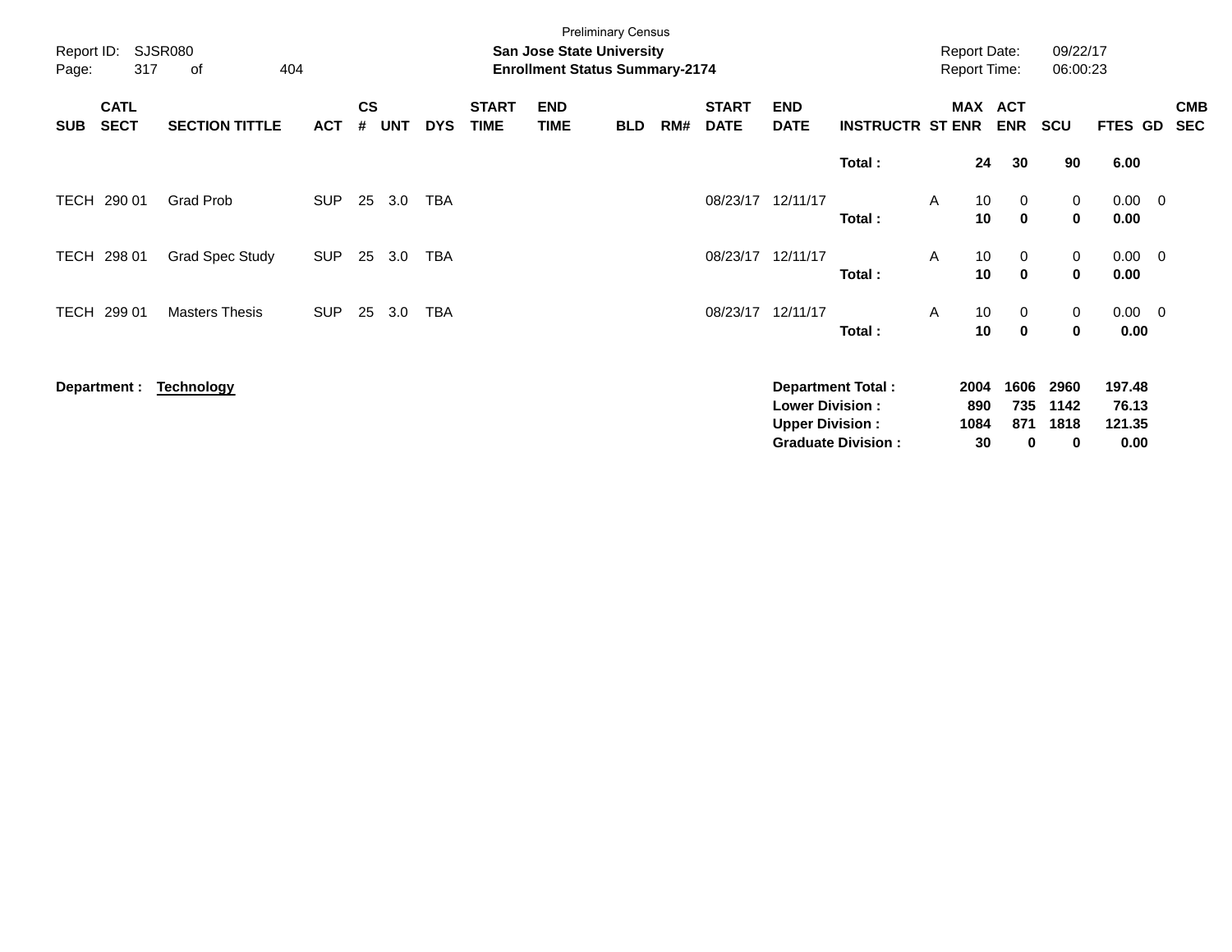Preliminary Census

**San Jose State University**

**Enrollment Status Summary-2174**

Report ID: SJSR080
Report Date: 09/22/17
Report Time: 06:00:23

| SUB | CATL SECT | SECTION TITTLE | ACT | CS # | UNT | DYS | START TIME | END TIME | BLD | RM# | START DATE | END DATE | INSTRUCTR | ST | MAX ENR | ACT ENR | SCU | FTES | GD | CMB SEC |
|---|---|---|---|---|---|---|---|---|---|---|---|---|---|---|---|---|---|---|---|---|
| | | | | | | | | | | | | | **Total :** | | **24** | **30** | **90** | **6.00** | | |
| TECH | 290 01 | Grad Prob | SUP | 25 | 3.0 | TBA | | | | | 08/23/17 | 12/11/17 | | A | 10 | 0 | 0 | 0.00 | 0 | |
| | | | | | | | | | | | | | **Total :** | | **10** | **0** | **0** | **0.00** | | |
| TECH | 298 01 | Grad Spec Study | SUP | 25 | 3.0 | TBA | | | | | 08/23/17 | 12/11/17 | | A | 10 | 0 | 0 | 0.00 | 0 | |
| | | | | | | | | | | | | | **Total :** | | **10** | **0** | **0** | **0.00** | | |
| TECH | 299 01 | Masters Thesis | SUP | 25 | 3.0 | TBA | | | | | 08/23/17 | 12/11/17 | | A | 10 | 0 | 0 | 0.00 | 0 | |
| | | | | | | | | | | | | | **Total :** | | **10** | **0** | **0** | **0.00** | | |

**Department :** **Technology**

| | MAX ENR | ACT ENR | SCU | FTES |
|---|---|---|---|---|
| **Department Total :** | **2004** | **1606** | **2960** | **197.48** |
| **Lower Division :** | **890** | **735** | **1142** | **76.13** |
| **Upper Division :** | **1084** | **871** | **1818** | **121.35** |
| **Graduate Division :** | **30** | **0** | **0** | **0.00** |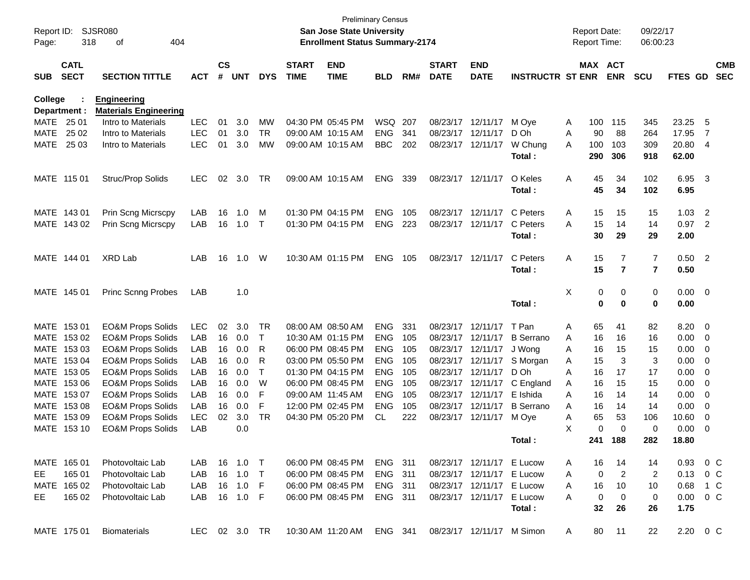Preliminary Census
**San Jose State University**
**Enrollment Status Summary-2174**

Report ID: SJSR080
Page: 318 of 404
Report Date: 09/22/17
Report Time: 06:00:23

**College : Engineering**
**Department : Materials Engineering**

| SUB | CATL SECT | SECTION TITTLE | ACT | CS # | UNT | DYS | START TIME | END TIME | BLD | RM# | START DATE | END DATE | INSTRUCTR | ST | MAX ENR | ACT ENR | SCU | FTES | GD | CMB SEC |
|---|---|---|---|---|---|---|---|---|---|---|---|---|---|---|---|---|---|---|---|---|
| MATE | 25 01 | Intro to Materials | LEC | 01 | 3.0 | MW | 04:30 PM | 05:45 PM | WSQ | 207 | 08/23/17 | 12/11/17 | M Oye | A | 100 | 115 | 345 | 23.25 | 5 | |
| MATE | 25 02 | Intro to Materials | LEC | 01 | 3.0 | TR | 09:00 AM | 10:15 AM | ENG | 341 | 08/23/17 | 12/11/17 | D Oh | A | 90 | 88 | 264 | 17.95 | 7 | |
| MATE | 25 03 | Intro to Materials | LEC | 01 | 3.0 | MW | 09:00 AM | 10:15 AM | BBC | 202 | 08/23/17 | 12/11/17 | W Chung | A | 100 | 103 | 309 | 20.80 | 4 | |
| | | | | | | | | | | | | | **Total :** | | **290** | **306** | **918** | **62.00** | | |
| MATE | 115 01 | Struc/Prop Solids | LEC | 02 | 3.0 | TR | 09:00 AM | 10:15 AM | ENG | 339 | 08/23/17 | 12/11/17 | O Keles | A | 45 | 34 | 102 | 6.95 | 3 | |
| | | | | | | | | | | | | | **Total :** | | **45** | **34** | **102** | **6.95** | | |
| MATE | 143 01 | Prin Scng Micrscpy | LAB | 16 | 1.0 | M | 01:30 PM | 04:15 PM | ENG | 105 | 08/23/17 | 12/11/17 | C Peters | A | 15 | 15 | 15 | 1.03 | 2 | |
| MATE | 143 02 | Prin Scng Micrscpy | LAB | 16 | 1.0 | T | 01:30 PM | 04:15 PM | ENG | 223 | 08/23/17 | 12/11/17 | C Peters | A | 15 | 14 | 14 | 0.97 | 2 | |
| | | | | | | | | | | | | | **Total :** | | **30** | **29** | **29** | **2.00** | | |
| MATE | 144 01 | XRD Lab | LAB | 16 | 1.0 | W | 10:30 AM | 01:15 PM | ENG | 105 | 08/23/17 | 12/11/17 | C Peters | A | 15 | 7 | 7 | 0.50 | 2 | |
| | | | | | | | | | | | | | **Total :** | | **15** | **7** | **7** | **0.50** | | |
| MATE | 145 01 | Princ Scnng Probes | LAB | | 1.0 | | | | | | | | | X | 0 | 0 | 0 | 0.00 | 0 | |
| | | | | | | | | | | | | | **Total :** | | **0** | **0** | **0** | **0.00** | | |
| MATE | 153 01 | EO&M Props Solids | LEC | 02 | 3.0 | TR | 08:00 AM | 08:50 AM | ENG | 331 | 08/23/17 | 12/11/17 | T Pan | A | 65 | 41 | 82 | 8.20 | 0 | |
| MATE | 153 02 | EO&M Props Solids | LAB | 16 | 0.0 | T | 10:30 AM | 01:15 PM | ENG | 105 | 08/23/17 | 12/11/17 | B Serrano | A | 16 | 16 | 16 | 0.00 | 0 | |
| MATE | 153 03 | EO&M Props Solids | LAB | 16 | 0.0 | R | 06:00 PM | 08:45 PM | ENG | 105 | 08/23/17 | 12/11/17 | J Wong | A | 16 | 15 | 15 | 0.00 | 0 | |
| MATE | 153 04 | EO&M Props Solids | LAB | 16 | 0.0 | R | 03:00 PM | 05:50 PM | ENG | 105 | 08/23/17 | 12/11/17 | S Morgan | A | 15 | 3 | 3 | 0.00 | 0 | |
| MATE | 153 05 | EO&M Props Solids | LAB | 16 | 0.0 | T | 01:30 PM | 04:15 PM | ENG | 105 | 08/23/17 | 12/11/17 | D Oh | A | 16 | 17 | 17 | 0.00 | 0 | |
| MATE | 153 06 | EO&M Props Solids | LAB | 16 | 0.0 | W | 06:00 PM | 08:45 PM | ENG | 105 | 08/23/17 | 12/11/17 | C England | A | 16 | 15 | 15 | 0.00 | 0 | |
| MATE | 153 07 | EO&M Props Solids | LAB | 16 | 0.0 | F | 09:00 AM | 11:45 AM | ENG | 105 | 08/23/17 | 12/11/17 | E Ishida | A | 16 | 14 | 14 | 0.00 | 0 | |
| MATE | 153 08 | EO&M Props Solids | LAB | 16 | 0.0 | F | 12:00 PM | 02:45 PM | ENG | 105 | 08/23/17 | 12/11/17 | B Serrano | A | 16 | 14 | 14 | 0.00 | 0 | |
| MATE | 153 09 | EO&M Props Solids | LEC | 02 | 3.0 | TR | 04:30 PM | 05:20 PM | CL | 222 | 08/23/17 | 12/11/17 | M Oye | A | 65 | 53 | 106 | 10.60 | 0 | |
| MATE | 153 10 | EO&M Props Solids | LAB | | 0.0 | | | | | | | | | X | 0 | 0 | 0 | 0.00 | 0 | |
| | | | | | | | | | | | | | **Total :** | | **241** | **188** | **282** | **18.80** | | |
| MATE | 165 01 | Photovoltaic Lab | LAB | 16 | 1.0 | T | 06:00 PM | 08:45 PM | ENG | 311 | 08/23/17 | 12/11/17 | E Lucow | A | 16 | 14 | 14 | 0.93 | 0 | C |
| EE | 165 01 | Photovoltaic Lab | LAB | 16 | 1.0 | T | 06:00 PM | 08:45 PM | ENG | 311 | 08/23/17 | 12/11/17 | E Lucow | A | 0 | 2 | 2 | 0.13 | 0 | C |
| MATE | 165 02 | Photovoltaic Lab | LAB | 16 | 1.0 | F | 06:00 PM | 08:45 PM | ENG | 311 | 08/23/17 | 12/11/17 | E Lucow | A | 16 | 10 | 10 | 0.68 | 1 | C |
| EE | 165 02 | Photovoltaic Lab | LAB | 16 | 1.0 | F | 06:00 PM | 08:45 PM | ENG | 311 | 08/23/17 | 12/11/17 | E Lucow | A | 0 | 0 | 0 | 0.00 | 0 | C |
| | | | | | | | | | | | | | **Total :** | | **32** | **26** | **26** | **1.75** | | |
| MATE | 175 01 | Biomaterials | LEC | 02 | 3.0 | TR | 10:30 AM | 11:20 AM | ENG | 341 | 08/23/17 | 12/11/17 | M Simon | A | 80 | 11 | 22 | 2.20 | 0 | C |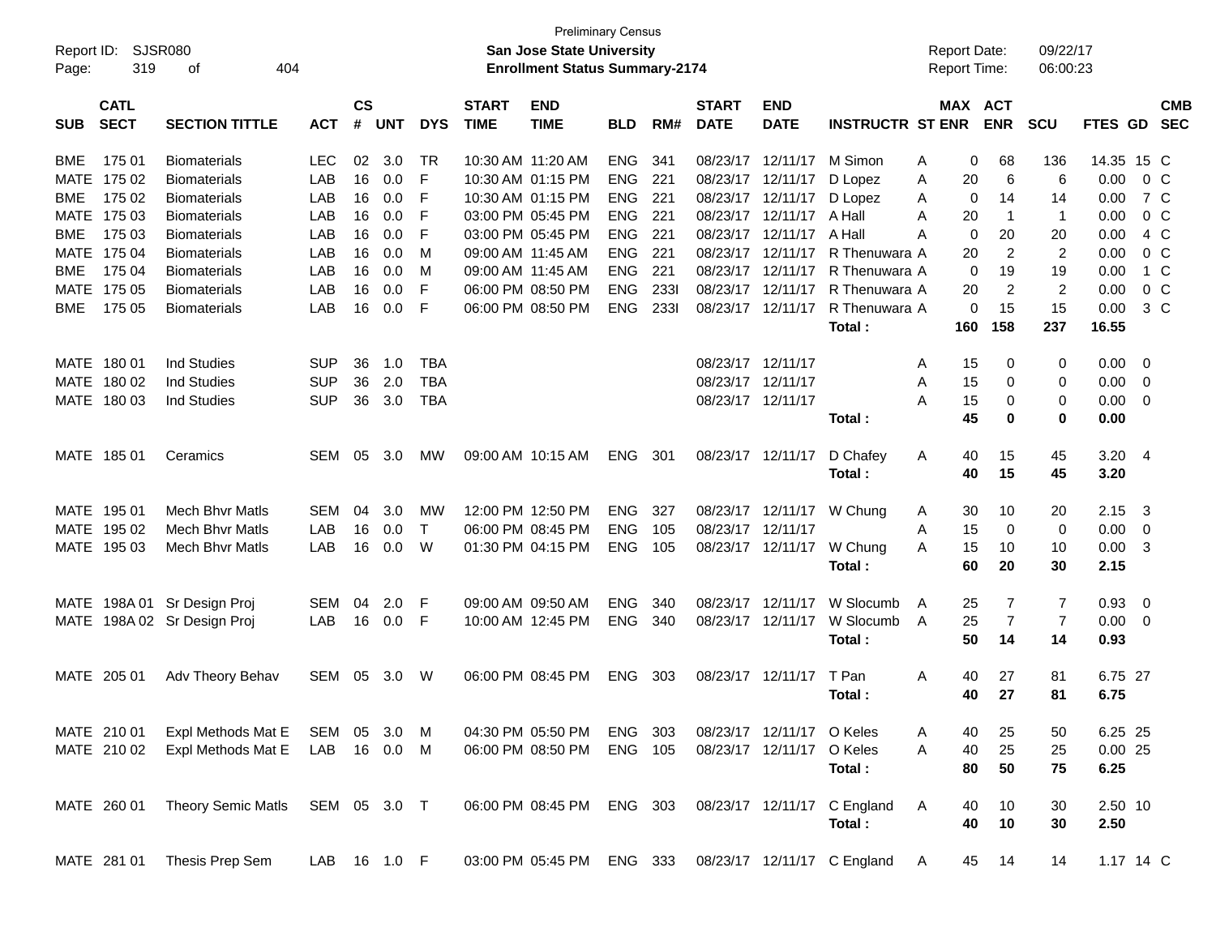Preliminary Census

**San Jose State University**

**Enrollment Status Summary-2174**

Report ID: SJSR080

Report Date: 09/22/17
Report Time: 06:00:23

| SUB | CATL SECT | SECTION TITTLE | ACT | CS # | UNT | DYS | START TIME | END TIME | BLD | RM# | START DATE | END DATE | INSTRUCTR | ST | MAX ENR | ACT ENR | SCU | FTES | GD | CMB SEC |
|---|---|---|---|---|---|---|---|---|---|---|---|---|---|---|---|---|---|---|---|---|
| BME | 175 01 | Biomaterials | LEC | 02 | 3.0 | TR | 10:30 AM | 11:20 AM | ENG | 341 | 08/23/17 | 12/11/17 | M Simon | A | 0 | 68 | 136 | 14.35 | 15 | C |
| MATE | 175 02 | Biomaterials | LAB | 16 | 0.0 | F | 10:30 AM | 01:15 PM | ENG | 221 | 08/23/17 | 12/11/17 | D Lopez | A | 20 | 6 | 6 | 0.00 | 0 | C |
| BME | 175 02 | Biomaterials | LAB | 16 | 0.0 | F | 10:30 AM | 01:15 PM | ENG | 221 | 08/23/17 | 12/11/17 | D Lopez | A | 0 | 14 | 14 | 0.00 | 7 | C |
| MATE | 175 03 | Biomaterials | LAB | 16 | 0.0 | F | 03:00 PM | 05:45 PM | ENG | 221 | 08/23/17 | 12/11/17 | A Hall | A | 20 | 1 | 1 | 0.00 | 0 | C |
| BME | 175 03 | Biomaterials | LAB | 16 | 0.0 | F | 03:00 PM | 05:45 PM | ENG | 221 | 08/23/17 | 12/11/17 | A Hall | A | 0 | 20 | 20 | 0.00 | 4 | C |
| MATE | 175 04 | Biomaterials | LAB | 16 | 0.0 | M | 09:00 AM | 11:45 AM | ENG | 221 | 08/23/17 | 12/11/17 | R Thenuwara | A | 20 | 2 | 2 | 0.00 | 0 | C |
| BME | 175 04 | Biomaterials | LAB | 16 | 0.0 | M | 09:00 AM | 11:45 AM | ENG | 221 | 08/23/17 | 12/11/17 | R Thenuwara | A | 0 | 19 | 19 | 0.00 | 1 | C |
| MATE | 175 05 | Biomaterials | LAB | 16 | 0.0 | F | 06:00 PM | 08:50 PM | ENG | 233I | 08/23/17 | 12/11/17 | R Thenuwara | A | 20 | 2 | 2 | 0.00 | 0 | C |
| BME | 175 05 | Biomaterials | LAB | 16 | 0.0 | F | 06:00 PM | 08:50 PM | ENG | 233I | 08/23/17 | 12/11/17 | R Thenuwara | A | 0 | 15 | 15 | 0.00 | 3 | C |
| | | | | | | | | | | | | | **Total :** | | **160** | **158** | **237** | **16.55** | | |
| MATE | 180 01 | Ind Studies | SUP | 36 | 1.0 | TBA | | | | | 08/23/17 | 12/11/17 | | A | 15 | 0 | 0 | 0.00 | 0 | |
| MATE | 180 02 | Ind Studies | SUP | 36 | 2.0 | TBA | | | | | 08/23/17 | 12/11/17 | | A | 15 | 0 | 0 | 0.00 | 0 | |
| MATE | 180 03 | Ind Studies | SUP | 36 | 3.0 | TBA | | | | | 08/23/17 | 12/11/17 | | A | 15 | 0 | 0 | 0.00 | 0 | |
| | | | | | | | | | | | | | **Total :** | | **45** | **0** | **0** | **0.00** | | |
| MATE | 185 01 | Ceramics | SEM | 05 | 3.0 | MW | 09:00 AM | 10:15 AM | ENG | 301 | 08/23/17 | 12/11/17 | D Chafey | A | 40 | 15 | 45 | 3.20 | 4 | |
| | | | | | | | | | | | | | **Total :** | | **40** | **15** | **45** | **3.20** | | |
| MATE | 195 01 | Mech Bhvr Matls | SEM | 04 | 3.0 | MW | 12:00 PM | 12:50 PM | ENG | 327 | 08/23/17 | 12/11/17 | W Chung | A | 30 | 10 | 20 | 2.15 | 3 | |
| MATE | 195 02 | Mech Bhvr Matls | LAB | 16 | 0.0 | T | 06:00 PM | 08:45 PM | ENG | 105 | 08/23/17 | 12/11/17 | | A | 15 | 0 | 0 | 0.00 | 0 | |
| MATE | 195 03 | Mech Bhvr Matls | LAB | 16 | 0.0 | W | 01:30 PM | 04:15 PM | ENG | 105 | 08/23/17 | 12/11/17 | W Chung | A | 15 | 10 | 10 | 0.00 | 3 | |
| | | | | | | | | | | | | | **Total :** | | **60** | **20** | **30** | **2.15** | | |
| MATE | 198A 01 | Sr Design Proj | SEM | 04 | 2.0 | F | 09:00 AM | 09:50 AM | ENG | 340 | 08/23/17 | 12/11/17 | W Slocumb | A | 25 | 7 | 7 | 0.93 | 0 | |
| MATE | 198A 02 | Sr Design Proj | LAB | 16 | 0.0 | F | 10:00 AM | 12:45 PM | ENG | 340 | 08/23/17 | 12/11/17 | W Slocumb | A | 25 | 7 | 7 | 0.00 | 0 | |
| | | | | | | | | | | | | | **Total :** | | **50** | **14** | **14** | **0.93** | | |
| MATE | 205 01 | Adv Theory Behav | SEM | 05 | 3.0 | W | 06:00 PM | 08:45 PM | ENG | 303 | 08/23/17 | 12/11/17 | T Pan | A | 40 | 27 | 81 | 6.75 | 27 | |
| | | | | | | | | | | | | | **Total :** | | **40** | **27** | **81** | **6.75** | | |
| MATE | 210 01 | Expl Methods Mat E | SEM | 05 | 3.0 | M | 04:30 PM | 05:50 PM | ENG | 303 | 08/23/17 | 12/11/17 | O Keles | A | 40 | 25 | 50 | 6.25 | 25 | |
| MATE | 210 02 | Expl Methods Mat E | LAB | 16 | 0.0 | M | 06:00 PM | 08:50 PM | ENG | 105 | 08/23/17 | 12/11/17 | O Keles | A | 40 | 25 | 25 | 0.00 | 25 | |
| | | | | | | | | | | | | | **Total :** | | **80** | **50** | **75** | **6.25** | | |
| MATE | 260 01 | Theory Semic Matls | SEM | 05 | 3.0 | T | 06:00 PM | 08:45 PM | ENG | 303 | 08/23/17 | 12/11/17 | C England | A | 40 | 10 | 30 | 2.50 | 10 | |
| | | | | | | | | | | | | | **Total :** | | **40** | **10** | **30** | **2.50** | | |
| MATE | 281 01 | Thesis Prep Sem | LAB | 16 | 1.0 | F | 03:00 PM | 05:45 PM | ENG | 333 | 08/23/17 | 12/11/17 | C England | A | 45 | 14 | 14 | 1.17 | 14 | C |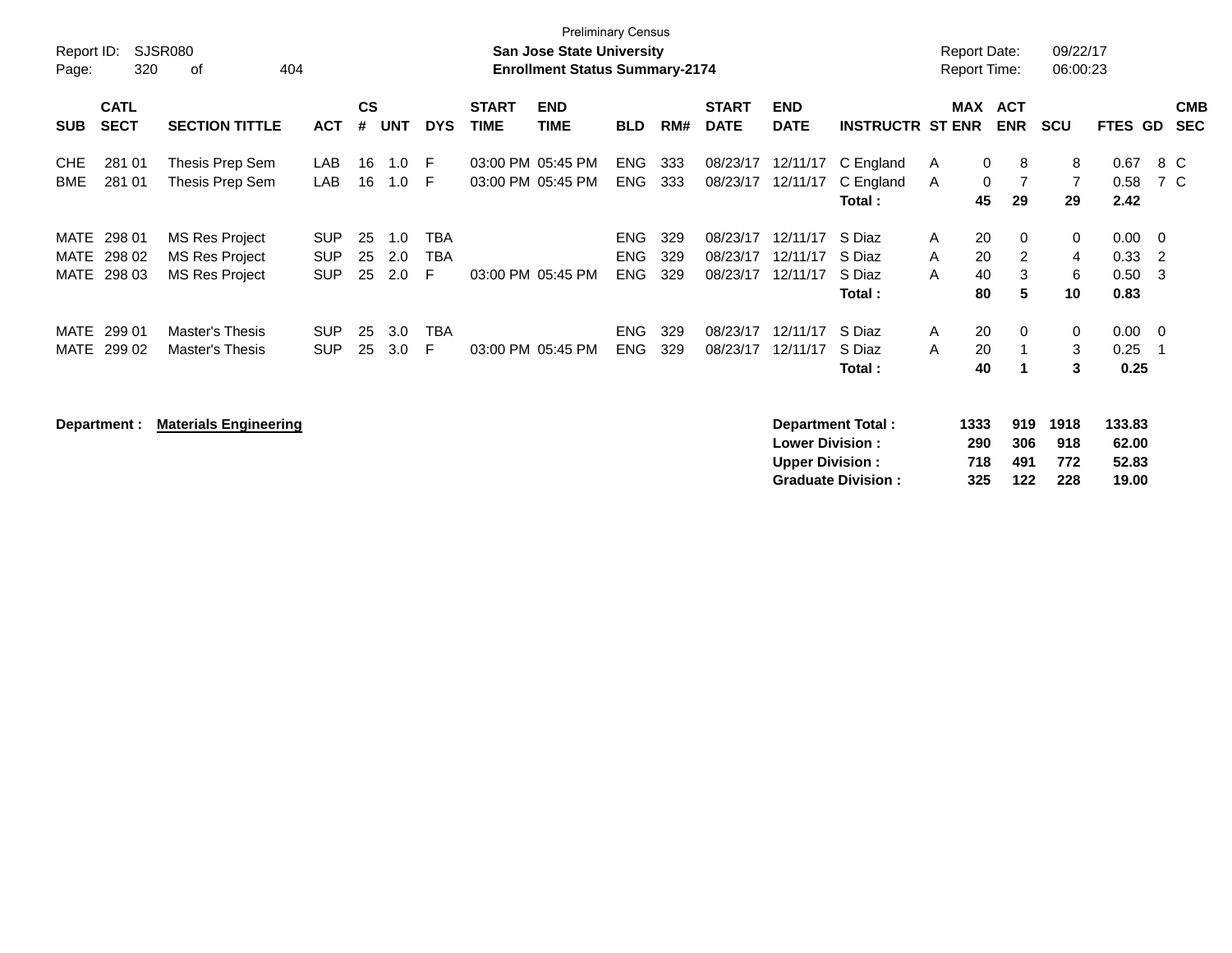Preliminary Census

**San Jose State University**

**Enrollment Status Summary-2174**

Report ID: SJSR080

Report Date: 09/22/17

Report Time: 06:00:23

| SUB | CATL SECT | SECTION TITTLE | ACT | CS # | UNT | DYS | START TIME | END TIME | BLD | RM# | START DATE | END DATE | INSTRUCTR | ST | MAX ENR | ACT ENR | SCU | FTES | GD | CMB SEC |
|---|---|---|---|---|---|---|---|---|---|---|---|---|---|---|---|---|---|---|---|---|
| CHE | 281 01 | Thesis Prep Sem | LAB | 16 | 1.0 | F | 03:00 PM | 05:45 PM | ENG | 333 | 08/23/17 | 12/11/17 | C England | A | 0 | 8 | 8 | 0.67 | 8 | C |
| BME | 281 01 | Thesis Prep Sem | LAB | 16 | 1.0 | F | 03:00 PM | 05:45 PM | ENG | 333 | 08/23/17 | 12/11/17 | C England | A | 0 | 7 | 7 | 0.58 | 7 | C |
| | | | | | | | | | | | | | **Total :** | | **45** | **29** | **29** | **2.42** | | |
| MATE | 298 01 | MS Res Project | SUP | 25 | 1.0 | TBA | | | ENG | 329 | 08/23/17 | 12/11/17 | S Diaz | A | 20 | 0 | 0 | 0.00 | 0 | |
| MATE | 298 02 | MS Res Project | SUP | 25 | 2.0 | TBA | | | ENG | 329 | 08/23/17 | 12/11/17 | S Diaz | A | 20 | 2 | 4 | 0.33 | 2 | |
| MATE | 298 03 | MS Res Project | SUP | 25 | 2.0 | F | 03:00 PM | 05:45 PM | ENG | 329 | 08/23/17 | 12/11/17 | S Diaz | A | 40 | 3 | 6 | 0.50 | 3 | |
| | | | | | | | | | | | | | **Total :** | | **80** | **5** | **10** | **0.83** | | |
| MATE | 299 01 | Master's Thesis | SUP | 25 | 3.0 | TBA | | | ENG | 329 | 08/23/17 | 12/11/17 | S Diaz | A | 20 | 0 | 0 | 0.00 | 0 | |
| MATE | 299 02 | Master's Thesis | SUP | 25 | 3.0 | F | 03:00 PM | 05:45 PM | ENG | 329 | 08/23/17 | 12/11/17 | S Diaz | A | 20 | 1 | 3 | 0.25 | 1 | |
| | | | | | | | | | | | | | **Total :** | | **40** | **1** | **3** | **0.25** | | |

**Department :** **Materials Engineering**

| | MAX ENR | ACT ENR | SCU | FTES |
|---|---|---|---|---|
| **Department Total :** | **1333** | **919** | **1918** | **133.83** |
| **Lower Division :** | **290** | **306** | **918** | **62.00** |
| **Upper Division :** | **718** | **491** | **772** | **52.83** |
| **Graduate Division :** | **325** | **122** | **228** | **19.00** |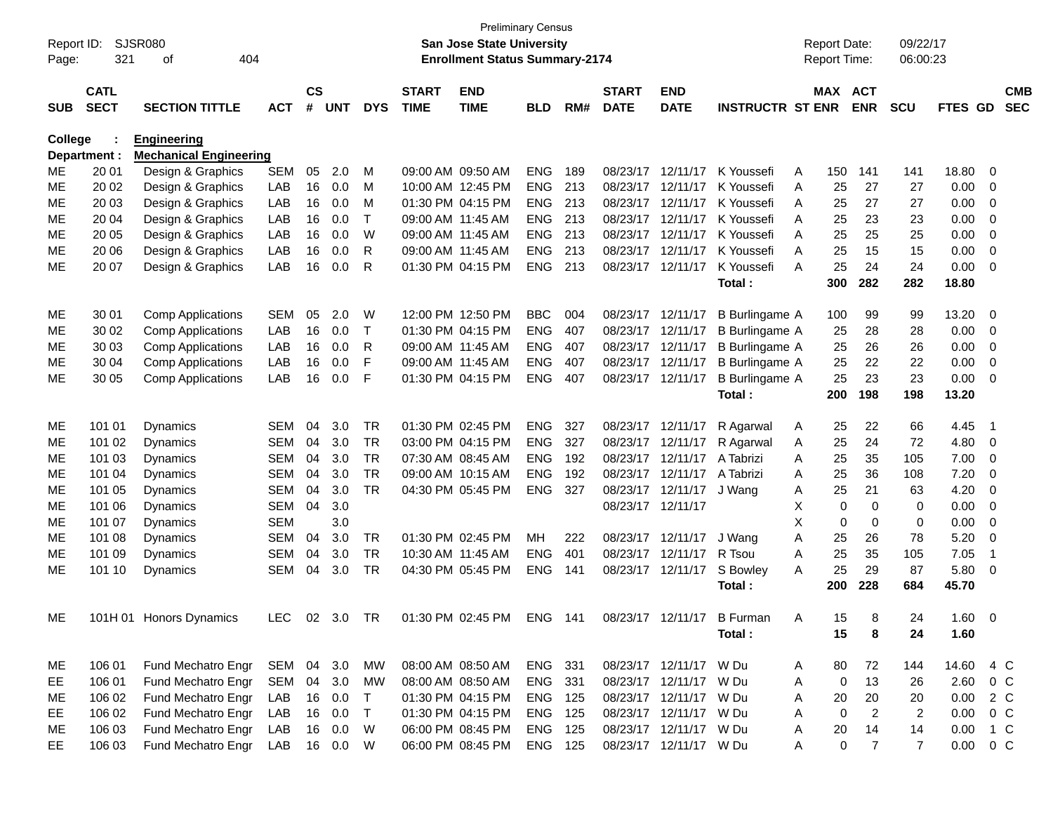Preliminary Census
**San Jose State University**
**Enrollment Status Summary-2174**

Report ID: SJSR080
Report Date: 09/22/17
Report Time: 06:00:23

**College : Engineering**
**Department : Mechanical Engineering**

| SUB | CATL SECT | SECTION TITTLE | ACT | CS # | UNT | DYS | START TIME | END TIME | BLD | RM# | START DATE | END DATE | INSTRUCTR | ST | MAX ENR | ACT ENR | SCU | FTES | GD | CMB SEC |
|---|---|---|---|---|---|---|---|---|---|---|---|---|---|---|---|---|---|---|---|---|
| ME | 20 01 | Design & Graphics | SEM | 05 | 2.0 | M | 09:00 AM | 09:50 AM | ENG | 189 | 08/23/17 | 12/11/17 | K Youssefi | A | 150 | 141 | 141 | 18.80 | 0 | |
| ME | 20 02 | Design & Graphics | LAB | 16 | 0.0 | M | 10:00 AM | 12:45 PM | ENG | 213 | 08/23/17 | 12/11/17 | K Youssefi | A | 25 | 27 | 27 | 0.00 | 0 | |
| ME | 20 03 | Design & Graphics | LAB | 16 | 0.0 | M | 01:30 PM | 04:15 PM | ENG | 213 | 08/23/17 | 12/11/17 | K Youssefi | A | 25 | 27 | 27 | 0.00 | 0 | |
| ME | 20 04 | Design & Graphics | LAB | 16 | 0.0 | T | 09:00 AM | 11:45 AM | ENG | 213 | 08/23/17 | 12/11/17 | K Youssefi | A | 25 | 23 | 23 | 0.00 | 0 | |
| ME | 20 05 | Design & Graphics | LAB | 16 | 0.0 | W | 09:00 AM | 11:45 AM | ENG | 213 | 08/23/17 | 12/11/17 | K Youssefi | A | 25 | 25 | 25 | 0.00 | 0 | |
| ME | 20 06 | Design & Graphics | LAB | 16 | 0.0 | R | 09:00 AM | 11:45 AM | ENG | 213 | 08/23/17 | 12/11/17 | K Youssefi | A | 25 | 15 | 15 | 0.00 | 0 | |
| ME | 20 07 | Design & Graphics | LAB | 16 | 0.0 | R | 01:30 PM | 04:15 PM | ENG | 213 | 08/23/17 | 12/11/17 | K Youssefi | A | 25 | 24 | 24 | 0.00 | 0 | |
| | | | | | | | | | | | | | **Total :** | | **300** | **282** | **282** | **18.80** | | |
| ME | 30 01 | Comp Applications | SEM | 05 | 2.0 | W | 12:00 PM | 12:50 PM | BBC | 004 | 08/23/17 | 12/11/17 | B Burlingame | A | 100 | 99 | 99 | 13.20 | 0 | |
| ME | 30 02 | Comp Applications | LAB | 16 | 0.0 | T | 01:30 PM | 04:15 PM | ENG | 407 | 08/23/17 | 12/11/17 | B Burlingame | A | 25 | 28 | 28 | 0.00 | 0 | |
| ME | 30 03 | Comp Applications | LAB | 16 | 0.0 | R | 09:00 AM | 11:45 AM | ENG | 407 | 08/23/17 | 12/11/17 | B Burlingame | A | 25 | 26 | 26 | 0.00 | 0 | |
| ME | 30 04 | Comp Applications | LAB | 16 | 0.0 | F | 09:00 AM | 11:45 AM | ENG | 407 | 08/23/17 | 12/11/17 | B Burlingame | A | 25 | 22 | 22 | 0.00 | 0 | |
| ME | 30 05 | Comp Applications | LAB | 16 | 0.0 | F | 01:30 PM | 04:15 PM | ENG | 407 | 08/23/17 | 12/11/17 | B Burlingame | A | 25 | 23 | 23 | 0.00 | 0 | |
| | | | | | | | | | | | | | **Total :** | | **200** | **198** | **198** | **13.20** | | |
| ME | 101 01 | Dynamics | SEM | 04 | 3.0 | TR | 01:30 PM | 02:45 PM | ENG | 327 | 08/23/17 | 12/11/17 | R Agarwal | A | 25 | 22 | 66 | 4.45 | 1 | |
| ME | 101 02 | Dynamics | SEM | 04 | 3.0 | TR | 03:00 PM | 04:15 PM | ENG | 327 | 08/23/17 | 12/11/17 | R Agarwal | A | 25 | 24 | 72 | 4.80 | 0 | |
| ME | 101 03 | Dynamics | SEM | 04 | 3.0 | TR | 07:30 AM | 08:45 AM | ENG | 192 | 08/23/17 | 12/11/17 | A Tabrizi | A | 25 | 35 | 105 | 7.00 | 0 | |
| ME | 101 04 | Dynamics | SEM | 04 | 3.0 | TR | 09:00 AM | 10:15 AM | ENG | 192 | 08/23/17 | 12/11/17 | A Tabrizi | A | 25 | 36 | 108 | 7.20 | 0 | |
| ME | 101 05 | Dynamics | SEM | 04 | 3.0 | TR | 04:30 PM | 05:45 PM | ENG | 327 | 08/23/17 | 12/11/17 | J Wang | A | 25 | 21 | 63 | 4.20 | 0 | |
| ME | 101 06 | Dynamics | SEM | 04 | 3.0 | | | | | | 08/23/17 | 12/11/17 | | X | 0 | 0 | 0 | 0.00 | 0 | |
| ME | 101 07 | Dynamics | SEM | | 3.0 | | | | | | | | | X | 0 | 0 | 0 | 0.00 | 0 | |
| ME | 101 08 | Dynamics | SEM | 04 | 3.0 | TR | 01:30 PM | 02:45 PM | MH | 222 | 08/23/17 | 12/11/17 | J Wang | A | 25 | 26 | 78 | 5.20 | 0 | |
| ME | 101 09 | Dynamics | SEM | 04 | 3.0 | TR | 10:30 AM | 11:45 AM | ENG | 401 | 08/23/17 | 12/11/17 | R Tsou | A | 25 | 35 | 105 | 7.05 | 1 | |
| ME | 101 10 | Dynamics | SEM | 04 | 3.0 | TR | 04:30 PM | 05:45 PM | ENG | 141 | 08/23/17 | 12/11/17 | S Bowley | A | 25 | 29 | 87 | 5.80 | 0 | |
| | | | | | | | | | | | | | **Total :** | | **200** | **228** | **684** | **45.70** | | |
| ME | 101H 01 | Honors Dynamics | LEC | 02 | 3.0 | TR | 01:30 PM | 02:45 PM | ENG | 141 | 08/23/17 | 12/11/17 | B Furman | A | 15 | 8 | 24 | 1.60 | 0 | |
| | | | | | | | | | | | | | **Total :** | | **15** | **8** | **24** | **1.60** | | |
| ME | 106 01 | Fund Mechatro Engr | SEM | 04 | 3.0 | MW | 08:00 AM | 08:50 AM | ENG | 331 | 08/23/17 | 12/11/17 | W Du | A | 80 | 72 | 144 | 14.60 | 4 | C |
| EE | 106 01 | Fund Mechatro Engr | SEM | 04 | 3.0 | MW | 08:00 AM | 08:50 AM | ENG | 331 | 08/23/17 | 12/11/17 | W Du | A | 0 | 13 | 26 | 2.60 | 0 | C |
| ME | 106 02 | Fund Mechatro Engr | LAB | 16 | 0.0 | T | 01:30 PM | 04:15 PM | ENG | 125 | 08/23/17 | 12/11/17 | W Du | A | 20 | 20 | 20 | 0.00 | 2 | C |
| EE | 106 02 | Fund Mechatro Engr | LAB | 16 | 0.0 | T | 01:30 PM | 04:15 PM | ENG | 125 | 08/23/17 | 12/11/17 | W Du | A | 0 | 2 | 2 | 0.00 | 0 | C |
| ME | 106 03 | Fund Mechatro Engr | LAB | 16 | 0.0 | W | 06:00 PM | 08:45 PM | ENG | 125 | 08/23/17 | 12/11/17 | W Du | A | 20 | 14 | 14 | 0.00 | 1 | C |
| EE | 106 03 | Fund Mechatro Engr | LAB | 16 | 0.0 | W | 06:00 PM | 08:45 PM | ENG | 125 | 08/23/17 | 12/11/17 | W Du | A | 0 | 7 | 7 | 0.00 | 0 | C |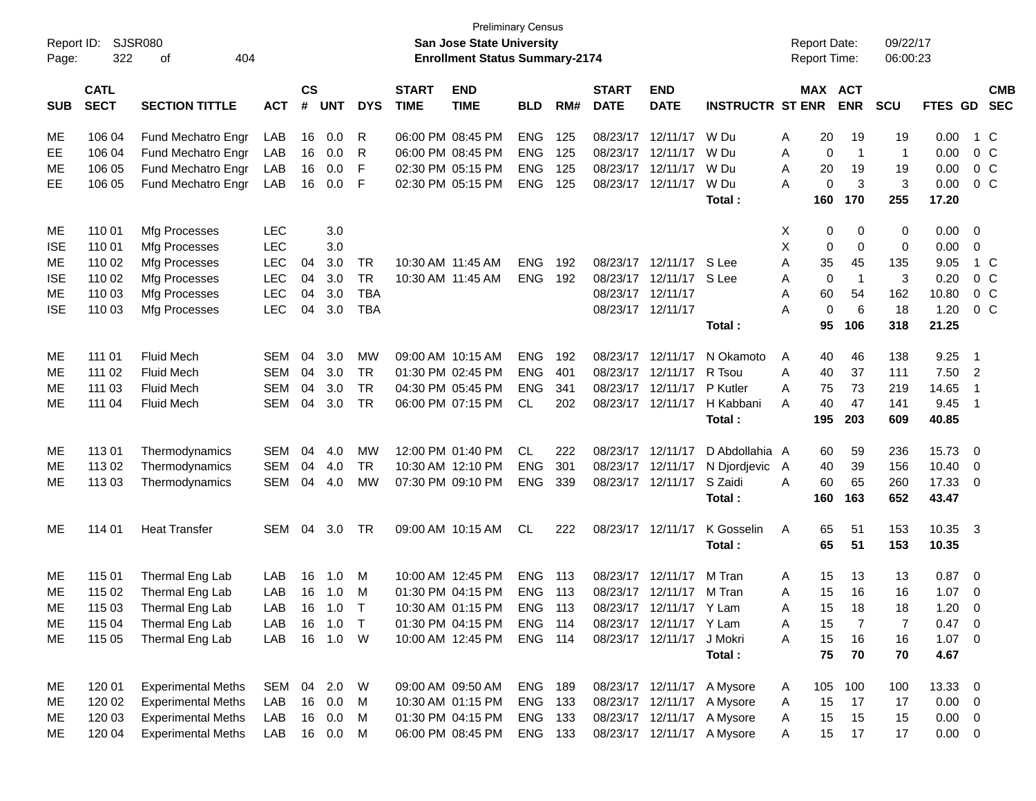Preliminary Census

**San Jose State University**

**Enrollment Status Summary-2174**

Report ID: SJSR080

Report Date: 09/22/17
Report Time: 06:00:23

| SUB | CATL SECT | SECTION TITTLE | ACT | CS # | UNT | DYS | START TIME | END TIME | BLD | RM# | START DATE | END DATE | INSTRUCTR | ST | MAX ENR | ACT ENR | SCU | FTES | GD | CMB SEC |
|---|---|---|---|---|---|---|---|---|---|---|---|---|---|---|---|---|---|---|---|---|
| ME | 106 04 | Fund Mechatro Engr | LAB | 16 | 0.0 | R | 06:00 PM | 08:45 PM | ENG | 125 | 08/23/17 | 12/11/17 | W Du | A | 20 | 19 | 19 | 0.00 | 1 | C |
| EE | 106 04 | Fund Mechatro Engr | LAB | 16 | 0.0 | R | 06:00 PM | 08:45 PM | ENG | 125 | 08/23/17 | 12/11/17 | W Du | A | 0 | 1 | 1 | 0.00 | 0 | C |
| ME | 106 05 | Fund Mechatro Engr | LAB | 16 | 0.0 | F | 02:30 PM | 05:15 PM | ENG | 125 | 08/23/17 | 12/11/17 | W Du | A | 20 | 19 | 19 | 0.00 | 0 | C |
| EE | 106 05 | Fund Mechatro Engr | LAB | 16 | 0.0 | F | 02:30 PM | 05:15 PM | ENG | 125 | 08/23/17 | 12/11/17 | W Du | A | 0 | 3 | 3 | 0.00 | 0 | C |
| | | | | | | | | | | | | | **Total :** | | **160** | **170** | **255** | **17.20** | | |
| ME | 110 01 | Mfg Processes | LEC | | 3.0 | | | | | | | | | X | 0 | 0 | 0 | 0.00 | 0 | |
| ISE | 110 01 | Mfg Processes | LEC | | 3.0 | | | | | | | | | X | 0 | 0 | 0 | 0.00 | 0 | |
| ME | 110 02 | Mfg Processes | LEC | 04 | 3.0 | TR | 10:30 AM | 11:45 AM | ENG | 192 | 08/23/17 | 12/11/17 | S Lee | A | 35 | 45 | 135 | 9.05 | 1 | C |
| ISE | 110 02 | Mfg Processes | LEC | 04 | 3.0 | TR | 10:30 AM | 11:45 AM | ENG | 192 | 08/23/17 | 12/11/17 | S Lee | A | 0 | 1 | 3 | 0.20 | 0 | C |
| ME | 110 03 | Mfg Processes | LEC | 04 | 3.0 | TBA | | | | | 08/23/17 | 12/11/17 | | A | 60 | 54 | 162 | 10.80 | 0 | C |
| ISE | 110 03 | Mfg Processes | LEC | 04 | 3.0 | TBA | | | | | 08/23/17 | 12/11/17 | | A | 0 | 6 | 18 | 1.20 | 0 | C |
| | | | | | | | | | | | | | **Total :** | | **95** | **106** | **318** | **21.25** | | |
| ME | 111 01 | Fluid Mech | SEM | 04 | 3.0 | MW | 09:00 AM | 10:15 AM | ENG | 192 | 08/23/17 | 12/11/17 | N Okamoto | A | 40 | 46 | 138 | 9.25 | 1 | |
| ME | 111 02 | Fluid Mech | SEM | 04 | 3.0 | TR | 01:30 PM | 02:45 PM | ENG | 401 | 08/23/17 | 12/11/17 | R Tsou | A | 40 | 37 | 111 | 7.50 | 2 | |
| ME | 111 03 | Fluid Mech | SEM | 04 | 3.0 | TR | 04:30 PM | 05:45 PM | ENG | 341 | 08/23/17 | 12/11/17 | P Kutler | A | 75 | 73 | 219 | 14.65 | 1 | |
| ME | 111 04 | Fluid Mech | SEM | 04 | 3.0 | TR | 06:00 PM | 07:15 PM | CL | 202 | 08/23/17 | 12/11/17 | H Kabbani | A | 40 | 47 | 141 | 9.45 | 1 | |
| | | | | | | | | | | | | | **Total :** | | **195** | **203** | **609** | **40.85** | | |
| ME | 113 01 | Thermodynamics | SEM | 04 | 4.0 | MW | 12:00 PM | 01:40 PM | CL | 222 | 08/23/17 | 12/11/17 | D Abdollahia | A | 60 | 59 | 236 | 15.73 | 0 | |
| ME | 113 02 | Thermodynamics | SEM | 04 | 4.0 | TR | 10:30 AM | 12:10 PM | ENG | 301 | 08/23/17 | 12/11/17 | N Djordjevic | A | 40 | 39 | 156 | 10.40 | 0 | |
| ME | 113 03 | Thermodynamics | SEM | 04 | 4.0 | MW | 07:30 PM | 09:10 PM | ENG | 339 | 08/23/17 | 12/11/17 | S Zaidi | A | 60 | 65 | 260 | 17.33 | 0 | |
| | | | | | | | | | | | | | **Total :** | | **160** | **163** | **652** | **43.47** | | |
| ME | 114 01 | Heat Transfer | SEM | 04 | 3.0 | TR | 09:00 AM | 10:15 AM | CL | 222 | 08/23/17 | 12/11/17 | K Gosselin | A | 65 | 51 | 153 | 10.35 | 3 | |
| | | | | | | | | | | | | | **Total :** | | **65** | **51** | **153** | **10.35** | | |
| ME | 115 01 | Thermal Eng Lab | LAB | 16 | 1.0 | M | 10:00 AM | 12:45 PM | ENG | 113 | 08/23/17 | 12/11/17 | M Tran | A | 15 | 13 | 13 | 0.87 | 0 | |
| ME | 115 02 | Thermal Eng Lab | LAB | 16 | 1.0 | M | 01:30 PM | 04:15 PM | ENG | 113 | 08/23/17 | 12/11/17 | M Tran | A | 15 | 16 | 16 | 1.07 | 0 | |
| ME | 115 03 | Thermal Eng Lab | LAB | 16 | 1.0 | T | 10:30 AM | 01:15 PM | ENG | 113 | 08/23/17 | 12/11/17 | Y Lam | A | 15 | 18 | 18 | 1.20 | 0 | |
| ME | 115 04 | Thermal Eng Lab | LAB | 16 | 1.0 | T | 01:30 PM | 04:15 PM | ENG | 114 | 08/23/17 | 12/11/17 | Y Lam | A | 15 | 7 | 7 | 0.47 | 0 | |
| ME | 115 05 | Thermal Eng Lab | LAB | 16 | 1.0 | W | 10:00 AM | 12:45 PM | ENG | 114 | 08/23/17 | 12/11/17 | J Mokri | A | 15 | 16 | 16 | 1.07 | 0 | |
| | | | | | | | | | | | | | **Total :** | | **75** | **70** | **70** | **4.67** | | |
| ME | 120 01 | Experimental Meths | SEM | 04 | 2.0 | W | 09:00 AM | 09:50 AM | ENG | 189 | 08/23/17 | 12/11/17 | A Mysore | A | 105 | 100 | 100 | 13.33 | 0 | |
| ME | 120 02 | Experimental Meths | LAB | 16 | 0.0 | M | 10:30 AM | 01:15 PM | ENG | 133 | 08/23/17 | 12/11/17 | A Mysore | A | 15 | 17 | 17 | 0.00 | 0 | |
| ME | 120 03 | Experimental Meths | LAB | 16 | 0.0 | M | 01:30 PM | 04:15 PM | ENG | 133 | 08/23/17 | 12/11/17 | A Mysore | A | 15 | 15 | 15 | 0.00 | 0 | |
| ME | 120 04 | Experimental Meths | LAB | 16 | 0.0 | M | 06:00 PM | 08:45 PM | ENG | 133 | 08/23/17 | 12/11/17 | A Mysore | A | 15 | 17 | 17 | 0.00 | 0 | |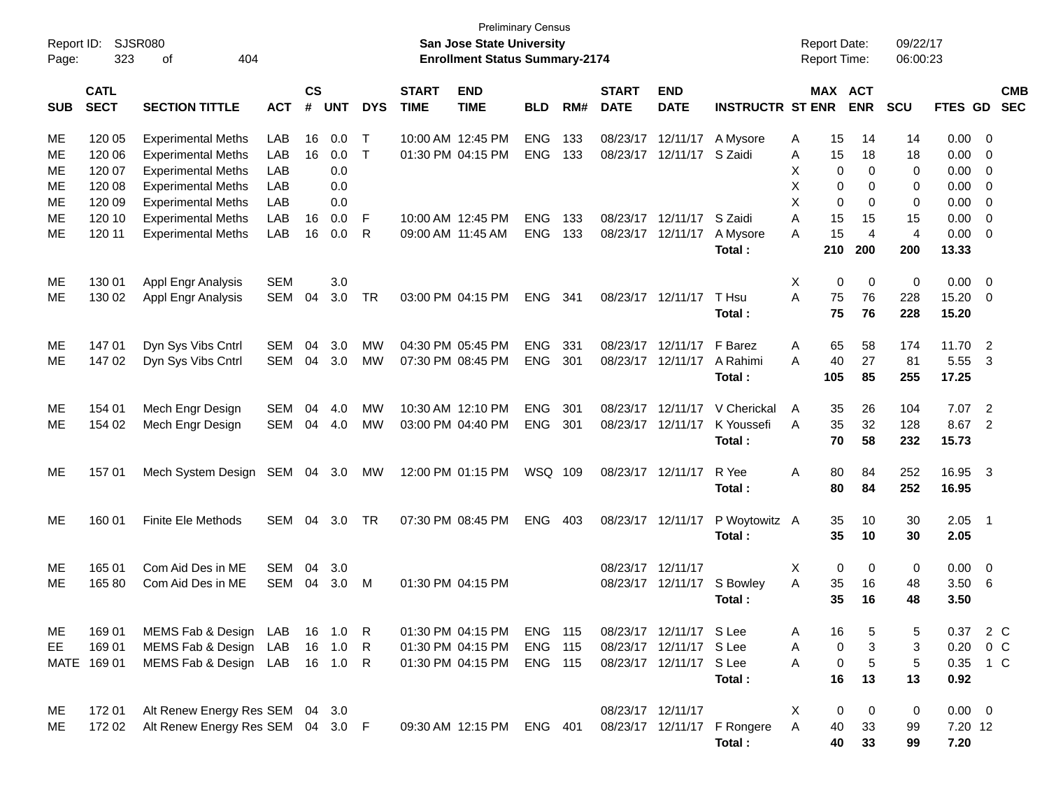| SUB | CATL SECT | SECTION TITTLE | ACT | CS # | UNT | DYS | START TIME | END TIME | BLD | RM# | START DATE | END DATE | INSTRUCTR | ST | MAX ENR | ACT ENR | SCU | FTES | GD | CMB SEC |
|---|---|---|---|---|---|---|---|---|---|---|---|---|---|---|---|---|---|---|---|---|
| ME | 120 05 | Experimental Meths | LAB | 16 | 0.0 | T | 10:00 AM | 12:45 PM | ENG | 133 | 08/23/17 | 12/11/17 | A Mysore | A | 15 | 14 | 14 | 0.00 | 0 | |
| ME | 120 06 | Experimental Meths | LAB | 16 | 0.0 | T | 01:30 PM | 04:15 PM | ENG | 133 | 08/23/17 | 12/11/17 | S Zaidi | A | 15 | 18 | 18 | 0.00 | 0 | |
| ME | 120 07 | Experimental Meths | LAB | | 0.0 | | | | | | | | | X | 0 | 0 | 0 | 0.00 | 0 | |
| ME | 120 08 | Experimental Meths | LAB | | 0.0 | | | | | | | | | X | 0 | 0 | 0 | 0.00 | 0 | |
| ME | 120 09 | Experimental Meths | LAB | | 0.0 | | | | | | | | | X | 0 | 0 | 0 | 0.00 | 0 | |
| ME | 120 10 | Experimental Meths | LAB | 16 | 0.0 | F | 10:00 AM | 12:45 PM | ENG | 133 | 08/23/17 | 12/11/17 | S Zaidi | A | 15 | 15 | 15 | 0.00 | 0 | |
| ME | 120 11 | Experimental Meths | LAB | 16 | 0.0 | R | 09:00 AM | 11:45 AM | ENG | 133 | 08/23/17 | 12/11/17 | A Mysore | A | 15 | 4 | 4 | 0.00 | 0 | |
| | | | | | | | | | | | | | **Total :** | | **210** | **200** | **200** | **13.33** | | |
| ME | 130 01 | Appl Engr Analysis | SEM | | 3.0 | | | | | | | | | X | 0 | 0 | 0 | 0.00 | 0 | |
| ME | 130 02 | Appl Engr Analysis | SEM | 04 | 3.0 | TR | 03:00 PM | 04:15 PM | ENG | 341 | 08/23/17 | 12/11/17 | T Hsu | A | 75 | 76 | 228 | 15.20 | 0 | |
| | | | | | | | | | | | | | **Total :** | | **75** | **76** | **228** | **15.20** | | |
| ME | 147 01 | Dyn Sys Vibs Cntrl | SEM | 04 | 3.0 | MW | 04:30 PM | 05:45 PM | ENG | 331 | 08/23/17 | 12/11/17 | F Barez | A | 65 | 58 | 174 | 11.70 | 2 | |
| ME | 147 02 | Dyn Sys Vibs Cntrl | SEM | 04 | 3.0 | MW | 07:30 PM | 08:45 PM | ENG | 301 | 08/23/17 | 12/11/17 | A Rahimi | A | 40 | 27 | 81 | 5.55 | 3 | |
| | | | | | | | | | | | | | **Total :** | | **105** | **85** | **255** | **17.25** | | |
| ME | 154 01 | Mech Engr Design | SEM | 04 | 4.0 | MW | 10:30 AM | 12:10 PM | ENG | 301 | 08/23/17 | 12/11/17 | V Cherickal | A | 35 | 26 | 104 | 7.07 | 2 | |
| ME | 154 02 | Mech Engr Design | SEM | 04 | 4.0 | MW | 03:00 PM | 04:40 PM | ENG | 301 | 08/23/17 | 12/11/17 | K Youssefi | A | 35 | 32 | 128 | 8.67 | 2 | |
| | | | | | | | | | | | | | **Total :** | | **70** | **58** | **232** | **15.73** | | |
| ME | 157 01 | Mech System Design | SEM | 04 | 3.0 | MW | 12:00 PM | 01:15 PM | WSQ | 109 | 08/23/17 | 12/11/17 | R Yee | A | 80 | 84 | 252 | 16.95 | 3 | |
| | | | | | | | | | | | | | **Total :** | | **80** | **84** | **252** | **16.95** | | |
| ME | 160 01 | Finite Ele Methods | SEM | 04 | 3.0 | TR | 07:30 PM | 08:45 PM | ENG | 403 | 08/23/17 | 12/11/17 | P Woytowitz | A | 35 | 10 | 30 | 2.05 | 1 | |
| | | | | | | | | | | | | | **Total :** | | **35** | **10** | **30** | **2.05** | | |
| ME | 165 01 | Com Aid Des in ME | SEM | 04 | 3.0 | | | | | | 08/23/17 | 12/11/17 | | X | 0 | 0 | 0 | 0.00 | 0 | |
| ME | 165 80 | Com Aid Des in ME | SEM | 04 | 3.0 | M | 01:30 PM | 04:15 PM | | | 08/23/17 | 12/11/17 | S Bowley | A | 35 | 16 | 48 | 3.50 | 6 | |
| | | | | | | | | | | | | | **Total :** | | **35** | **16** | **48** | **3.50** | | |
| ME | 169 01 | MEMS Fab & Design | LAB | 16 | 1.0 | R | 01:30 PM | 04:15 PM | ENG | 115 | 08/23/17 | 12/11/17 | S Lee | A | 16 | 5 | 5 | 0.37 | 2 | C |
| EE | 169 01 | MEMS Fab & Design | LAB | 16 | 1.0 | R | 01:30 PM | 04:15 PM | ENG | 115 | 08/23/17 | 12/11/17 | S Lee | A | 0 | 3 | 3 | 0.20 | 0 | C |
| MATE | 169 01 | MEMS Fab & Design | LAB | 16 | 1.0 | R | 01:30 PM | 04:15 PM | ENG | 115 | 08/23/17 | 12/11/17 | S Lee | A | 0 | 5 | 5 | 0.35 | 1 | C |
| | | | | | | | | | | | | | **Total :** | | **16** | **13** | **13** | **0.92** | | |
| ME | 172 01 | Alt Renew Energy Res | SEM | 04 | 3.0 | | | | | | 08/23/17 | 12/11/17 | | X | 0 | 0 | 0 | 0.00 | 0 | |
| ME | 172 02 | Alt Renew Energy Res | SEM | 04 | 3.0 | F | 09:30 AM | 12:15 PM | ENG | 401 | 08/23/17 | 12/11/17 | F Rongere | A | 40 | 33 | 99 | 7.20 | 12 | |
| | | | | | | | | | | | | | **Total :** | | **40** | **33** | **99** | **7.20** | | |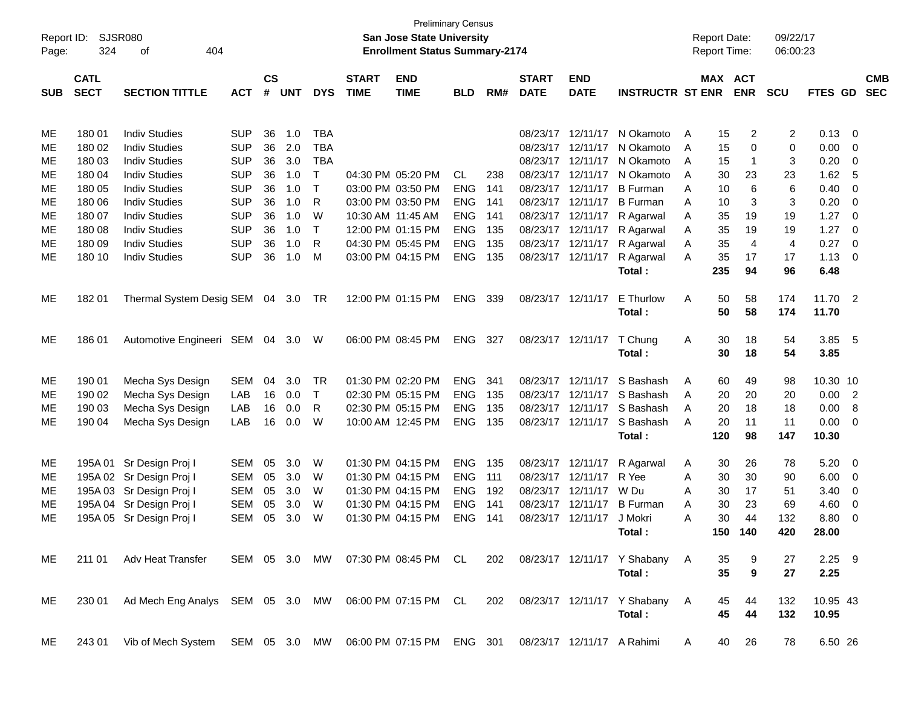Preliminary Census

**San Jose State University**

**Enrollment Status Summary-2174**

Report ID: SJSR080

Report Date: 09/22/17

Report Time: 06:00:23

| SUB | CATL SECT | SECTION TITTLE | ACT | CS # | UNT | DYS | START TIME | END TIME | BLD | RM# | START DATE | END DATE | INSTRUCTR | ST | MAX ENR | ACT ENR | SCU | FTES | GD | CMB SEC |
|---|---|---|---|---|---|---|---|---|---|---|---|---|---|---|---|---|---|---|---|---|
| ME | 180 01 | Indiv Studies | SUP | 36 | 1.0 | TBA | | | | | 08/23/17 | 12/11/17 | N Okamoto | A | 15 | 2 | 2 | 0.13 | 0 | |
| ME | 180 02 | Indiv Studies | SUP | 36 | 2.0 | TBA | | | | | 08/23/17 | 12/11/17 | N Okamoto | A | 15 | 0 | 0 | 0.00 | 0 | |
| ME | 180 03 | Indiv Studies | SUP | 36 | 3.0 | TBA | | | | | 08/23/17 | 12/11/17 | N Okamoto | A | 15 | 1 | 3 | 0.20 | 0 | |
| ME | 180 04 | Indiv Studies | SUP | 36 | 1.0 | T | 04:30 PM | 05:20 PM | CL | 238 | 08/23/17 | 12/11/17 | N Okamoto | A | 30 | 23 | 23 | 1.62 | 5 | |
| ME | 180 05 | Indiv Studies | SUP | 36 | 1.0 | T | 03:00 PM | 03:50 PM | ENG | 141 | 08/23/17 | 12/11/17 | B Furman | A | 10 | 6 | 6 | 0.40 | 0 | |
| ME | 180 06 | Indiv Studies | SUP | 36 | 1.0 | R | 03:00 PM | 03:50 PM | ENG | 141 | 08/23/17 | 12/11/17 | B Furman | A | 10 | 3 | 3 | 0.20 | 0 | |
| ME | 180 07 | Indiv Studies | SUP | 36 | 1.0 | W | 10:30 AM | 11:45 AM | ENG | 141 | 08/23/17 | 12/11/17 | R Agarwal | A | 35 | 19 | 19 | 1.27 | 0 | |
| ME | 180 08 | Indiv Studies | SUP | 36 | 1.0 | T | 12:00 PM | 01:15 PM | ENG | 135 | 08/23/17 | 12/11/17 | R Agarwal | A | 35 | 19 | 19 | 1.27 | 0 | |
| ME | 180 09 | Indiv Studies | SUP | 36 | 1.0 | R | 04:30 PM | 05:45 PM | ENG | 135 | 08/23/17 | 12/11/17 | R Agarwal | A | 35 | 4 | 4 | 0.27 | 0 | |
| ME | 180 10 | Indiv Studies | SUP | 36 | 1.0 | M | 03:00 PM | 04:15 PM | ENG | 135 | 08/23/17 | 12/11/17 | R Agarwal | A | 35 | 17 | 17 | 1.13 | 0 | |
| | | | | | | | | | | | | | **Total :** | | **235** | **94** | **96** | **6.48** | | |
| ME | 182 01 | Thermal System Desig | SEM | 04 | 3.0 | TR | 12:00 PM | 01:15 PM | ENG | 339 | 08/23/17 | 12/11/17 | E Thurlow | A | 50 | 58 | 174 | 11.70 | 2 | |
| | | | | | | | | | | | | | **Total :** | | **50** | **58** | **174** | **11.70** | | |
| ME | 186 01 | Automotive Engineeri | SEM | 04 | 3.0 | W | 06:00 PM | 08:45 PM | ENG | 327 | 08/23/17 | 12/11/17 | T Chung | A | 30 | 18 | 54 | 3.85 | 5 | |
| | | | | | | | | | | | | | **Total :** | | **30** | **18** | **54** | **3.85** | | |
| ME | 190 01 | Mecha Sys Design | SEM | 04 | 3.0 | TR | 01:30 PM | 02:20 PM | ENG | 341 | 08/23/17 | 12/11/17 | S Bashash | A | 60 | 49 | 98 | 10.30 | 10 | |
| ME | 190 02 | Mecha Sys Design | LAB | 16 | 0.0 | T | 02:30 PM | 05:15 PM | ENG | 135 | 08/23/17 | 12/11/17 | S Bashash | A | 20 | 20 | 20 | 0.00 | 2 | |
| ME | 190 03 | Mecha Sys Design | LAB | 16 | 0.0 | R | 02:30 PM | 05:15 PM | ENG | 135 | 08/23/17 | 12/11/17 | S Bashash | A | 20 | 18 | 18 | 0.00 | 8 | |
| ME | 190 04 | Mecha Sys Design | LAB | 16 | 0.0 | W | 10:00 AM | 12:45 PM | ENG | 135 | 08/23/17 | 12/11/17 | S Bashash | A | 20 | 11 | 11 | 0.00 | 0 | |
| | | | | | | | | | | | | | **Total :** | | **120** | **98** | **147** | **10.30** | | |
| ME | 195A 01 | Sr Design Proj I | SEM | 05 | 3.0 | W | 01:30 PM | 04:15 PM | ENG | 135 | 08/23/17 | 12/11/17 | R Agarwal | A | 30 | 26 | 78 | 5.20 | 0 | |
| ME | 195A 02 | Sr Design Proj I | SEM | 05 | 3.0 | W | 01:30 PM | 04:15 PM | ENG | 111 | 08/23/17 | 12/11/17 | R Yee | A | 30 | 30 | 90 | 6.00 | 0 | |
| ME | 195A 03 | Sr Design Proj I | SEM | 05 | 3.0 | W | 01:30 PM | 04:15 PM | ENG | 192 | 08/23/17 | 12/11/17 | W Du | A | 30 | 17 | 51 | 3.40 | 0 | |
| ME | 195A 04 | Sr Design Proj I | SEM | 05 | 3.0 | W | 01:30 PM | 04:15 PM | ENG | 141 | 08/23/17 | 12/11/17 | B Furman | A | 30 | 23 | 69 | 4.60 | 0 | |
| ME | 195A 05 | Sr Design Proj I | SEM | 05 | 3.0 | W | 01:30 PM | 04:15 PM | ENG | 141 | 08/23/17 | 12/11/17 | J Mokri | A | 30 | 44 | 132 | 8.80 | 0 | |
| | | | | | | | | | | | | | **Total :** | | **150** | **140** | **420** | **28.00** | | |
| ME | 211 01 | Adv Heat Transfer | SEM | 05 | 3.0 | MW | 07:30 PM | 08:45 PM | CL | 202 | 08/23/17 | 12/11/17 | Y Shabany | A | 35 | 9 | 27 | 2.25 | 9 | |
| | | | | | | | | | | | | | **Total :** | | **35** | **9** | **27** | **2.25** | | |
| ME | 230 01 | Ad Mech Eng Analys | SEM | 05 | 3.0 | MW | 06:00 PM | 07:15 PM | CL | 202 | 08/23/17 | 12/11/17 | Y Shabany | A | 45 | 44 | 132 | 10.95 | 43 | |
| | | | | | | | | | | | | | **Total :** | | **45** | **44** | **132** | **10.95** | | |
| ME | 243 01 | Vib of Mech System | SEM | 05 | 3.0 | MW | 06:00 PM | 07:15 PM | ENG | 301 | 08/23/17 | 12/11/17 | A Rahimi | A | 40 | 26 | 78 | 6.50 | 26 | |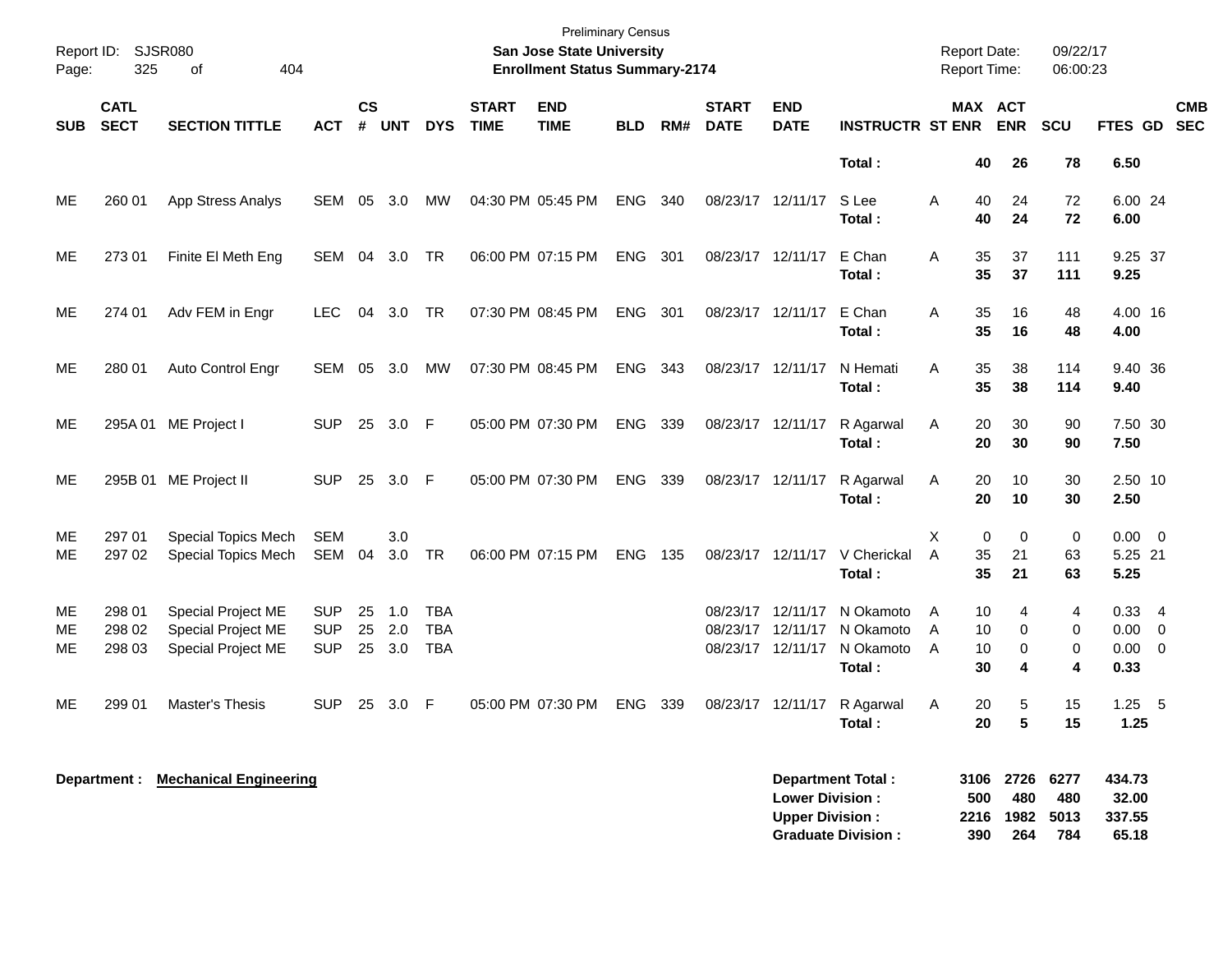Preliminary Census
**San Jose State University**
**Enrollment Status Summary-2174**

Report ID: SJSR080
Report Date: 09/22/17
Report Time: 06:00:23

| SUB | CATL SECT | SECTION TITTLE | ACT | CS # | UNT | DYS | START TIME | END TIME | BLD | RM# | START DATE | END DATE | INSTRUCTR | ST | MAX ENR | ACT ENR | SCU | FTES | GD | CMB SEC |
|---|---|---|---|---|---|---|---|---|---|---|---|---|---|---|---|---|---|---|---|---|
| | | | | | | | | | | | | | **Total :** | | **40** | **26** | **78** | **6.50** | | |
| ME | 260 01 | App Stress Analys | SEM | 05 | 3.0 | MW | 04:30 PM | 05:45 PM | ENG | 340 | 08/23/17 | 12/11/17 | S Lee | A | 40 | 24 | 72 | 6.00 | 24 | |
| | | | | | | | | | | | | | **Total :** | | **40** | **24** | **72** | **6.00** | | |
| ME | 273 01 | Finite El Meth Eng | SEM | 04 | 3.0 | TR | 06:00 PM | 07:15 PM | ENG | 301 | 08/23/17 | 12/11/17 | E Chan | A | 35 | 37 | 111 | 9.25 | 37 | |
| | | | | | | | | | | | | | **Total :** | | **35** | **37** | **111** | **9.25** | | |
| ME | 274 01 | Adv FEM in Engr | LEC | 04 | 3.0 | TR | 07:30 PM | 08:45 PM | ENG | 301 | 08/23/17 | 12/11/17 | E Chan | A | 35 | 16 | 48 | 4.00 | 16 | |
| | | | | | | | | | | | | | **Total :** | | **35** | **16** | **48** | **4.00** | | |
| ME | 280 01 | Auto Control Engr | SEM | 05 | 3.0 | MW | 07:30 PM | 08:45 PM | ENG | 343 | 08/23/17 | 12/11/17 | N Hemati | A | 35 | 38 | 114 | 9.40 | 36 | |
| | | | | | | | | | | | | | **Total :** | | **35** | **38** | **114** | **9.40** | | |
| ME | 295A 01 | ME Project I | SUP | 25 | 3.0 | F | 05:00 PM | 07:30 PM | ENG | 339 | 08/23/17 | 12/11/17 | R Agarwal | A | 20 | 30 | 90 | 7.50 | 30 | |
| | | | | | | | | | | | | | **Total :** | | **20** | **30** | **90** | **7.50** | | |
| ME | 295B 01 | ME Project II | SUP | 25 | 3.0 | F | 05:00 PM | 07:30 PM | ENG | 339 | 08/23/17 | 12/11/17 | R Agarwal | A | 20 | 10 | 30 | 2.50 | 10 | |
| | | | | | | | | | | | | | **Total :** | | **20** | **10** | **30** | **2.50** | | |
| ME | 297 01 | Special Topics Mech | SEM | | 3.0 | | | | | | | | | X | 0 | 0 | 0 | 0.00 | 0 | |
| ME | 297 02 | Special Topics Mech | SEM | 04 | 3.0 | TR | 06:00 PM | 07:15 PM | ENG | 135 | 08/23/17 | 12/11/17 | V Cherickal | A | 35 | 21 | 63 | 5.25 | 21 | |
| | | | | | | | | | | | | | **Total :** | | **35** | **21** | **63** | **5.25** | | |
| ME | 298 01 | Special Project ME | SUP | 25 | 1.0 | TBA | | | | | 08/23/17 | 12/11/17 | N Okamoto | A | 10 | 4 | 4 | 0.33 | 4 | |
| ME | 298 02 | Special Project ME | SUP | 25 | 2.0 | TBA | | | | | 08/23/17 | 12/11/17 | N Okamoto | A | 10 | 0 | 0 | 0.00 | 0 | |
| ME | 298 03 | Special Project ME | SUP | 25 | 3.0 | TBA | | | | | 08/23/17 | 12/11/17 | N Okamoto | A | 10 | 0 | 0 | 0.00 | 0 | |
| | | | | | | | | | | | | | **Total :** | | **30** | **4** | **4** | **0.33** | | |
| ME | 299 01 | Master's Thesis | SUP | 25 | 3.0 | F | 05:00 PM | 07:30 PM | ENG | 339 | 08/23/17 | 12/11/17 | R Agarwal | A | 20 | 5 | 15 | 1.25 | 5 | |
| | | | | | | | | | | | | | **Total :** | | **20** | **5** | **15** | **1.25** | | |

**Department : Mechanical Engineering**

| | MAX ENR | ACT ENR | SCU | FTES |
|---|---|---|---|---|
| **Department Total :** | **3106** | **2726** | **6277** | **434.73** |
| **Lower Division :** | **500** | **480** | **480** | **32.00** |
| **Upper Division :** | **2216** | **1982** | **5013** | **337.55** |
| **Graduate Division :** | **390** | **264** | **784** | **65.18** |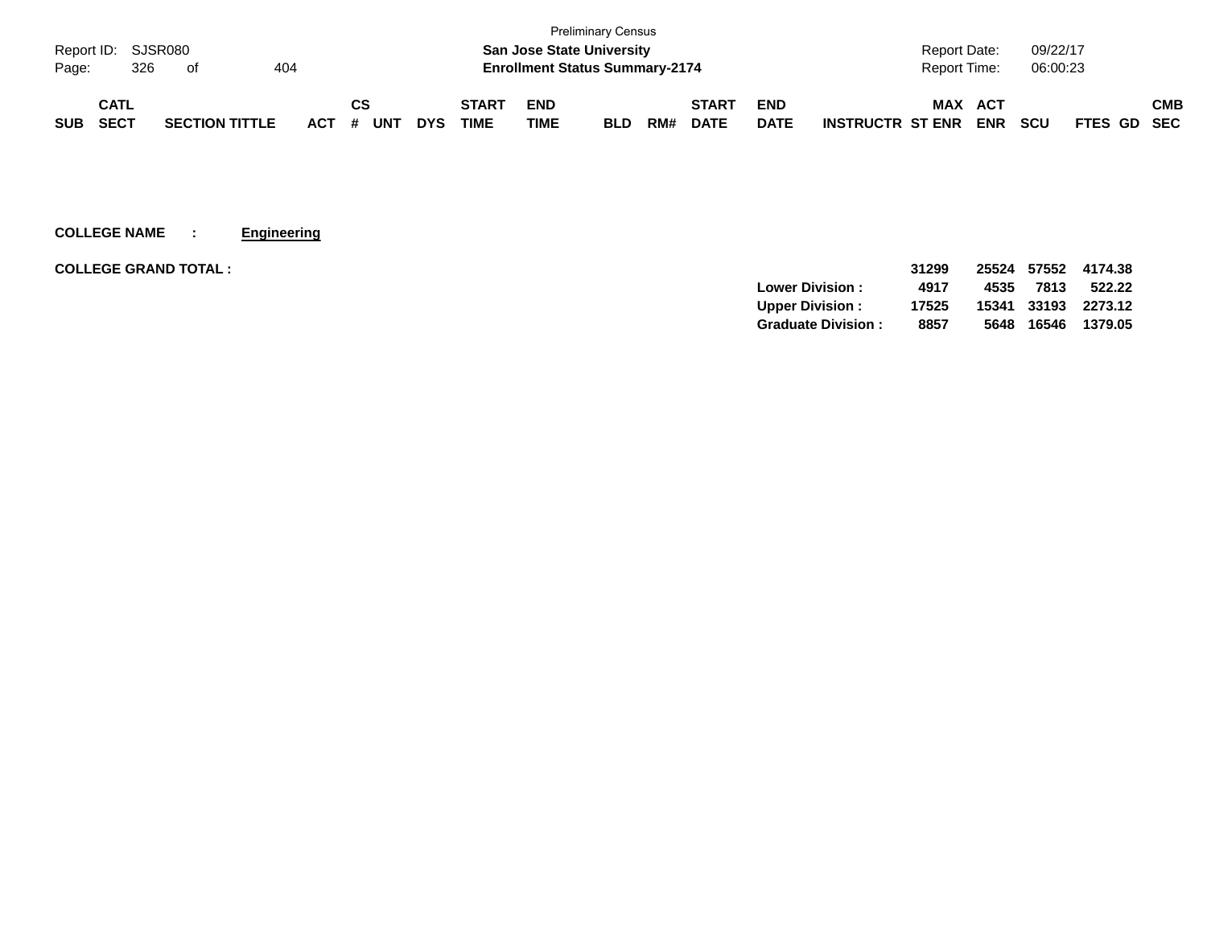Preliminary Census

**San Jose State University**

**Enrollment Status Summary-2174**

Report ID: SJSR080

Report Date: 09/22/17

Report Time: 06:00:23

| SUB | CATL SECT | SECTION TITTLE | ACT | CS # | UNT | DYS | START TIME | END TIME | BLD | RM# | START DATE | END DATE | INSTRUCTR | MAX ST ENR | ACT ENR | SCU | FTES | GD | CMB SEC |
|---|---|---|---|---|---|---|---|---|---|---|---|---|---|---|---|---|---|---|---|

**COLLEGE NAME : Engineering**

**COLLEGE GRAND TOTAL :**

| | MAX ST ENR | ACT ENR | SCU | FTES |
|---|---|---|---|---|
| | **31299** | **25524** | **57552** | **4174.38** |
| **Lower Division :** | **4917** | **4535** | **7813** | **522.22** |
| **Upper Division :** | **17525** | **15341** | **33193** | **2273.12** |
| **Graduate Division :** | **8857** | **5648** | **16546** | **1379.05** |